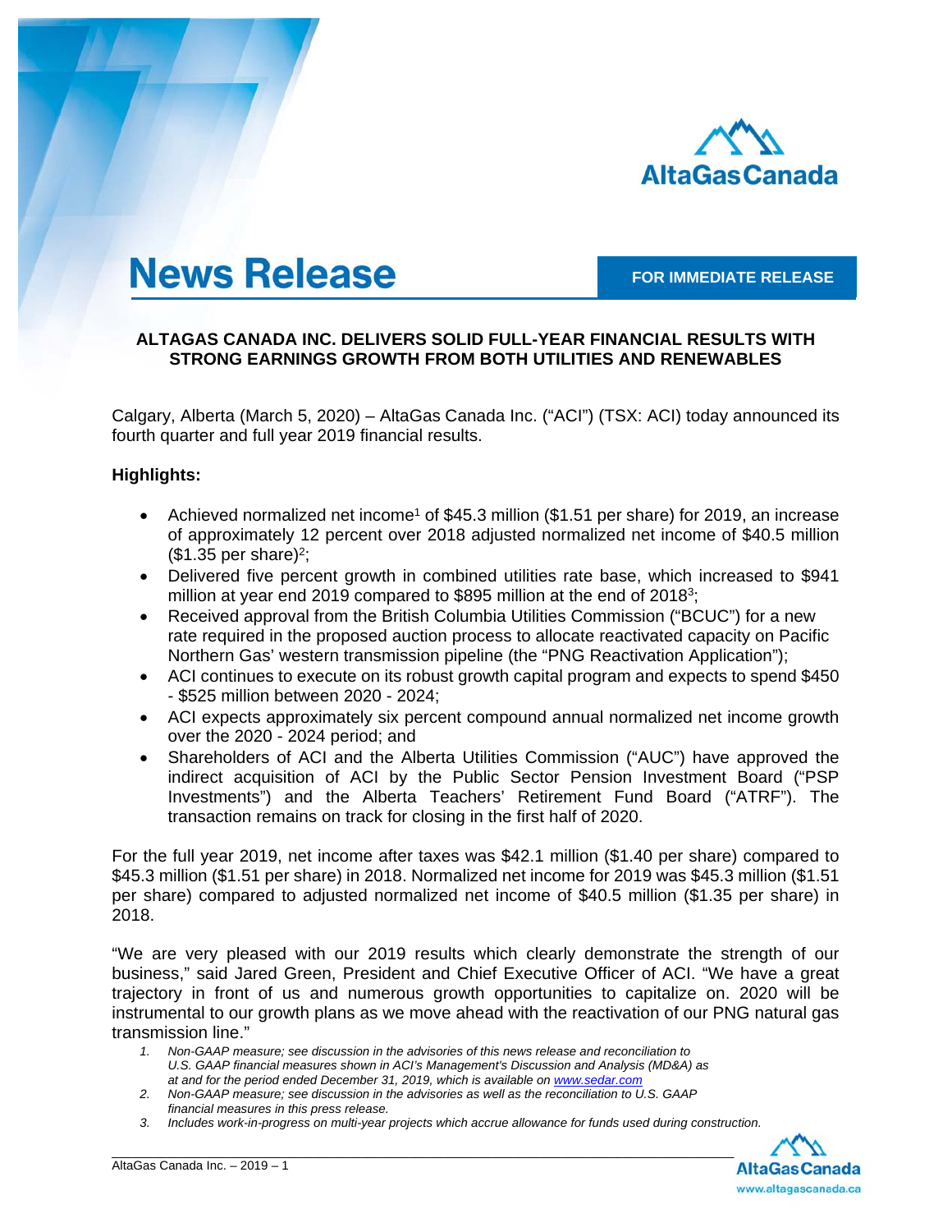# News Release

**FOR IMMEDIATE RELEASE**

**ALTAGAS CANADA INC. DELIVERS SOLID FULL-YEAR FINANCIAL RESULTS WITH STRONG EARNINGS GROWTH FROM BOTH UTILITIES AND RENEWABLES**

Calgary, Alberta (March 5, 2020) – AltaGas Canada Inc. ("ACI") (TSX: ACI) today announced its fourth quarter and full year 2019 financial results.

**Highlights:**

- Achieved normalized net income[1] of $45.3 million ($1.51 per share) for 2019, an increase of approximately 12 percent over 2018 adjusted normalized net income of $40.5 million ($1.35 per share)[2];
- Delivered five percent growth in combined utilities rate base, which increased to $941 million at year end 2019 compared to $895 million at the end of 2018[3];
- Received approval from the British Columbia Utilities Commission ("BCUC") for a new rate required in the proposed auction process to allocate reactivated capacity on Pacific Northern Gas' western transmission pipeline (the "PNG Reactivation Application");
- ACI continues to execute on its robust growth capital program and expects to spend $450 - $525 million between 2020 - 2024;
- ACI expects approximately six percent compound annual normalized net income growth over the 2020 - 2024 period; and
- Shareholders of ACI and the Alberta Utilities Commission ("AUC") have approved the indirect acquisition of ACI by the Public Sector Pension Investment Board ("PSP Investments") and the Alberta Teachers' Retirement Fund Board ("ATRF"). The transaction remains on track for closing in the first half of 2020.

For the full year 2019, net income after taxes was $42.1 million ($1.40 per share) compared to $45.3 million ($1.51 per share) in 2018. Normalized net income for 2019 was $45.3 million ($1.51 per share) compared to adjusted normalized net income of $40.5 million ($1.35 per share) in 2018.

"We are very pleased with our 2019 results which clearly demonstrate the strength of our business," said Jared Green, President and Chief Executive Officer of ACI. "We have a great trajectory in front of us and numerous growth opportunities to capitalize on. 2020 will be instrumental to our growth plans as we move ahead with the reactivation of our PNG natural gas transmission line."

1. *Non-GAAP measure; see discussion in the advisories of this news release and reconciliation to U.S. GAAP financial measures shown in ACI's Management's Discussion and Analysis (MD&A) as at and for the period ended December 31, 2019, which is available on www.sedar.com*
2. *Non-GAAP measure; see discussion in the advisories as well as the reconciliation to U.S. GAAP financial measures in this press release.*
3. *Includes work-in-progress on multi-year projects which accrue allowance for funds used during construction.*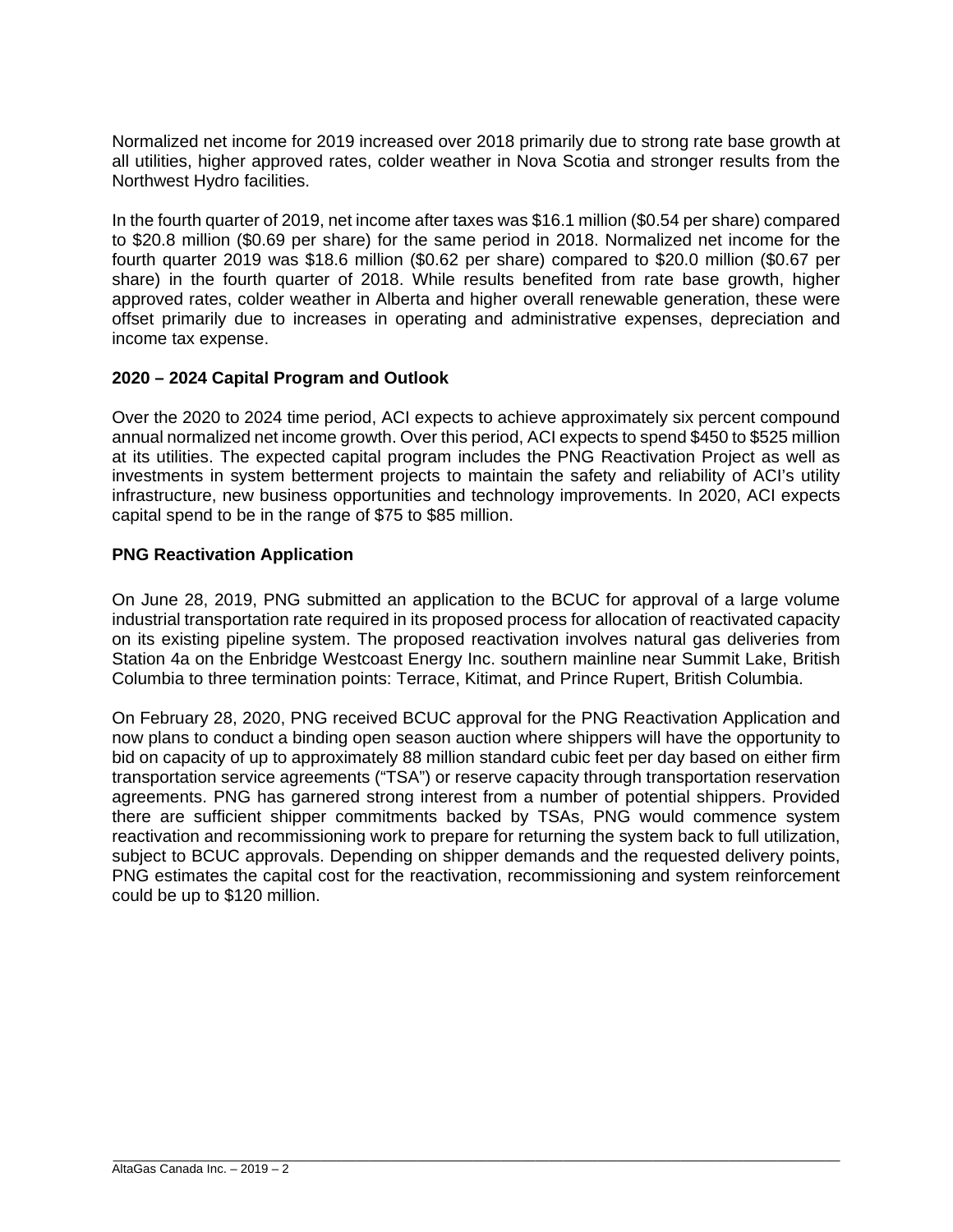Normalized net income for 2019 increased over 2018 primarily due to strong rate base growth at all utilities, higher approved rates, colder weather in Nova Scotia and stronger results from the Northwest Hydro facilities.

In the fourth quarter of 2019, net income after taxes was $16.1 million ($0.54 per share) compared to $20.8 million ($0.69 per share) for the same period in 2018. Normalized net income for the fourth quarter 2019 was $18.6 million ($0.62 per share) compared to $20.0 million ($0.67 per share) in the fourth quarter of 2018. While results benefited from rate base growth, higher approved rates, colder weather in Alberta and higher overall renewable generation, these were offset primarily due to increases in operating and administrative expenses, depreciation and income tax expense.

**2020 – 2024 Capital Program and Outlook**

Over the 2020 to 2024 time period, ACI expects to achieve approximately six percent compound annual normalized net income growth. Over this period, ACI expects to spend $450 to $525 million at its utilities. The expected capital program includes the PNG Reactivation Project as well as investments in system betterment projects to maintain the safety and reliability of ACI's utility infrastructure, new business opportunities and technology improvements. In 2020, ACI expects capital spend to be in the range of $75 to $85 million.

**PNG Reactivation Application**

On June 28, 2019, PNG submitted an application to the BCUC for approval of a large volume industrial transportation rate required in its proposed process for allocation of reactivated capacity on its existing pipeline system. The proposed reactivation involves natural gas deliveries from Station 4a on the Enbridge Westcoast Energy Inc. southern mainline near Summit Lake, British Columbia to three termination points: Terrace, Kitimat, and Prince Rupert, British Columbia.

On February 28, 2020, PNG received BCUC approval for the PNG Reactivation Application and now plans to conduct a binding open season auction where shippers will have the opportunity to bid on capacity of up to approximately 88 million standard cubic feet per day based on either firm transportation service agreements ("TSA") or reserve capacity through transportation reservation agreements. PNG has garnered strong interest from a number of potential shippers. Provided there are sufficient shipper commitments backed by TSAs, PNG would commence system reactivation and recommissioning work to prepare for returning the system back to full utilization, subject to BCUC approvals. Depending on shipper demands and the requested delivery points, PNG estimates the capital cost for the reactivation, recommissioning and system reinforcement could be up to $120 million.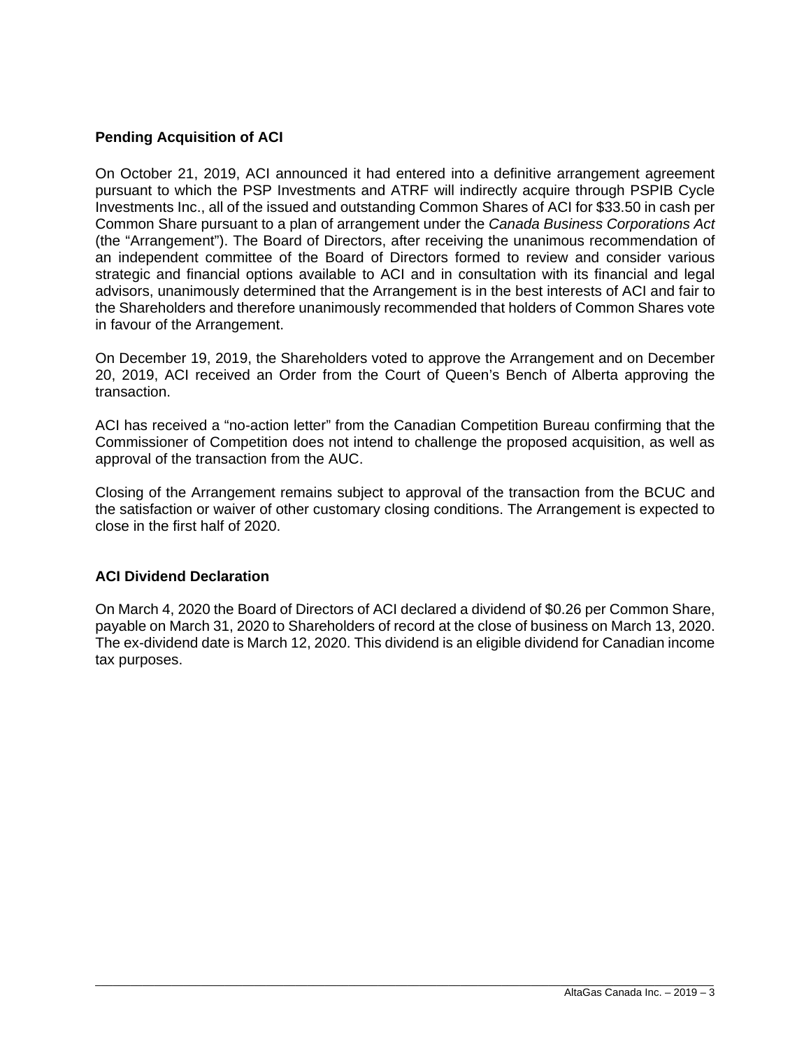## Pending Acquisition of ACI

On October 21, 2019, ACI announced it had entered into a definitive arrangement agreement pursuant to which the PSP Investments and ATRF will indirectly acquire through PSPIB Cycle Investments Inc., all of the issued and outstanding Common Shares of ACI for $33.50 in cash per Common Share pursuant to a plan of arrangement under the *Canada Business Corporations Act* (the "Arrangement"). The Board of Directors, after receiving the unanimous recommendation of an independent committee of the Board of Directors formed to review and consider various strategic and financial options available to ACI and in consultation with its financial and legal advisors, unanimously determined that the Arrangement is in the best interests of ACI and fair to the Shareholders and therefore unanimously recommended that holders of Common Shares vote in favour of the Arrangement.

On December 19, 2019, the Shareholders voted to approve the Arrangement and on December 20, 2019, ACI received an Order from the Court of Queen's Bench of Alberta approving the transaction.

ACI has received a "no-action letter" from the Canadian Competition Bureau confirming that the Commissioner of Competition does not intend to challenge the proposed acquisition, as well as approval of the transaction from the AUC.

Closing of the Arrangement remains subject to approval of the transaction from the BCUC and the satisfaction or waiver of other customary closing conditions. The Arrangement is expected to close in the first half of 2020.

## ACI Dividend Declaration

On March 4, 2020 the Board of Directors of ACI declared a dividend of $0.26 per Common Share, payable on March 31, 2020 to Shareholders of record at the close of business on March 13, 2020. The ex-dividend date is March 12, 2020. This dividend is an eligible dividend for Canadian income tax purposes.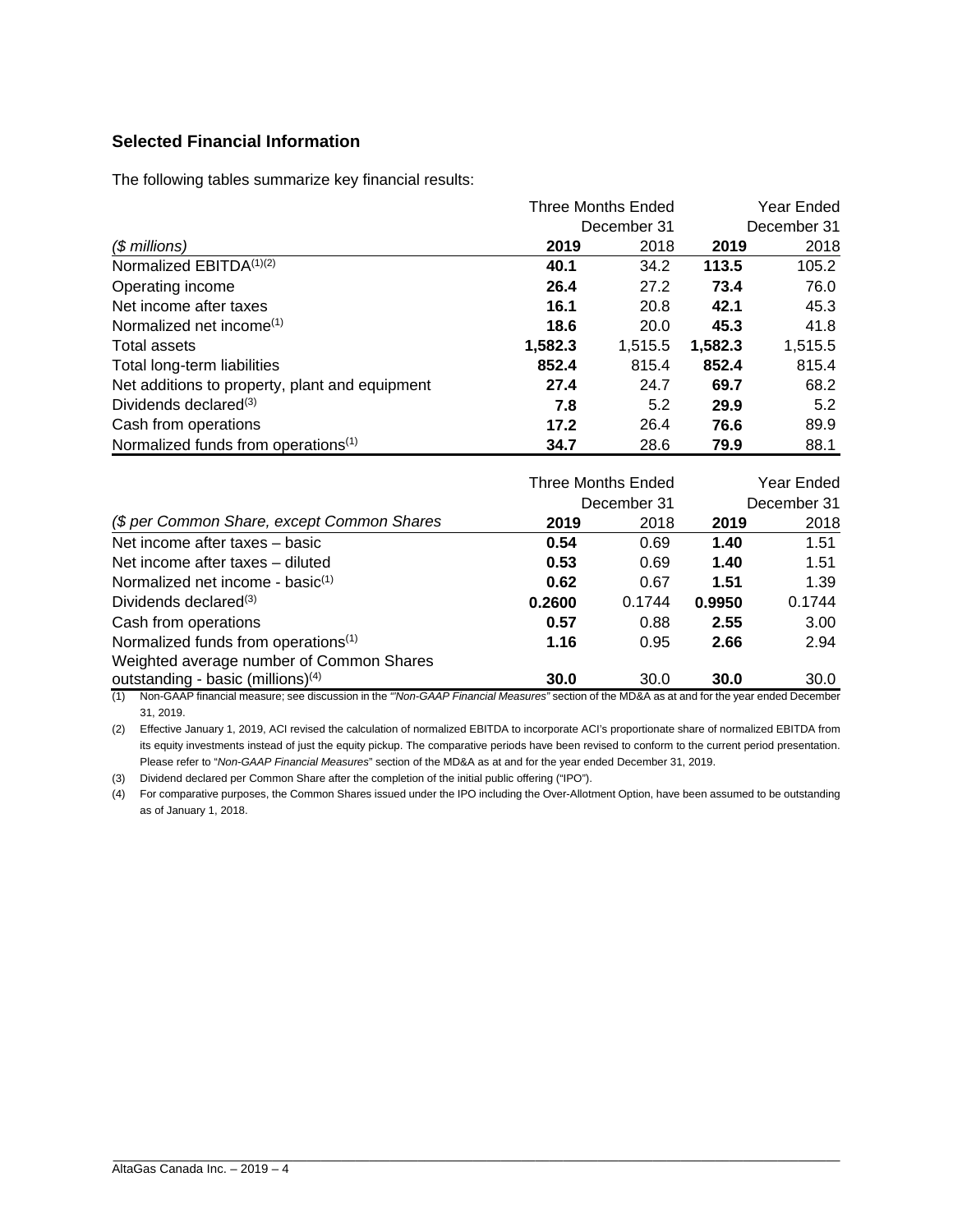## Selected Financial Information

The following tables summarize key financial results:

| | Three Months Ended December 31 | | Year Ended December 31 | |
|---|---|---|---|---|
| *($ millions)* | **2019** | 2018 | **2019** | 2018 |
| Normalized EBITDA[(1)(2)] | **40.1** | 34.2 | **113.5** | 105.2 |
| Operating income | **26.4** | 27.2 | **73.4** | 76.0 |
| Net income after taxes | **16.1** | 20.8 | **42.1** | 45.3 |
| Normalized net income[(1)] | **18.6** | 20.0 | **45.3** | 41.8 |
| Total assets | **1,582.3** | 1,515.5 | **1,582.3** | 1,515.5 |
| Total long-term liabilities | **852.4** | 815.4 | **852.4** | 815.4 |
| Net additions to property, plant and equipment | **27.4** | 24.7 | **69.7** | 68.2 |
| Dividends declared[(3)] | **7.8** | 5.2 | **29.9** | 5.2 |
| Cash from operations | **17.2** | 26.4 | **76.6** | 89.9 |
| Normalized funds from operations[(1)] | **34.7** | 28.6 | **79.9** | 88.1 |

| | Three Months Ended December 31 | | Year Ended December 31 | |
|---|---|---|---|---|
| *($ per Common Share, except Common Shares* | **2019** | 2018 | **2019** | 2018 |
| Net income after taxes – basic | **0.54** | 0.69 | **1.40** | 1.51 |
| Net income after taxes – diluted | **0.53** | 0.69 | **1.40** | 1.51 |
| Normalized net income - basic[(1)] | **0.62** | 0.67 | **1.51** | 1.39 |
| Dividends declared[(3)] | **0.2600** | 0.1744 | **0.9950** | 0.1744 |
| Cash from operations | **0.57** | 0.88 | **2.55** | 3.00 |
| Normalized funds from operations[(1)] | **1.16** | 0.95 | **2.66** | 2.94 |
| Weighted average number of Common Shares outstanding - basic (millions)[(4)] | **30.0** | 30.0 | **30.0** | 30.0 |

(1) Non-GAAP financial measure; see discussion in the *"Non-GAAP Financial Measures"* section of the MD&A as at and for the year ended December 31, 2019.

(2) Effective January 1, 2019, ACI revised the calculation of normalized EBITDA to incorporate ACI's proportionate share of normalized EBITDA from its equity investments instead of just the equity pickup. The comparative periods have been revised to conform to the current period presentation. Please refer to "*Non-GAAP Financial Measures*" section of the MD&A as at and for the year ended December 31, 2019.

(3) Dividend declared per Common Share after the completion of the initial public offering ("IPO").

(4) For comparative purposes, the Common Shares issued under the IPO including the Over-Allotment Option, have been assumed to be outstanding as of January 1, 2018.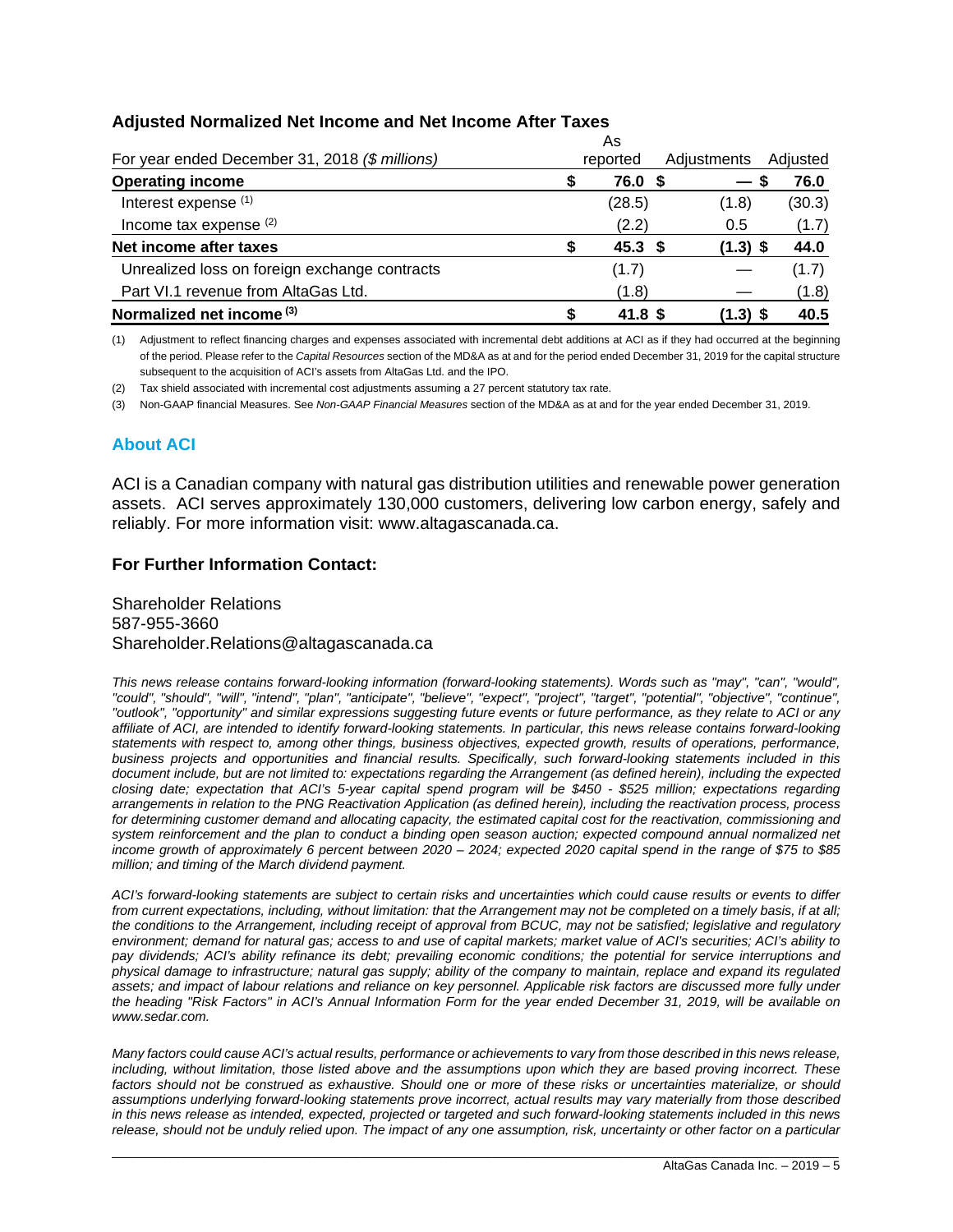### Adjusted Normalized Net Income and Net Income After Taxes

| For year ended December 31, 2018 *($ millions)* | As reported | Adjustments | Adjusted |
|---|---|---|---|
| **Operating income** | **$ 76.0** | **$ —** | **$ 76.0** |
| Interest expense [(1)] | (28.5) | (1.8) | (30.3) |
| Income tax expense [(2)] | (2.2) | 0.5 | (1.7) |
| **Net income after taxes** | **$ 45.3** | **$ (1.3)** | **$ 44.0** |
| Unrealized loss on foreign exchange contracts | (1.7) | — | (1.7) |
| Part VI.1 revenue from AltaGas Ltd. | (1.8) | — | (1.8) |
| **Normalized net income [(3)]** | **$ 41.8** | **$ (1.3)** | **$ 40.5** |

(1) Adjustment to reflect financing charges and expenses associated with incremental debt additions at ACI as if they had occurred at the beginning of the period. Please refer to the *Capital Resources* section of the MD&A as at and for the period ended December 31, 2019 for the capital structure subsequent to the acquisition of ACI's assets from AltaGas Ltd. and the IPO.

(2) Tax shield associated with incremental cost adjustments assuming a 27 percent statutory tax rate.

(3) Non-GAAP financial Measures. See *Non-GAAP Financial Measures* section of the MD&A as at and for the year ended December 31, 2019.

## About ACI

ACI is a Canadian company with natural gas distribution utilities and renewable power generation assets. ACI serves approximately 130,000 customers, delivering low carbon energy, safely and reliably. For more information visit: www.altagascanada.ca.

### For Further Information Contact:

Shareholder Relations
587-955-3660
Shareholder.Relations@altagascanada.ca

*This news release contains forward-looking information (forward-looking statements). Words such as "may", "can", "would", "could", "should", "will", "intend", "plan", "anticipate", "believe", "expect", "project", "target", "potential", "objective", "continue", "outlook", "opportunity" and similar expressions suggesting future events or future performance, as they relate to ACI or any affiliate of ACI, are intended to identify forward-looking statements. In particular, this news release contains forward-looking statements with respect to, among other things, business objectives, expected growth, results of operations, performance, business projects and opportunities and financial results. Specifically, such forward-looking statements included in this document include, but are not limited to: expectations regarding the Arrangement (as defined herein), including the expected closing date; expectation that ACI's 5-year capital spend program will be $450 - $525 million; expectations regarding arrangements in relation to the PNG Reactivation Application (as defined herein), including the reactivation process, process for determining customer demand and allocating capacity, the estimated capital cost for the reactivation, commissioning and system reinforcement and the plan to conduct a binding open season auction; expected compound annual normalized net income growth of approximately 6 percent between 2020 – 2024; expected 2020 capital spend in the range of $75 to $85 million; and timing of the March dividend payment.*

*ACI's forward-looking statements are subject to certain risks and uncertainties which could cause results or events to differ from current expectations, including, without limitation: that the Arrangement may not be completed on a timely basis, if at all; the conditions to the Arrangement, including receipt of approval from BCUC, may not be satisfied; legislative and regulatory environment; demand for natural gas; access to and use of capital markets; market value of ACI's securities; ACI's ability to pay dividends; ACI's ability refinance its debt; prevailing economic conditions; the potential for service interruptions and physical damage to infrastructure; natural gas supply; ability of the company to maintain, replace and expand its regulated assets; and impact of labour relations and reliance on key personnel. Applicable risk factors are discussed more fully under the heading "Risk Factors" in ACI's Annual Information Form for the year ended December 31, 2019, will be available on www.sedar.com.*

*Many factors could cause ACI's actual results, performance or achievements to vary from those described in this news release, including, without limitation, those listed above and the assumptions upon which they are based proving incorrect. These factors should not be construed as exhaustive. Should one or more of these risks or uncertainties materialize, or should assumptions underlying forward-looking statements prove incorrect, actual results may vary materially from those described in this news release as intended, expected, projected or targeted and such forward-looking statements included in this news release, should not be unduly relied upon. The impact of any one assumption, risk, uncertainty or other factor on a particular*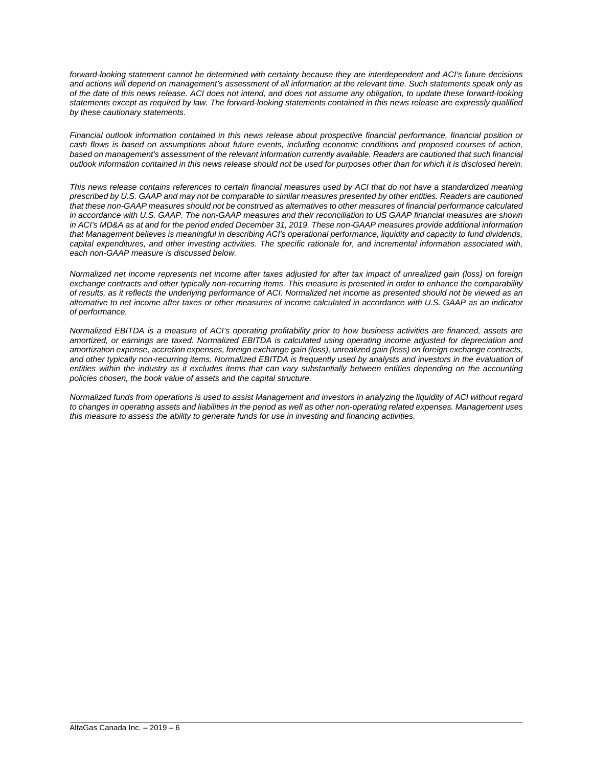*forward-looking statement cannot be determined with certainty because they are interdependent and ACI's future decisions and actions will depend on management's assessment of all information at the relevant time. Such statements speak only as of the date of this news release. ACI does not intend, and does not assume any obligation, to update these forward-looking statements except as required by law. The forward-looking statements contained in this news release are expressly qualified by these cautionary statements.*

*Financial outlook information contained in this news release about prospective financial performance, financial position or cash flows is based on assumptions about future events, including economic conditions and proposed courses of action, based on management's assessment of the relevant information currently available. Readers are cautioned that such financial outlook information contained in this news release should not be used for purposes other than for which it is disclosed herein.*

*This news release contains references to certain financial measures used by ACI that do not have a standardized meaning prescribed by U.S. GAAP and may not be comparable to similar measures presented by other entities. Readers are cautioned that these non-GAAP measures should not be construed as alternatives to other measures of financial performance calculated in accordance with U.S. GAAP. The non-GAAP measures and their reconciliation to US GAAP financial measures are shown in ACI's MD&A as at and for the period ended December 31, 2019. These non-GAAP measures provide additional information that Management believes is meaningful in describing ACI's operational performance, liquidity and capacity to fund dividends, capital expenditures, and other investing activities. The specific rationale for, and incremental information associated with, each non-GAAP measure is discussed below.*

*Normalized net income represents net income after taxes adjusted for after tax impact of unrealized gain (loss) on foreign exchange contracts and other typically non-recurring items. This measure is presented in order to enhance the comparability of results, as it reflects the underlying performance of ACI. Normalized net income as presented should not be viewed as an alternative to net income after taxes or other measures of income calculated in accordance with U.S. GAAP as an indicator of performance.*

*Normalized EBITDA is a measure of ACI's operating profitability prior to how business activities are financed, assets are amortized, or earnings are taxed. Normalized EBITDA is calculated using operating income adjusted for depreciation and amortization expense, accretion expenses, foreign exchange gain (loss), unrealized gain (loss) on foreign exchange contracts, and other typically non-recurring items. Normalized EBITDA is frequently used by analysts and investors in the evaluation of entities within the industry as it excludes items that can vary substantially between entities depending on the accounting policies chosen, the book value of assets and the capital structure.*

*Normalized funds from operations is used to assist Management and investors in analyzing the liquidity of ACI without regard to changes in operating assets and liabilities in the period as well as other non-operating related expenses. Management uses this measure to assess the ability to generate funds for use in investing and financing activities.*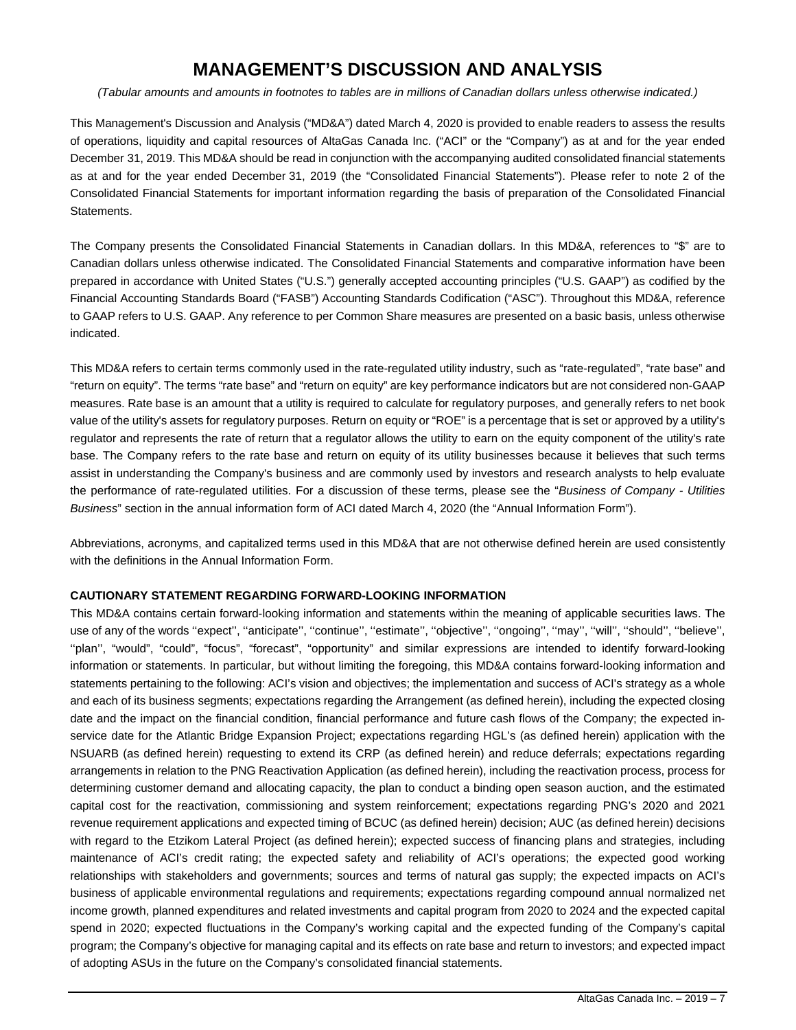# MANAGEMENT'S DISCUSSION AND ANALYSIS

*(Tabular amounts and amounts in footnotes to tables are in millions of Canadian dollars unless otherwise indicated.)*

This Management's Discussion and Analysis ("MD&A") dated March 4, 2020 is provided to enable readers to assess the results of operations, liquidity and capital resources of AltaGas Canada Inc. ("ACI" or the "Company") as at and for the year ended December 31, 2019. This MD&A should be read in conjunction with the accompanying audited consolidated financial statements as at and for the year ended December 31, 2019 (the "Consolidated Financial Statements"). Please refer to note 2 of the Consolidated Financial Statements for important information regarding the basis of preparation of the Consolidated Financial Statements.

The Company presents the Consolidated Financial Statements in Canadian dollars. In this MD&A, references to "$" are to Canadian dollars unless otherwise indicated. The Consolidated Financial Statements and comparative information have been prepared in accordance with United States ("U.S.") generally accepted accounting principles ("U.S. GAAP") as codified by the Financial Accounting Standards Board ("FASB") Accounting Standards Codification ("ASC"). Throughout this MD&A, reference to GAAP refers to U.S. GAAP. Any reference to per Common Share measures are presented on a basic basis, unless otherwise indicated.

This MD&A refers to certain terms commonly used in the rate-regulated utility industry, such as "rate-regulated", "rate base" and "return on equity". The terms "rate base" and "return on equity" are key performance indicators but are not considered non-GAAP measures. Rate base is an amount that a utility is required to calculate for regulatory purposes, and generally refers to net book value of the utility's assets for regulatory purposes. Return on equity or "ROE" is a percentage that is set or approved by a utility's regulator and represents the rate of return that a regulator allows the utility to earn on the equity component of the utility's rate base. The Company refers to the rate base and return on equity of its utility businesses because it believes that such terms assist in understanding the Company's business and are commonly used by investors and research analysts to help evaluate the performance of rate-regulated utilities. For a discussion of these terms, please see the "*Business of Company - Utilities Business*" section in the annual information form of ACI dated March 4, 2020 (the "Annual Information Form").

Abbreviations, acronyms, and capitalized terms used in this MD&A that are not otherwise defined herein are used consistently with the definitions in the Annual Information Form.

**CAUTIONARY STATEMENT REGARDING FORWARD-LOOKING INFORMATION**

This MD&A contains certain forward-looking information and statements within the meaning of applicable securities laws. The use of any of the words ''expect'', ''anticipate'', ''continue'', ''estimate'', ''objective'', ''ongoing'', ''may'', ''will'', ''should'', ''believe'', ''plan'', "would", "could", "focus", "forecast", "opportunity" and similar expressions are intended to identify forward-looking information or statements. In particular, but without limiting the foregoing, this MD&A contains forward-looking information and statements pertaining to the following: ACI's vision and objectives; the implementation and success of ACI's strategy as a whole and each of its business segments; expectations regarding the Arrangement (as defined herein), including the expected closing date and the impact on the financial condition, financial performance and future cash flows of the Company; the expected in-service date for the Atlantic Bridge Expansion Project; expectations regarding HGL's (as defined herein) application with the NSUARB (as defined herein) requesting to extend its CRP (as defined herein) and reduce deferrals; expectations regarding arrangements in relation to the PNG Reactivation Application (as defined herein), including the reactivation process, process for determining customer demand and allocating capacity, the plan to conduct a binding open season auction, and the estimated capital cost for the reactivation, commissioning and system reinforcement; expectations regarding PNG's 2020 and 2021 revenue requirement applications and expected timing of BCUC (as defined herein) decision; AUC (as defined herein) decisions with regard to the Etzikom Lateral Project (as defined herein); expected success of financing plans and strategies, including maintenance of ACI's credit rating; the expected safety and reliability of ACI's operations; the expected good working relationships with stakeholders and governments; sources and terms of natural gas supply; the expected impacts on ACI's business of applicable environmental regulations and requirements; expectations regarding compound annual normalized net income growth, planned expenditures and related investments and capital program from 2020 to 2024 and the expected capital spend in 2020; expected fluctuations in the Company's working capital and the expected funding of the Company's capital program; the Company's objective for managing capital and its effects on rate base and return to investors; and expected impact of adopting ASUs in the future on the Company's consolidated financial statements.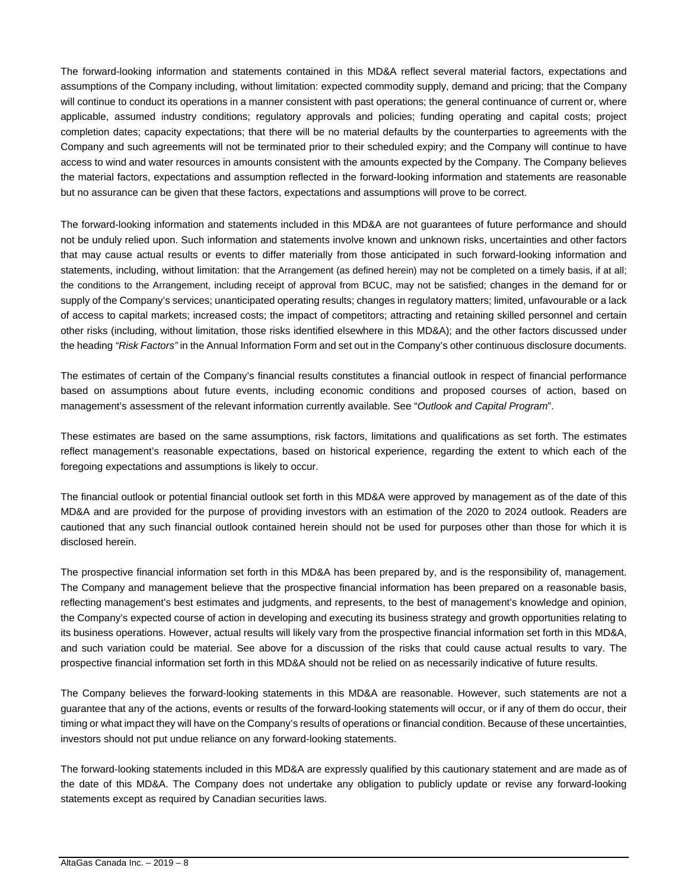The forward-looking information and statements contained in this MD&A reflect several material factors, expectations and assumptions of the Company including, without limitation: expected commodity supply, demand and pricing; that the Company will continue to conduct its operations in a manner consistent with past operations; the general continuance of current or, where applicable, assumed industry conditions; regulatory approvals and policies; funding operating and capital costs; project completion dates; capacity expectations; that there will be no material defaults by the counterparties to agreements with the Company and such agreements will not be terminated prior to their scheduled expiry; and the Company will continue to have access to wind and water resources in amounts consistent with the amounts expected by the Company. The Company believes the material factors, expectations and assumption reflected in the forward-looking information and statements are reasonable but no assurance can be given that these factors, expectations and assumptions will prove to be correct.

The forward-looking information and statements included in this MD&A are not guarantees of future performance and should not be unduly relied upon. Such information and statements involve known and unknown risks, uncertainties and other factors that may cause actual results or events to differ materially from those anticipated in such forward-looking information and statements, including, without limitation: that the Arrangement (as defined herein) may not be completed on a timely basis, if at all; the conditions to the Arrangement, including receipt of approval from BCUC, may not be satisfied; changes in the demand for or supply of the Company's services; unanticipated operating results; changes in regulatory matters; limited, unfavourable or a lack of access to capital markets; increased costs; the impact of competitors; attracting and retaining skilled personnel and certain other risks (including, without limitation, those risks identified elsewhere in this MD&A); and the other factors discussed under the heading *"Risk Factors"* in the Annual Information Form and set out in the Company's other continuous disclosure documents.

The estimates of certain of the Company's financial results constitutes a financial outlook in respect of financial performance based on assumptions about future events, including economic conditions and proposed courses of action, based on management's assessment of the relevant information currently available. See "*Outlook and Capital Program*".

These estimates are based on the same assumptions, risk factors, limitations and qualifications as set forth. The estimates reflect management's reasonable expectations, based on historical experience, regarding the extent to which each of the foregoing expectations and assumptions is likely to occur.

The financial outlook or potential financial outlook set forth in this MD&A were approved by management as of the date of this MD&A and are provided for the purpose of providing investors with an estimation of the 2020 to 2024 outlook. Readers are cautioned that any such financial outlook contained herein should not be used for purposes other than those for which it is disclosed herein.

The prospective financial information set forth in this MD&A has been prepared by, and is the responsibility of, management. The Company and management believe that the prospective financial information has been prepared on a reasonable basis, reflecting management's best estimates and judgments, and represents, to the best of management's knowledge and opinion, the Company's expected course of action in developing and executing its business strategy and growth opportunities relating to its business operations. However, actual results will likely vary from the prospective financial information set forth in this MD&A, and such variation could be material. See above for a discussion of the risks that could cause actual results to vary. The prospective financial information set forth in this MD&A should not be relied on as necessarily indicative of future results.

The Company believes the forward-looking statements in this MD&A are reasonable. However, such statements are not a guarantee that any of the actions, events or results of the forward-looking statements will occur, or if any of them do occur, their timing or what impact they will have on the Company's results of operations or financial condition. Because of these uncertainties, investors should not put undue reliance on any forward-looking statements.

The forward-looking statements included in this MD&A are expressly qualified by this cautionary statement and are made as of the date of this MD&A. The Company does not undertake any obligation to publicly update or revise any forward-looking statements except as required by Canadian securities laws.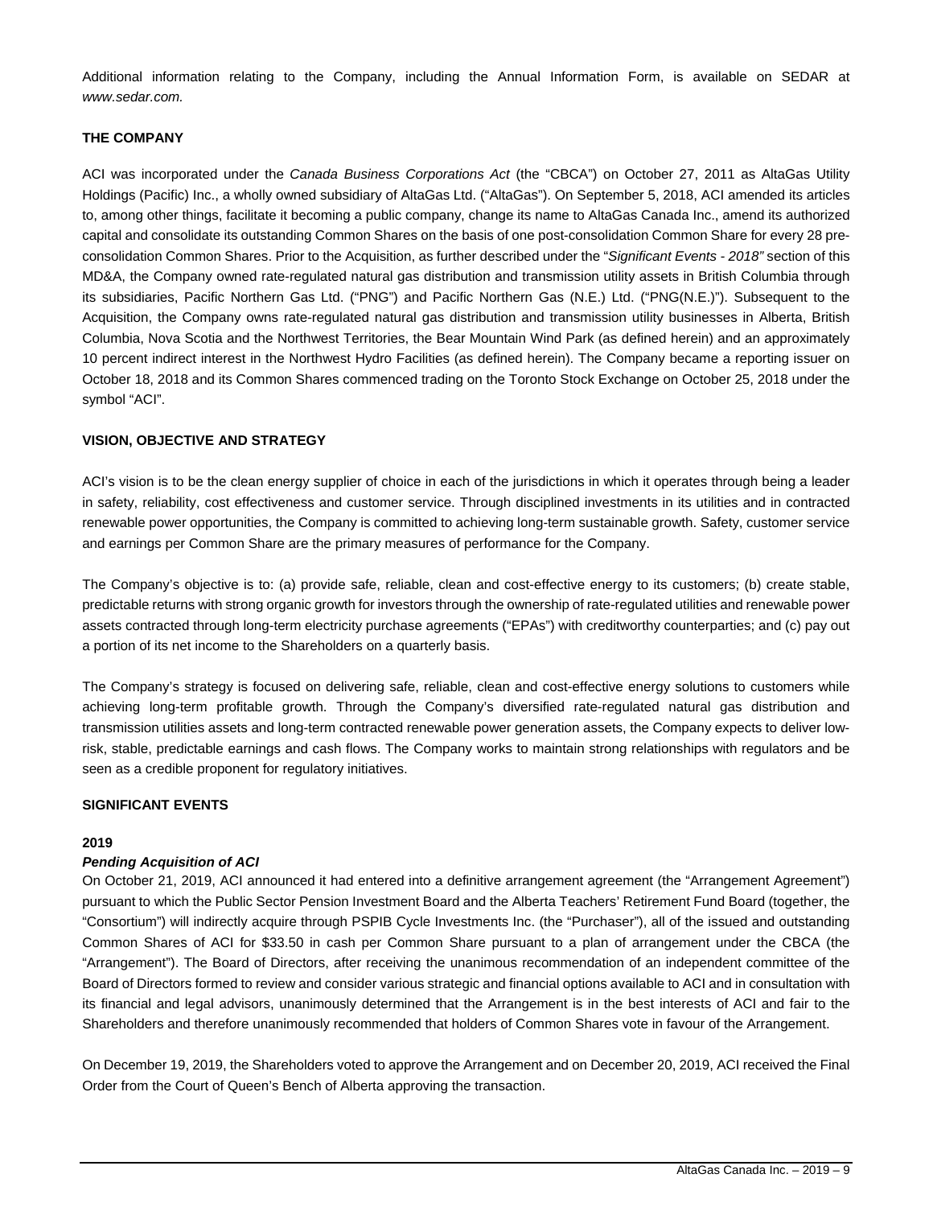Additional information relating to the Company, including the Annual Information Form, is available on SEDAR at *www.sedar.com.*

## THE COMPANY

ACI was incorporated under the *Canada Business Corporations Act* (the "CBCA") on October 27, 2011 as AltaGas Utility Holdings (Pacific) Inc., a wholly owned subsidiary of AltaGas Ltd. ("AltaGas"). On September 5, 2018, ACI amended its articles to, among other things, facilitate it becoming a public company, change its name to AltaGas Canada Inc., amend its authorized capital and consolidate its outstanding Common Shares on the basis of one post-consolidation Common Share for every 28 pre-consolidation Common Shares. Prior to the Acquisition, as further described under the "*Significant Events - 2018"* section of this MD&A, the Company owned rate-regulated natural gas distribution and transmission utility assets in British Columbia through its subsidiaries, Pacific Northern Gas Ltd. ("PNG") and Pacific Northern Gas (N.E.) Ltd. ("PNG(N.E.)"). Subsequent to the Acquisition, the Company owns rate-regulated natural gas distribution and transmission utility businesses in Alberta, British Columbia, Nova Scotia and the Northwest Territories, the Bear Mountain Wind Park (as defined herein) and an approximately 10 percent indirect interest in the Northwest Hydro Facilities (as defined herein). The Company became a reporting issuer on October 18, 2018 and its Common Shares commenced trading on the Toronto Stock Exchange on October 25, 2018 under the symbol "ACI".

## VISION, OBJECTIVE AND STRATEGY

ACI's vision is to be the clean energy supplier of choice in each of the jurisdictions in which it operates through being a leader in safety, reliability, cost effectiveness and customer service. Through disciplined investments in its utilities and in contracted renewable power opportunities, the Company is committed to achieving long-term sustainable growth. Safety, customer service and earnings per Common Share are the primary measures of performance for the Company.

The Company's objective is to: (a) provide safe, reliable, clean and cost-effective energy to its customers; (b) create stable, predictable returns with strong organic growth for investors through the ownership of rate-regulated utilities and renewable power assets contracted through long-term electricity purchase agreements ("EPAs") with creditworthy counterparties; and (c) pay out a portion of its net income to the Shareholders on a quarterly basis.

The Company's strategy is focused on delivering safe, reliable, clean and cost-effective energy solutions to customers while achieving long-term profitable growth. Through the Company's diversified rate-regulated natural gas distribution and transmission utilities assets and long-term contracted renewable power generation assets, the Company expects to deliver low-risk, stable, predictable earnings and cash flows. The Company works to maintain strong relationships with regulators and be seen as a credible proponent for regulatory initiatives.

## SIGNIFICANT EVENTS

### 2019

#### *Pending Acquisition of ACI*

On October 21, 2019, ACI announced it had entered into a definitive arrangement agreement (the "Arrangement Agreement") pursuant to which the Public Sector Pension Investment Board and the Alberta Teachers' Retirement Fund Board (together, the "Consortium") will indirectly acquire through PSPIB Cycle Investments Inc. (the "Purchaser"), all of the issued and outstanding Common Shares of ACI for $33.50 in cash per Common Share pursuant to a plan of arrangement under the CBCA (the "Arrangement"). The Board of Directors, after receiving the unanimous recommendation of an independent committee of the Board of Directors formed to review and consider various strategic and financial options available to ACI and in consultation with its financial and legal advisors, unanimously determined that the Arrangement is in the best interests of ACI and fair to the Shareholders and therefore unanimously recommended that holders of Common Shares vote in favour of the Arrangement.

On December 19, 2019, the Shareholders voted to approve the Arrangement and on December 20, 2019, ACI received the Final Order from the Court of Queen's Bench of Alberta approving the transaction.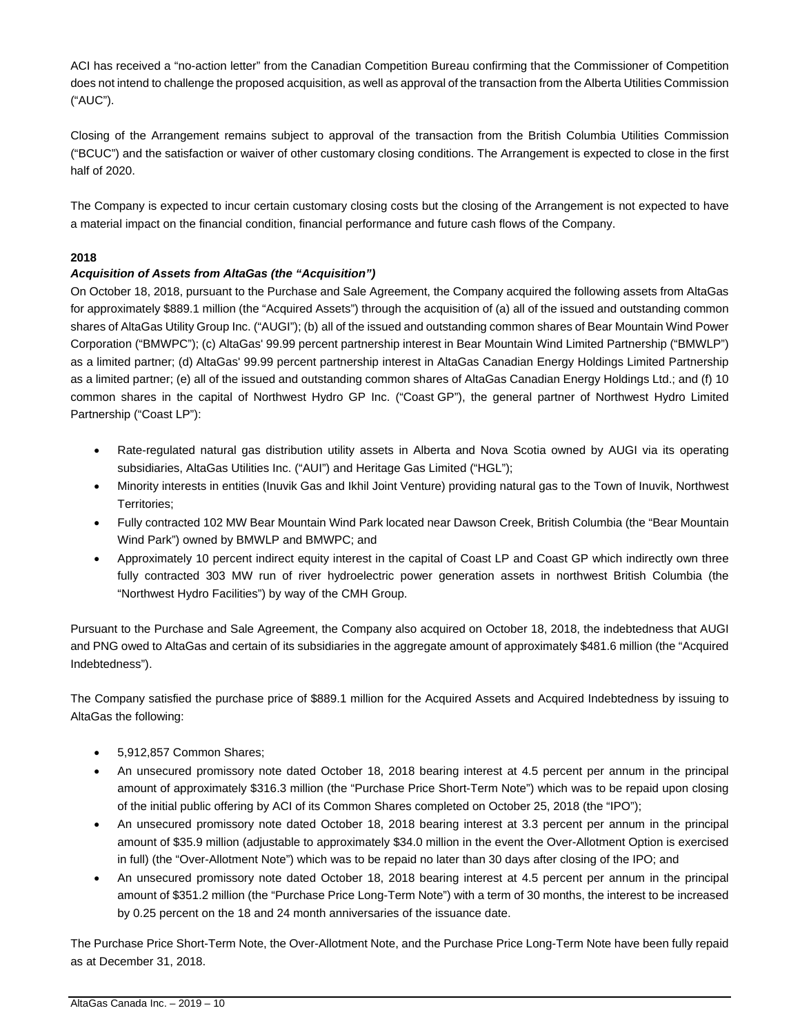ACI has received a "no-action letter" from the Canadian Competition Bureau confirming that the Commissioner of Competition does not intend to challenge the proposed acquisition, as well as approval of the transaction from the Alberta Utilities Commission ("AUC").

Closing of the Arrangement remains subject to approval of the transaction from the British Columbia Utilities Commission ("BCUC") and the satisfaction or waiver of other customary closing conditions. The Arrangement is expected to close in the first half of 2020.

The Company is expected to incur certain customary closing costs but the closing of the Arrangement is not expected to have a material impact on the financial condition, financial performance and future cash flows of the Company.

**2018**

***Acquisition of Assets from AltaGas (the "Acquisition")***

On October 18, 2018, pursuant to the Purchase and Sale Agreement, the Company acquired the following assets from AltaGas for approximately $889.1 million (the "Acquired Assets") through the acquisition of (a) all of the issued and outstanding common shares of AltaGas Utility Group Inc. ("AUGI"); (b) all of the issued and outstanding common shares of Bear Mountain Wind Power Corporation ("BMWPC"); (c) AltaGas' 99.99 percent partnership interest in Bear Mountain Wind Limited Partnership ("BMWLP") as a limited partner; (d) AltaGas' 99.99 percent partnership interest in AltaGas Canadian Energy Holdings Limited Partnership as a limited partner; (e) all of the issued and outstanding common shares of AltaGas Canadian Energy Holdings Ltd.; and (f) 10 common shares in the capital of Northwest Hydro GP Inc. ("Coast GP"), the general partner of Northwest Hydro Limited Partnership ("Coast LP"):

- Rate-regulated natural gas distribution utility assets in Alberta and Nova Scotia owned by AUGI via its operating subsidiaries, AltaGas Utilities Inc. ("AUI") and Heritage Gas Limited ("HGL");
- Minority interests in entities (Inuvik Gas and Ikhil Joint Venture) providing natural gas to the Town of Inuvik, Northwest Territories;
- Fully contracted 102 MW Bear Mountain Wind Park located near Dawson Creek, British Columbia (the "Bear Mountain Wind Park") owned by BMWLP and BMWPC; and
- Approximately 10 percent indirect equity interest in the capital of Coast LP and Coast GP which indirectly own three fully contracted 303 MW run of river hydroelectric power generation assets in northwest British Columbia (the "Northwest Hydro Facilities") by way of the CMH Group.

Pursuant to the Purchase and Sale Agreement, the Company also acquired on October 18, 2018, the indebtedness that AUGI and PNG owed to AltaGas and certain of its subsidiaries in the aggregate amount of approximately $481.6 million (the "Acquired Indebtedness").

The Company satisfied the purchase price of $889.1 million for the Acquired Assets and Acquired Indebtedness by issuing to AltaGas the following:

- 5,912,857 Common Shares;
- An unsecured promissory note dated October 18, 2018 bearing interest at 4.5 percent per annum in the principal amount of approximately $316.3 million (the "Purchase Price Short-Term Note") which was to be repaid upon closing of the initial public offering by ACI of its Common Shares completed on October 25, 2018 (the "IPO");
- An unsecured promissory note dated October 18, 2018 bearing interest at 3.3 percent per annum in the principal amount of $35.9 million (adjustable to approximately $34.0 million in the event the Over-Allotment Option is exercised in full) (the "Over-Allotment Note") which was to be repaid no later than 30 days after closing of the IPO; and
- An unsecured promissory note dated October 18, 2018 bearing interest at 4.5 percent per annum in the principal amount of $351.2 million (the "Purchase Price Long-Term Note") with a term of 30 months, the interest to be increased by 0.25 percent on the 18 and 24 month anniversaries of the issuance date.

The Purchase Price Short-Term Note, the Over-Allotment Note, and the Purchase Price Long-Term Note have been fully repaid as at December 31, 2018.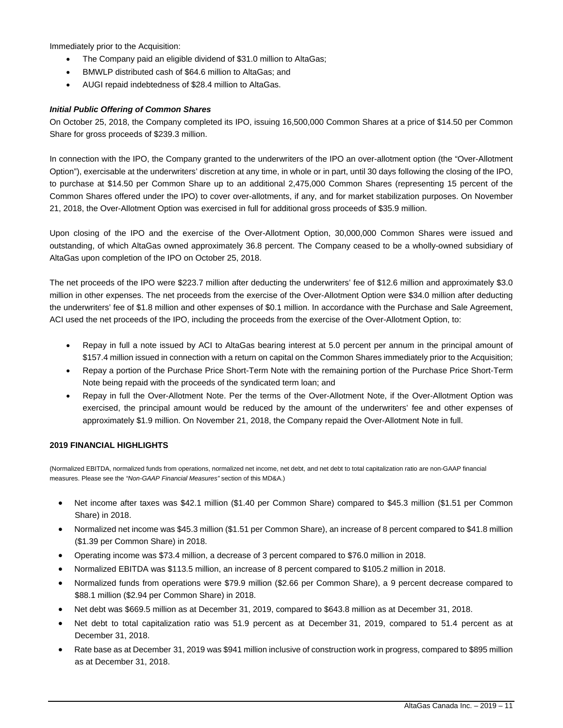Immediately prior to the Acquisition:

- The Company paid an eligible dividend of $31.0 million to AltaGas;
- BMWLP distributed cash of $64.6 million to AltaGas; and
- AUGI repaid indebtedness of $28.4 million to AltaGas.

***Initial Public Offering of Common Shares***

On October 25, 2018, the Company completed its IPO, issuing 16,500,000 Common Shares at a price of $14.50 per Common Share for gross proceeds of $239.3 million.

In connection with the IPO, the Company granted to the underwriters of the IPO an over-allotment option (the "Over-Allotment Option"), exercisable at the underwriters' discretion at any time, in whole or in part, until 30 days following the closing of the IPO, to purchase at $14.50 per Common Share up to an additional 2,475,000 Common Shares (representing 15 percent of the Common Shares offered under the IPO) to cover over-allotments, if any, and for market stabilization purposes. On November 21, 2018, the Over-Allotment Option was exercised in full for additional gross proceeds of $35.9 million.

Upon closing of the IPO and the exercise of the Over-Allotment Option, 30,000,000 Common Shares were issued and outstanding, of which AltaGas owned approximately 36.8 percent. The Company ceased to be a wholly-owned subsidiary of AltaGas upon completion of the IPO on October 25, 2018.

The net proceeds of the IPO were $223.7 million after deducting the underwriters' fee of $12.6 million and approximately $3.0 million in other expenses. The net proceeds from the exercise of the Over-Allotment Option were $34.0 million after deducting the underwriters' fee of $1.8 million and other expenses of $0.1 million. In accordance with the Purchase and Sale Agreement, ACI used the net proceeds of the IPO, including the proceeds from the exercise of the Over-Allotment Option, to:

- Repay in full a note issued by ACI to AltaGas bearing interest at 5.0 percent per annum in the principal amount of $157.4 million issued in connection with a return on capital on the Common Shares immediately prior to the Acquisition;
- Repay a portion of the Purchase Price Short-Term Note with the remaining portion of the Purchase Price Short-Term Note being repaid with the proceeds of the syndicated term loan; and
- Repay in full the Over-Allotment Note. Per the terms of the Over-Allotment Note, if the Over-Allotment Option was exercised, the principal amount would be reduced by the amount of the underwriters' fee and other expenses of approximately $1.9 million. On November 21, 2018, the Company repaid the Over-Allotment Note in full.

## 2019 FINANCIAL HIGHLIGHTS

(Normalized EBITDA, normalized funds from operations, normalized net income, net debt, and net debt to total capitalization ratio are non-GAAP financial measures. Please see the *"Non-GAAP Financial Measures"* section of this MD&A.)

- Net income after taxes was $42.1 million ($1.40 per Common Share) compared to $45.3 million ($1.51 per Common Share) in 2018.
- Normalized net income was $45.3 million ($1.51 per Common Share), an increase of 8 percent compared to $41.8 million ($1.39 per Common Share) in 2018.
- Operating income was $73.4 million, a decrease of 3 percent compared to $76.0 million in 2018.
- Normalized EBITDA was $113.5 million, an increase of 8 percent compared to $105.2 million in 2018.
- Normalized funds from operations were $79.9 million ($2.66 per Common Share), a 9 percent decrease compared to $88.1 million ($2.94 per Common Share) in 2018.
- Net debt was $669.5 million as at December 31, 2019, compared to $643.8 million as at December 31, 2018.
- Net debt to total capitalization ratio was 51.9 percent as at December 31, 2019, compared to 51.4 percent as at December 31, 2018.
- Rate base as at December 31, 2019 was $941 million inclusive of construction work in progress, compared to $895 million as at December 31, 2018.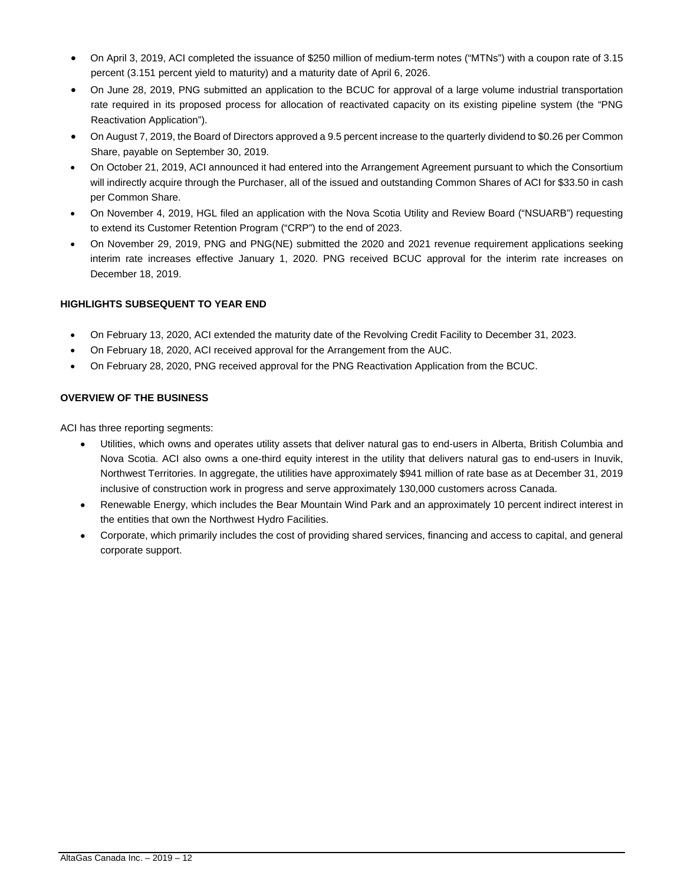- On April 3, 2019, ACI completed the issuance of $250 million of medium-term notes ("MTNs") with a coupon rate of 3.15 percent (3.151 percent yield to maturity) and a maturity date of April 6, 2026.
- On June 28, 2019, PNG submitted an application to the BCUC for approval of a large volume industrial transportation rate required in its proposed process for allocation of reactivated capacity on its existing pipeline system (the "PNG Reactivation Application").
- On August 7, 2019, the Board of Directors approved a 9.5 percent increase to the quarterly dividend to $0.26 per Common Share, payable on September 30, 2019.
- On October 21, 2019, ACI announced it had entered into the Arrangement Agreement pursuant to which the Consortium will indirectly acquire through the Purchaser, all of the issued and outstanding Common Shares of ACI for $33.50 in cash per Common Share.
- On November 4, 2019, HGL filed an application with the Nova Scotia Utility and Review Board ("NSUARB") requesting to extend its Customer Retention Program ("CRP") to the end of 2023.
- On November 29, 2019, PNG and PNG(NE) submitted the 2020 and 2021 revenue requirement applications seeking interim rate increases effective January 1, 2020. PNG received BCUC approval for the interim rate increases on December 18, 2019.

## HIGHLIGHTS SUBSEQUENT TO YEAR END

- On February 13, 2020, ACI extended the maturity date of the Revolving Credit Facility to December 31, 2023.
- On February 18, 2020, ACI received approval for the Arrangement from the AUC.
- On February 28, 2020, PNG received approval for the PNG Reactivation Application from the BCUC.

## OVERVIEW OF THE BUSINESS

ACI has three reporting segments:

- Utilities, which owns and operates utility assets that deliver natural gas to end-users in Alberta, British Columbia and Nova Scotia. ACI also owns a one-third equity interest in the utility that delivers natural gas to end-users in Inuvik, Northwest Territories. In aggregate, the utilities have approximately $941 million of rate base as at December 31, 2019 inclusive of construction work in progress and serve approximately 130,000 customers across Canada.
- Renewable Energy, which includes the Bear Mountain Wind Park and an approximately 10 percent indirect interest in the entities that own the Northwest Hydro Facilities.
- Corporate, which primarily includes the cost of providing shared services, financing and access to capital, and general corporate support.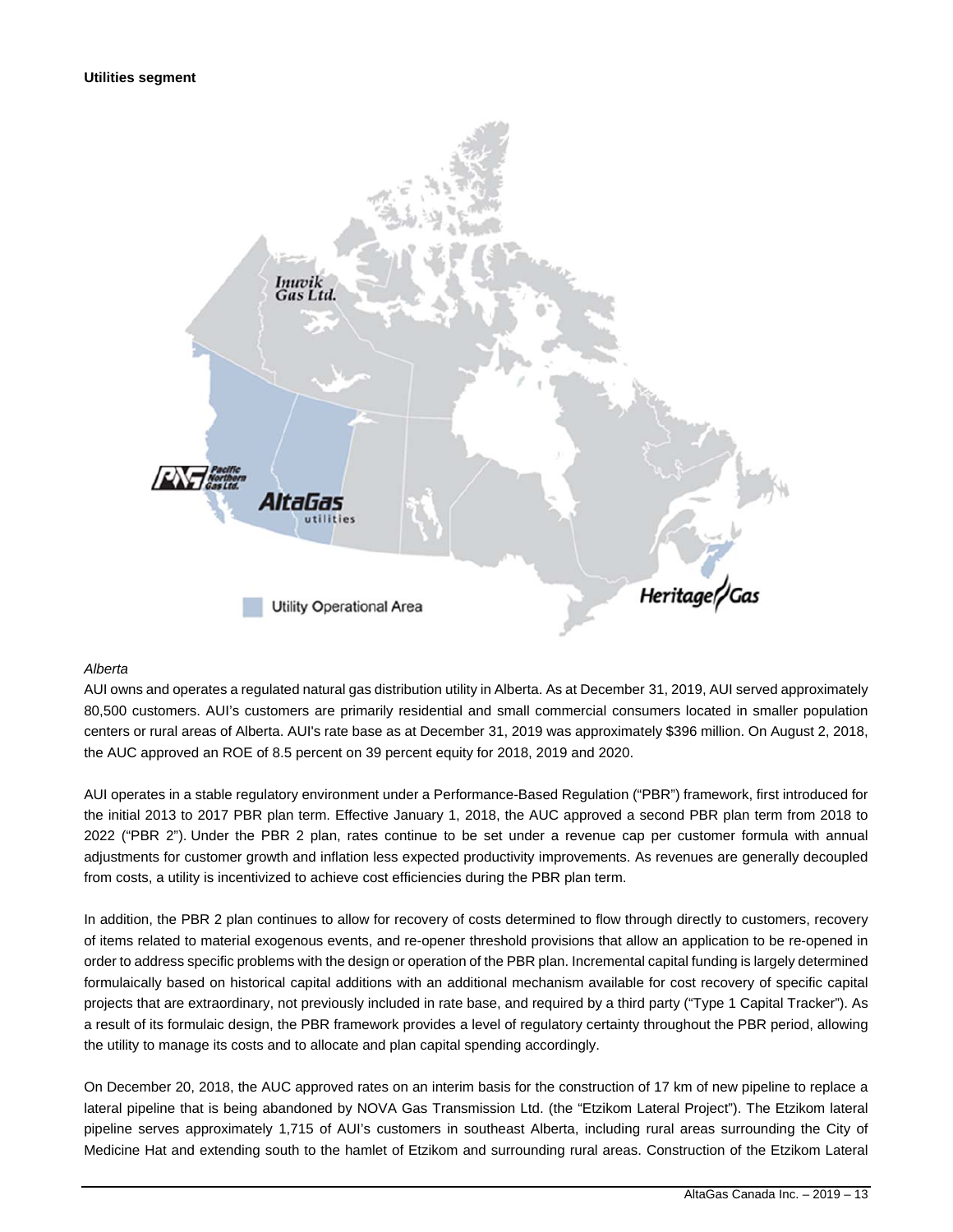**Utilities segment**

*Alberta*

AUI owns and operates a regulated natural gas distribution utility in Alberta. As at December 31, 2019, AUI served approximately 80,500 customers. AUI's customers are primarily residential and small commercial consumers located in smaller population centers or rural areas of Alberta. AUI's rate base as at December 31, 2019 was approximately $396 million. On August 2, 2018, the AUC approved an ROE of 8.5 percent on 39 percent equity for 2018, 2019 and 2020.

AUI operates in a stable regulatory environment under a Performance-Based Regulation ("PBR") framework, first introduced for the initial 2013 to 2017 PBR plan term. Effective January 1, 2018, the AUC approved a second PBR plan term from 2018 to 2022 ("PBR 2"). Under the PBR 2 plan, rates continue to be set under a revenue cap per customer formula with annual adjustments for customer growth and inflation less expected productivity improvements. As revenues are generally decoupled from costs, a utility is incentivized to achieve cost efficiencies during the PBR plan term.

In addition, the PBR 2 plan continues to allow for recovery of costs determined to flow through directly to customers, recovery of items related to material exogenous events, and re-opener threshold provisions that allow an application to be re-opened in order to address specific problems with the design or operation of the PBR plan. Incremental capital funding is largely determined formulaically based on historical capital additions with an additional mechanism available for cost recovery of specific capital projects that are extraordinary, not previously included in rate base, and required by a third party ("Type 1 Capital Tracker"). As a result of its formulaic design, the PBR framework provides a level of regulatory certainty throughout the PBR period, allowing the utility to manage its costs and to allocate and plan capital spending accordingly.

On December 20, 2018, the AUC approved rates on an interim basis for the construction of 17 km of new pipeline to replace a lateral pipeline that is being abandoned by NOVA Gas Transmission Ltd. (the "Etzikom Lateral Project"). The Etzikom lateral pipeline serves approximately 1,715 of AUI's customers in southeast Alberta, including rural areas surrounding the City of Medicine Hat and extending south to the hamlet of Etzikom and surrounding rural areas. Construction of the Etzikom Lateral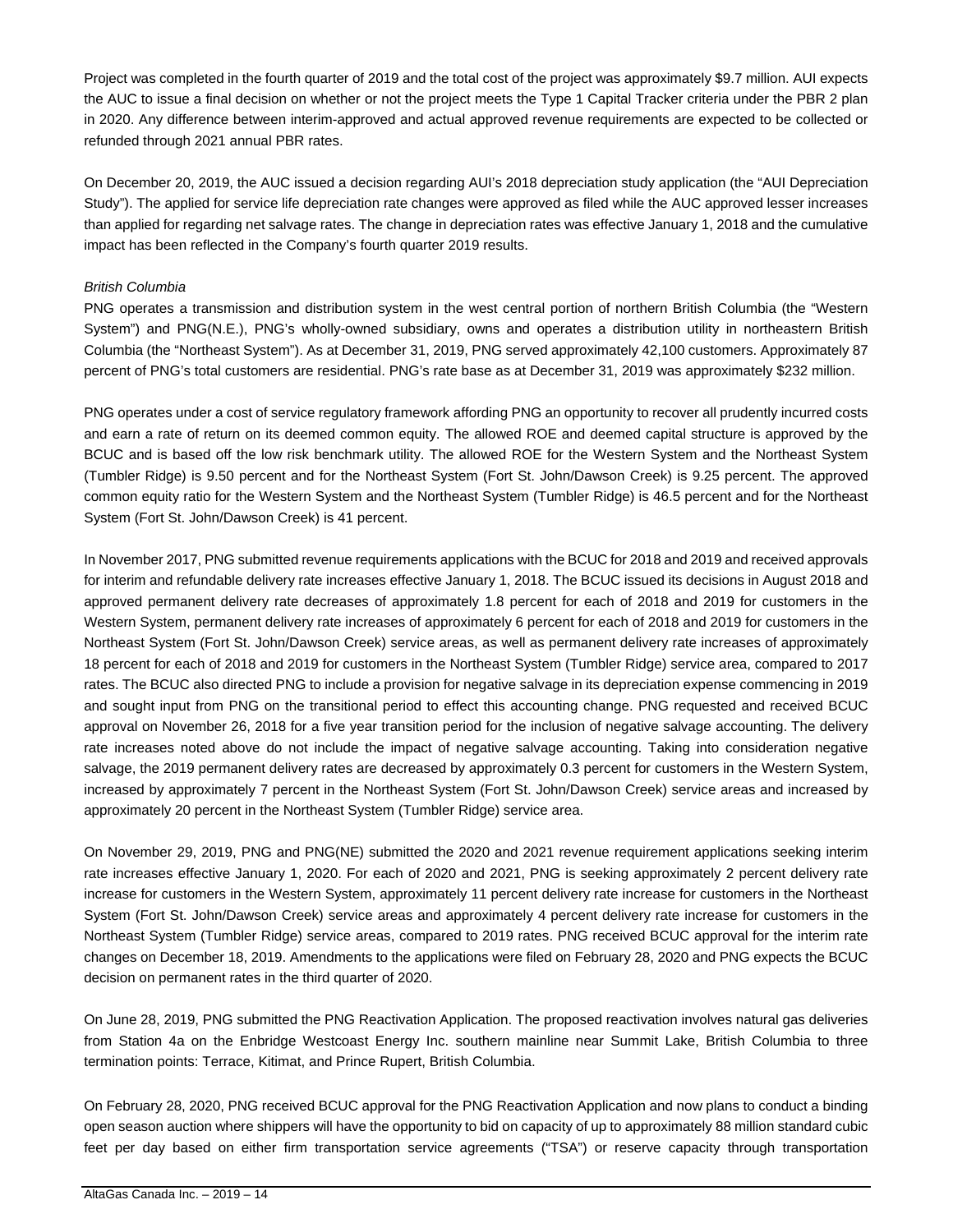Project was completed in the fourth quarter of 2019 and the total cost of the project was approximately $9.7 million. AUI expects the AUC to issue a final decision on whether or not the project meets the Type 1 Capital Tracker criteria under the PBR 2 plan in 2020. Any difference between interim-approved and actual approved revenue requirements are expected to be collected or refunded through 2021 annual PBR rates.

On December 20, 2019, the AUC issued a decision regarding AUI's 2018 depreciation study application (the "AUI Depreciation Study"). The applied for service life depreciation rate changes were approved as filed while the AUC approved lesser increases than applied for regarding net salvage rates. The change in depreciation rates was effective January 1, 2018 and the cumulative impact has been reflected in the Company's fourth quarter 2019 results.

*British Columbia*

PNG operates a transmission and distribution system in the west central portion of northern British Columbia (the "Western System") and PNG(N.E.), PNG's wholly-owned subsidiary, owns and operates a distribution utility in northeastern British Columbia (the "Northeast System"). As at December 31, 2019, PNG served approximately 42,100 customers. Approximately 87 percent of PNG's total customers are residential. PNG's rate base as at December 31, 2019 was approximately $232 million.

PNG operates under a cost of service regulatory framework affording PNG an opportunity to recover all prudently incurred costs and earn a rate of return on its deemed common equity. The allowed ROE and deemed capital structure is approved by the BCUC and is based off the low risk benchmark utility. The allowed ROE for the Western System and the Northeast System (Tumbler Ridge) is 9.50 percent and for the Northeast System (Fort St. John/Dawson Creek) is 9.25 percent. The approved common equity ratio for the Western System and the Northeast System (Tumbler Ridge) is 46.5 percent and for the Northeast System (Fort St. John/Dawson Creek) is 41 percent.

In November 2017, PNG submitted revenue requirements applications with the BCUC for 2018 and 2019 and received approvals for interim and refundable delivery rate increases effective January 1, 2018. The BCUC issued its decisions in August 2018 and approved permanent delivery rate decreases of approximately 1.8 percent for each of 2018 and 2019 for customers in the Western System, permanent delivery rate increases of approximately 6 percent for each of 2018 and 2019 for customers in the Northeast System (Fort St. John/Dawson Creek) service areas, as well as permanent delivery rate increases of approximately 18 percent for each of 2018 and 2019 for customers in the Northeast System (Tumbler Ridge) service area, compared to 2017 rates. The BCUC also directed PNG to include a provision for negative salvage in its depreciation expense commencing in 2019 and sought input from PNG on the transitional period to effect this accounting change. PNG requested and received BCUC approval on November 26, 2018 for a five year transition period for the inclusion of negative salvage accounting. The delivery rate increases noted above do not include the impact of negative salvage accounting. Taking into consideration negative salvage, the 2019 permanent delivery rates are decreased by approximately 0.3 percent for customers in the Western System, increased by approximately 7 percent in the Northeast System (Fort St. John/Dawson Creek) service areas and increased by approximately 20 percent in the Northeast System (Tumbler Ridge) service area.

On November 29, 2019, PNG and PNG(NE) submitted the 2020 and 2021 revenue requirement applications seeking interim rate increases effective January 1, 2020. For each of 2020 and 2021, PNG is seeking approximately 2 percent delivery rate increase for customers in the Western System, approximately 11 percent delivery rate increase for customers in the Northeast System (Fort St. John/Dawson Creek) service areas and approximately 4 percent delivery rate increase for customers in the Northeast System (Tumbler Ridge) service areas, compared to 2019 rates. PNG received BCUC approval for the interim rate changes on December 18, 2019. Amendments to the applications were filed on February 28, 2020 and PNG expects the BCUC decision on permanent rates in the third quarter of 2020.

On June 28, 2019, PNG submitted the PNG Reactivation Application. The proposed reactivation involves natural gas deliveries from Station 4a on the Enbridge Westcoast Energy Inc. southern mainline near Summit Lake, British Columbia to three termination points: Terrace, Kitimat, and Prince Rupert, British Columbia.

On February 28, 2020, PNG received BCUC approval for the PNG Reactivation Application and now plans to conduct a binding open season auction where shippers will have the opportunity to bid on capacity of up to approximately 88 million standard cubic feet per day based on either firm transportation service agreements ("TSA") or reserve capacity through transportation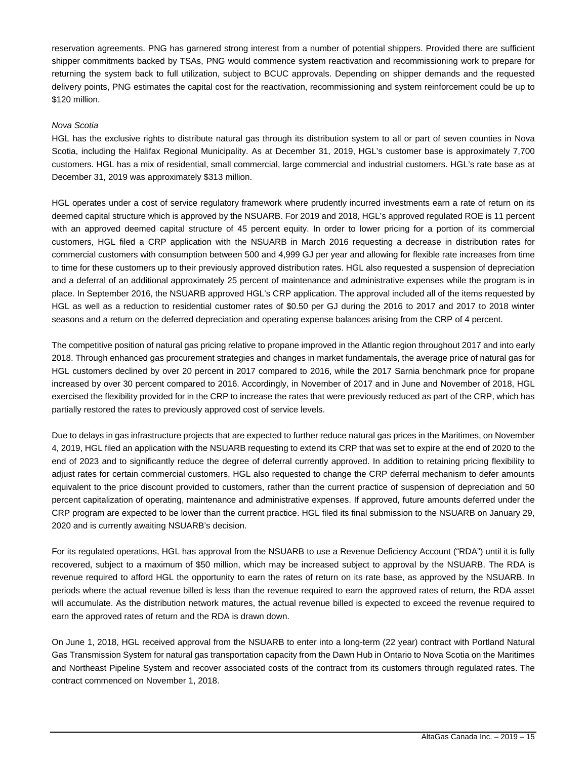reservation agreements. PNG has garnered strong interest from a number of potential shippers. Provided there are sufficient shipper commitments backed by TSAs, PNG would commence system reactivation and recommissioning work to prepare for returning the system back to full utilization, subject to BCUC approvals. Depending on shipper demands and the requested delivery points, PNG estimates the capital cost for the reactivation, recommissioning and system reinforcement could be up to $120 million.

*Nova Scotia*

HGL has the exclusive rights to distribute natural gas through its distribution system to all or part of seven counties in Nova Scotia, including the Halifax Regional Municipality. As at December 31, 2019, HGL's customer base is approximately 7,700 customers. HGL has a mix of residential, small commercial, large commercial and industrial customers. HGL's rate base as at December 31, 2019 was approximately $313 million.

HGL operates under a cost of service regulatory framework where prudently incurred investments earn a rate of return on its deemed capital structure which is approved by the NSUARB. For 2019 and 2018, HGL's approved regulated ROE is 11 percent with an approved deemed capital structure of 45 percent equity. In order to lower pricing for a portion of its commercial customers, HGL filed a CRP application with the NSUARB in March 2016 requesting a decrease in distribution rates for commercial customers with consumption between 500 and 4,999 GJ per year and allowing for flexible rate increases from time to time for these customers up to their previously approved distribution rates. HGL also requested a suspension of depreciation and a deferral of an additional approximately 25 percent of maintenance and administrative expenses while the program is in place. In September 2016, the NSUARB approved HGL's CRP application. The approval included all of the items requested by HGL as well as a reduction to residential customer rates of $0.50 per GJ during the 2016 to 2017 and 2017 to 2018 winter seasons and a return on the deferred depreciation and operating expense balances arising from the CRP of 4 percent.

The competitive position of natural gas pricing relative to propane improved in the Atlantic region throughout 2017 and into early 2018. Through enhanced gas procurement strategies and changes in market fundamentals, the average price of natural gas for HGL customers declined by over 20 percent in 2017 compared to 2016, while the 2017 Sarnia benchmark price for propane increased by over 30 percent compared to 2016. Accordingly, in November of 2017 and in June and November of 2018, HGL exercised the flexibility provided for in the CRP to increase the rates that were previously reduced as part of the CRP, which has partially restored the rates to previously approved cost of service levels.

Due to delays in gas infrastructure projects that are expected to further reduce natural gas prices in the Maritimes, on November 4, 2019, HGL filed an application with the NSUARB requesting to extend its CRP that was set to expire at the end of 2020 to the end of 2023 and to significantly reduce the degree of deferral currently approved. In addition to retaining pricing flexibility to adjust rates for certain commercial customers, HGL also requested to change the CRP deferral mechanism to defer amounts equivalent to the price discount provided to customers, rather than the current practice of suspension of depreciation and 50 percent capitalization of operating, maintenance and administrative expenses. If approved, future amounts deferred under the CRP program are expected to be lower than the current practice. HGL filed its final submission to the NSUARB on January 29, 2020 and is currently awaiting NSUARB's decision.

For its regulated operations, HGL has approval from the NSUARB to use a Revenue Deficiency Account ("RDA") until it is fully recovered, subject to a maximum of $50 million, which may be increased subject to approval by the NSUARB. The RDA is revenue required to afford HGL the opportunity to earn the rates of return on its rate base, as approved by the NSUARB. In periods where the actual revenue billed is less than the revenue required to earn the approved rates of return, the RDA asset will accumulate. As the distribution network matures, the actual revenue billed is expected to exceed the revenue required to earn the approved rates of return and the RDA is drawn down.

On June 1, 2018, HGL received approval from the NSUARB to enter into a long-term (22 year) contract with Portland Natural Gas Transmission System for natural gas transportation capacity from the Dawn Hub in Ontario to Nova Scotia on the Maritimes and Northeast Pipeline System and recover associated costs of the contract from its customers through regulated rates. The contract commenced on November 1, 2018.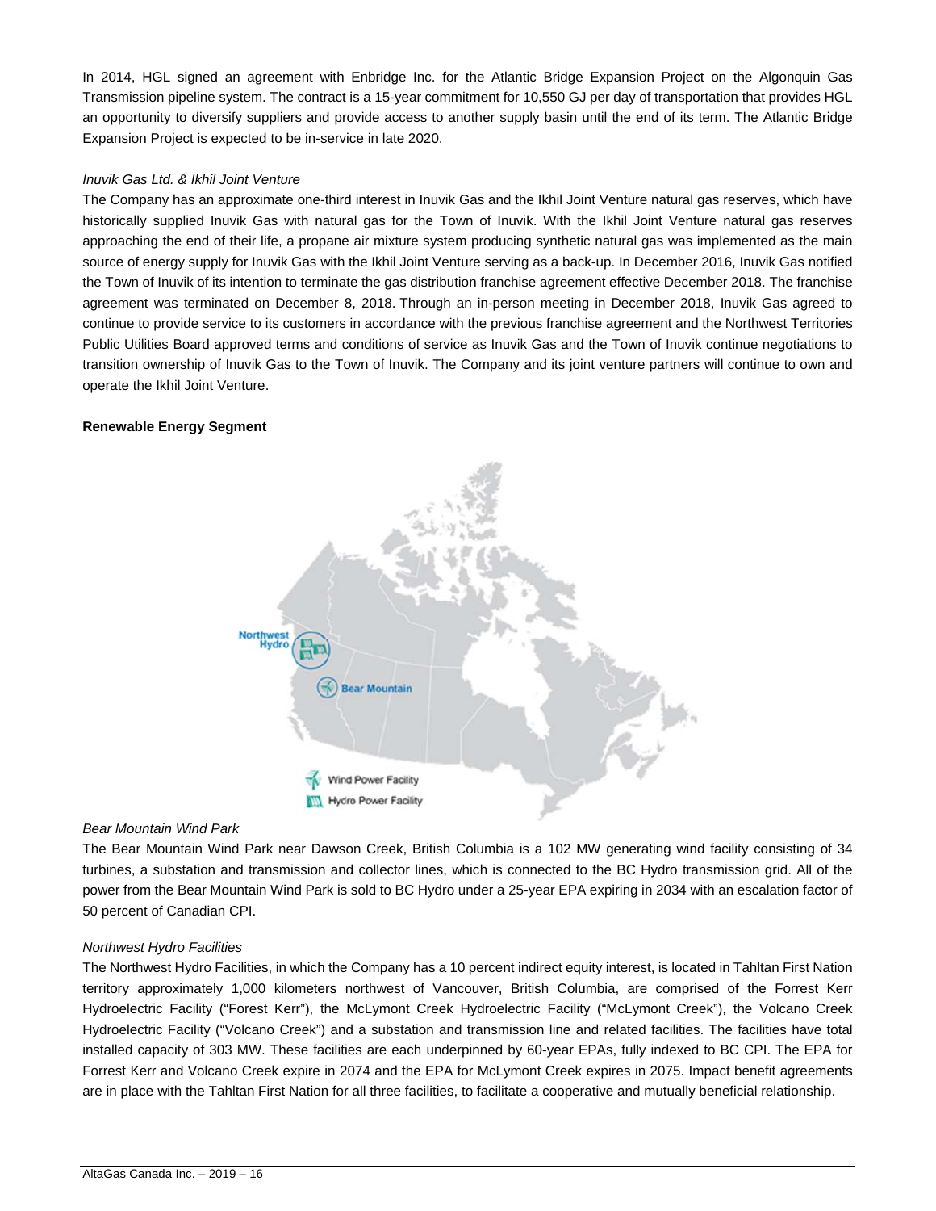In 2014, HGL signed an agreement with Enbridge Inc. for the Atlantic Bridge Expansion Project on the Algonquin Gas Transmission pipeline system. The contract is a 15-year commitment for 10,550 GJ per day of transportation that provides HGL an opportunity to diversify suppliers and provide access to another supply basin until the end of its term. The Atlantic Bridge Expansion Project is expected to be in-service in late 2020.

*Inuvik Gas Ltd. & Ikhil Joint Venture*

The Company has an approximate one-third interest in Inuvik Gas and the Ikhil Joint Venture natural gas reserves, which have historically supplied Inuvik Gas with natural gas for the Town of Inuvik. With the Ikhil Joint Venture natural gas reserves approaching the end of their life, a propane air mixture system producing synthetic natural gas was implemented as the main source of energy supply for Inuvik Gas with the Ikhil Joint Venture serving as a back-up. In December 2016, Inuvik Gas notified the Town of Inuvik of its intention to terminate the gas distribution franchise agreement effective December 2018. The franchise agreement was terminated on December 8, 2018. Through an in-person meeting in December 2018, Inuvik Gas agreed to continue to provide service to its customers in accordance with the previous franchise agreement and the Northwest Territories Public Utilities Board approved terms and conditions of service as Inuvik Gas and the Town of Inuvik continue negotiations to transition ownership of Inuvik Gas to the Town of Inuvik. The Company and its joint venture partners will continue to own and operate the Ikhil Joint Venture.

**Renewable Energy Segment**

Northwest Hydro

Bear Mountain

Wind Power Facility

Hydro Power Facility

*Bear Mountain Wind Park*

The Bear Mountain Wind Park near Dawson Creek, British Columbia is a 102 MW generating wind facility consisting of 34 turbines, a substation and transmission and collector lines, which is connected to the BC Hydro transmission grid. All of the power from the Bear Mountain Wind Park is sold to BC Hydro under a 25-year EPA expiring in 2034 with an escalation factor of 50 percent of Canadian CPI.

*Northwest Hydro Facilities*

The Northwest Hydro Facilities, in which the Company has a 10 percent indirect equity interest, is located in Tahltan First Nation territory approximately 1,000 kilometers northwest of Vancouver, British Columbia, are comprised of the Forrest Kerr Hydroelectric Facility ("Forest Kerr"), the McLymont Creek Hydroelectric Facility ("McLymont Creek"), the Volcano Creek Hydroelectric Facility ("Volcano Creek") and a substation and transmission line and related facilities. The facilities have total installed capacity of 303 MW. These facilities are each underpinned by 60-year EPAs, fully indexed to BC CPI. The EPA for Forrest Kerr and Volcano Creek expire in 2074 and the EPA for McLymont Creek expires in 2075. Impact benefit agreements are in place with the Tahltan First Nation for all three facilities, to facilitate a cooperative and mutually beneficial relationship.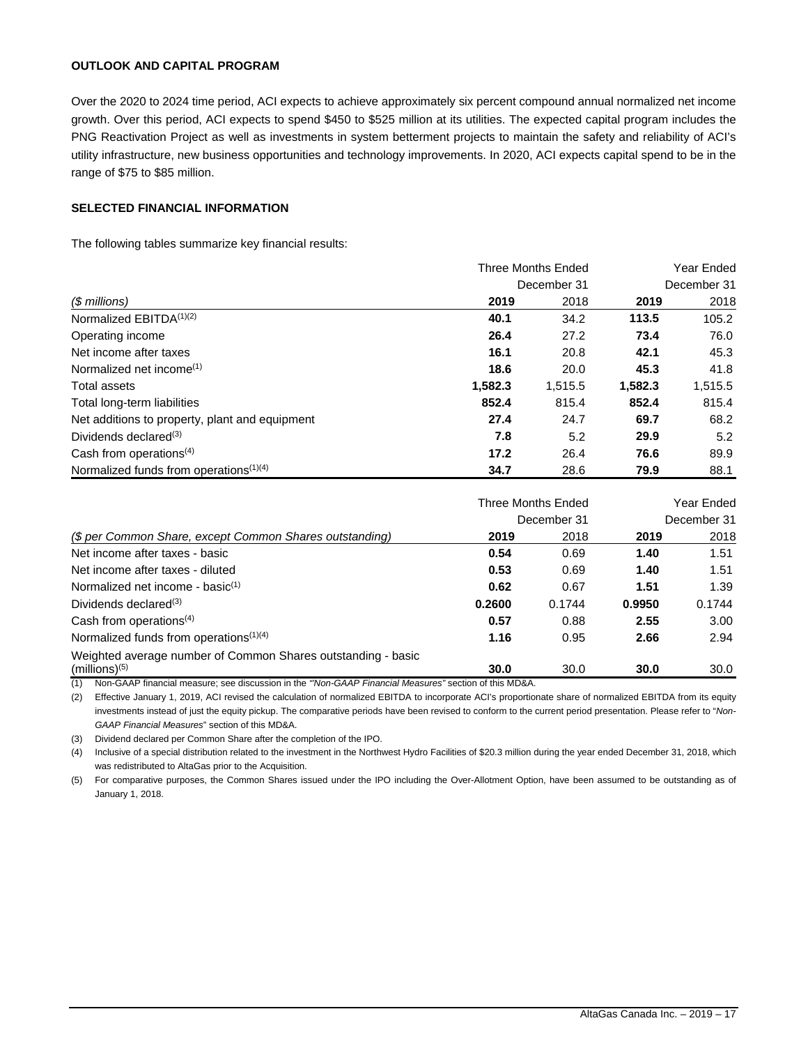## OUTLOOK AND CAPITAL PROGRAM

Over the 2020 to 2024 time period, ACI expects to achieve approximately six percent compound annual normalized net income growth. Over this period, ACI expects to spend $450 to $525 million at its utilities. The expected capital program includes the PNG Reactivation Project as well as investments in system betterment projects to maintain the safety and reliability of ACI's utility infrastructure, new business opportunities and technology improvements. In 2020, ACI expects capital spend to be in the range of $75 to $85 million.

## SELECTED FINANCIAL INFORMATION

The following tables summarize key financial results:

| | Three Months Ended December 31 | | Year Ended December 31 | |
|---|---|---|---|---|
| *($ millions)* | **2019** | 2018 | **2019** | 2018 |
| Normalized EBITDA[(1)(2)] | **40.1** | 34.2 | **113.5** | 105.2 |
| Operating income | **26.4** | 27.2 | **73.4** | 76.0 |
| Net income after taxes | **16.1** | 20.8 | **42.1** | 45.3 |
| Normalized net income[(1)] | **18.6** | 20.0 | **45.3** | 41.8 |
| Total assets | **1,582.3** | 1,515.5 | **1,582.3** | 1,515.5 |
| Total long-term liabilities | **852.4** | 815.4 | **852.4** | 815.4 |
| Net additions to property, plant and equipment | **27.4** | 24.7 | **69.7** | 68.2 |
| Dividends declared[(3)] | **7.8** | 5.2 | **29.9** | 5.2 |
| Cash from operations[(4)] | **17.2** | 26.4 | **76.6** | 89.9 |
| Normalized funds from operations[(1)(4)] | **34.7** | 28.6 | **79.9** | 88.1 |

| | Three Months Ended December 31 | | Year Ended December 31 | |
|---|---|---|---|---|
| *($ per Common Share, except Common Shares outstanding)* | **2019** | 2018 | **2019** | 2018 |
| Net income after taxes - basic | **0.54** | 0.69 | **1.40** | 1.51 |
| Net income after taxes - diluted | **0.53** | 0.69 | **1.40** | 1.51 |
| Normalized net income - basic[(1)] | **0.62** | 0.67 | **1.51** | 1.39 |
| Dividends declared[(3)] | **0.2600** | 0.1744 | **0.9950** | 0.1744 |
| Cash from operations[(4)] | **0.57** | 0.88 | **2.55** | 3.00 |
| Normalized funds from operations[(1)(4)] | **1.16** | 0.95 | **2.66** | 2.94 |
| Weighted average number of Common Shares outstanding - basic (millions)[(5)] | **30.0** | 30.0 | **30.0** | 30.0 |

(1) Non-GAAP financial measure; see discussion in the *"Non-GAAP Financial Measures"* section of this MD&A.

(2) Effective January 1, 2019, ACI revised the calculation of normalized EBITDA to incorporate ACI's proportionate share of normalized EBITDA from its equity investments instead of just the equity pickup. The comparative periods have been revised to conform to the current period presentation. Please refer to "*Non-GAAP Financial Measures*" section of this MD&A.

(3) Dividend declared per Common Share after the completion of the IPO.

(4) Inclusive of a special distribution related to the investment in the Northwest Hydro Facilities of $20.3 million during the year ended December 31, 2018, which was redistributed to AltaGas prior to the Acquisition.

(5) For comparative purposes, the Common Shares issued under the IPO including the Over-Allotment Option, have been assumed to be outstanding as of January 1, 2018.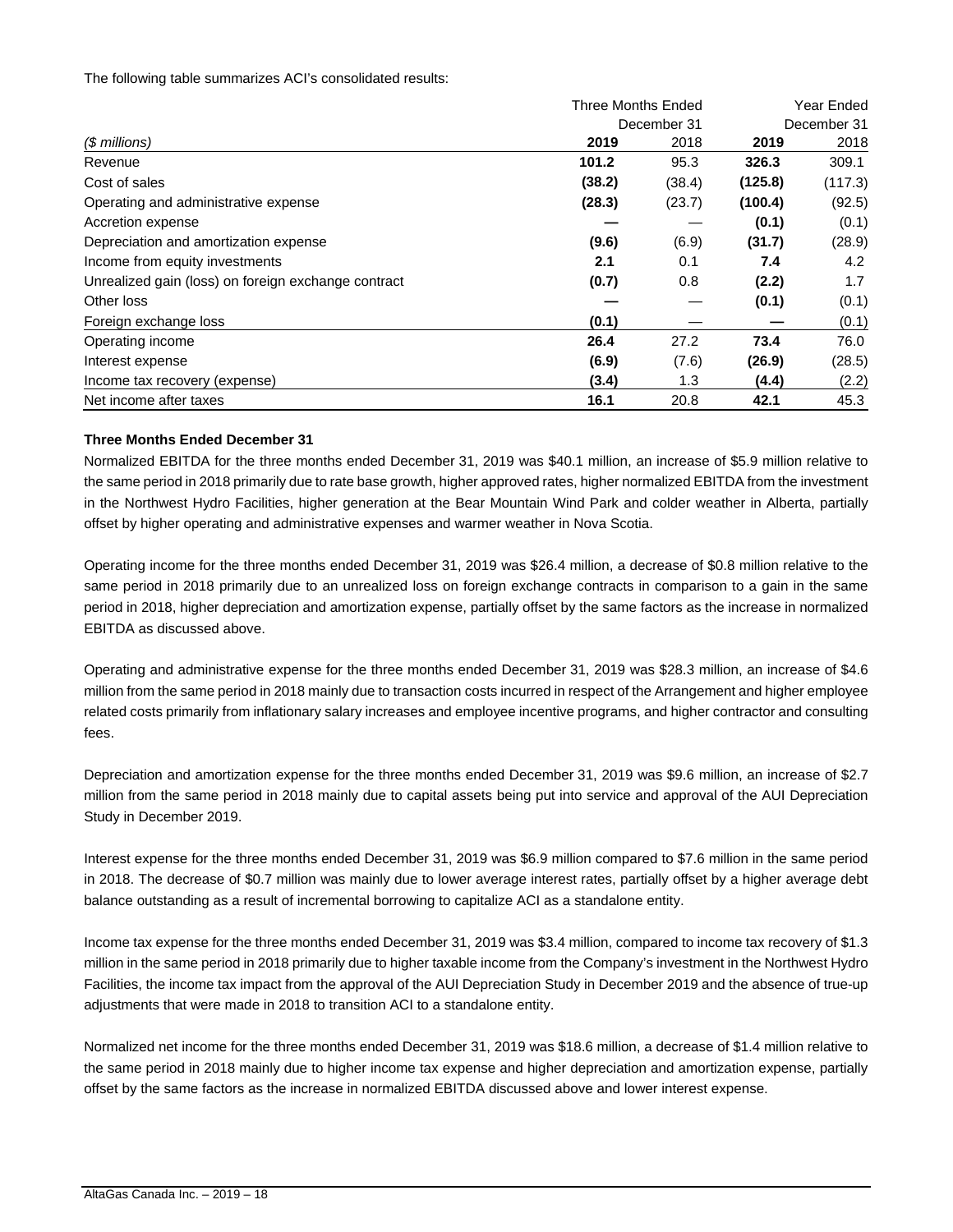The following table summarizes ACI's consolidated results:

| | Three Months Ended December 31 | | Year Ended December 31 | |
|---|---|---|---|---|
| *($ millions)* | **2019** | 2018 | **2019** | 2018 |
| Revenue | **101.2** | 95.3 | **326.3** | 309.1 |
| Cost of sales | **(38.2)** | (38.4) | **(125.8)** | (117.3) |
| Operating and administrative expense | **(28.3)** | (23.7) | **(100.4)** | (92.5) |
| Accretion expense | **—** | — | **(0.1)** | (0.1) |
| Depreciation and amortization expense | **(9.6)** | (6.9) | **(31.7)** | (28.9) |
| Income from equity investments | **2.1** | 0.1 | **7.4** | 4.2 |
| Unrealized gain (loss) on foreign exchange contract | **(0.7)** | 0.8 | **(2.2)** | 1.7 |
| Other loss | **—** | — | **(0.1)** | (0.1) |
| Foreign exchange loss | **(0.1)** | — | **—** | (0.1) |
| Operating income | **26.4** | 27.2 | **73.4** | 76.0 |
| Interest expense | **(6.9)** | (7.6) | **(26.9)** | (28.5) |
| Income tax recovery (expense) | **(3.4)** | 1.3 | **(4.4)** | (2.2) |
| Net income after taxes | **16.1** | 20.8 | **42.1** | 45.3 |

**Three Months Ended December 31**

Normalized EBITDA for the three months ended December 31, 2019 was $40.1 million, an increase of $5.9 million relative to the same period in 2018 primarily due to rate base growth, higher approved rates, higher normalized EBITDA from the investment in the Northwest Hydro Facilities, higher generation at the Bear Mountain Wind Park and colder weather in Alberta, partially offset by higher operating and administrative expenses and warmer weather in Nova Scotia.

Operating income for the three months ended December 31, 2019 was $26.4 million, a decrease of $0.8 million relative to the same period in 2018 primarily due to an unrealized loss on foreign exchange contracts in comparison to a gain in the same period in 2018, higher depreciation and amortization expense, partially offset by the same factors as the increase in normalized EBITDA as discussed above.

Operating and administrative expense for the three months ended December 31, 2019 was $28.3 million, an increase of $4.6 million from the same period in 2018 mainly due to transaction costs incurred in respect of the Arrangement and higher employee related costs primarily from inflationary salary increases and employee incentive programs, and higher contractor and consulting fees.

Depreciation and amortization expense for the three months ended December 31, 2019 was $9.6 million, an increase of $2.7 million from the same period in 2018 mainly due to capital assets being put into service and approval of the AUI Depreciation Study in December 2019.

Interest expense for the three months ended December 31, 2019 was $6.9 million compared to $7.6 million in the same period in 2018. The decrease of $0.7 million was mainly due to lower average interest rates, partially offset by a higher average debt balance outstanding as a result of incremental borrowing to capitalize ACI as a standalone entity.

Income tax expense for the three months ended December 31, 2019 was $3.4 million, compared to income tax recovery of $1.3 million in the same period in 2018 primarily due to higher taxable income from the Company's investment in the Northwest Hydro Facilities, the income tax impact from the approval of the AUI Depreciation Study in December 2019 and the absence of true-up adjustments that were made in 2018 to transition ACI to a standalone entity.

Normalized net income for the three months ended December 31, 2019 was $18.6 million, a decrease of $1.4 million relative to the same period in 2018 mainly due to higher income tax expense and higher depreciation and amortization expense, partially offset by the same factors as the increase in normalized EBITDA discussed above and lower interest expense.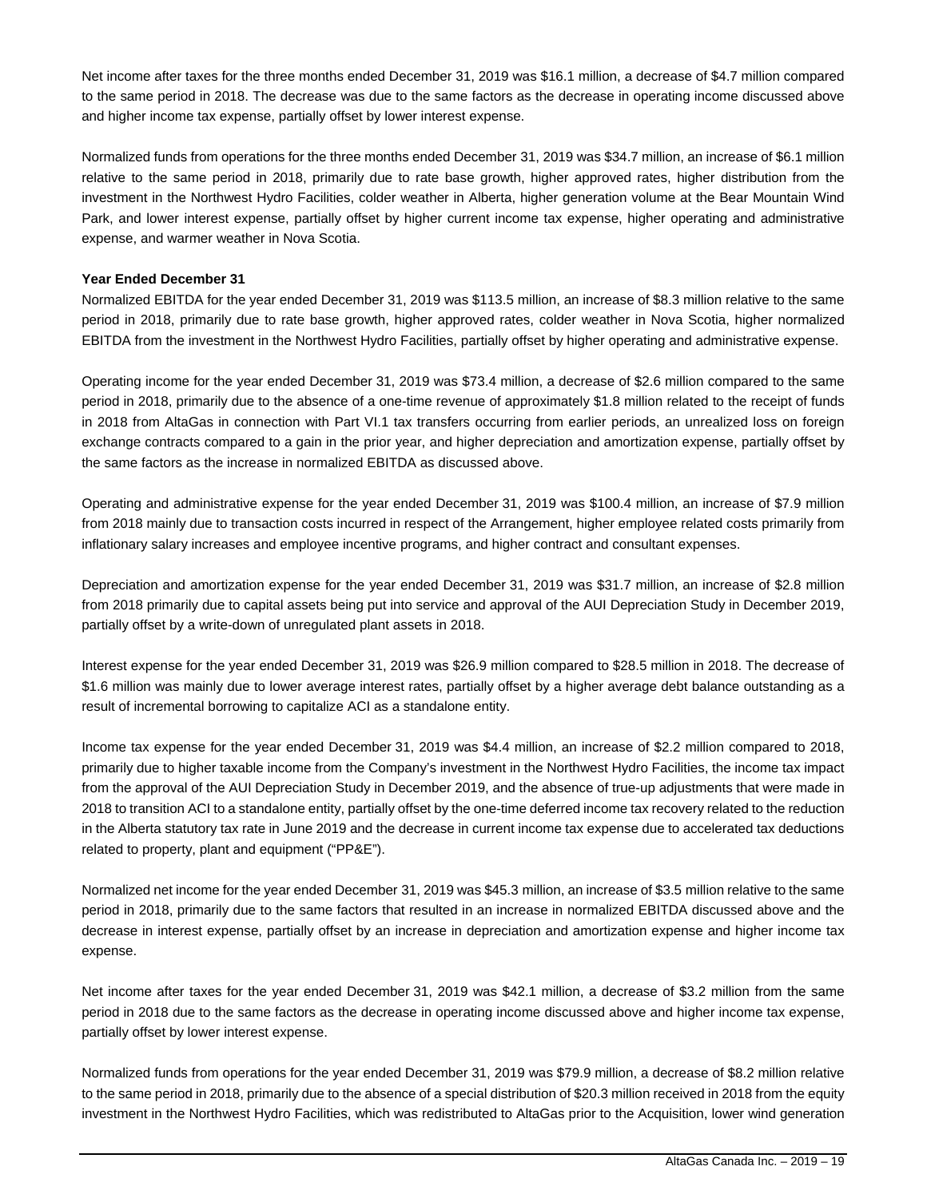Net income after taxes for the three months ended December 31, 2019 was $16.1 million, a decrease of $4.7 million compared to the same period in 2018. The decrease was due to the same factors as the decrease in operating income discussed above and higher income tax expense, partially offset by lower interest expense.

Normalized funds from operations for the three months ended December 31, 2019 was $34.7 million, an increase of $6.1 million relative to the same period in 2018, primarily due to rate base growth, higher approved rates, higher distribution from the investment in the Northwest Hydro Facilities, colder weather in Alberta, higher generation volume at the Bear Mountain Wind Park, and lower interest expense, partially offset by higher current income tax expense, higher operating and administrative expense, and warmer weather in Nova Scotia.

**Year Ended December 31**

Normalized EBITDA for the year ended December 31, 2019 was $113.5 million, an increase of $8.3 million relative to the same period in 2018, primarily due to rate base growth, higher approved rates, colder weather in Nova Scotia, higher normalized EBITDA from the investment in the Northwest Hydro Facilities, partially offset by higher operating and administrative expense.

Operating income for the year ended December 31, 2019 was $73.4 million, a decrease of $2.6 million compared to the same period in 2018, primarily due to the absence of a one-time revenue of approximately $1.8 million related to the receipt of funds in 2018 from AltaGas in connection with Part VI.1 tax transfers occurring from earlier periods, an unrealized loss on foreign exchange contracts compared to a gain in the prior year, and higher depreciation and amortization expense, partially offset by the same factors as the increase in normalized EBITDA as discussed above.

Operating and administrative expense for the year ended December 31, 2019 was $100.4 million, an increase of $7.9 million from 2018 mainly due to transaction costs incurred in respect of the Arrangement, higher employee related costs primarily from inflationary salary increases and employee incentive programs, and higher contract and consultant expenses.

Depreciation and amortization expense for the year ended December 31, 2019 was $31.7 million, an increase of $2.8 million from 2018 primarily due to capital assets being put into service and approval of the AUI Depreciation Study in December 2019, partially offset by a write-down of unregulated plant assets in 2018.

Interest expense for the year ended December 31, 2019 was $26.9 million compared to $28.5 million in 2018. The decrease of $1.6 million was mainly due to lower average interest rates, partially offset by a higher average debt balance outstanding as a result of incremental borrowing to capitalize ACI as a standalone entity.

Income tax expense for the year ended December 31, 2019 was $4.4 million, an increase of $2.2 million compared to 2018, primarily due to higher taxable income from the Company's investment in the Northwest Hydro Facilities, the income tax impact from the approval of the AUI Depreciation Study in December 2019, and the absence of true-up adjustments that were made in 2018 to transition ACI to a standalone entity, partially offset by the one-time deferred income tax recovery related to the reduction in the Alberta statutory tax rate in June 2019 and the decrease in current income tax expense due to accelerated tax deductions related to property, plant and equipment ("PP&E").

Normalized net income for the year ended December 31, 2019 was $45.3 million, an increase of $3.5 million relative to the same period in 2018, primarily due to the same factors that resulted in an increase in normalized EBITDA discussed above and the decrease in interest expense, partially offset by an increase in depreciation and amortization expense and higher income tax expense.

Net income after taxes for the year ended December 31, 2019 was $42.1 million, a decrease of $3.2 million from the same period in 2018 due to the same factors as the decrease in operating income discussed above and higher income tax expense, partially offset by lower interest expense.

Normalized funds from operations for the year ended December 31, 2019 was $79.9 million, a decrease of $8.2 million relative to the same period in 2018, primarily due to the absence of a special distribution of $20.3 million received in 2018 from the equity investment in the Northwest Hydro Facilities, which was redistributed to AltaGas prior to the Acquisition, lower wind generation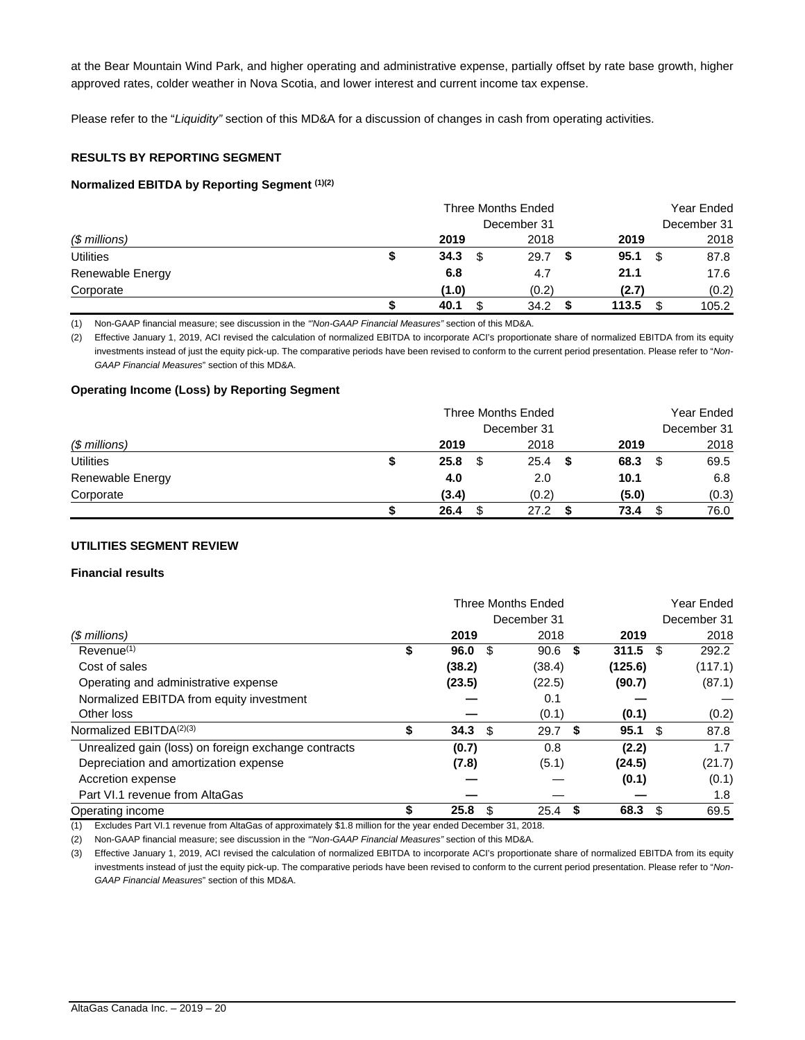at the Bear Mountain Wind Park, and higher operating and administrative expense, partially offset by rate base growth, higher approved rates, colder weather in Nova Scotia, and lower interest and current income tax expense.

Please refer to the "*Liquidity"* section of this MD&A for a discussion of changes in cash from operating activities.

## RESULTS BY REPORTING SEGMENT

### Normalized EBITDA by Reporting Segment [(1)(2)]

| | Three Months Ended December 31 | | Year Ended December 31 | |
|---|---|---|---|---|
| *($ millions)* | **2019** | 2018 | **2019** | 2018 |
| Utilities | **$ 34.3** | $ 29.7 | **$ 95.1** | $ 87.8 |
| Renewable Energy | **6.8** | 4.7 | **21.1** | 17.6 |
| Corporate | **(1.0)** | (0.2) | **(2.7)** | (0.2) |
| | **$ 40.1** | $ 34.2 | **$ 113.5** | $ 105.2 |

(1) Non-GAAP financial measure; see discussion in the *"Non-GAAP Financial Measures"* section of this MD&A.

(2) Effective January 1, 2019, ACI revised the calculation of normalized EBITDA to incorporate ACI's proportionate share of normalized EBITDA from its equity investments instead of just the equity pick-up. The comparative periods have been revised to conform to the current period presentation. Please refer to "*Non-GAAP Financial Measures*" section of this MD&A.

### Operating Income (Loss) by Reporting Segment

| | Three Months Ended December 31 | | Year Ended December 31 | |
|---|---|---|---|---|
| *($ millions)* | **2019** | 2018 | **2019** | 2018 |
| Utilities | **$ 25.8** | $ 25.4 | **$ 68.3** | $ 69.5 |
| Renewable Energy | **4.0** | 2.0 | **10.1** | 6.8 |
| Corporate | **(3.4)** | (0.2) | **(5.0)** | (0.3) |
| | **$ 26.4** | $ 27.2 | **$ 73.4** | $ 76.0 |

## UTILITIES SEGMENT REVIEW

### Financial results

| | Three Months Ended December 31 | | Year Ended December 31 | |
|---|---|---|---|---|
| *($ millions)* | **2019** | 2018 | **2019** | 2018 |
| Revenue[(1)] | **$ 96.0** | $ 90.6 | **$ 311.5** | $ 292.2 |
| Cost of sales | **(38.2)** | (38.4) | **(125.6)** | (117.1) |
| Operating and administrative expense | **(23.5)** | (22.5) | **(90.7)** | (87.1) |
| Normalized EBITDA from equity investment | **—** | 0.1 | **—** | — |
| Other loss | **—** | (0.1) | **(0.1)** | (0.2) |
| Normalized EBITDA[(2)(3)] | **$ 34.3** | $ 29.7 | **$ 95.1** | $ 87.8 |
| Unrealized gain (loss) on foreign exchange contracts | **(0.7)** | 0.8 | **(2.2)** | 1.7 |
| Depreciation and amortization expense | **(7.8)** | (5.1) | **(24.5)** | (21.7) |
| Accretion expense | **—** | — | **(0.1)** | (0.1) |
| Part VI.1 revenue from AltaGas | **—** | — | **—** | 1.8 |
| Operating income | **$ 25.8** | $ 25.4 | **$ 68.3** | $ 69.5 |

(1) Excludes Part VI.1 revenue from AltaGas of approximately $1.8 million for the year ended December 31, 2018.

(2) Non-GAAP financial measure; see discussion in the *"Non-GAAP Financial Measures"* section of this MD&A.

(3) Effective January 1, 2019, ACI revised the calculation of normalized EBITDA to incorporate ACI's proportionate share of normalized EBITDA from its equity investments instead of just the equity pick-up. The comparative periods have been revised to conform to the current period presentation. Please refer to "*Non-GAAP Financial Measures*" section of this MD&A.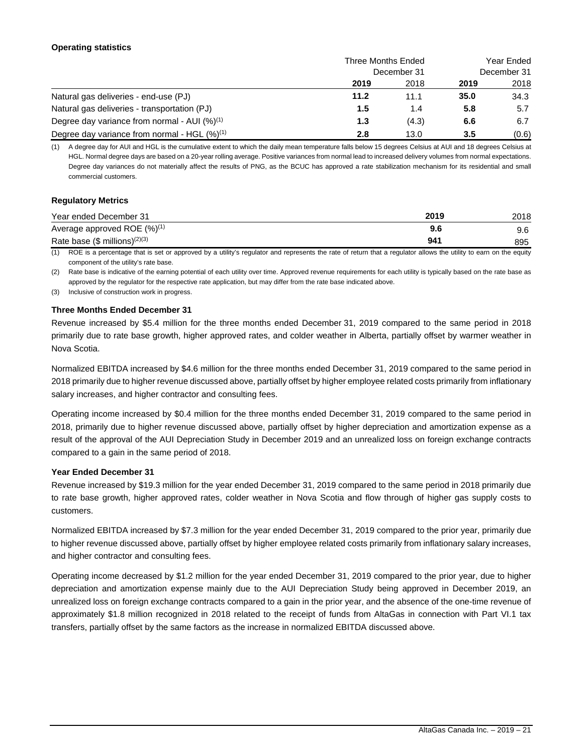**Operating statistics**

| | Three Months Ended December 31 | | Year Ended December 31 | |
|---|---|---|---|---|
| | **2019** | 2018 | **2019** | 2018 |
| Natural gas deliveries - end-use (PJ) | **11.2** | 11.1 | **35.0** | 34.3 |
| Natural gas deliveries - transportation (PJ) | **1.5** | 1.4 | **5.8** | 5.7 |
| Degree day variance from normal - AUI (%)[1] | **1.3** | (4.3) | **6.6** | 6.7 |
| Degree day variance from normal - HGL (%)[1] | **2.8** | 13.0 | **3.5** | (0.6) |

(1) A degree day for AUI and HGL is the cumulative extent to which the daily mean temperature falls below 15 degrees Celsius at AUI and 18 degrees Celsius at HGL. Normal degree days are based on a 20-year rolling average. Positive variances from normal lead to increased delivery volumes from normal expectations. Degree day variances do not materially affect the results of PNG, as the BCUC has approved a rate stabilization mechanism for its residential and small commercial customers.

**Regulatory Metrics**

| Year ended December 31 | **2019** | 2018 |
|---|---|---|
| Average approved ROE (%)[1] | **9.6** | 9.6 |
| Rate base ($ millions)[2][3] | **941** | 895 |

(1) ROE is a percentage that is set or approved by a utility's regulator and represents the rate of return that a regulator allows the utility to earn on the equity component of the utility's rate base.

(2) Rate base is indicative of the earning potential of each utility over time. Approved revenue requirements for each utility is typically based on the rate base as approved by the regulator for the respective rate application, but may differ from the rate base indicated above.

(3) Inclusive of construction work in progress.

**Three Months Ended December 31**

Revenue increased by $5.4 million for the three months ended December 31, 2019 compared to the same period in 2018 primarily due to rate base growth, higher approved rates, and colder weather in Alberta, partially offset by warmer weather in Nova Scotia.

Normalized EBITDA increased by $4.6 million for the three months ended December 31, 2019 compared to the same period in 2018 primarily due to higher revenue discussed above, partially offset by higher employee related costs primarily from inflationary salary increases, and higher contractor and consulting fees.

Operating income increased by $0.4 million for the three months ended December 31, 2019 compared to the same period in 2018, primarily due to higher revenue discussed above, partially offset by higher depreciation and amortization expense as a result of the approval of the AUI Depreciation Study in December 2019 and an unrealized loss on foreign exchange contracts compared to a gain in the same period of 2018.

**Year Ended December 31**

Revenue increased by $19.3 million for the year ended December 31, 2019 compared to the same period in 2018 primarily due to rate base growth, higher approved rates, colder weather in Nova Scotia and flow through of higher gas supply costs to customers.

Normalized EBITDA increased by $7.3 million for the year ended December 31, 2019 compared to the prior year, primarily due to higher revenue discussed above, partially offset by higher employee related costs primarily from inflationary salary increases, and higher contractor and consulting fees.

Operating income decreased by $1.2 million for the year ended December 31, 2019 compared to the prior year, due to higher depreciation and amortization expense mainly due to the AUI Depreciation Study being approved in December 2019, an unrealized loss on foreign exchange contracts compared to a gain in the prior year, and the absence of the one-time revenue of approximately $1.8 million recognized in 2018 related to the receipt of funds from AltaGas in connection with Part VI.1 tax transfers, partially offset by the same factors as the increase in normalized EBITDA discussed above.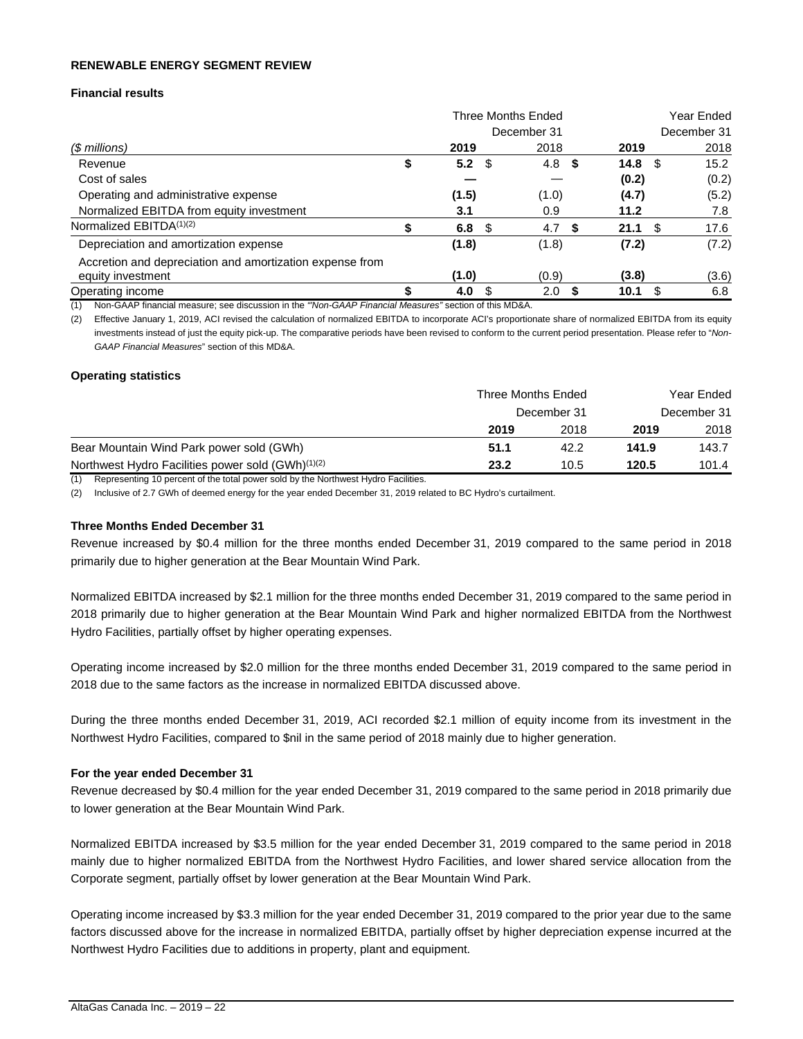**RENEWABLE ENERGY SEGMENT REVIEW**

**Financial results**

| | Three Months Ended December 31 | | Year Ended December 31 | |
|---|---|---|---|---|
| *($ millions)* | **2019** | 2018 | **2019** | 2018 |
| Revenue | **$ 5.2** | $ 4.8 | **$ 14.8** | $ 15.2 |
| Cost of sales | **—** | — | **(0.2)** | (0.2) |
| Operating and administrative expense | **(1.5)** | (1.0) | **(4.7)** | (5.2) |
| Normalized EBITDA from equity investment | **3.1** | 0.9 | **11.2** | 7.8 |
| Normalized EBITDA[(1)(2)] | **$ 6.8** | $ 4.7 | **$ 21.1** | $ 17.6 |
| Depreciation and amortization expense | **(1.8)** | (1.8) | **(7.2)** | (7.2) |
| Accretion and depreciation and amortization expense from equity investment | **(1.0)** | (0.9) | **(3.8)** | (3.6) |
| Operating income | **$ 4.0** | $ 2.0 | **$ 10.1** | $ 6.8 |

(1) Non-GAAP financial measure; see discussion in the *"Non-GAAP Financial Measures"* section of this MD&A.

(2) Effective January 1, 2019, ACI revised the calculation of normalized EBITDA to incorporate ACI's proportionate share of normalized EBITDA from its equity investments instead of just the equity pick-up. The comparative periods have been revised to conform to the current period presentation. Please refer to "*Non-GAAP Financial Measures*" section of this MD&A.

**Operating statistics**

| | Three Months Ended December 31 | | Year Ended December 31 | |
|---|---|---|---|---|
| | **2019** | 2018 | **2019** | 2018 |
| Bear Mountain Wind Park power sold (GWh) | **51.1** | 42.2 | **141.9** | 143.7 |
| Northwest Hydro Facilities power sold (GWh)[(1)(2)] | **23.2** | 10.5 | **120.5** | 101.4 |

(1) Representing 10 percent of the total power sold by the Northwest Hydro Facilities.

(2) Inclusive of 2.7 GWh of deemed energy for the year ended December 31, 2019 related to BC Hydro's curtailment.

**Three Months Ended December 31**

Revenue increased by $0.4 million for the three months ended December 31, 2019 compared to the same period in 2018 primarily due to higher generation at the Bear Mountain Wind Park.

Normalized EBITDA increased by $2.1 million for the three months ended December 31, 2019 compared to the same period in 2018 primarily due to higher generation at the Bear Mountain Wind Park and higher normalized EBITDA from the Northwest Hydro Facilities, partially offset by higher operating expenses.

Operating income increased by $2.0 million for the three months ended December 31, 2019 compared to the same period in 2018 due to the same factors as the increase in normalized EBITDA discussed above.

During the three months ended December 31, 2019, ACI recorded $2.1 million of equity income from its investment in the Northwest Hydro Facilities, compared to $nil in the same period of 2018 mainly due to higher generation.

**For the year ended December 31**

Revenue decreased by $0.4 million for the year ended December 31, 2019 compared to the same period in 2018 primarily due to lower generation at the Bear Mountain Wind Park.

Normalized EBITDA increased by $3.5 million for the year ended December 31, 2019 compared to the same period in 2018 mainly due to higher normalized EBITDA from the Northwest Hydro Facilities, and lower shared service allocation from the Corporate segment, partially offset by lower generation at the Bear Mountain Wind Park.

Operating income increased by $3.3 million for the year ended December 31, 2019 compared to the prior year due to the same factors discussed above for the increase in normalized EBITDA, partially offset by higher depreciation expense incurred at the Northwest Hydro Facilities due to additions in property, plant and equipment.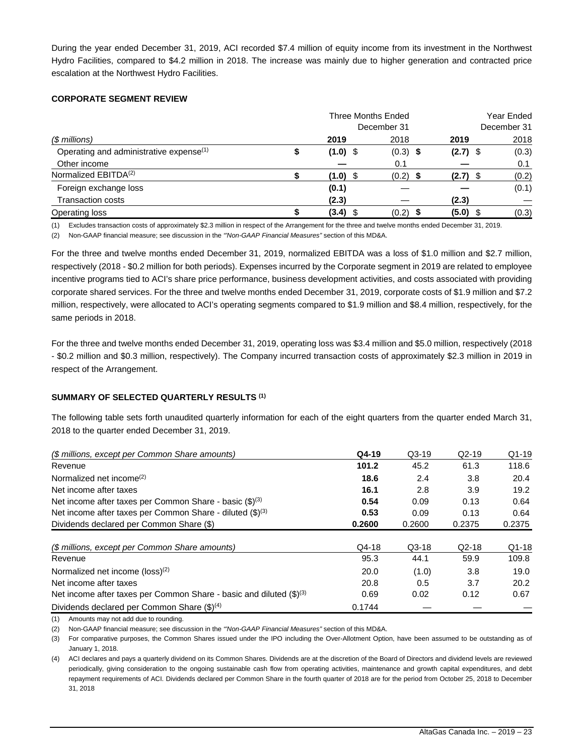During the year ended December 31, 2019, ACI recorded $7.4 million of equity income from its investment in the Northwest Hydro Facilities, compared to $4.2 million in 2018. The increase was mainly due to higher generation and contracted price escalation at the Northwest Hydro Facilities.

**CORPORATE SEGMENT REVIEW**

| *($ millions)* | Three Months Ended December 31 **2019** | Three Months Ended December 31 2018 | Year Ended December 31 **2019** | Year Ended December 31 2018 |
|---|---|---|---|---|
| Operating and administrative expense[(1)] | **$ (1.0)** | $ (0.3) | **$ (2.7)** | $ (0.3) |
| Other income | **—** | 0.1 | **—** | 0.1 |
| Normalized EBITDA[(2)] | **$ (1.0)** | $ (0.2) | **$ (2.7)** | $ (0.2) |
| Foreign exchange loss | **(0.1)** | — | **—** | (0.1) |
| Transaction costs | **(2.3)** | — | **(2.3)** | — |
| Operating loss | **$ (3.4)** | $ (0.2) | **$ (5.0)** | $ (0.3) |

(1) Excludes transaction costs of approximately $2.3 million in respect of the Arrangement for the three and twelve months ended December 31, 2019.

(2) Non-GAAP financial measure; see discussion in the *"Non-GAAP Financial Measures"* section of this MD&A.

For the three and twelve months ended December 31, 2019, normalized EBITDA was a loss of $1.0 million and $2.7 million, respectively (2018 - $0.2 million for both periods). Expenses incurred by the Corporate segment in 2019 are related to employee incentive programs tied to ACI's share price performance, business development activities, and costs associated with providing corporate shared services. For the three and twelve months ended December 31, 2019, corporate costs of $1.9 million and $7.2 million, respectively, were allocated to ACI's operating segments compared to $1.9 million and $8.4 million, respectively, for the same periods in 2018.

For the three and twelve months ended December 31, 2019, operating loss was $3.4 million and $5.0 million, respectively (2018 - $0.2 million and $0.3 million, respectively). The Company incurred transaction costs of approximately $2.3 million in 2019 in respect of the Arrangement.

**SUMMARY OF SELECTED QUARTERLY RESULTS [(1)]**

The following table sets forth unaudited quarterly information for each of the eight quarters from the quarter ended March 31, 2018 to the quarter ended December 31, 2019.

| *($ millions, except per Common Share amounts)* | **Q4-19** | Q3-19 | Q2-19 | Q1-19 |
|---|---|---|---|---|
| Revenue | **101.2** | 45.2 | 61.3 | 118.6 |
| Normalized net income[(2)] | **18.6** | 2.4 | 3.8 | 20.4 |
| Net income after taxes | **16.1** | 2.8 | 3.9 | 19.2 |
| Net income after taxes per Common Share - basic ($)[(3)] | **0.54** | 0.09 | 0.13 | 0.64 |
| Net income after taxes per Common Share - diluted ($)[(3)] | **0.53** | 0.09 | 0.13 | 0.64 |
| Dividends declared per Common Share ($) | **0.2600** | 0.2600 | 0.2375 | 0.2375 |

| *($ millions, except per Common Share amounts)* | Q4-18 | Q3-18 | Q2-18 | Q1-18 |
|---|---|---|---|---|
| Revenue | 95.3 | 44.1 | 59.9 | 109.8 |
| Normalized net income (loss)[(2)] | 20.0 | (1.0) | 3.8 | 19.0 |
| Net income after taxes | 20.8 | 0.5 | 3.7 | 20.2 |
| Net income after taxes per Common Share - basic and diluted ($)[(3)] | 0.69 | 0.02 | 0.12 | 0.67 |
| Dividends declared per Common Share ($)[(4)] | 0.1744 | — | — | — |

(1) Amounts may not add due to rounding.

(2) Non-GAAP financial measure; see discussion in the *"Non-GAAP Financial Measures"* section of this MD&A.

(3) For comparative purposes, the Common Shares issued under the IPO including the Over-Allotment Option, have been assumed to be outstanding as of January 1, 2018.

(4) ACI declares and pays a quarterly dividend on its Common Shares. Dividends are at the discretion of the Board of Directors and dividend levels are reviewed periodically, giving consideration to the ongoing sustainable cash flow from operating activities, maintenance and growth capital expenditures, and debt repayment requirements of ACI. Dividends declared per Common Share in the fourth quarter of 2018 are for the period from October 25, 2018 to December 31, 2018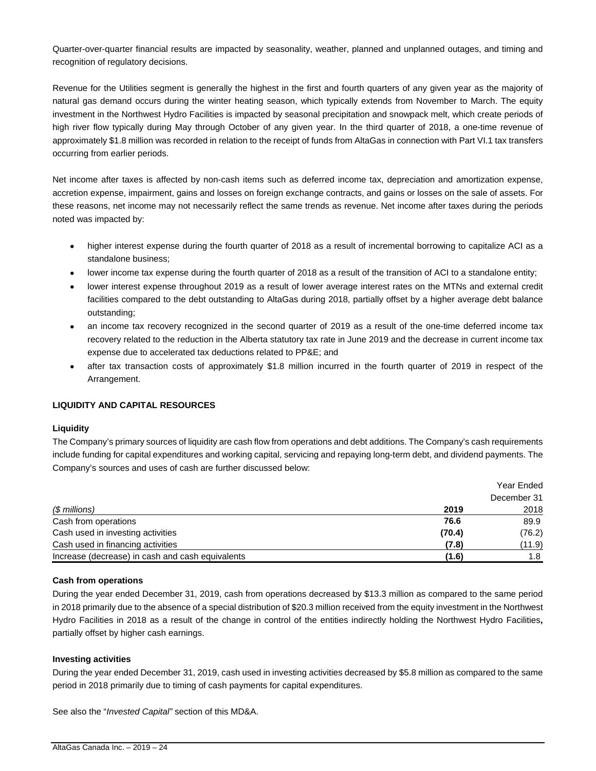Quarter-over-quarter financial results are impacted by seasonality, weather, planned and unplanned outages, and timing and recognition of regulatory decisions.

Revenue for the Utilities segment is generally the highest in the first and fourth quarters of any given year as the majority of natural gas demand occurs during the winter heating season, which typically extends from November to March. The equity investment in the Northwest Hydro Facilities is impacted by seasonal precipitation and snowpack melt, which create periods of high river flow typically during May through October of any given year. In the third quarter of 2018, a one-time revenue of approximately $1.8 million was recorded in relation to the receipt of funds from AltaGas in connection with Part VI.1 tax transfers occurring from earlier periods.

Net income after taxes is affected by non-cash items such as deferred income tax, depreciation and amortization expense, accretion expense, impairment, gains and losses on foreign exchange contracts, and gains or losses on the sale of assets. For these reasons, net income may not necessarily reflect the same trends as revenue. Net income after taxes during the periods noted was impacted by:

- higher interest expense during the fourth quarter of 2018 as a result of incremental borrowing to capitalize ACI as a standalone business;
- lower income tax expense during the fourth quarter of 2018 as a result of the transition of ACI to a standalone entity;
- lower interest expense throughout 2019 as a result of lower average interest rates on the MTNs and external credit facilities compared to the debt outstanding to AltaGas during 2018, partially offset by a higher average debt balance outstanding;
- an income tax recovery recognized in the second quarter of 2019 as a result of the one-time deferred income tax recovery related to the reduction in the Alberta statutory tax rate in June 2019 and the decrease in current income tax expense due to accelerated tax deductions related to PP&E; and
- after tax transaction costs of approximately $1.8 million incurred in the fourth quarter of 2019 in respect of the Arrangement.

## LIQUIDITY AND CAPITAL RESOURCES

### Liquidity

The Company's primary sources of liquidity are cash flow from operations and debt additions. The Company's cash requirements include funding for capital expenditures and working capital, servicing and repaying long-term debt, and dividend payments. The Company's sources and uses of cash are further discussed below:

| | | Year Ended December 31 |
|---|---|---|
| *($ millions)* | **2019** | 2018 |
| Cash from operations | **76.6** | 89.9 |
| Cash used in investing activities | **(70.4)** | (76.2) |
| Cash used in financing activities | **(7.8)** | (11.9) |
| Increase (decrease) in cash and cash equivalents | **(1.6)** | 1.8 |

### Cash from operations

During the year ended December 31, 2019, cash from operations decreased by $13.3 million as compared to the same period in 2018 primarily due to the absence of a special distribution of $20.3 million received from the equity investment in the Northwest Hydro Facilities in 2018 as a result of the change in control of the entities indirectly holding the Northwest Hydro Facilities**,** partially offset by higher cash earnings.

### Investing activities

During the year ended December 31, 2019, cash used in investing activities decreased by $5.8 million as compared to the same period in 2018 primarily due to timing of cash payments for capital expenditures.

See also the "*Invested Capital"* section of this MD&A.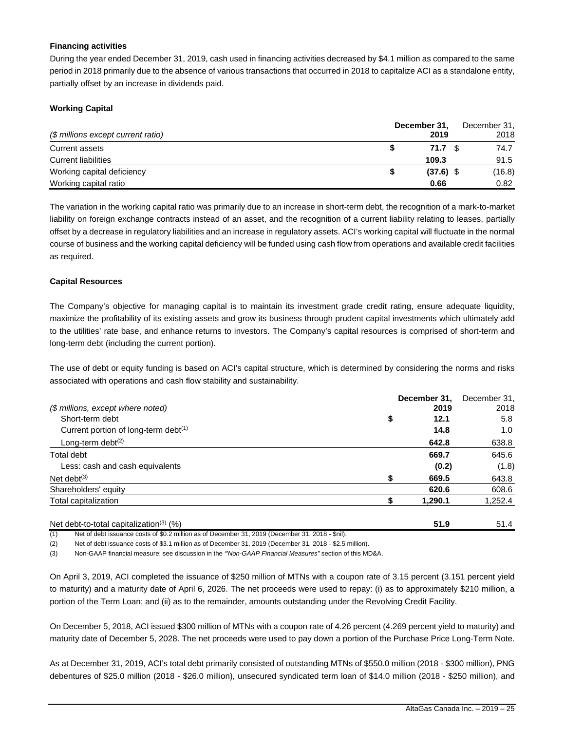**Financing activities**

During the year ended December 31, 2019, cash used in financing activities decreased by $4.1 million as compared to the same period in 2018 primarily due to the absence of various transactions that occurred in 2018 to capitalize ACI as a standalone entity, partially offset by an increase in dividends paid.

**Working Capital**

| *($ millions except current ratio)* | **December 31, 2019** | December 31, 2018 |
|---|---|---|
| Current assets | **$ 71.7** | $ 74.7 |
| Current liabilities | **109.3** | 91.5 |
| Working capital deficiency | **$ (37.6)** | $ (16.8) |
| Working capital ratio | **0.66** | 0.82 |

The variation in the working capital ratio was primarily due to an increase in short-term debt, the recognition of a mark-to-market liability on foreign exchange contracts instead of an asset, and the recognition of a current liability relating to leases, partially offset by a decrease in regulatory liabilities and an increase in regulatory assets. ACI's working capital will fluctuate in the normal course of business and the working capital deficiency will be funded using cash flow from operations and available credit facilities as required.

**Capital Resources**

The Company's objective for managing capital is to maintain its investment grade credit rating, ensure adequate liquidity, maximize the profitability of its existing assets and grow its business through prudent capital investments which ultimately add to the utilities' rate base, and enhance returns to investors. The Company's capital resources is comprised of short-term and long-term debt (including the current portion).

The use of debt or equity funding is based on ACI's capital structure, which is determined by considering the norms and risks associated with operations and cash flow stability and sustainability.

| *($ millions, except where noted)* | **December 31, 2019** | December 31, 2018 |
|---|---|---|
| Short-term debt | **$ 12.1** | 5.8 |
| Current portion of long-term debt[(1)] | **14.8** | 1.0 |
| Long-term debt[(2)] | **642.8** | 638.8 |
| Total debt | **669.7** | 645.6 |
| Less: cash and cash equivalents | **(0.2)** | (1.8) |
| Net debt[(3)] | **$ 669.5** | 643.8 |
| Shareholders' equity | **620.6** | 608.6 |
| Total capitalization | **$ 1,290.1** | 1,252.4 |
| | | |
| Net debt-to-total capitalization[(3)] (%) | **51.9** | 51.4 |

(1) Net of debt issuance costs of $0.2 million as of December 31, 2019 (December 31, 2018 - $nil).

(2) Net of debt issuance costs of $3.1 million as of December 31, 2019 (December 31, 2018 - $2.5 million).

(3) Non-GAAP financial measure; see discussion in the *"Non-GAAP Financial Measures"* section of this MD&A.

On April 3, 2019, ACI completed the issuance of $250 million of MTNs with a coupon rate of 3.15 percent (3.151 percent yield to maturity) and a maturity date of April 6, 2026. The net proceeds were used to repay: (i) as to approximately $210 million, a portion of the Term Loan; and (ii) as to the remainder, amounts outstanding under the Revolving Credit Facility.

On December 5, 2018, ACI issued $300 million of MTNs with a coupon rate of 4.26 percent (4.269 percent yield to maturity) and maturity date of December 5, 2028. The net proceeds were used to pay down a portion of the Purchase Price Long-Term Note.

As at December 31, 2019, ACI's total debt primarily consisted of outstanding MTNs of $550.0 million (2018 - $300 million), PNG debentures of $25.0 million (2018 - $26.0 million), unsecured syndicated term loan of $14.0 million (2018 - $250 million), and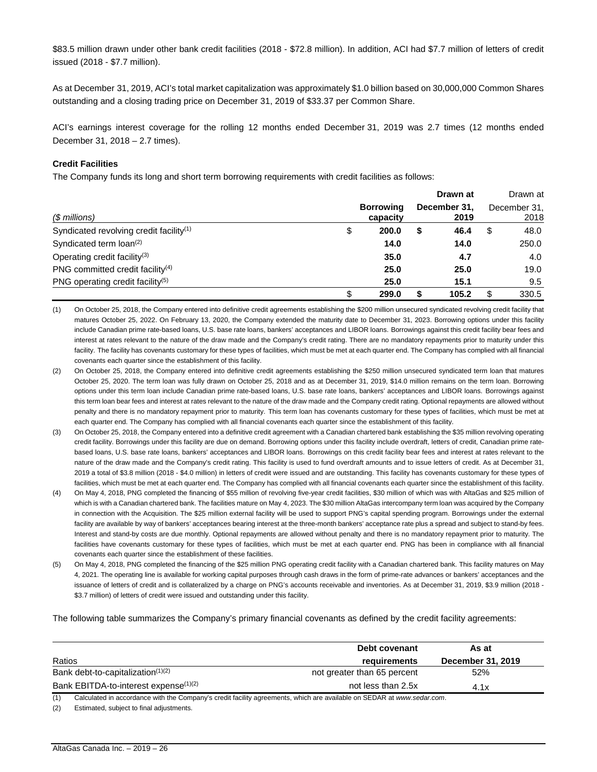$83.5 million drawn under other bank credit facilities (2018 - $72.8 million). In addition, ACI had $7.7 million of letters of credit issued (2018 - $7.7 million).

As at December 31, 2019, ACI's total market capitalization was approximately $1.0 billion based on 30,000,000 Common Shares outstanding and a closing trading price on December 31, 2019 of $33.37 per Common Share.

ACI's earnings interest coverage for the rolling 12 months ended December 31, 2019 was 2.7 times (12 months ended December 31, 2018 – 2.7 times).

**Credit Facilities**

The Company funds its long and short term borrowing requirements with credit facilities as follows:

| *($ millions)* | | **Borrowing capacity** | | **Drawn at December 31, 2019** | | Drawn at December 31, 2018 |
|---|---|---|---|---|---|---|
| Syndicated revolving credit facility[(1)] | $ | **200.0** | **$** | **46.4** | $ | 48.0 |
| Syndicated term loan[(2)] | | **14.0** | | **14.0** | | 250.0 |
| Operating credit facility[(3)] | | **35.0** | | **4.7** | | 4.0 |
| PNG committed credit facility[(4)] | | **25.0** | | **25.0** | | 19.0 |
| PNG operating credit facility[(5)] | | **25.0** | | **15.1** | | 9.5 |
| | $ | **299.0** | **$** | **105.2** | $ | 330.5 |

(1) On October 25, 2018, the Company entered into definitive credit agreements establishing the $200 million unsecured syndicated revolving credit facility that matures October 25, 2022. On February 13, 2020, the Company extended the maturity date to December 31, 2023. Borrowing options under this facility include Canadian prime rate-based loans, U.S. base rate loans, bankers' acceptances and LIBOR loans. Borrowings against this credit facility bear fees and interest at rates relevant to the nature of the draw made and the Company's credit rating. There are no mandatory repayments prior to maturity under this facility. The facility has covenants customary for these types of facilities, which must be met at each quarter end. The Company has complied with all financial covenants each quarter since the establishment of this facility.

(2) On October 25, 2018, the Company entered into definitive credit agreements establishing the $250 million unsecured syndicated term loan that matures October 25, 2020. The term loan was fully drawn on October 25, 2018 and as at December 31, 2019, $14.0 million remains on the term loan. Borrowing options under this term loan include Canadian prime rate-based loans, U.S. base rate loans, bankers' acceptances and LIBOR loans. Borrowings against this term loan bear fees and interest at rates relevant to the nature of the draw made and the Company credit rating. Optional repayments are allowed without penalty and there is no mandatory repayment prior to maturity. This term loan has covenants customary for these types of facilities, which must be met at each quarter end. The Company has complied with all financial covenants each quarter since the establishment of this facility.

(3) On October 25, 2018, the Company entered into a definitive credit agreement with a Canadian chartered bank establishing the $35 million revolving operating credit facility. Borrowings under this facility are due on demand. Borrowing options under this facility include overdraft, letters of credit, Canadian prime rate-based loans, U.S. base rate loans, bankers' acceptances and LIBOR loans. Borrowings on this credit facility bear fees and interest at rates relevant to the nature of the draw made and the Company's credit rating. This facility is used to fund overdraft amounts and to issue letters of credit. As at December 31, 2019 a total of $3.8 million (2018 - $4.0 million) in letters of credit were issued and are outstanding. This facility has covenants customary for these types of facilities, which must be met at each quarter end. The Company has complied with all financial covenants each quarter since the establishment of this facility.

(4) On May 4, 2018, PNG completed the financing of $55 million of revolving five-year credit facilities, $30 million of which was with AltaGas and $25 million of which is with a Canadian chartered bank. The facilities mature on May 4, 2023. The $30 million AltaGas intercompany term loan was acquired by the Company in connection with the Acquisition. The $25 million external facility will be used to support PNG's capital spending program. Borrowings under the external facility are available by way of bankers' acceptances bearing interest at the three-month bankers' acceptance rate plus a spread and subject to stand-by fees. Interest and stand-by costs are due monthly. Optional repayments are allowed without penalty and there is no mandatory repayment prior to maturity. The facilities have covenants customary for these types of facilities, which must be met at each quarter end. PNG has been in compliance with all financial covenants each quarter since the establishment of these facilities.

(5) On May 4, 2018, PNG completed the financing of the $25 million PNG operating credit facility with a Canadian chartered bank. This facility matures on May 4, 2021. The operating line is available for working capital purposes through cash draws in the form of prime-rate advances or bankers' acceptances and the issuance of letters of credit and is collateralized by a charge on PNG's accounts receivable and inventories. As at December 31, 2019, $3.9 million (2018 - $3.7 million) of letters of credit were issued and outstanding under this facility.

The following table summarizes the Company's primary financial covenants as defined by the credit facility agreements:

| Ratios | **Debt covenant requirements** | **As at December 31, 2019** |
|---|---|---|
| Bank debt-to-capitalization[(1)(2)] | not greater than 65 percent | 52% |
| Bank EBITDA-to-interest expense[(1)(2)] | not less than 2.5x | 4.1x |

(1) Calculated in accordance with the Company's credit facility agreements, which are available on SEDAR at *www.sedar.com*.

(2) Estimated, subject to final adjustments.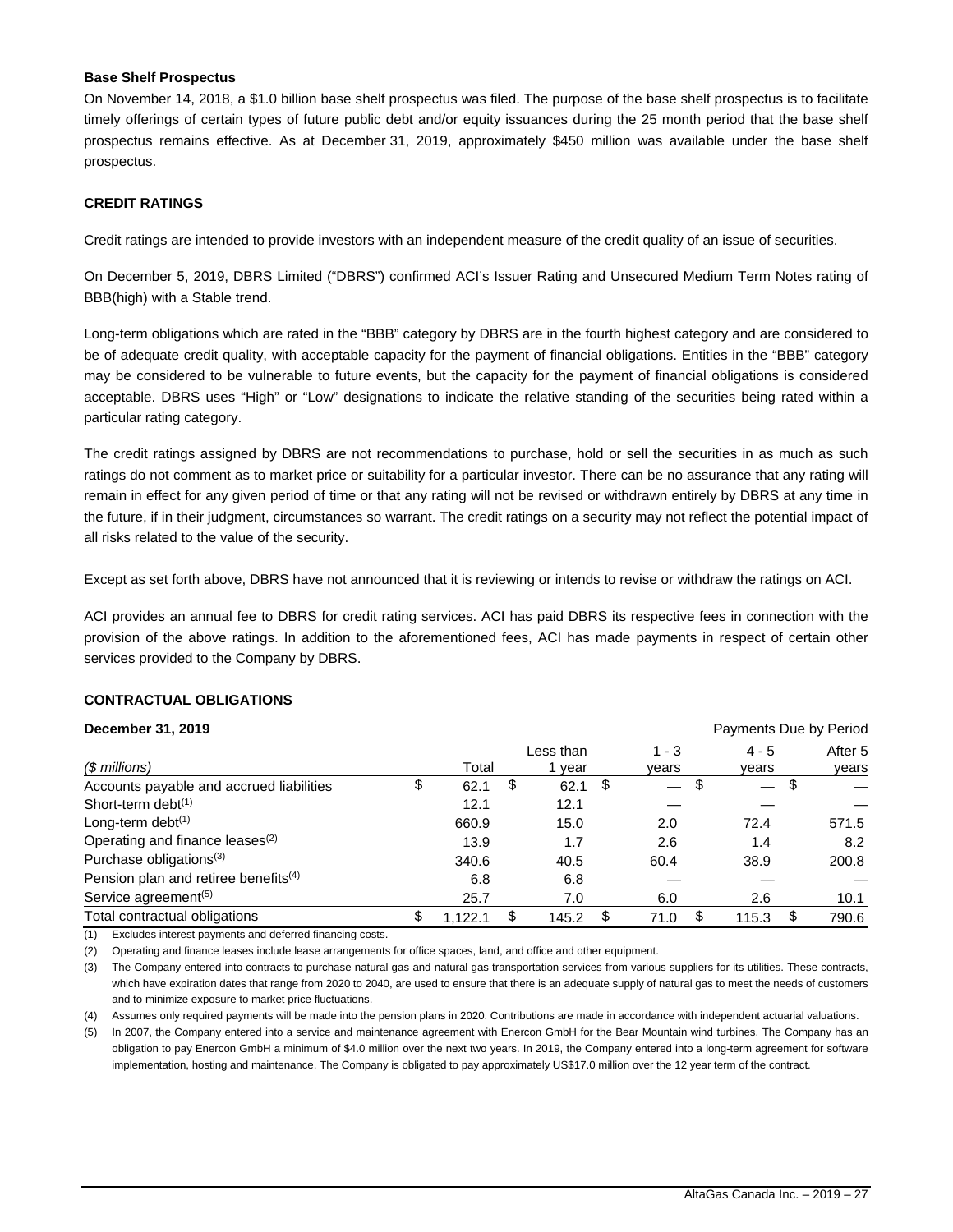**Base Shelf Prospectus**

On November 14, 2018, a $1.0 billion base shelf prospectus was filed. The purpose of the base shelf prospectus is to facilitate timely offerings of certain types of future public debt and/or equity issuances during the 25 month period that the base shelf prospectus remains effective. As at December 31, 2019, approximately $450 million was available under the base shelf prospectus.

## CREDIT RATINGS

Credit ratings are intended to provide investors with an independent measure of the credit quality of an issue of securities.

On December 5, 2019, DBRS Limited ("DBRS") confirmed ACI's Issuer Rating and Unsecured Medium Term Notes rating of BBB(high) with a Stable trend.

Long-term obligations which are rated in the "BBB" category by DBRS are in the fourth highest category and are considered to be of adequate credit quality, with acceptable capacity for the payment of financial obligations. Entities in the "BBB" category may be considered to be vulnerable to future events, but the capacity for the payment of financial obligations is considered acceptable. DBRS uses "High" or "Low" designations to indicate the relative standing of the securities being rated within a particular rating category.

The credit ratings assigned by DBRS are not recommendations to purchase, hold or sell the securities in as much as such ratings do not comment as to market price or suitability for a particular investor. There can be no assurance that any rating will remain in effect for any given period of time or that any rating will not be revised or withdrawn entirely by DBRS at any time in the future, if in their judgment, circumstances so warrant. The credit ratings on a security may not reflect the potential impact of all risks related to the value of the security.

Except as set forth above, DBRS have not announced that it is reviewing or intends to revise or withdraw the ratings on ACI.

ACI provides an annual fee to DBRS for credit rating services. ACI has paid DBRS its respective fees in connection with the provision of the above ratings. In addition to the aforementioned fees, ACI has made payments in respect of certain other services provided to the Company by DBRS.

## CONTRACTUAL OBLIGATIONS

**December 31, 2019** — Payments Due by Period

| *($ millions)* | Total | Less than 1 year | 1 - 3 years | 4 - 5 years | After 5 years |
|---|---|---|---|---|---|
| Accounts payable and accrued liabilities | $ 62.1 | $ 62.1 | $ — | $ — | $ — |
| Short-term debt[1] | 12.1 | 12.1 | — | — | — |
| Long-term debt[1] | 660.9 | 15.0 | 2.0 | 72.4 | 571.5 |
| Operating and finance leases[2] | 13.9 | 1.7 | 2.6 | 1.4 | 8.2 |
| Purchase obligations[3] | 340.6 | 40.5 | 60.4 | 38.9 | 200.8 |
| Pension plan and retiree benefits[4] | 6.8 | 6.8 | — | — | — |
| Service agreement[5] | 25.7 | 7.0 | 6.0 | 2.6 | 10.1 |
| Total contractual obligations | $ 1,122.1 | $ 145.2 | $ 71.0 | $ 115.3 | $ 790.6 |

(1) Excludes interest payments and deferred financing costs.

(2) Operating and finance leases include lease arrangements for office spaces, land, and office and other equipment.

(3) The Company entered into contracts to purchase natural gas and natural gas transportation services from various suppliers for its utilities. These contracts, which have expiration dates that range from 2020 to 2040, are used to ensure that there is an adequate supply of natural gas to meet the needs of customers and to minimize exposure to market price fluctuations.

(4) Assumes only required payments will be made into the pension plans in 2020. Contributions are made in accordance with independent actuarial valuations.

(5) In 2007, the Company entered into a service and maintenance agreement with Enercon GmbH for the Bear Mountain wind turbines. The Company has an obligation to pay Enercon GmbH a minimum of $4.0 million over the next two years. In 2019, the Company entered into a long-term agreement for software implementation, hosting and maintenance. The Company is obligated to pay approximately US$17.0 million over the 12 year term of the contract.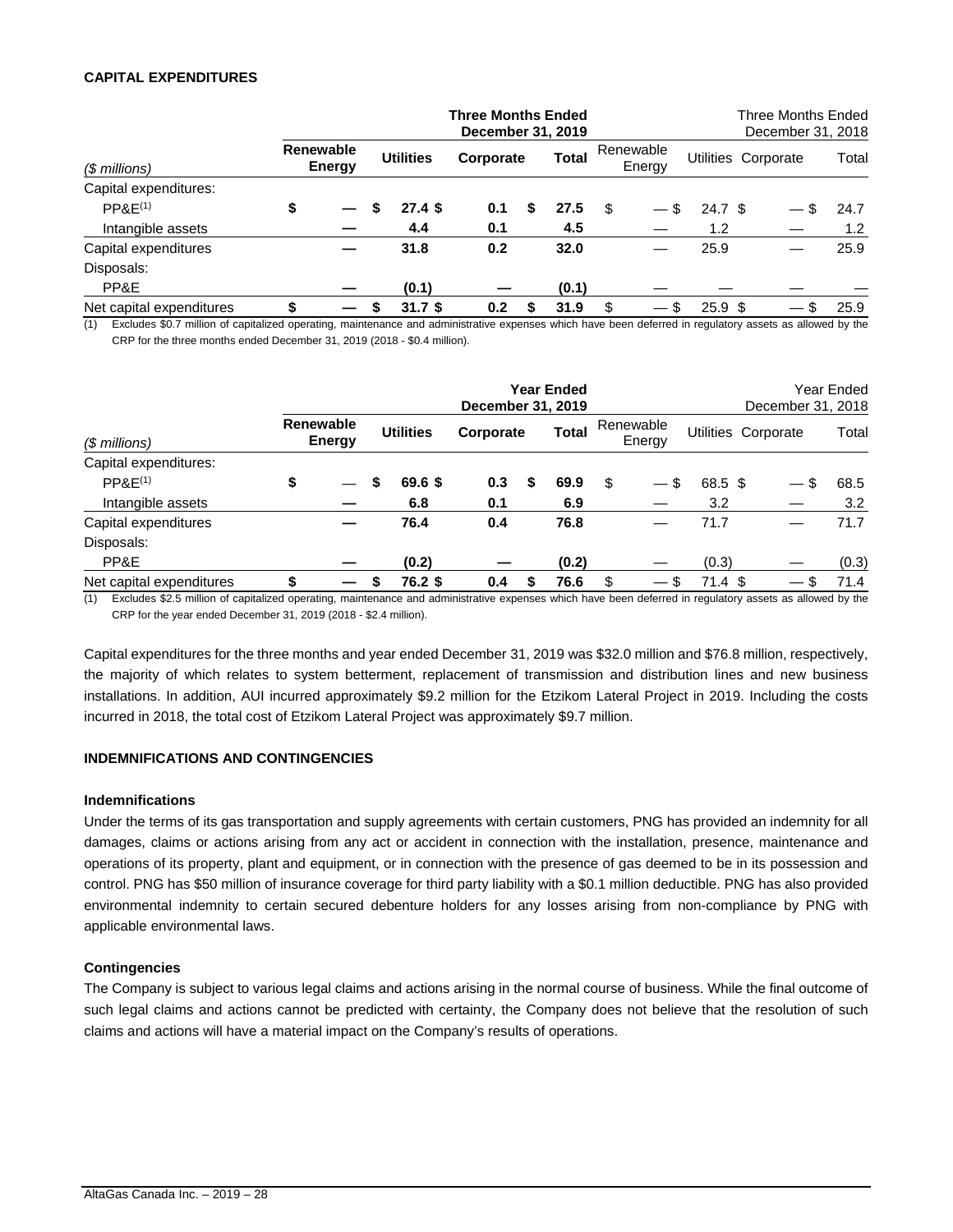**CAPITAL EXPENDITURES**

| ($ millions) | Three Months Ended December 31, 2019 | | | | Three Months Ended December 31, 2018 | | | |
|---|---|---|---|---|---|---|---|---|
| | Renewable Energy | Utilities | Corporate | Total | Renewable Energy | Utilities | Corporate | Total |
| Capital expenditures: | | | | | | | | |
| PP&E[(1)] | $ — | $ 27.4 | $ 0.1 | $ 27.5 | $ — | $ 24.7 | $ — | $ 24.7 |
| Intangible assets | — | 4.4 | 0.1 | 4.5 | — | 1.2 | — | 1.2 |
| Capital expenditures | — | 31.8 | 0.2 | 32.0 | — | 25.9 | — | 25.9 |
| Disposals: | | | | | | | | |
| PP&E | — | (0.1) | — | (0.1) | — | — | — | — |
| Net capital expenditures | $ — | $ 31.7 | $ 0.2 | $ 31.9 | $ — | $ 25.9 | $ — | $ 25.9 |

(1) Excludes $0.7 million of capitalized operating, maintenance and administrative expenses which have been deferred in regulatory assets as allowed by the CRP for the three months ended December 31, 2019 (2018 - $0.4 million).

| ($ millions) | Year Ended December 31, 2019 | | | | Year Ended December 31, 2018 | | | |
|---|---|---|---|---|---|---|---|---|
| | Renewable Energy | Utilities | Corporate | Total | Renewable Energy | Utilities | Corporate | Total |
| Capital expenditures: | | | | | | | | |
| PP&E[(1)] | $ — | $ 69.6 | $ 0.3 | $ 69.9 | $ — | $ 68.5 | $ — | $ 68.5 |
| Intangible assets | — | 6.8 | 0.1 | 6.9 | — | 3.2 | — | 3.2 |
| Capital expenditures | — | 76.4 | 0.4 | 76.8 | — | 71.7 | — | 71.7 |
| Disposals: | | | | | | | | |
| PP&E | — | (0.2) | — | (0.2) | — | (0.3) | — | (0.3) |
| Net capital expenditures | $ — | $ 76.2 | $ 0.4 | $ 76.6 | $ — | $ 71.4 | $ — | $ 71.4 |

(1) Excludes $2.5 million of capitalized operating, maintenance and administrative expenses which have been deferred in regulatory assets as allowed by the CRP for the year ended December 31, 2019 (2018 - $2.4 million).

Capital expenditures for the three months and year ended December 31, 2019 was $32.0 million and $76.8 million, respectively, the majority of which relates to system betterment, replacement of transmission and distribution lines and new business installations. In addition, AUI incurred approximately $9.2 million for the Etzikom Lateral Project in 2019. Including the costs incurred in 2018, the total cost of Etzikom Lateral Project was approximately $9.7 million.

**INDEMNIFICATIONS AND CONTINGENCIES**

**Indemnifications**

Under the terms of its gas transportation and supply agreements with certain customers, PNG has provided an indemnity for all damages, claims or actions arising from any act or accident in connection with the installation, presence, maintenance and operations of its property, plant and equipment, or in connection with the presence of gas deemed to be in its possession and control. PNG has $50 million of insurance coverage for third party liability with a $0.1 million deductible. PNG has also provided environmental indemnity to certain secured debenture holders for any losses arising from non-compliance by PNG with applicable environmental laws.

**Contingencies**

The Company is subject to various legal claims and actions arising in the normal course of business. While the final outcome of such legal claims and actions cannot be predicted with certainty, the Company does not believe that the resolution of such claims and actions will have a material impact on the Company's results of operations.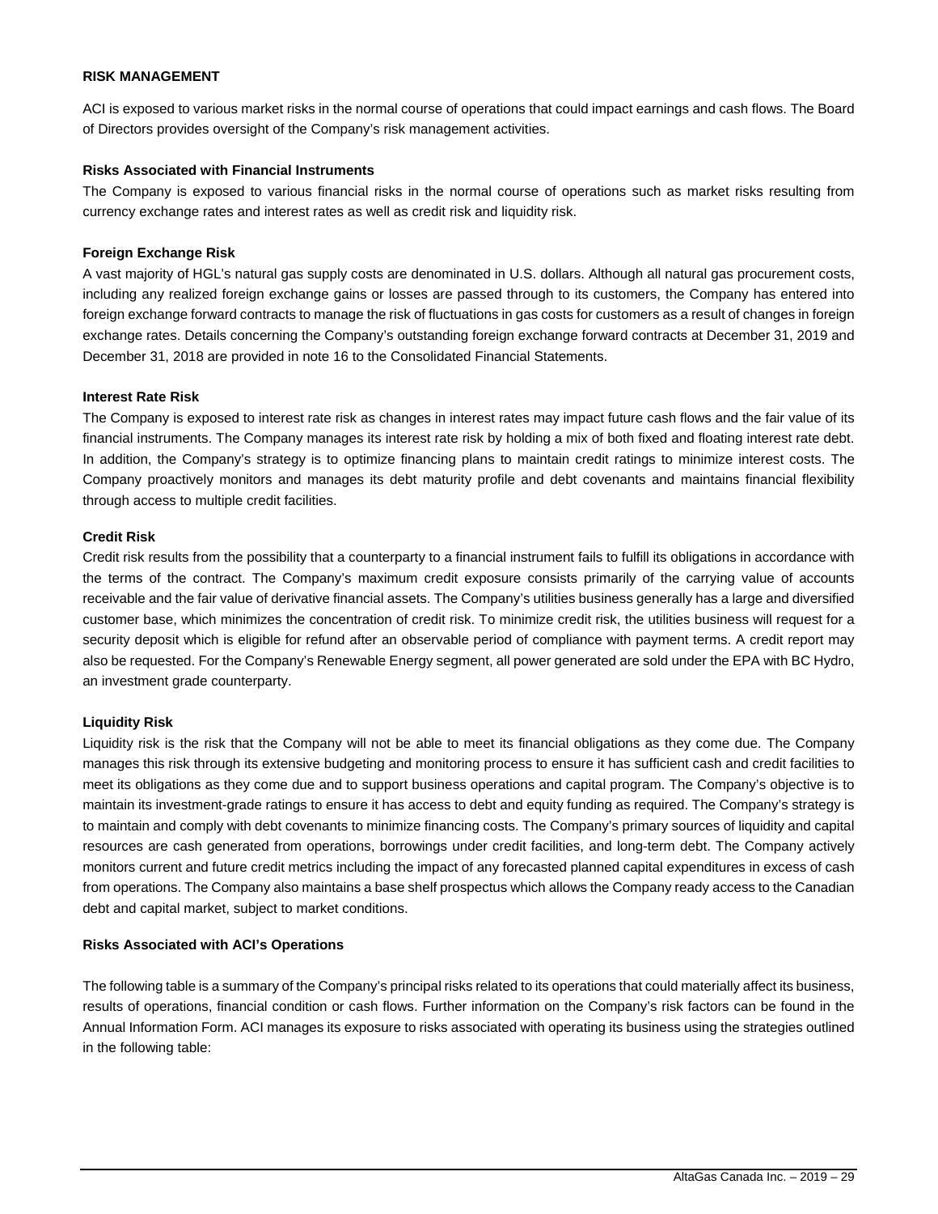## RISK MANAGEMENT

ACI is exposed to various market risks in the normal course of operations that could impact earnings and cash flows. The Board of Directors provides oversight of the Company's risk management activities.

### Risks Associated with Financial Instruments

The Company is exposed to various financial risks in the normal course of operations such as market risks resulting from currency exchange rates and interest rates as well as credit risk and liquidity risk.

### Foreign Exchange Risk

A vast majority of HGL's natural gas supply costs are denominated in U.S. dollars. Although all natural gas procurement costs, including any realized foreign exchange gains or losses are passed through to its customers, the Company has entered into foreign exchange forward contracts to manage the risk of fluctuations in gas costs for customers as a result of changes in foreign exchange rates. Details concerning the Company's outstanding foreign exchange forward contracts at December 31, 2019 and December 31, 2018 are provided in note 16 to the Consolidated Financial Statements.

### Interest Rate Risk

The Company is exposed to interest rate risk as changes in interest rates may impact future cash flows and the fair value of its financial instruments. The Company manages its interest rate risk by holding a mix of both fixed and floating interest rate debt. In addition, the Company's strategy is to optimize financing plans to maintain credit ratings to minimize interest costs. The Company proactively monitors and manages its debt maturity profile and debt covenants and maintains financial flexibility through access to multiple credit facilities.

### Credit Risk

Credit risk results from the possibility that a counterparty to a financial instrument fails to fulfill its obligations in accordance with the terms of the contract. The Company's maximum credit exposure consists primarily of the carrying value of accounts receivable and the fair value of derivative financial assets. The Company's utilities business generally has a large and diversified customer base, which minimizes the concentration of credit risk. To minimize credit risk, the utilities business will request for a security deposit which is eligible for refund after an observable period of compliance with payment terms. A credit report may also be requested. For the Company's Renewable Energy segment, all power generated are sold under the EPA with BC Hydro, an investment grade counterparty.

### Liquidity Risk

Liquidity risk is the risk that the Company will not be able to meet its financial obligations as they come due. The Company manages this risk through its extensive budgeting and monitoring process to ensure it has sufficient cash and credit facilities to meet its obligations as they come due and to support business operations and capital program. The Company's objective is to maintain its investment-grade ratings to ensure it has access to debt and equity funding as required. The Company's strategy is to maintain and comply with debt covenants to minimize financing costs. The Company's primary sources of liquidity and capital resources are cash generated from operations, borrowings under credit facilities, and long-term debt. The Company actively monitors current and future credit metrics including the impact of any forecasted planned capital expenditures in excess of cash from operations. The Company also maintains a base shelf prospectus which allows the Company ready access to the Canadian debt and capital market, subject to market conditions.

### Risks Associated with ACI's Operations

The following table is a summary of the Company's principal risks related to its operations that could materially affect its business, results of operations, financial condition or cash flows. Further information on the Company's risk factors can be found in the Annual Information Form. ACI manages its exposure to risks associated with operating its business using the strategies outlined in the following table: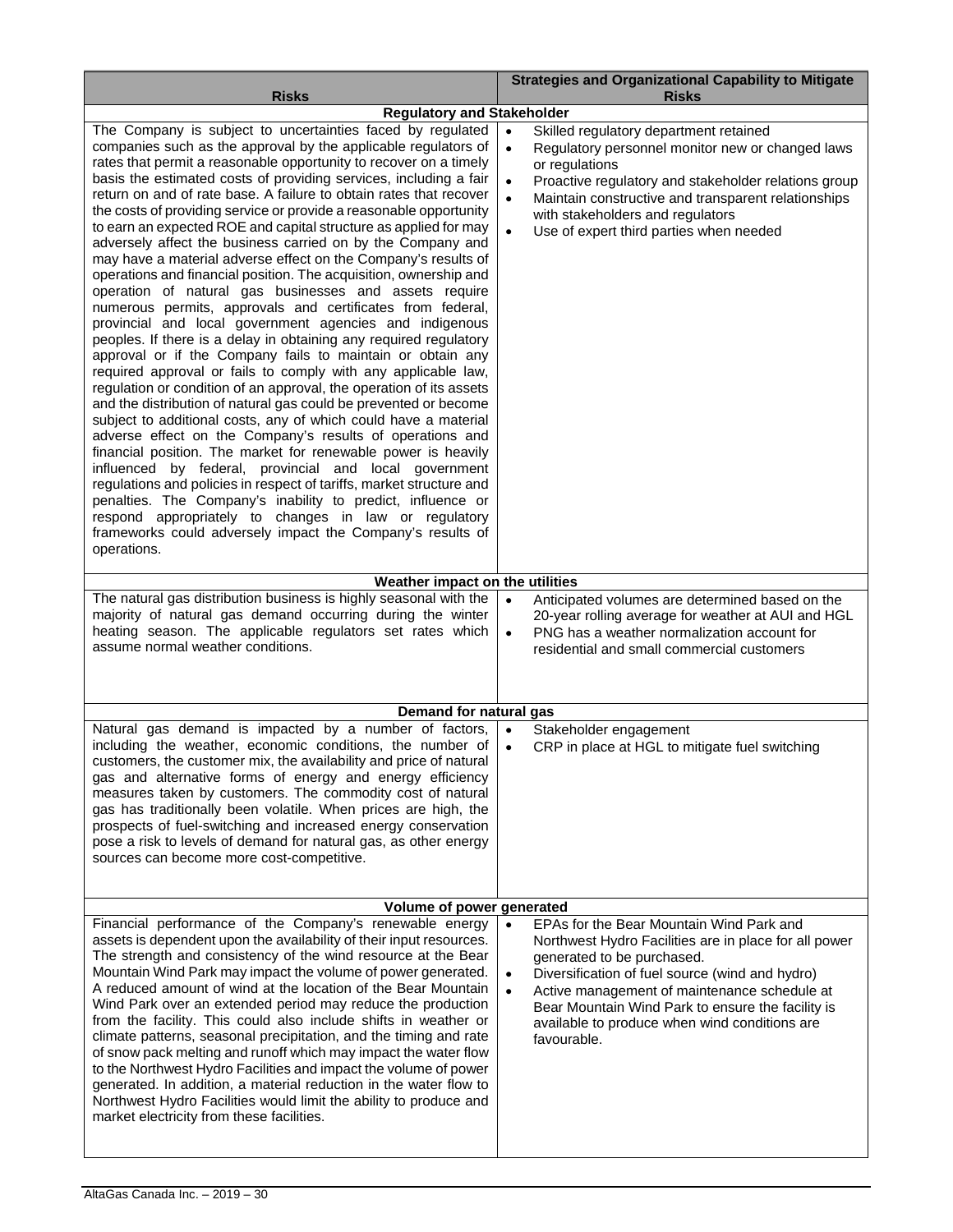| Risks | Strategies and Organizational Capability to Mitigate Risks |
|---|---|
| **Regulatory and Stakeholder** | |
| The Company is subject to uncertainties faced by regulated companies such as the approval by the applicable regulators of rates that permit a reasonable opportunity to recover on a timely basis the estimated costs of providing services, including a fair return on and of rate base. A failure to obtain rates that recover the costs of providing service or provide a reasonable opportunity to earn an expected ROE and capital structure as applied for may adversely affect the business carried on by the Company and may have a material adverse effect on the Company's results of operations and financial position. The acquisition, ownership and operation of natural gas businesses and assets require numerous permits, approvals and certificates from federal, provincial and local government agencies and indigenous peoples. If there is a delay in obtaining any required regulatory approval or if the Company fails to maintain or obtain any required approval or fails to comply with any applicable law, regulation or condition of an approval, the operation of its assets and the distribution of natural gas could be prevented or become subject to additional costs, any of which could have a material adverse effect on the Company's results of operations and financial position. The market for renewable power is heavily influenced by federal, provincial and local government regulations and policies in respect of tariffs, market structure and penalties. The Company's inability to predict, influence or respond appropriately to changes in law or regulatory frameworks could adversely impact the Company's results of operations. | • Skilled regulatory department retained<br>• Regulatory personnel monitor new or changed laws or regulations<br>• Proactive regulatory and stakeholder relations group<br>• Maintain constructive and transparent relationships with stakeholders and regulators<br>• Use of expert third parties when needed |
| **Weather impact on the utilities** | |
| The natural gas distribution business is highly seasonal with the majority of natural gas demand occurring during the winter heating season. The applicable regulators set rates which assume normal weather conditions. | • Anticipated volumes are determined based on the 20-year rolling average for weather at AUI and HGL<br>• PNG has a weather normalization account for residential and small commercial customers |
| **Demand for natural gas** | |
| Natural gas demand is impacted by a number of factors, including the weather, economic conditions, the number of customers, the customer mix, the availability and price of natural gas and alternative forms of energy and energy efficiency measures taken by customers. The commodity cost of natural gas has traditionally been volatile. When prices are high, the prospects of fuel-switching and increased energy conservation pose a risk to levels of demand for natural gas, as other energy sources can become more cost-competitive. | • Stakeholder engagement<br>• CRP in place at HGL to mitigate fuel switching |
| **Volume of power generated** | |
| Financial performance of the Company's renewable energy assets is dependent upon the availability of their input resources. The strength and consistency of the wind resource at the Bear Mountain Wind Park may impact the volume of power generated. A reduced amount of wind at the location of the Bear Mountain Wind Park over an extended period may reduce the production from the facility. This could also include shifts in weather or climate patterns, seasonal precipitation, and the timing and rate of snow pack melting and runoff which may impact the water flow to the Northwest Hydro Facilities and impact the volume of power generated. In addition, a material reduction in the water flow to Northwest Hydro Facilities would limit the ability to produce and market electricity from these facilities. | • EPAs for the Bear Mountain Wind Park and Northwest Hydro Facilities are in place for all power generated to be purchased.<br>• Diversification of fuel source (wind and hydro)<br>• Active management of maintenance schedule at Bear Mountain Wind Park to ensure the facility is available to produce when wind conditions are favourable. |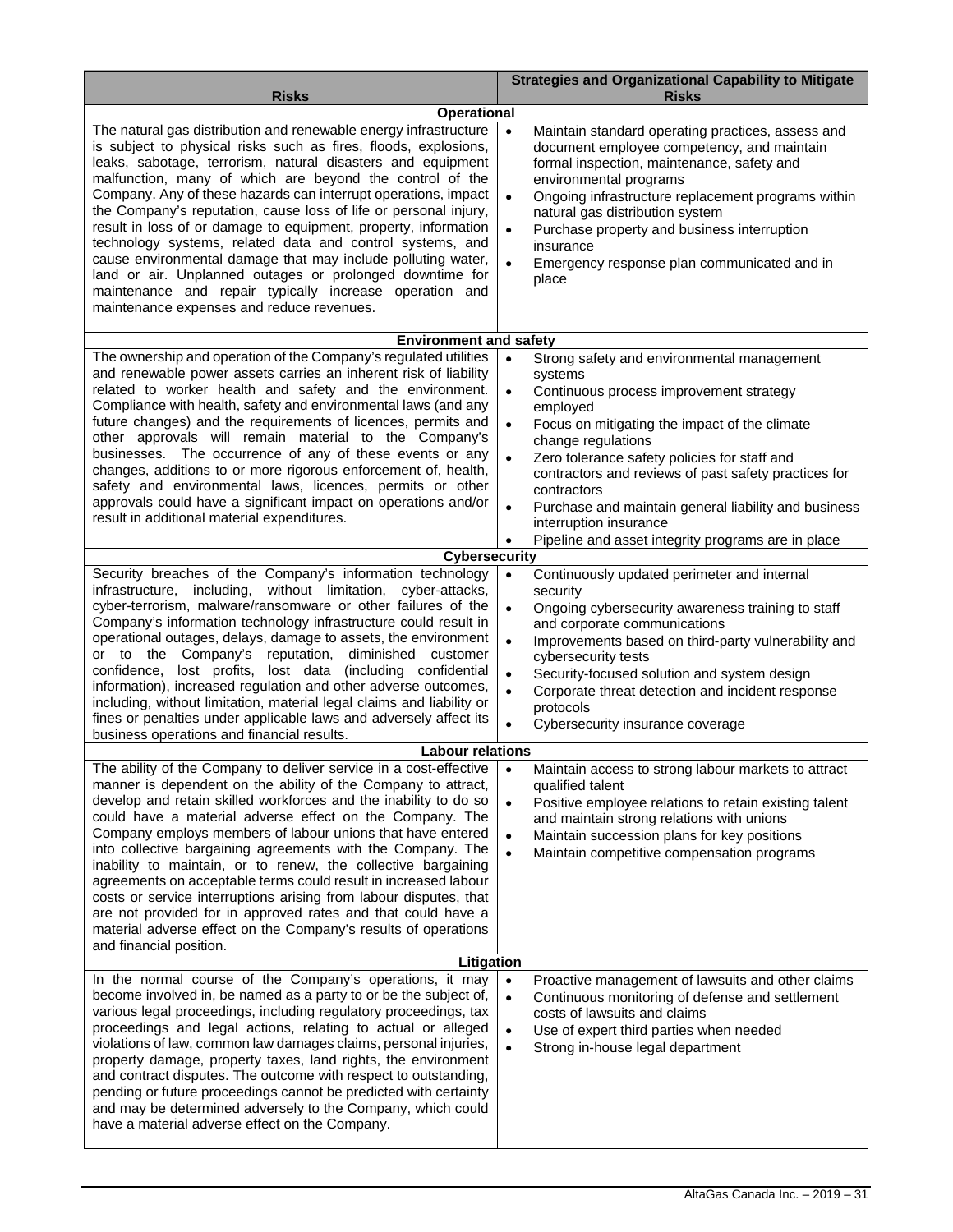| Risks | Strategies and Organizational Capability to Mitigate Risks |
|---|---|
| **Operational** | |
| The natural gas distribution and renewable energy infrastructure is subject to physical risks such as fires, floods, explosions, leaks, sabotage, terrorism, natural disasters and equipment malfunction, many of which are beyond the control of the Company. Any of these hazards can interrupt operations, impact the Company's reputation, cause loss of life or personal injury, result in loss of or damage to equipment, property, information technology systems, related data and control systems, and cause environmental damage that may include polluting water, land or air. Unplanned outages or prolonged downtime for maintenance and repair typically increase operation and maintenance expenses and reduce revenues. | • Maintain standard operating practices, assess and document employee competency, and maintain formal inspection, maintenance, safety and environmental programs<br>• Ongoing infrastructure replacement programs within natural gas distribution system<br>• Purchase property and business interruption insurance<br>• Emergency response plan communicated and in place |
| **Environment and safety** | |
| The ownership and operation of the Company's regulated utilities and renewable power assets carries an inherent risk of liability related to worker health and safety and the environment. Compliance with health, safety and environmental laws (and any future changes) and the requirements of licences, permits and other approvals will remain material to the Company's businesses. The occurrence of any of these events or any changes, additions to or more rigorous enforcement of, health, safety and environmental laws, licences, permits or other approvals could have a significant impact on operations and/or result in additional material expenditures. | • Strong safety and environmental management systems<br>• Continuous process improvement strategy employed<br>• Focus on mitigating the impact of the climate change regulations<br>• Zero tolerance safety policies for staff and contractors and reviews of past safety practices for contractors<br>• Purchase and maintain general liability and business interruption insurance<br>• Pipeline and asset integrity programs are in place |
| **Cybersecurity** | |
| Security breaches of the Company's information technology infrastructure, including, without limitation, cyber-attacks, cyber-terrorism, malware/ransomware or other failures of the Company's information technology infrastructure could result in operational outages, delays, damage to assets, the environment or to the Company's reputation, diminished customer confidence, lost profits, lost data (including confidential information), increased regulation and other adverse outcomes, including, without limitation, material legal claims and liability or fines or penalties under applicable laws and adversely affect its business operations and financial results. | • Continuously updated perimeter and internal security<br>• Ongoing cybersecurity awareness training to staff and corporate communications<br>• Improvements based on third-party vulnerability and cybersecurity tests<br>• Security-focused solution and system design<br>• Corporate threat detection and incident response protocols<br>• Cybersecurity insurance coverage |
| **Labour relations** | |
| The ability of the Company to deliver service in a cost-effective manner is dependent on the ability of the Company to attract, develop and retain skilled workforces and the inability to do so could have a material adverse effect on the Company. The Company employs members of labour unions that have entered into collective bargaining agreements with the Company. The inability to maintain, or to renew, the collective bargaining agreements on acceptable terms could result in increased labour costs or service interruptions arising from labour disputes, that are not provided for in approved rates and that could have a material adverse effect on the Company's results of operations and financial position. | • Maintain access to strong labour markets to attract qualified talent<br>• Positive employee relations to retain existing talent and maintain strong relations with unions<br>• Maintain succession plans for key positions<br>• Maintain competitive compensation programs |
| **Litigation** | |
| In the normal course of the Company's operations, it may become involved in, be named as a party to or be the subject of, various legal proceedings, including regulatory proceedings, tax proceedings and legal actions, relating to actual or alleged violations of law, common law damages claims, personal injuries, property damage, property taxes, land rights, the environment and contract disputes. The outcome with respect to outstanding, pending or future proceedings cannot be predicted with certainty and may be determined adversely to the Company, which could have a material adverse effect on the Company. | • Proactive management of lawsuits and other claims<br>• Continuous monitoring of defense and settlement costs of lawsuits and claims<br>• Use of expert third parties when needed<br>• Strong in-house legal department |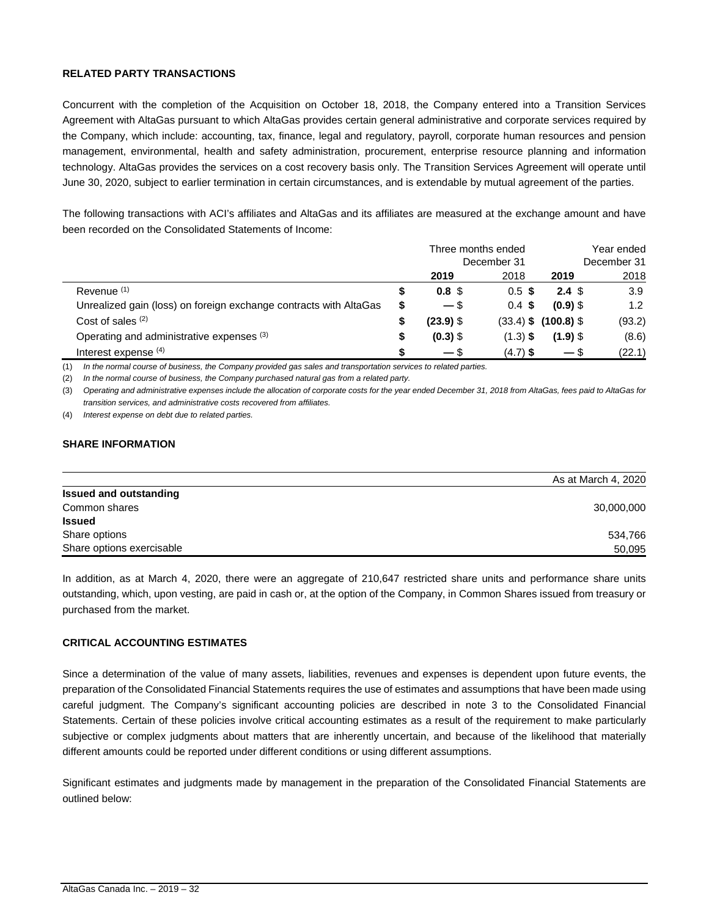## RELATED PARTY TRANSACTIONS

Concurrent with the completion of the Acquisition on October 18, 2018, the Company entered into a Transition Services Agreement with AltaGas pursuant to which AltaGas provides certain general administrative and corporate services required by the Company, which include: accounting, tax, finance, legal and regulatory, payroll, corporate human resources and pension management, environmental, health and safety administration, procurement, enterprise resource planning and information technology. AltaGas provides the services on a cost recovery basis only. The Transition Services Agreement will operate until June 30, 2020, subject to earlier termination in certain circumstances, and is extendable by mutual agreement of the parties.

The following transactions with ACI's affiliates and AltaGas and its affiliates are measured at the exchange amount and have been recorded on the Consolidated Statements of Income:

| | Three months ended December 31 | | Year ended December 31 | |
|---|---|---|---|---|
| | **2019** | 2018 | **2019** | 2018 |
| Revenue [1] | **$ 0.8** | $ 0.5 | **$ 2.4** | $ 3.9 |
| Unrealized gain (loss) on foreign exchange contracts with AltaGas | **$ —** | $ 0.4 | **$ (0.9)** | $ 1.2 |
| Cost of sales [2] | **$ (23.9)** | $ (33.4) | **$ (100.8)** | $ (93.2) |
| Operating and administrative expenses [3] | **$ (0.3)** | $ (1.3) | **$ (1.9)** | $ (8.6) |
| Interest expense [4] | **$ —** | $ (4.7) | **$ —** | $ (22.1) |

(1) *In the normal course of business, the Company provided gas sales and transportation services to related parties.*

(2) *In the normal course of business, the Company purchased natural gas from a related party.*

(3) *Operating and administrative expenses include the allocation of corporate costs for the year ended December 31, 2018 from AltaGas, fees paid to AltaGas for transition services, and administrative costs recovered from affiliates.*

(4) *Interest expense on debt due to related parties.*

## SHARE INFORMATION

| | As at March 4, 2020 |
|---|---|
| **Issued and outstanding** | |
| Common shares | 30,000,000 |
| **Issued** | |
| Share options | 534,766 |
| Share options exercisable | 50,095 |

In addition, as at March 4, 2020, there were an aggregate of 210,647 restricted share units and performance share units outstanding, which, upon vesting, are paid in cash or, at the option of the Company, in Common Shares issued from treasury or purchased from the market.

## CRITICAL ACCOUNTING ESTIMATES

Since a determination of the value of many assets, liabilities, revenues and expenses is dependent upon future events, the preparation of the Consolidated Financial Statements requires the use of estimates and assumptions that have been made using careful judgment. The Company's significant accounting policies are described in note 3 to the Consolidated Financial Statements. Certain of these policies involve critical accounting estimates as a result of the requirement to make particularly subjective or complex judgments about matters that are inherently uncertain, and because of the likelihood that materially different amounts could be reported under different conditions or using different assumptions.

Significant estimates and judgments made by management in the preparation of the Consolidated Financial Statements are outlined below: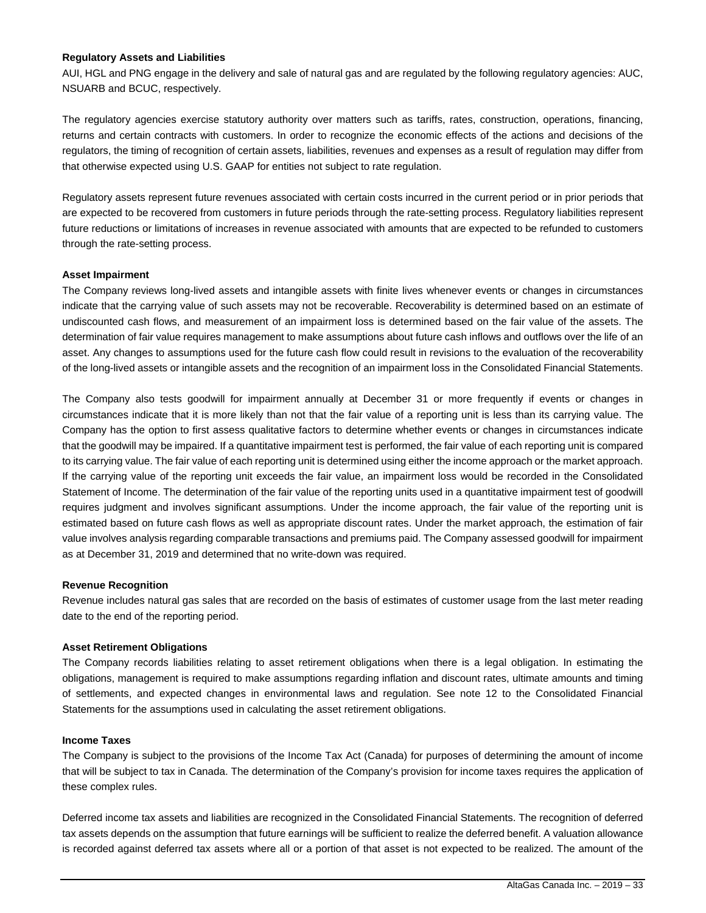**Regulatory Assets and Liabilities**

AUI, HGL and PNG engage in the delivery and sale of natural gas and are regulated by the following regulatory agencies: AUC, NSUARB and BCUC, respectively.

The regulatory agencies exercise statutory authority over matters such as tariffs, rates, construction, operations, financing, returns and certain contracts with customers. In order to recognize the economic effects of the actions and decisions of the regulators, the timing of recognition of certain assets, liabilities, revenues and expenses as a result of regulation may differ from that otherwise expected using U.S. GAAP for entities not subject to rate regulation.

Regulatory assets represent future revenues associated with certain costs incurred in the current period or in prior periods that are expected to be recovered from customers in future periods through the rate-setting process. Regulatory liabilities represent future reductions or limitations of increases in revenue associated with amounts that are expected to be refunded to customers through the rate-setting process.

**Asset Impairment**

The Company reviews long-lived assets and intangible assets with finite lives whenever events or changes in circumstances indicate that the carrying value of such assets may not be recoverable. Recoverability is determined based on an estimate of undiscounted cash flows, and measurement of an impairment loss is determined based on the fair value of the assets. The determination of fair value requires management to make assumptions about future cash inflows and outflows over the life of an asset. Any changes to assumptions used for the future cash flow could result in revisions to the evaluation of the recoverability of the long-lived assets or intangible assets and the recognition of an impairment loss in the Consolidated Financial Statements.

The Company also tests goodwill for impairment annually at December 31 or more frequently if events or changes in circumstances indicate that it is more likely than not that the fair value of a reporting unit is less than its carrying value. The Company has the option to first assess qualitative factors to determine whether events or changes in circumstances indicate that the goodwill may be impaired. If a quantitative impairment test is performed, the fair value of each reporting unit is compared to its carrying value. The fair value of each reporting unit is determined using either the income approach or the market approach. If the carrying value of the reporting unit exceeds the fair value, an impairment loss would be recorded in the Consolidated Statement of Income. The determination of the fair value of the reporting units used in a quantitative impairment test of goodwill requires judgment and involves significant assumptions. Under the income approach, the fair value of the reporting unit is estimated based on future cash flows as well as appropriate discount rates. Under the market approach, the estimation of fair value involves analysis regarding comparable transactions and premiums paid. The Company assessed goodwill for impairment as at December 31, 2019 and determined that no write-down was required.

**Revenue Recognition**

Revenue includes natural gas sales that are recorded on the basis of estimates of customer usage from the last meter reading date to the end of the reporting period.

**Asset Retirement Obligations**

The Company records liabilities relating to asset retirement obligations when there is a legal obligation. In estimating the obligations, management is required to make assumptions regarding inflation and discount rates, ultimate amounts and timing of settlements, and expected changes in environmental laws and regulation. See note 12 to the Consolidated Financial Statements for the assumptions used in calculating the asset retirement obligations.

**Income Taxes**

The Company is subject to the provisions of the Income Tax Act (Canada) for purposes of determining the amount of income that will be subject to tax in Canada. The determination of the Company's provision for income taxes requires the application of these complex rules.

Deferred income tax assets and liabilities are recognized in the Consolidated Financial Statements. The recognition of deferred tax assets depends on the assumption that future earnings will be sufficient to realize the deferred benefit. A valuation allowance is recorded against deferred tax assets where all or a portion of that asset is not expected to be realized. The amount of the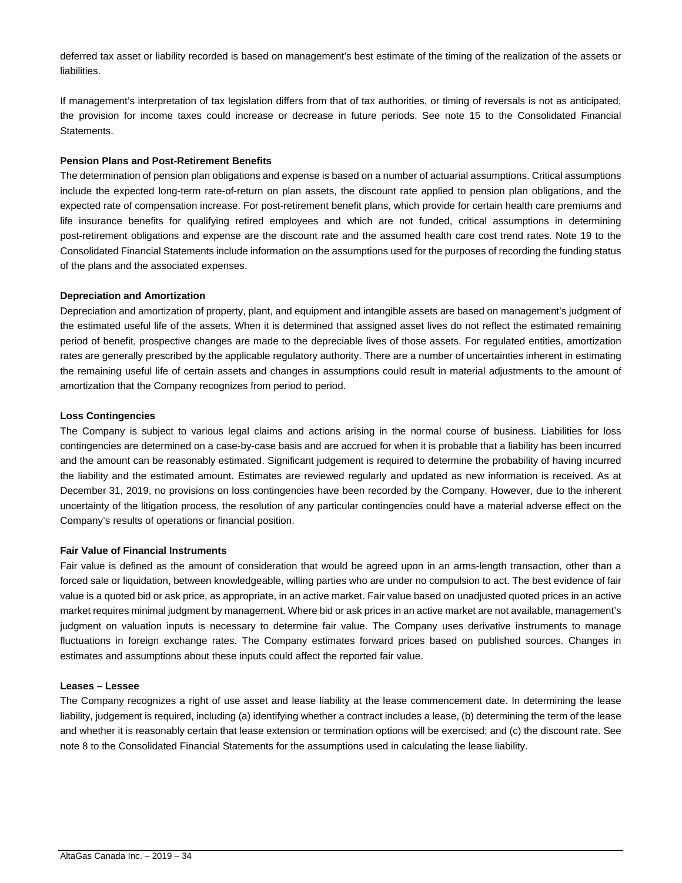deferred tax asset or liability recorded is based on management's best estimate of the timing of the realization of the assets or liabilities.

If management's interpretation of tax legislation differs from that of tax authorities, or timing of reversals is not as anticipated, the provision for income taxes could increase or decrease in future periods. See note 15 to the Consolidated Financial Statements.

**Pension Plans and Post-Retirement Benefits**

The determination of pension plan obligations and expense is based on a number of actuarial assumptions. Critical assumptions include the expected long-term rate-of-return on plan assets, the discount rate applied to pension plan obligations, and the expected rate of compensation increase. For post-retirement benefit plans, which provide for certain health care premiums and life insurance benefits for qualifying retired employees and which are not funded, critical assumptions in determining post-retirement obligations and expense are the discount rate and the assumed health care cost trend rates. Note 19 to the Consolidated Financial Statements include information on the assumptions used for the purposes of recording the funding status of the plans and the associated expenses.

**Depreciation and Amortization**

Depreciation and amortization of property, plant, and equipment and intangible assets are based on management's judgment of the estimated useful life of the assets. When it is determined that assigned asset lives do not reflect the estimated remaining period of benefit, prospective changes are made to the depreciable lives of those assets. For regulated entities, amortization rates are generally prescribed by the applicable regulatory authority. There are a number of uncertainties inherent in estimating the remaining useful life of certain assets and changes in assumptions could result in material adjustments to the amount of amortization that the Company recognizes from period to period.

**Loss Contingencies**

The Company is subject to various legal claims and actions arising in the normal course of business. Liabilities for loss contingencies are determined on a case-by-case basis and are accrued for when it is probable that a liability has been incurred and the amount can be reasonably estimated. Significant judgement is required to determine the probability of having incurred the liability and the estimated amount. Estimates are reviewed regularly and updated as new information is received. As at December 31, 2019, no provisions on loss contingencies have been recorded by the Company. However, due to the inherent uncertainty of the litigation process, the resolution of any particular contingencies could have a material adverse effect on the Company's results of operations or financial position.

**Fair Value of Financial Instruments**

Fair value is defined as the amount of consideration that would be agreed upon in an arms-length transaction, other than a forced sale or liquidation, between knowledgeable, willing parties who are under no compulsion to act. The best evidence of fair value is a quoted bid or ask price, as appropriate, in an active market. Fair value based on unadjusted quoted prices in an active market requires minimal judgment by management. Where bid or ask prices in an active market are not available, management's judgment on valuation inputs is necessary to determine fair value. The Company uses derivative instruments to manage fluctuations in foreign exchange rates. The Company estimates forward prices based on published sources. Changes in estimates and assumptions about these inputs could affect the reported fair value.

**Leases – Lessee**

The Company recognizes a right of use asset and lease liability at the lease commencement date. In determining the lease liability, judgement is required, including (a) identifying whether a contract includes a lease, (b) determining the term of the lease and whether it is reasonably certain that lease extension or termination options will be exercised; and (c) the discount rate. See note 8 to the Consolidated Financial Statements for the assumptions used in calculating the lease liability.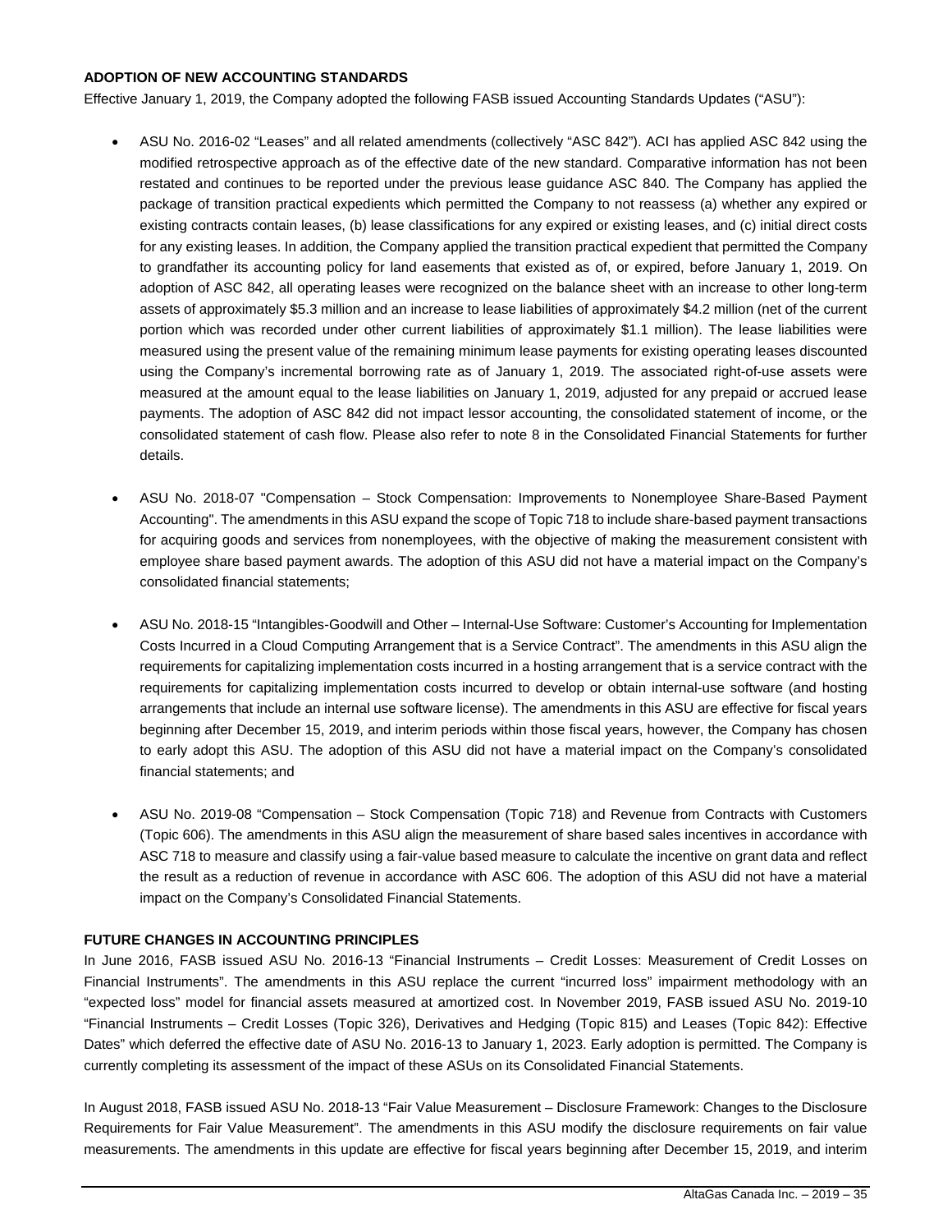**ADOPTION OF NEW ACCOUNTING STANDARDS**

Effective January 1, 2019, the Company adopted the following FASB issued Accounting Standards Updates ("ASU"):

- ASU No. 2016-02 "Leases" and all related amendments (collectively "ASC 842"). ACI has applied ASC 842 using the modified retrospective approach as of the effective date of the new standard. Comparative information has not been restated and continues to be reported under the previous lease guidance ASC 840. The Company has applied the package of transition practical expedients which permitted the Company to not reassess (a) whether any expired or existing contracts contain leases, (b) lease classifications for any expired or existing leases, and (c) initial direct costs for any existing leases. In addition, the Company applied the transition practical expedient that permitted the Company to grandfather its accounting policy for land easements that existed as of, or expired, before January 1, 2019. On adoption of ASC 842, all operating leases were recognized on the balance sheet with an increase to other long-term assets of approximately $5.3 million and an increase to lease liabilities of approximately $4.2 million (net of the current portion which was recorded under other current liabilities of approximately $1.1 million). The lease liabilities were measured using the present value of the remaining minimum lease payments for existing operating leases discounted using the Company's incremental borrowing rate as of January 1, 2019. The associated right-of-use assets were measured at the amount equal to the lease liabilities on January 1, 2019, adjusted for any prepaid or accrued lease payments. The adoption of ASC 842 did not impact lessor accounting, the consolidated statement of income, or the consolidated statement of cash flow. Please also refer to note 8 in the Consolidated Financial Statements for further details.

- ASU No. 2018-07 "Compensation – Stock Compensation: Improvements to Nonemployee Share-Based Payment Accounting". The amendments in this ASU expand the scope of Topic 718 to include share-based payment transactions for acquiring goods and services from nonemployees, with the objective of making the measurement consistent with employee share based payment awards. The adoption of this ASU did not have a material impact on the Company's consolidated financial statements;

- ASU No. 2018-15 "Intangibles-Goodwill and Other – Internal-Use Software: Customer's Accounting for Implementation Costs Incurred in a Cloud Computing Arrangement that is a Service Contract". The amendments in this ASU align the requirements for capitalizing implementation costs incurred in a hosting arrangement that is a service contract with the requirements for capitalizing implementation costs incurred to develop or obtain internal-use software (and hosting arrangements that include an internal use software license). The amendments in this ASU are effective for fiscal years beginning after December 15, 2019, and interim periods within those fiscal years, however, the Company has chosen to early adopt this ASU. The adoption of this ASU did not have a material impact on the Company's consolidated financial statements; and

- ASU No. 2019-08 "Compensation – Stock Compensation (Topic 718) and Revenue from Contracts with Customers (Topic 606). The amendments in this ASU align the measurement of share based sales incentives in accordance with ASC 718 to measure and classify using a fair-value based measure to calculate the incentive on grant data and reflect the result as a reduction of revenue in accordance with ASC 606. The adoption of this ASU did not have a material impact on the Company's Consolidated Financial Statements.

**FUTURE CHANGES IN ACCOUNTING PRINCIPLES**

In June 2016, FASB issued ASU No. 2016-13 "Financial Instruments – Credit Losses: Measurement of Credit Losses on Financial Instruments". The amendments in this ASU replace the current "incurred loss" impairment methodology with an "expected loss" model for financial assets measured at amortized cost. In November 2019, FASB issued ASU No. 2019-10 "Financial Instruments – Credit Losses (Topic 326), Derivatives and Hedging (Topic 815) and Leases (Topic 842): Effective Dates" which deferred the effective date of ASU No. 2016-13 to January 1, 2023. Early adoption is permitted. The Company is currently completing its assessment of the impact of these ASUs on its Consolidated Financial Statements.

In August 2018, FASB issued ASU No. 2018-13 "Fair Value Measurement – Disclosure Framework: Changes to the Disclosure Requirements for Fair Value Measurement". The amendments in this ASU modify the disclosure requirements on fair value measurements. The amendments in this update are effective for fiscal years beginning after December 15, 2019, and interim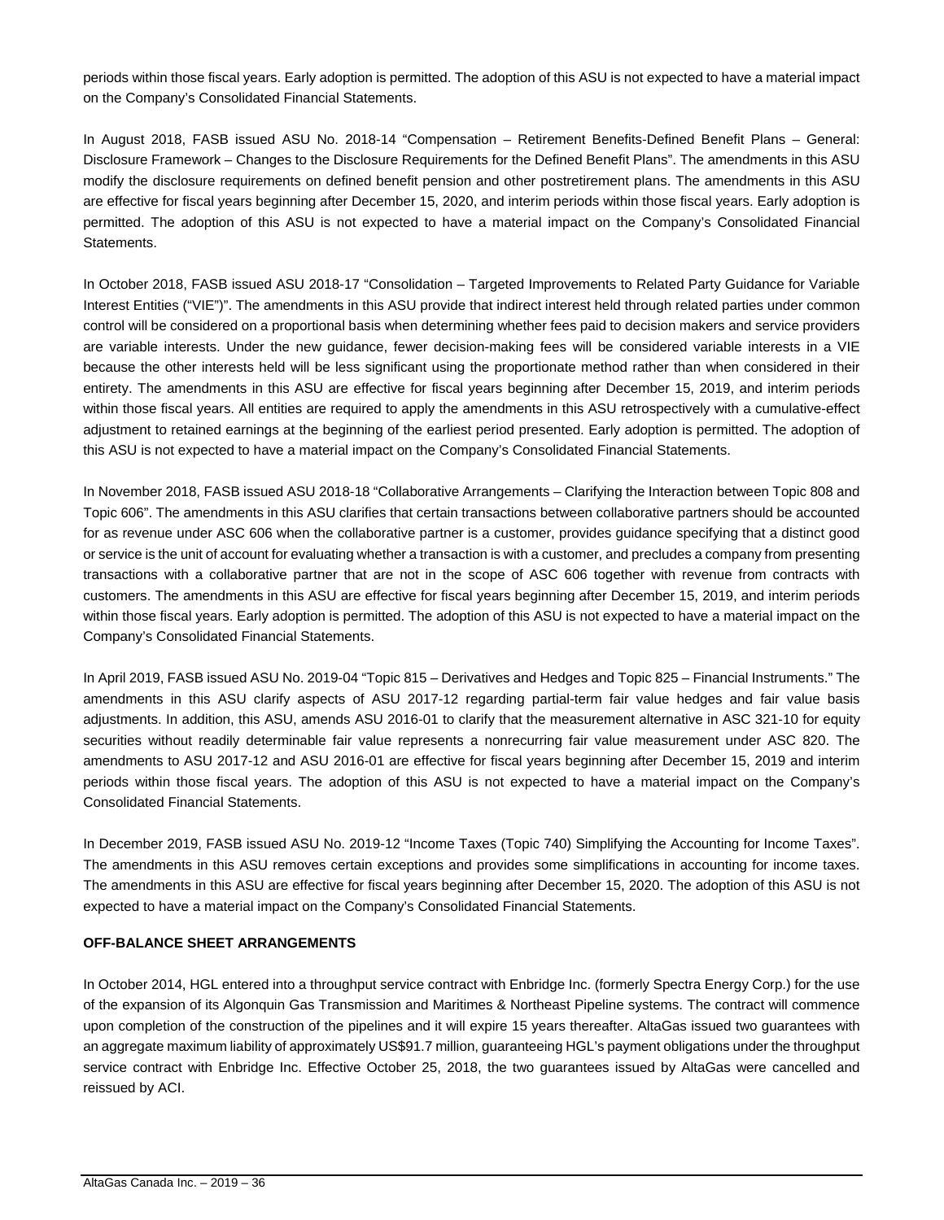periods within those fiscal years. Early adoption is permitted. The adoption of this ASU is not expected to have a material impact on the Company's Consolidated Financial Statements.

In August 2018, FASB issued ASU No. 2018-14 "Compensation – Retirement Benefits-Defined Benefit Plans – General: Disclosure Framework – Changes to the Disclosure Requirements for the Defined Benefit Plans". The amendments in this ASU modify the disclosure requirements on defined benefit pension and other postretirement plans. The amendments in this ASU are effective for fiscal years beginning after December 15, 2020, and interim periods within those fiscal years. Early adoption is permitted. The adoption of this ASU is not expected to have a material impact on the Company's Consolidated Financial Statements.

In October 2018, FASB issued ASU 2018-17 "Consolidation – Targeted Improvements to Related Party Guidance for Variable Interest Entities ("VIE")". The amendments in this ASU provide that indirect interest held through related parties under common control will be considered on a proportional basis when determining whether fees paid to decision makers and service providers are variable interests. Under the new guidance, fewer decision-making fees will be considered variable interests in a VIE because the other interests held will be less significant using the proportionate method rather than when considered in their entirety. The amendments in this ASU are effective for fiscal years beginning after December 15, 2019, and interim periods within those fiscal years. All entities are required to apply the amendments in this ASU retrospectively with a cumulative-effect adjustment to retained earnings at the beginning of the earliest period presented. Early adoption is permitted. The adoption of this ASU is not expected to have a material impact on the Company's Consolidated Financial Statements.

In November 2018, FASB issued ASU 2018-18 "Collaborative Arrangements – Clarifying the Interaction between Topic 808 and Topic 606". The amendments in this ASU clarifies that certain transactions between collaborative partners should be accounted for as revenue under ASC 606 when the collaborative partner is a customer, provides guidance specifying that a distinct good or service is the unit of account for evaluating whether a transaction is with a customer, and precludes a company from presenting transactions with a collaborative partner that are not in the scope of ASC 606 together with revenue from contracts with customers. The amendments in this ASU are effective for fiscal years beginning after December 15, 2019, and interim periods within those fiscal years. Early adoption is permitted. The adoption of this ASU is not expected to have a material impact on the Company's Consolidated Financial Statements.

In April 2019, FASB issued ASU No. 2019-04 "Topic 815 – Derivatives and Hedges and Topic 825 – Financial Instruments." The amendments in this ASU clarify aspects of ASU 2017-12 regarding partial-term fair value hedges and fair value basis adjustments. In addition, this ASU, amends ASU 2016-01 to clarify that the measurement alternative in ASC 321-10 for equity securities without readily determinable fair value represents a nonrecurring fair value measurement under ASC 820. The amendments to ASU 2017-12 and ASU 2016-01 are effective for fiscal years beginning after December 15, 2019 and interim periods within those fiscal years. The adoption of this ASU is not expected to have a material impact on the Company's Consolidated Financial Statements.

In December 2019, FASB issued ASU No. 2019-12 "Income Taxes (Topic 740) Simplifying the Accounting for Income Taxes". The amendments in this ASU removes certain exceptions and provides some simplifications in accounting for income taxes. The amendments in this ASU are effective for fiscal years beginning after December 15, 2020. The adoption of this ASU is not expected to have a material impact on the Company's Consolidated Financial Statements.

## OFF-BALANCE SHEET ARRANGEMENTS

In October 2014, HGL entered into a throughput service contract with Enbridge Inc. (formerly Spectra Energy Corp.) for the use of the expansion of its Algonquin Gas Transmission and Maritimes & Northeast Pipeline systems. The contract will commence upon completion of the construction of the pipelines and it will expire 15 years thereafter. AltaGas issued two guarantees with an aggregate maximum liability of approximately US$91.7 million, guaranteeing HGL's payment obligations under the throughput service contract with Enbridge Inc. Effective October 25, 2018, the two guarantees issued by AltaGas were cancelled and reissued by ACI.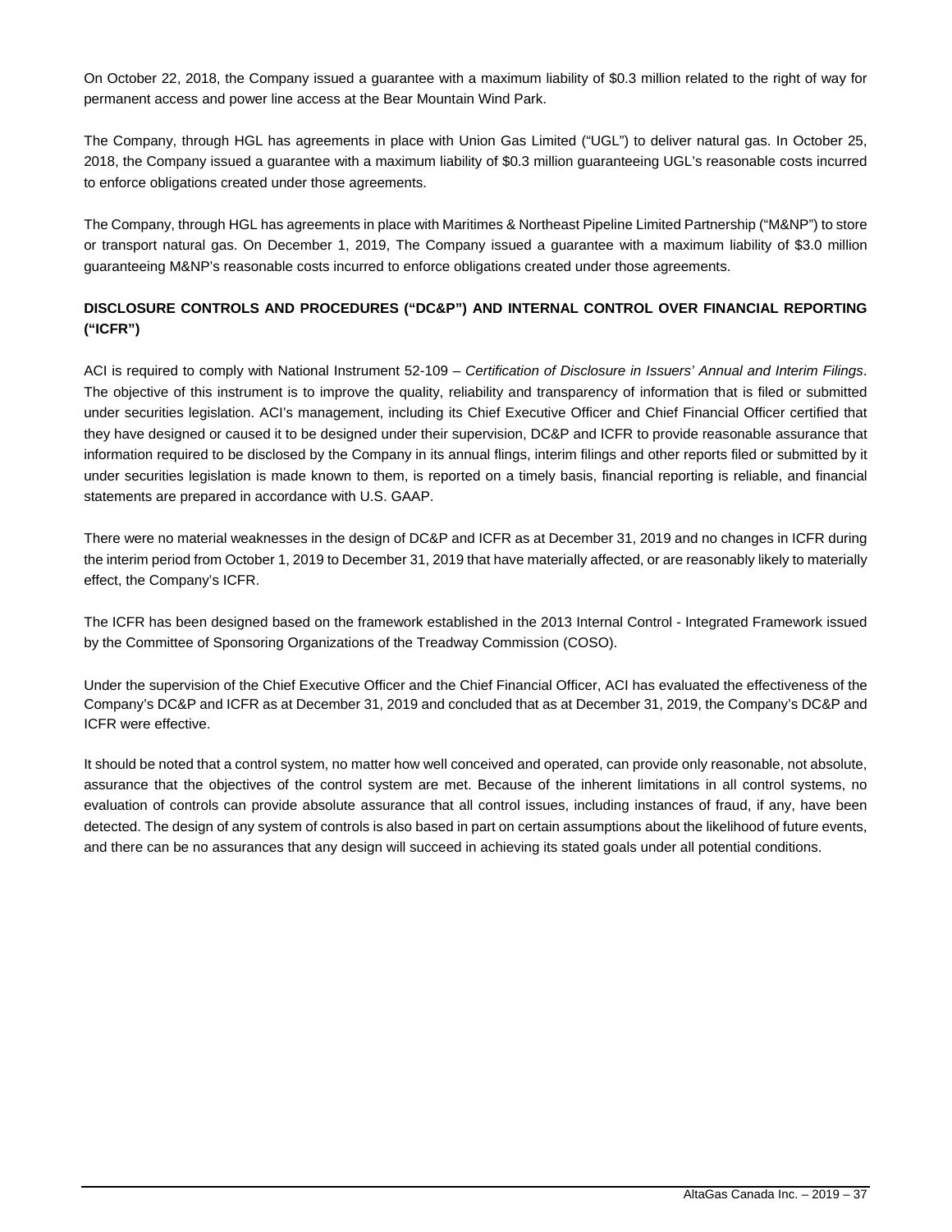On October 22, 2018, the Company issued a guarantee with a maximum liability of $0.3 million related to the right of way for permanent access and power line access at the Bear Mountain Wind Park.

The Company, through HGL has agreements in place with Union Gas Limited ("UGL") to deliver natural gas. In October 25, 2018, the Company issued a guarantee with a maximum liability of $0.3 million guaranteeing UGL's reasonable costs incurred to enforce obligations created under those agreements.

The Company, through HGL has agreements in place with Maritimes & Northeast Pipeline Limited Partnership ("M&NP") to store or transport natural gas. On December 1, 2019, The Company issued a guarantee with a maximum liability of $3.0 million guaranteeing M&NP's reasonable costs incurred to enforce obligations created under those agreements.

## DISCLOSURE CONTROLS AND PROCEDURES ("DC&P") AND INTERNAL CONTROL OVER FINANCIAL REPORTING ("ICFR")

ACI is required to comply with National Instrument 52-109 – *Certification of Disclosure in Issuers' Annual and Interim Filings*. The objective of this instrument is to improve the quality, reliability and transparency of information that is filed or submitted under securities legislation. ACI's management, including its Chief Executive Officer and Chief Financial Officer certified that they have designed or caused it to be designed under their supervision, DC&P and ICFR to provide reasonable assurance that information required to be disclosed by the Company in its annual flings, interim filings and other reports filed or submitted by it under securities legislation is made known to them, is reported on a timely basis, financial reporting is reliable, and financial statements are prepared in accordance with U.S. GAAP.

There were no material weaknesses in the design of DC&P and ICFR as at December 31, 2019 and no changes in ICFR during the interim period from October 1, 2019 to December 31, 2019 that have materially affected, or are reasonably likely to materially effect, the Company's ICFR.

The ICFR has been designed based on the framework established in the 2013 Internal Control - Integrated Framework issued by the Committee of Sponsoring Organizations of the Treadway Commission (COSO).

Under the supervision of the Chief Executive Officer and the Chief Financial Officer, ACI has evaluated the effectiveness of the Company's DC&P and ICFR as at December 31, 2019 and concluded that as at December 31, 2019, the Company's DC&P and ICFR were effective.

It should be noted that a control system, no matter how well conceived and operated, can provide only reasonable, not absolute, assurance that the objectives of the control system are met. Because of the inherent limitations in all control systems, no evaluation of controls can provide absolute assurance that all control issues, including instances of fraud, if any, have been detected. The design of any system of controls is also based in part on certain assumptions about the likelihood of future events, and there can be no assurances that any design will succeed in achieving its stated goals under all potential conditions.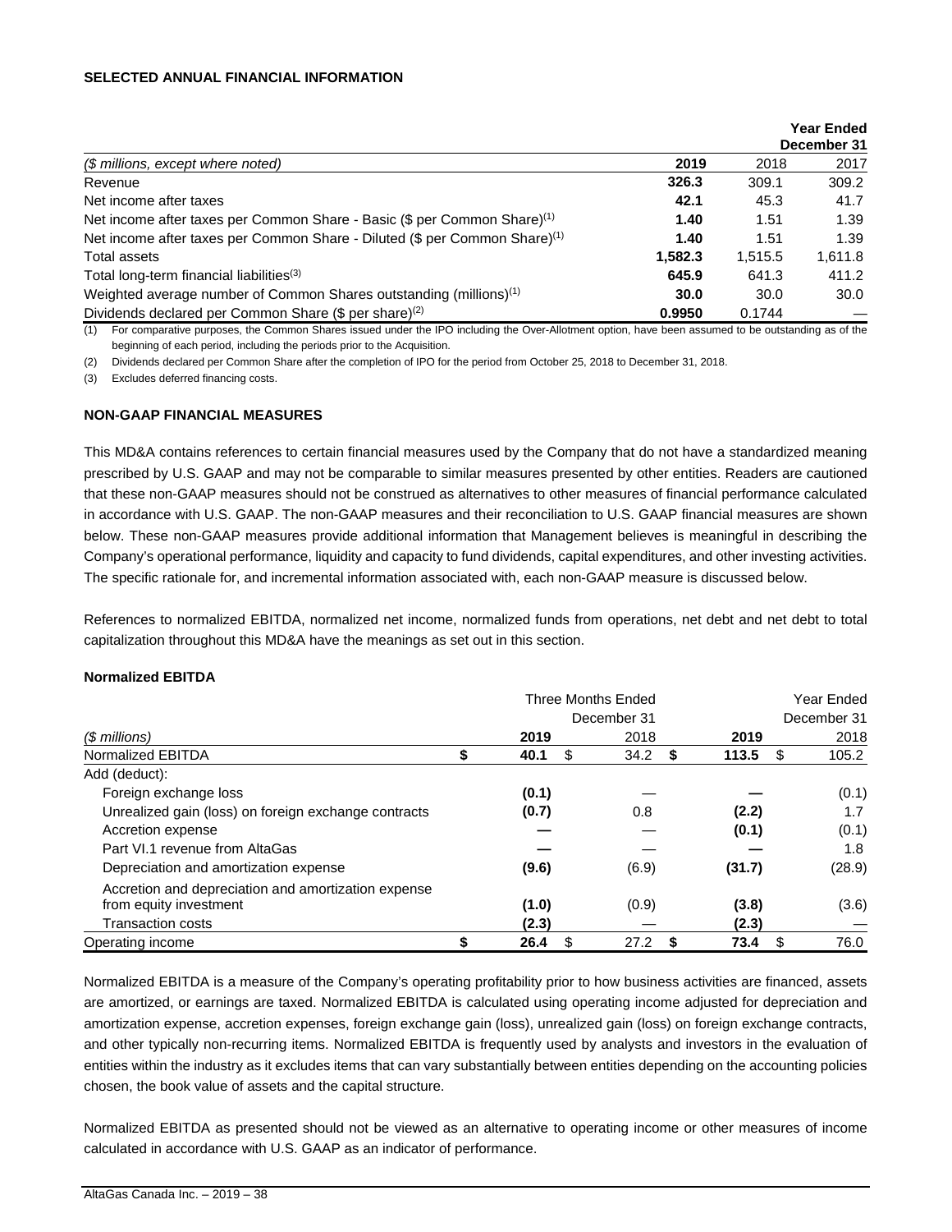**SELECTED ANNUAL FINANCIAL INFORMATION**

| | | | Year Ended December 31 |
|---|---|---|---|
| *($ millions, except where noted)* | **2019** | 2018 | 2017 |
| Revenue | **326.3** | 309.1 | 309.2 |
| Net income after taxes | **42.1** | 45.3 | 41.7 |
| Net income after taxes per Common Share - Basic ($ per Common Share)(1) | **1.40** | 1.51 | 1.39 |
| Net income after taxes per Common Share - Diluted ($ per Common Share)(1) | **1.40** | 1.51 | 1.39 |
| Total assets | **1,582.3** | 1,515.5 | 1,611.8 |
| Total long-term financial liabilities(3) | **645.9** | 641.3 | 411.2 |
| Weighted average number of Common Shares outstanding (millions)(1) | **30.0** | 30.0 | 30.0 |
| Dividends declared per Common Share ($ per share)(2) | **0.9950** | 0.1744 | — |

(1) For comparative purposes, the Common Shares issued under the IPO including the Over-Allotment option, have been assumed to be outstanding as of the beginning of each period, including the periods prior to the Acquisition.

(2) Dividends declared per Common Share after the completion of IPO for the period from October 25, 2018 to December 31, 2018.

(3) Excludes deferred financing costs.

**NON-GAAP FINANCIAL MEASURES**

This MD&A contains references to certain financial measures used by the Company that do not have a standardized meaning prescribed by U.S. GAAP and may not be comparable to similar measures presented by other entities. Readers are cautioned that these non-GAAP measures should not be construed as alternatives to other measures of financial performance calculated in accordance with U.S. GAAP. The non-GAAP measures and their reconciliation to U.S. GAAP financial measures are shown below. These non-GAAP measures provide additional information that Management believes is meaningful in describing the Company's operational performance, liquidity and capacity to fund dividends, capital expenditures, and other investing activities. The specific rationale for, and incremental information associated with, each non-GAAP measure is discussed below.

References to normalized EBITDA, normalized net income, normalized funds from operations, net debt and net debt to total capitalization throughout this MD&A have the meanings as set out in this section.

**Normalized EBITDA**

| | Three Months Ended December 31 | | Year Ended December 31 | |
|---|---|---|---|---|
| *($ millions)* | **2019** | 2018 | **2019** | 2018 |
| Normalized EBITDA | **$ 40.1** | $ 34.2 | **$ 113.5** | $ 105.2 |
| Add (deduct): | | | | |
| Foreign exchange loss | **(0.1)** | — | **—** | (0.1) |
| Unrealized gain (loss) on foreign exchange contracts | **(0.7)** | 0.8 | **(2.2)** | 1.7 |
| Accretion expense | **—** | — | **(0.1)** | (0.1) |
| Part VI.1 revenue from AltaGas | **—** | — | **—** | 1.8 |
| Depreciation and amortization expense | **(9.6)** | (6.9) | **(31.7)** | (28.9) |
| Accretion and depreciation and amortization expense from equity investment | **(1.0)** | (0.9) | **(3.8)** | (3.6) |
| Transaction costs | **(2.3)** | — | **(2.3)** | — |
| Operating income | **$ 26.4** | $ 27.2 | **$ 73.4** | $ 76.0 |

Normalized EBITDA is a measure of the Company's operating profitability prior to how business activities are financed, assets are amortized, or earnings are taxed. Normalized EBITDA is calculated using operating income adjusted for depreciation and amortization expense, accretion expenses, foreign exchange gain (loss), unrealized gain (loss) on foreign exchange contracts, and other typically non-recurring items. Normalized EBITDA is frequently used by analysts and investors in the evaluation of entities within the industry as it excludes items that can vary substantially between entities depending on the accounting policies chosen, the book value of assets and the capital structure.

Normalized EBITDA as presented should not be viewed as an alternative to operating income or other measures of income calculated in accordance with U.S. GAAP as an indicator of performance.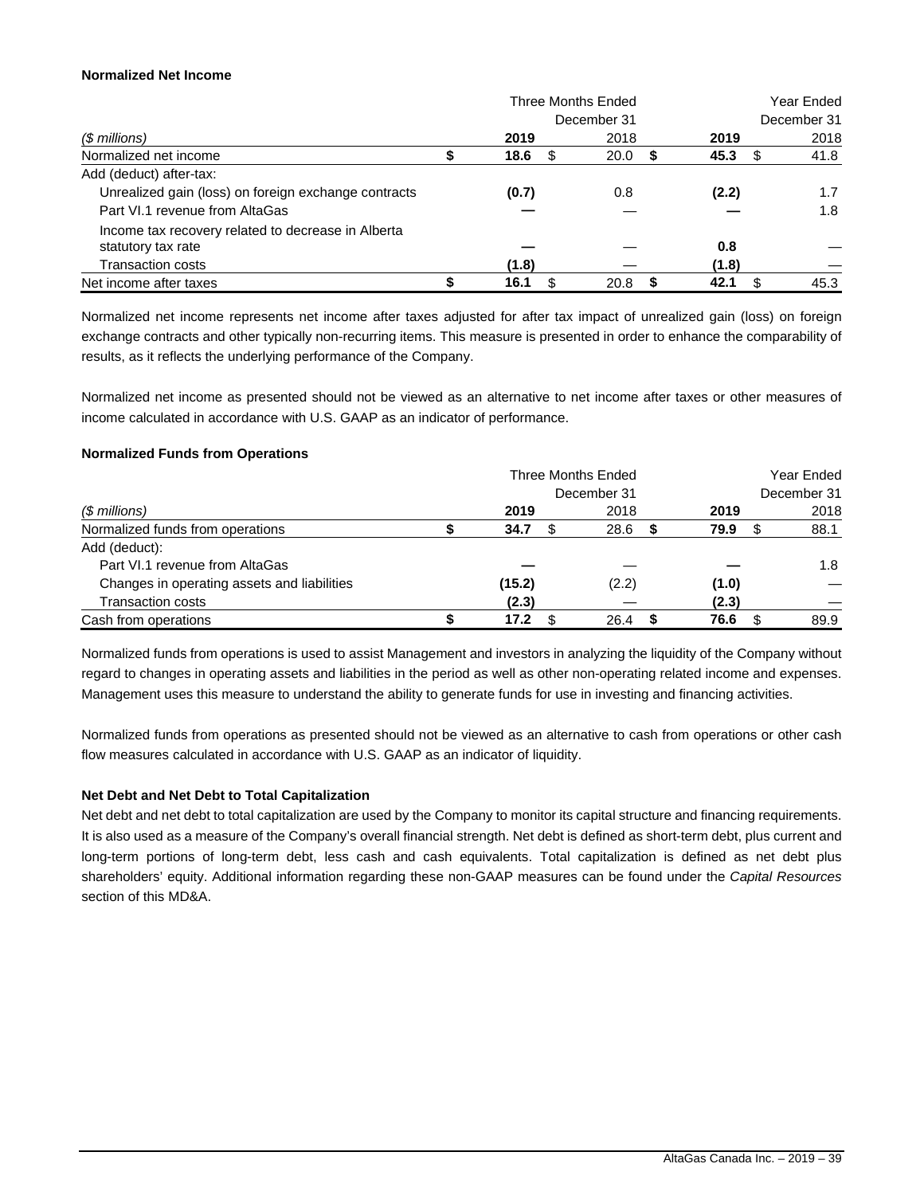**Normalized Net Income**

| | Three Months Ended December 31 | | Year Ended December 31 | |
|---|---|---|---|---|
| *($ millions)* | **2019** | 2018 | **2019** | 2018 |
| Normalized net income | **$ 18.6** | $ 20.0 | **$ 45.3** | $ 41.8 |
| Add (deduct) after-tax: | | | | |
| Unrealized gain (loss) on foreign exchange contracts | **(0.7)** | 0.8 | **(2.2)** | 1.7 |
| Part VI.1 revenue from AltaGas | **—** | — | **—** | 1.8 |
| Income tax recovery related to decrease in Alberta statutory tax rate | **—** | — | **0.8** | — |
| Transaction costs | **(1.8)** | — | **(1.8)** | — |
| Net income after taxes | **$ 16.1** | $ 20.8 | **$ 42.1** | $ 45.3 |

Normalized net income represents net income after taxes adjusted for after tax impact of unrealized gain (loss) on foreign exchange contracts and other typically non-recurring items. This measure is presented in order to enhance the comparability of results, as it reflects the underlying performance of the Company.

Normalized net income as presented should not be viewed as an alternative to net income after taxes or other measures of income calculated in accordance with U.S. GAAP as an indicator of performance.

**Normalized Funds from Operations**

| | Three Months Ended December 31 | | Year Ended December 31 | |
|---|---|---|---|---|
| *($ millions)* | **2019** | 2018 | **2019** | 2018 |
| Normalized funds from operations | **$ 34.7** | $ 28.6 | **$ 79.9** | $ 88.1 |
| Add (deduct): | | | | |
| Part VI.1 revenue from AltaGas | **—** | — | **—** | 1.8 |
| Changes in operating assets and liabilities | **(15.2)** | (2.2) | **(1.0)** | — |
| Transaction costs | **(2.3)** | — | **(2.3)** | — |
| Cash from operations | **$ 17.2** | $ 26.4 | **$ 76.6** | $ 89.9 |

Normalized funds from operations is used to assist Management and investors in analyzing the liquidity of the Company without regard to changes in operating assets and liabilities in the period as well as other non-operating related income and expenses. Management uses this measure to understand the ability to generate funds for use in investing and financing activities.

Normalized funds from operations as presented should not be viewed as an alternative to cash from operations or other cash flow measures calculated in accordance with U.S. GAAP as an indicator of liquidity.

**Net Debt and Net Debt to Total Capitalization**

Net debt and net debt to total capitalization are used by the Company to monitor its capital structure and financing requirements. It is also used as a measure of the Company's overall financial strength. Net debt is defined as short-term debt, plus current and long-term portions of long-term debt, less cash and cash equivalents. Total capitalization is defined as net debt plus shareholders' equity. Additional information regarding these non-GAAP measures can be found under the *Capital Resources* section of this MD&A.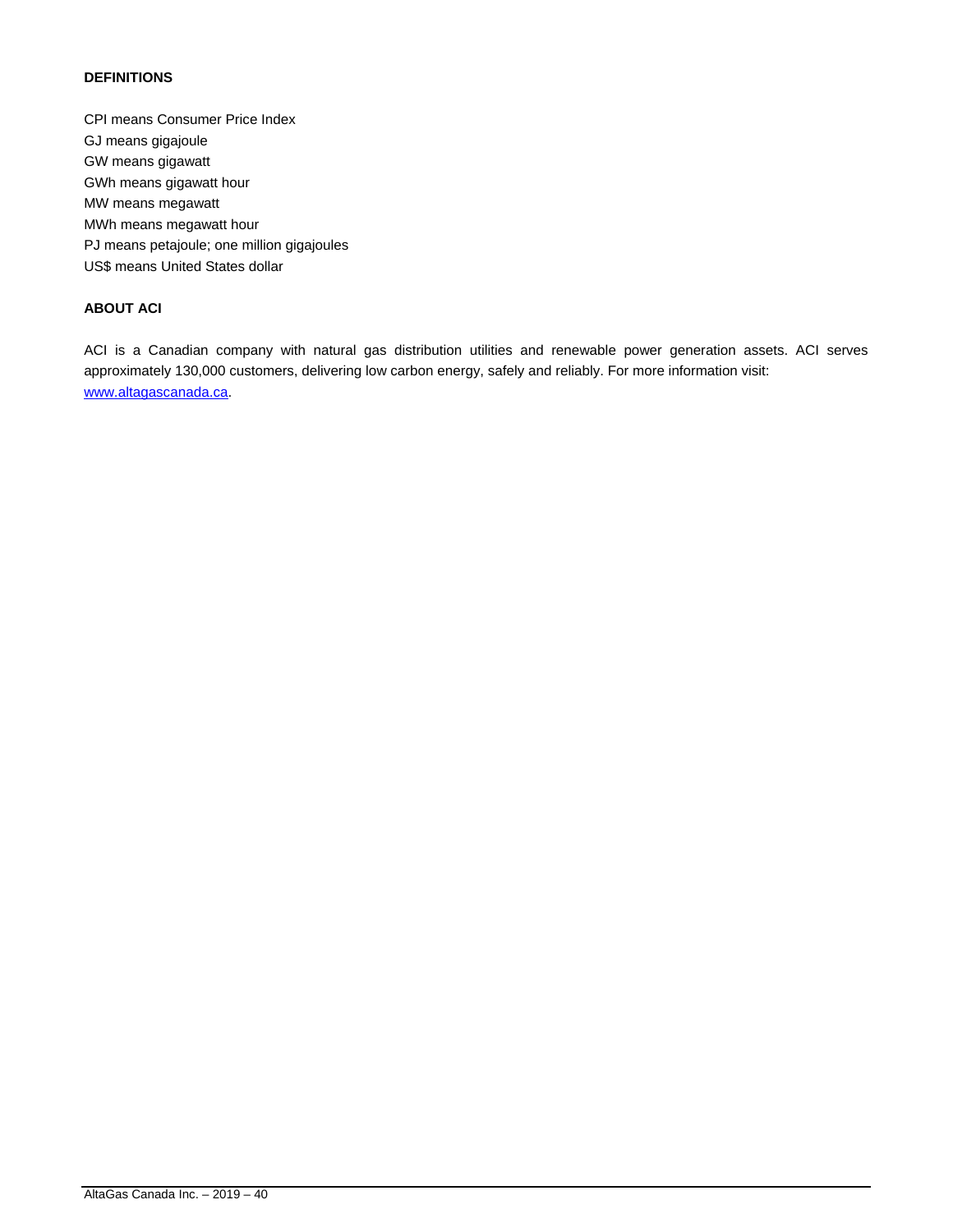## DEFINITIONS

CPI means Consumer Price Index
GJ means gigajoule
GW means gigawatt
GWh means gigawatt hour
MW means megawatt
MWh means megawatt hour
PJ means petajoule; one million gigajoules
US$ means United States dollar

## ABOUT ACI

ACI is a Canadian company with natural gas distribution utilities and renewable power generation assets. ACI serves approximately 130,000 customers, delivering low carbon energy, safely and reliably. For more information visit: www.altagascanada.ca.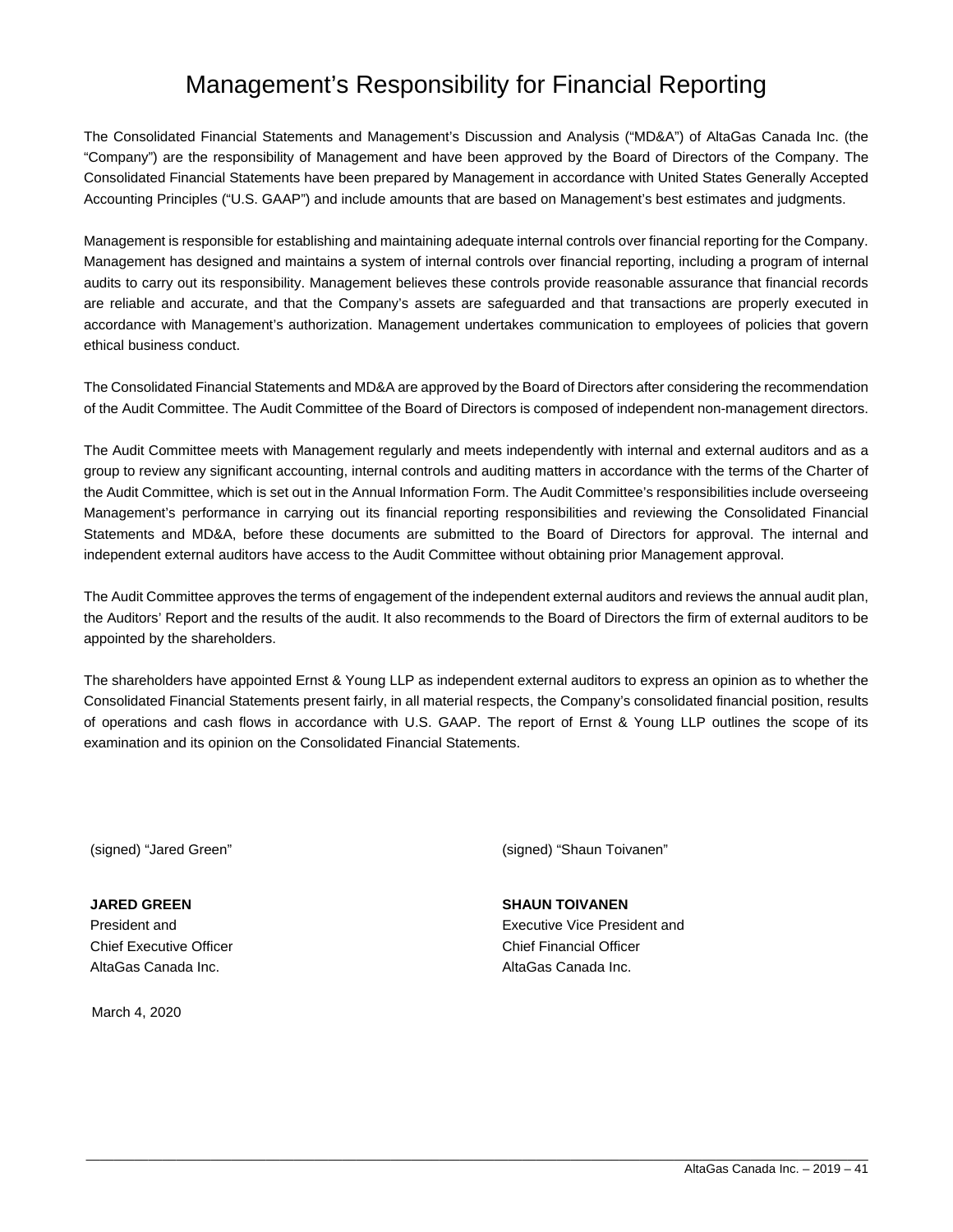# Management's Responsibility for Financial Reporting

The Consolidated Financial Statements and Management's Discussion and Analysis ("MD&A") of AltaGas Canada Inc. (the "Company") are the responsibility of Management and have been approved by the Board of Directors of the Company. The Consolidated Financial Statements have been prepared by Management in accordance with United States Generally Accepted Accounting Principles ("U.S. GAAP") and include amounts that are based on Management's best estimates and judgments.

Management is responsible for establishing and maintaining adequate internal controls over financial reporting for the Company. Management has designed and maintains a system of internal controls over financial reporting, including a program of internal audits to carry out its responsibility. Management believes these controls provide reasonable assurance that financial records are reliable and accurate, and that the Company's assets are safeguarded and that transactions are properly executed in accordance with Management's authorization. Management undertakes communication to employees of policies that govern ethical business conduct.

The Consolidated Financial Statements and MD&A are approved by the Board of Directors after considering the recommendation of the Audit Committee. The Audit Committee of the Board of Directors is composed of independent non-management directors.

The Audit Committee meets with Management regularly and meets independently with internal and external auditors and as a group to review any significant accounting, internal controls and auditing matters in accordance with the terms of the Charter of the Audit Committee, which is set out in the Annual Information Form. The Audit Committee's responsibilities include overseeing Management's performance in carrying out its financial reporting responsibilities and reviewing the Consolidated Financial Statements and MD&A, before these documents are submitted to the Board of Directors for approval. The internal and independent external auditors have access to the Audit Committee without obtaining prior Management approval.

The Audit Committee approves the terms of engagement of the independent external auditors and reviews the annual audit plan, the Auditors' Report and the results of the audit. It also recommends to the Board of Directors the firm of external auditors to be appointed by the shareholders.

The shareholders have appointed Ernst & Young LLP as independent external auditors to express an opinion as to whether the Consolidated Financial Statements present fairly, in all material respects, the Company's consolidated financial position, results of operations and cash flows in accordance with U.S. GAAP. The report of Ernst & Young LLP outlines the scope of its examination and its opinion on the Consolidated Financial Statements.

(signed) "Jared Green"

**JARED GREEN**
President and
Chief Executive Officer
AltaGas Canada Inc.

(signed) "Shaun Toivanen"

**SHAUN TOIVANEN**
Executive Vice President and
Chief Financial Officer
AltaGas Canada Inc.

March 4, 2020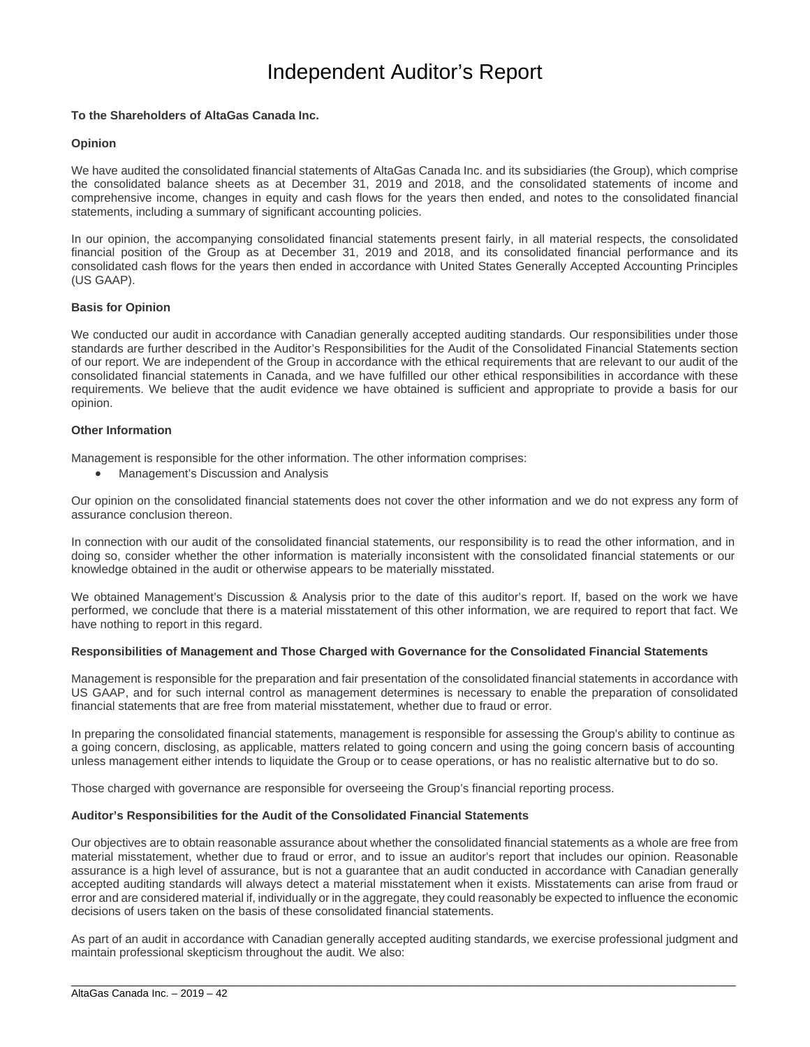# Independent Auditor's Report

**To the Shareholders of AltaGas Canada Inc.**

**Opinion**

We have audited the consolidated financial statements of AltaGas Canada Inc. and its subsidiaries (the Group), which comprise the consolidated balance sheets as at December 31, 2019 and 2018, and the consolidated statements of income and comprehensive income, changes in equity and cash flows for the years then ended, and notes to the consolidated financial statements, including a summary of significant accounting policies.

In our opinion, the accompanying consolidated financial statements present fairly, in all material respects, the consolidated financial position of the Group as at December 31, 2019 and 2018, and its consolidated financial performance and its consolidated cash flows for the years then ended in accordance with United States Generally Accepted Accounting Principles (US GAAP).

**Basis for Opinion**

We conducted our audit in accordance with Canadian generally accepted auditing standards. Our responsibilities under those standards are further described in the Auditor's Responsibilities for the Audit of the Consolidated Financial Statements section of our report. We are independent of the Group in accordance with the ethical requirements that are relevant to our audit of the consolidated financial statements in Canada, and we have fulfilled our other ethical responsibilities in accordance with these requirements. We believe that the audit evidence we have obtained is sufficient and appropriate to provide a basis for our opinion.

**Other Information**

Management is responsible for the other information. The other information comprises:

- Management's Discussion and Analysis

Our opinion on the consolidated financial statements does not cover the other information and we do not express any form of assurance conclusion thereon.

In connection with our audit of the consolidated financial statements, our responsibility is to read the other information, and in doing so, consider whether the other information is materially inconsistent with the consolidated financial statements or our knowledge obtained in the audit or otherwise appears to be materially misstated.

We obtained Management's Discussion & Analysis prior to the date of this auditor's report. If, based on the work we have performed, we conclude that there is a material misstatement of this other information, we are required to report that fact. We have nothing to report in this regard.

**Responsibilities of Management and Those Charged with Governance for the Consolidated Financial Statements**

Management is responsible for the preparation and fair presentation of the consolidated financial statements in accordance with US GAAP, and for such internal control as management determines is necessary to enable the preparation of consolidated financial statements that are free from material misstatement, whether due to fraud or error.

In preparing the consolidated financial statements, management is responsible for assessing the Group's ability to continue as a going concern, disclosing, as applicable, matters related to going concern and using the going concern basis of accounting unless management either intends to liquidate the Group or to cease operations, or has no realistic alternative but to do so.

Those charged with governance are responsible for overseeing the Group's financial reporting process.

**Auditor's Responsibilities for the Audit of the Consolidated Financial Statements**

Our objectives are to obtain reasonable assurance about whether the consolidated financial statements as a whole are free from material misstatement, whether due to fraud or error, and to issue an auditor's report that includes our opinion. Reasonable assurance is a high level of assurance, but is not a guarantee that an audit conducted in accordance with Canadian generally accepted auditing standards will always detect a material misstatement when it exists. Misstatements can arise from fraud or error and are considered material if, individually or in the aggregate, they could reasonably be expected to influence the economic decisions of users taken on the basis of these consolidated financial statements.

As part of an audit in accordance with Canadian generally accepted auditing standards, we exercise professional judgment and maintain professional skepticism throughout the audit. We also: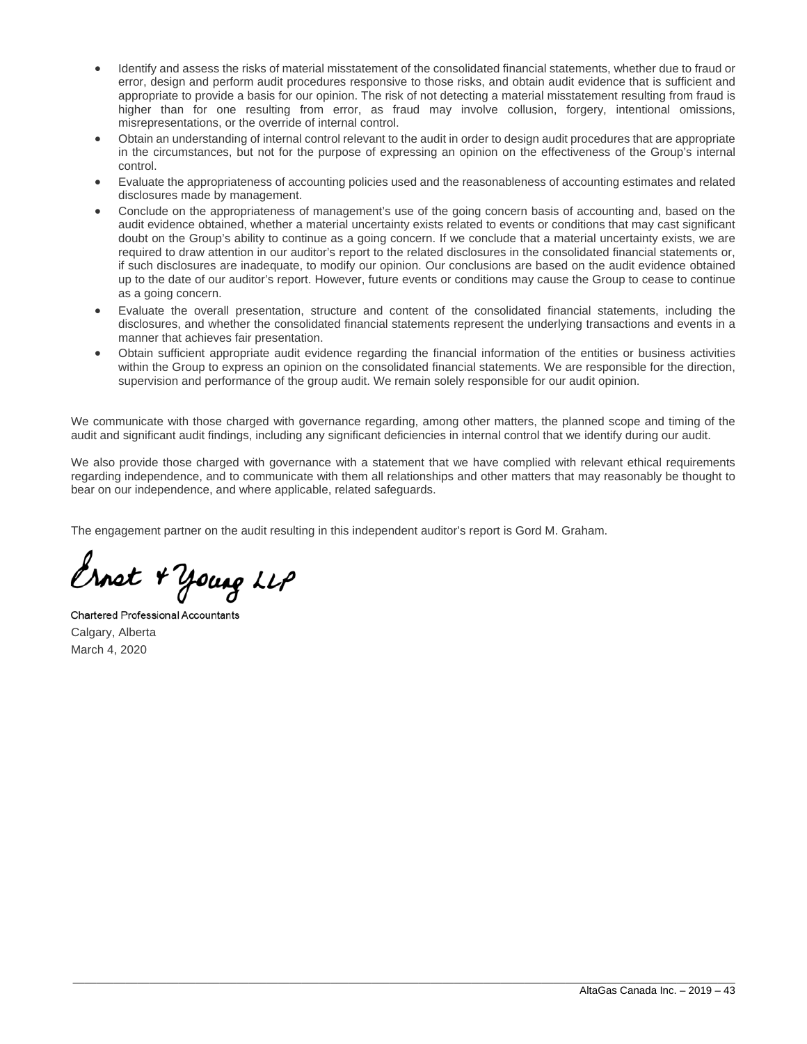- Identify and assess the risks of material misstatement of the consolidated financial statements, whether due to fraud or error, design and perform audit procedures responsive to those risks, and obtain audit evidence that is sufficient and appropriate to provide a basis for our opinion. The risk of not detecting a material misstatement resulting from fraud is higher than for one resulting from error, as fraud may involve collusion, forgery, intentional omissions, misrepresentations, or the override of internal control.
- Obtain an understanding of internal control relevant to the audit in order to design audit procedures that are appropriate in the circumstances, but not for the purpose of expressing an opinion on the effectiveness of the Group's internal control.
- Evaluate the appropriateness of accounting policies used and the reasonableness of accounting estimates and related disclosures made by management.
- Conclude on the appropriateness of management's use of the going concern basis of accounting and, based on the audit evidence obtained, whether a material uncertainty exists related to events or conditions that may cast significant doubt on the Group's ability to continue as a going concern. If we conclude that a material uncertainty exists, we are required to draw attention in our auditor's report to the related disclosures in the consolidated financial statements or, if such disclosures are inadequate, to modify our opinion. Our conclusions are based on the audit evidence obtained up to the date of our auditor's report. However, future events or conditions may cause the Group to cease to continue as a going concern.
- Evaluate the overall presentation, structure and content of the consolidated financial statements, including the disclosures, and whether the consolidated financial statements represent the underlying transactions and events in a manner that achieves fair presentation.
- Obtain sufficient appropriate audit evidence regarding the financial information of the entities or business activities within the Group to express an opinion on the consolidated financial statements. We are responsible for the direction, supervision and performance of the group audit. We remain solely responsible for our audit opinion.

We communicate with those charged with governance regarding, among other matters, the planned scope and timing of the audit and significant audit findings, including any significant deficiencies in internal control that we identify during our audit.

We also provide those charged with governance with a statement that we have complied with relevant ethical requirements regarding independence, and to communicate with them all relationships and other matters that may reasonably be thought to bear on our independence, and where applicable, related safeguards.

The engagement partner on the audit resulting in this independent auditor's report is Gord M. Graham.

Ernst & Young LLP

Chartered Professional Accountants
Calgary, Alberta
March 4, 2020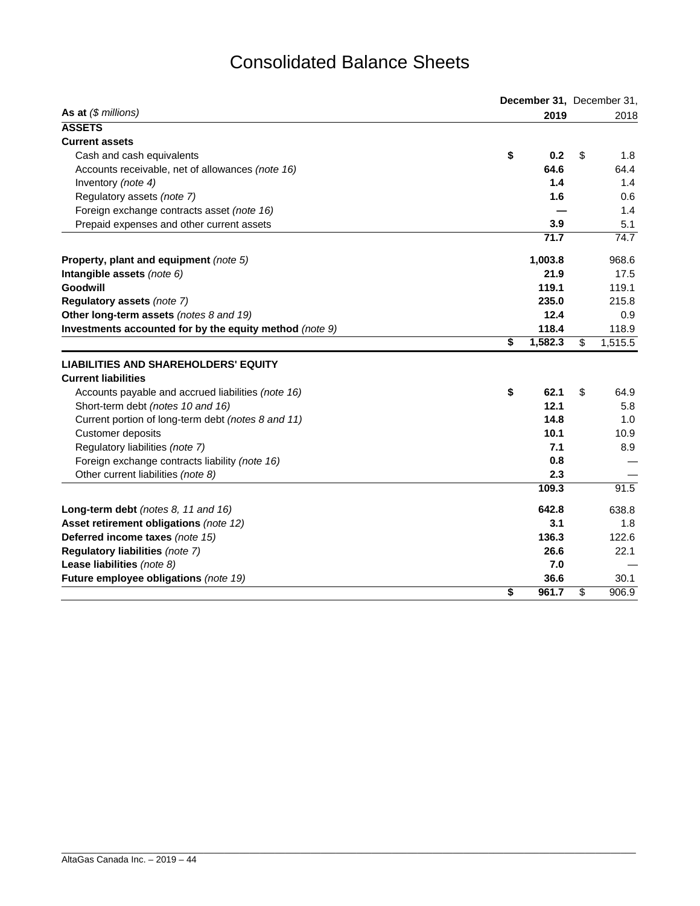# Consolidated Balance Sheets

| As at *($ millions)* | | **December 31, 2019** | | December 31, 2018 |
|---|---|---|---|---|
| **ASSETS** | | | | |
| **Current assets** | | | | |
| Cash and cash equivalents | **$** | **0.2** | $ | 1.8 |
| Accounts receivable, net of allowances *(note 16)* | | **64.6** | | 64.4 |
| Inventory *(note 4)* | | **1.4** | | 1.4 |
| Regulatory assets *(note 7)* | | **1.6** | | 0.6 |
| Foreign exchange contracts asset *(note 16)* | | **—** | | 1.4 |
| Prepaid expenses and other current assets | | **3.9** | | 5.1 |
| | | **71.7** | | 74.7 |
| **Property, plant and equipment** *(note 5)* | | **1,003.8** | | 968.6 |
| **Intangible assets** *(note 6)* | | **21.9** | | 17.5 |
| **Goodwill** | | **119.1** | | 119.1 |
| **Regulatory assets** *(note 7)* | | **235.0** | | 215.8 |
| **Other long-term assets** *(notes 8 and 19)* | | **12.4** | | 0.9 |
| **Investments accounted for by the equity method** *(note 9)* | | **118.4** | | 118.9 |
| | **$** | **1,582.3** | $ | 1,515.5 |
| **LIABILITIES AND SHAREHOLDERS' EQUITY** | | | | |
| **Current liabilities** | | | | |
| Accounts payable and accrued liabilities *(note 16)* | **$** | **62.1** | $ | 64.9 |
| Short-term debt *(notes 10 and 16)* | | **12.1** | | 5.8 |
| Current portion of long-term debt *(notes 8 and 11)* | | **14.8** | | 1.0 |
| Customer deposits | | **10.1** | | 10.9 |
| Regulatory liabilities *(note 7)* | | **7.1** | | 8.9 |
| Foreign exchange contracts liability *(note 16)* | | **0.8** | | — |
| Other current liabilities *(note 8)* | | **2.3** | | — |
| | | **109.3** | | 91.5 |
| **Long-term debt** *(notes 8, 11 and 16)* | | **642.8** | | 638.8 |
| **Asset retirement obligations** *(note 12)* | | **3.1** | | 1.8 |
| **Deferred income taxes** *(note 15)* | | **136.3** | | 122.6 |
| **Regulatory liabilities** *(note 7)* | | **26.6** | | 22.1 |
| **Lease liabilities** *(note 8)* | | **7.0** | | — |
| **Future employee obligations** *(note 19)* | | **36.6** | | 30.1 |
| | **$** | **961.7** | $ | 906.9 |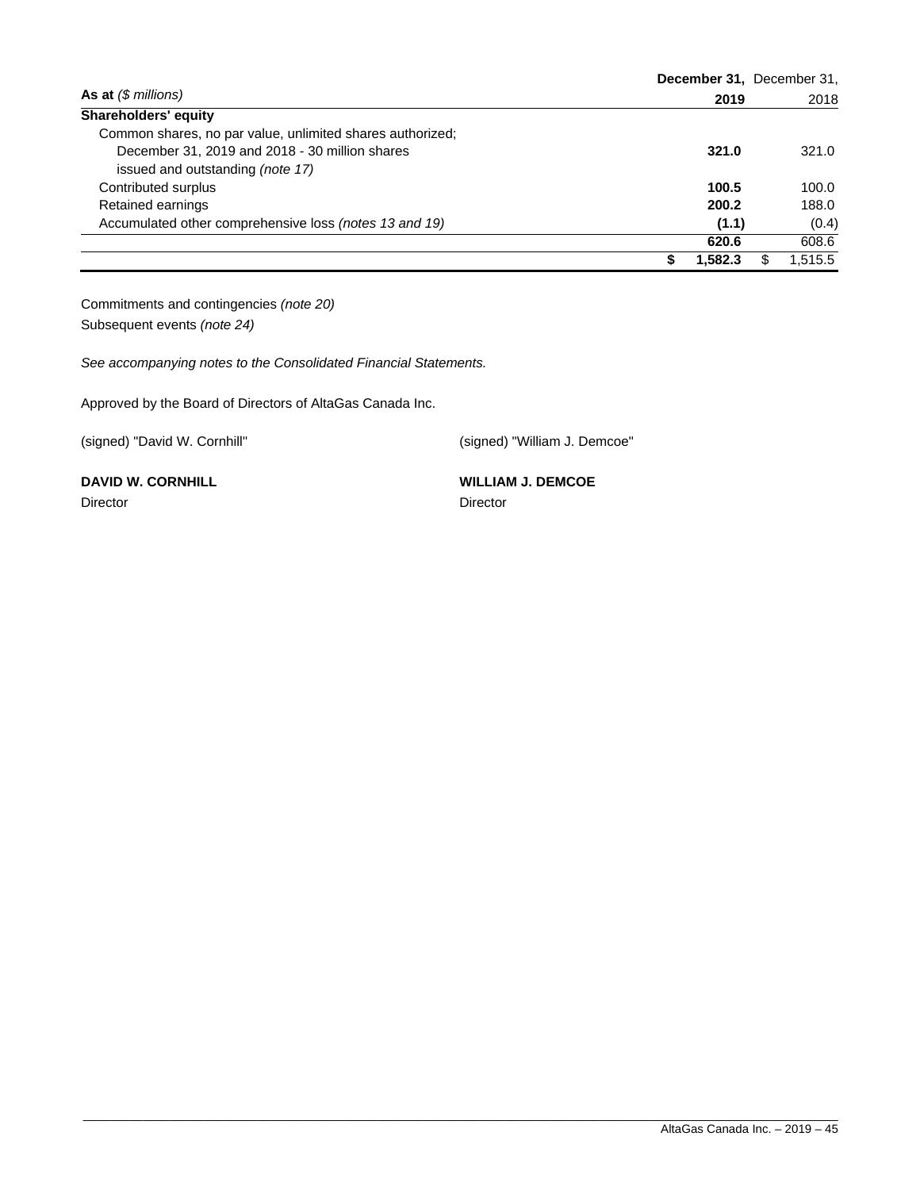| As at *($ millions)* | **December 31, 2019** | December 31, 2018 |
|---|---|---|
| **Shareholders' equity** | | |
| Common shares, no par value, unlimited shares authorized; December 31, 2019 and 2018 - 30 million shares issued and outstanding *(note 17)* | **321.0** | 321.0 |
| Contributed surplus | **100.5** | 100.0 |
| Retained earnings | **200.2** | 188.0 |
| Accumulated other comprehensive loss *(notes 13 and 19)* | **(1.1)** | (0.4) |
| | **620.6** | 608.6 |
| | **$ 1,582.3** | $ 1,515.5 |

Commitments and contingencies *(note 20)*

Subsequent events *(note 24)*

*See accompanying notes to the Consolidated Financial Statements.*

Approved by the Board of Directors of AltaGas Canada Inc.

(signed) "David W. Cornhill"

**DAVID W. CORNHILL**

Director

(signed) "William J. Demcoe"

**WILLIAM J. DEMCOE**

Director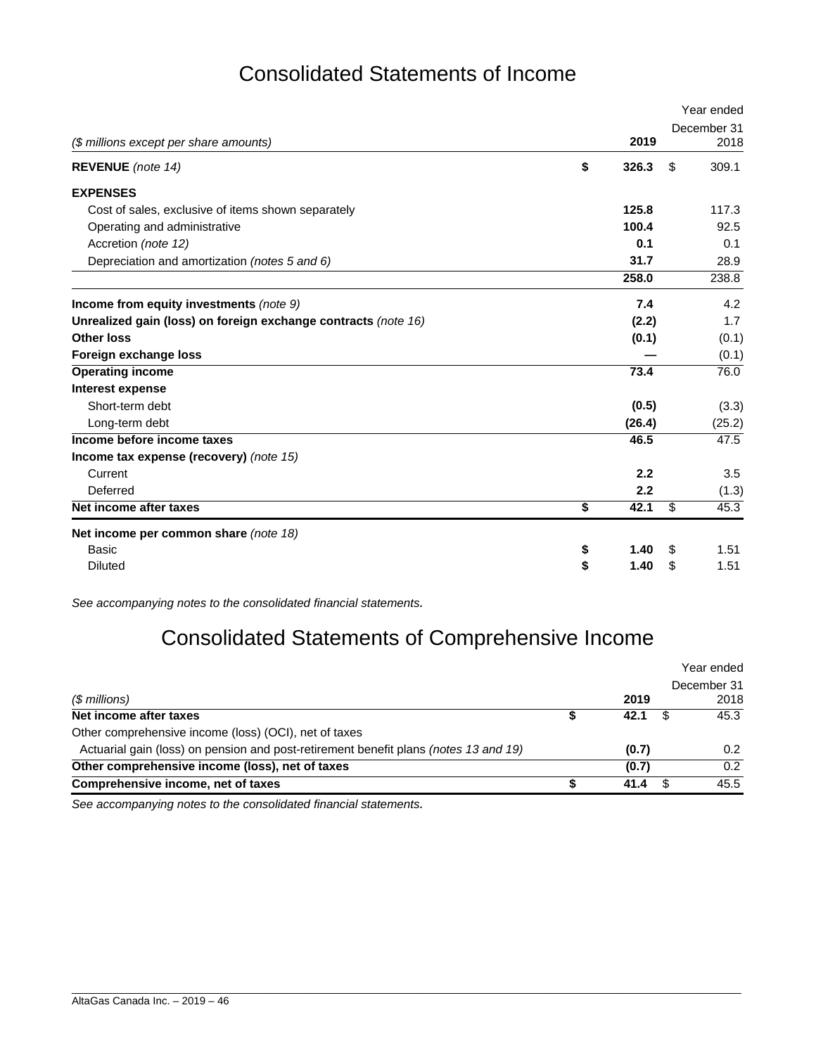# Consolidated Statements of Income

| ($ millions except per share amounts) | 2019 | Year ended December 31 2018 |
|---|---|---|
| **REVENUE** *(note 14)* | **$ 326.3** | $ 309.1 |
| **EXPENSES** | | |
| Cost of sales, exclusive of items shown separately | **125.8** | 117.3 |
| Operating and administrative | **100.4** | 92.5 |
| Accretion *(note 12)* | **0.1** | 0.1 |
| Depreciation and amortization *(notes 5 and 6)* | **31.7** | 28.9 |
| | **258.0** | 238.8 |
| **Income from equity investments** *(note 9)* | **7.4** | 4.2 |
| **Unrealized gain (loss) on foreign exchange contracts** *(note 16)* | **(2.2)** | 1.7 |
| **Other loss** | **(0.1)** | (0.1) |
| **Foreign exchange loss** | **—** | (0.1) |
| **Operating income** | **73.4** | 76.0 |
| **Interest expense** | | |
| Short-term debt | **(0.5)** | (3.3) |
| Long-term debt | **(26.4)** | (25.2) |
| **Income before income taxes** | **46.5** | 47.5 |
| **Income tax expense (recovery)** *(note 15)* | | |
| Current | **2.2** | 3.5 |
| Deferred | **2.2** | (1.3) |
| **Net income after taxes** | **$ 42.1** | $ 45.3 |
| **Net income per common share** *(note 18)* | | |
| Basic | **$ 1.40** | $ 1.51 |
| Diluted | **$ 1.40** | $ 1.51 |

*See accompanying notes to the consolidated financial statements.*

# Consolidated Statements of Comprehensive Income

| ($ millions) | 2019 | Year ended December 31 2018 |
|---|---|---|
| **Net income after taxes** | **$ 42.1** | $ 45.3 |
| Other comprehensive income (loss) (OCI), net of taxes | | |
| Actuarial gain (loss) on pension and post-retirement benefit plans *(notes 13 and 19)* | **(0.7)** | 0.2 |
| **Other comprehensive income (loss), net of taxes** | **(0.7)** | 0.2 |
| **Comprehensive income, net of taxes** | **$ 41.4** | $ 45.5 |

*See accompanying notes to the consolidated financial statements.*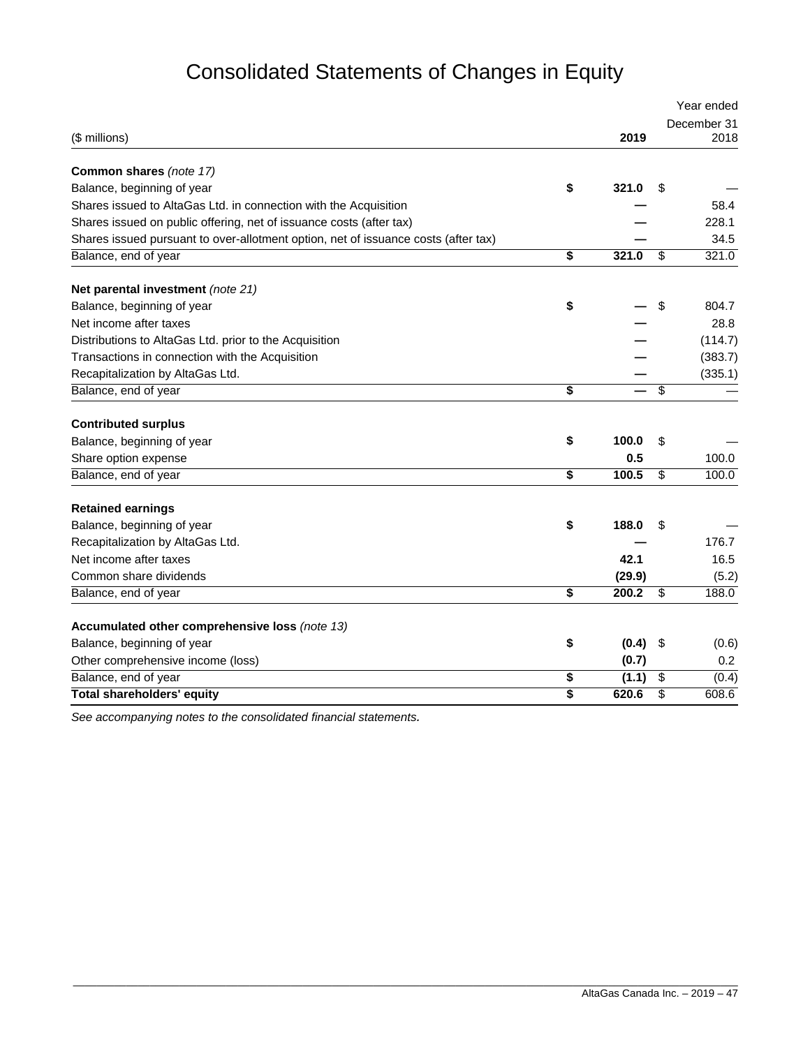# Consolidated Statements of Changes in Equity

| ($ millions) | 2019 | Year ended December 31 2018 |
|---|---|---|
| **Common shares** *(note 17)* | | |
| Balance, beginning of year | **$ 321.0** | $ — |
| Shares issued to AltaGas Ltd. in connection with the Acquisition | **—** | 58.4 |
| Shares issued on public offering, net of issuance costs (after tax) | **—** | 228.1 |
| Shares issued pursuant to over-allotment option, net of issuance costs (after tax) | **—** | 34.5 |
| Balance, end of year | **$ 321.0** | $ 321.0 |
| **Net parental investment** *(note 21)* | | |
| Balance, beginning of year | **$ —** | $ 804.7 |
| Net income after taxes | **—** | 28.8 |
| Distributions to AltaGas Ltd. prior to the Acquisition | **—** | (114.7) |
| Transactions in connection with the Acquisition | **—** | (383.7) |
| Recapitalization by AltaGas Ltd. | **—** | (335.1) |
| Balance, end of year | **$ —** | $ — |
| **Contributed surplus** | | |
| Balance, beginning of year | **$ 100.0** | $ — |
| Share option expense | **0.5** | 100.0 |
| Balance, end of year | **$ 100.5** | $ 100.0 |
| **Retained earnings** | | |
| Balance, beginning of year | **$ 188.0** | $ — |
| Recapitalization by AltaGas Ltd. | **—** | 176.7 |
| Net income after taxes | **42.1** | 16.5 |
| Common share dividends | **(29.9)** | (5.2) |
| Balance, end of year | **$ 200.2** | $ 188.0 |
| **Accumulated other comprehensive loss** *(note 13)* | | |
| Balance, beginning of year | **$ (0.4)** | $ (0.6) |
| Other comprehensive income (loss) | **(0.7)** | 0.2 |
| Balance, end of year | **$ (1.1)** | $ (0.4) |
| **Total shareholders' equity** | **$ 620.6** | $ 608.6 |

*See accompanying notes to the consolidated financial statements.*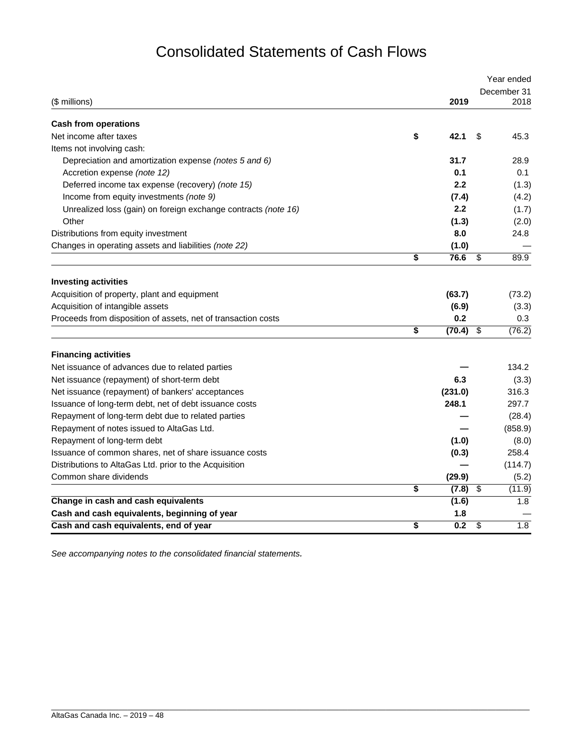# Consolidated Statements of Cash Flows

| ($ millions) | 2019 | Year ended December 31 2018 |
|---|---|---|
| **Cash from operations** | | |
| Net income after taxes | **$ 42.1** | $ 45.3 |
| Items not involving cash: | | |
| Depreciation and amortization expense *(notes 5 and 6)* | **31.7** | 28.9 |
| Accretion expense *(note 12)* | **0.1** | 0.1 |
| Deferred income tax expense (recovery) *(note 15)* | **2.2** | (1.3) |
| Income from equity investments *(note 9)* | **(7.4)** | (4.2) |
| Unrealized loss (gain) on foreign exchange contracts *(note 16)* | **2.2** | (1.7) |
| Other | **(1.3)** | (2.0) |
| Distributions from equity investment | **8.0** | 24.8 |
| Changes in operating assets and liabilities *(note 22)* | **(1.0)** | — |
| | **$ 76.6** | $ 89.9 |
| **Investing activities** | | |
| Acquisition of property, plant and equipment | **(63.7)** | (73.2) |
| Acquisition of intangible assets | **(6.9)** | (3.3) |
| Proceeds from disposition of assets, net of transaction costs | **0.2** | 0.3 |
| | **$ (70.4)** | $ (76.2) |
| **Financing activities** | | |
| Net issuance of advances due to related parties | **—** | 134.2 |
| Net issuance (repayment) of short-term debt | **6.3** | (3.3) |
| Net issuance (repayment) of bankers' acceptances | **(231.0)** | 316.3 |
| Issuance of long-term debt, net of debt issuance costs | **248.1** | 297.7 |
| Repayment of long-term debt due to related parties | **—** | (28.4) |
| Repayment of notes issued to AltaGas Ltd. | **—** | (858.9) |
| Repayment of long-term debt | **(1.0)** | (8.0) |
| Issuance of common shares, net of share issuance costs | **(0.3)** | 258.4 |
| Distributions to AltaGas Ltd. prior to the Acquisition | **—** | (114.7) |
| Common share dividends | **(29.9)** | (5.2) |
| | **$ (7.8)** | $ (11.9) |
| **Change in cash and cash equivalents** | **(1.6)** | 1.8 |
| **Cash and cash equivalents, beginning of year** | **1.8** | — |
| **Cash and cash equivalents, end of year** | **$ 0.2** | $ 1.8 |

*See accompanying notes to the consolidated financial statements.*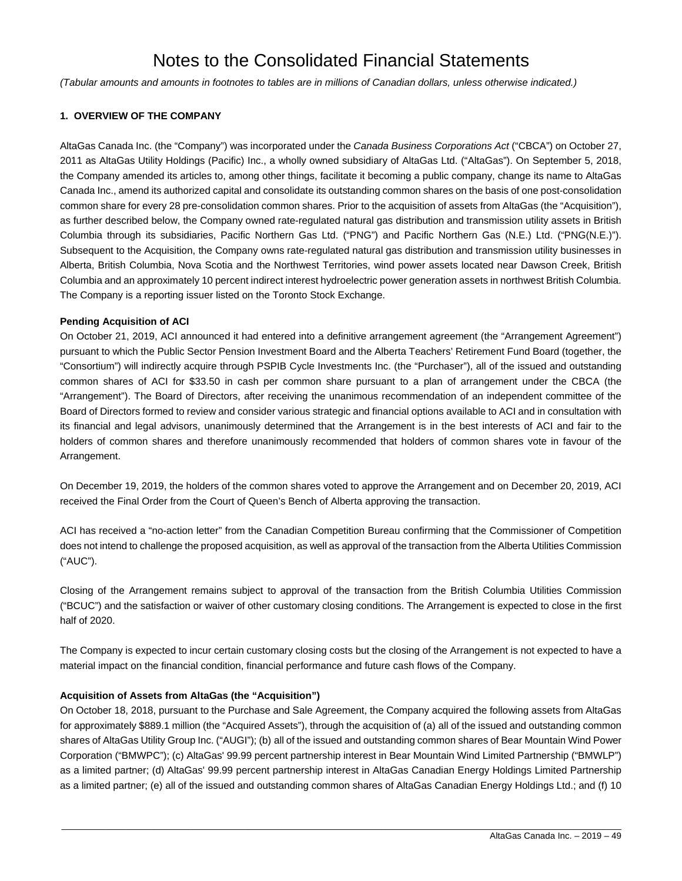# Notes to the Consolidated Financial Statements

*(Tabular amounts and amounts in footnotes to tables are in millions of Canadian dollars, unless otherwise indicated.)*

**1. OVERVIEW OF THE COMPANY**

AltaGas Canada Inc. (the "Company") was incorporated under the *Canada Business Corporations Act* ("CBCA") on October 27, 2011 as AltaGas Utility Holdings (Pacific) Inc., a wholly owned subsidiary of AltaGas Ltd. ("AltaGas"). On September 5, 2018, the Company amended its articles to, among other things, facilitate it becoming a public company, change its name to AltaGas Canada Inc., amend its authorized capital and consolidate its outstanding common shares on the basis of one post-consolidation common share for every 28 pre-consolidation common shares. Prior to the acquisition of assets from AltaGas (the "Acquisition"), as further described below, the Company owned rate-regulated natural gas distribution and transmission utility assets in British Columbia through its subsidiaries, Pacific Northern Gas Ltd. ("PNG") and Pacific Northern Gas (N.E.) Ltd. ("PNG(N.E.)"). Subsequent to the Acquisition, the Company owns rate-regulated natural gas distribution and transmission utility businesses in Alberta, British Columbia, Nova Scotia and the Northwest Territories, wind power assets located near Dawson Creek, British Columbia and an approximately 10 percent indirect interest hydroelectric power generation assets in northwest British Columbia. The Company is a reporting issuer listed on the Toronto Stock Exchange.

**Pending Acquisition of ACI**

On October 21, 2019, ACI announced it had entered into a definitive arrangement agreement (the "Arrangement Agreement") pursuant to which the Public Sector Pension Investment Board and the Alberta Teachers' Retirement Fund Board (together, the "Consortium") will indirectly acquire through PSPIB Cycle Investments Inc. (the "Purchaser"), all of the issued and outstanding common shares of ACI for $33.50 in cash per common share pursuant to a plan of arrangement under the CBCA (the "Arrangement"). The Board of Directors, after receiving the unanimous recommendation of an independent committee of the Board of Directors formed to review and consider various strategic and financial options available to ACI and in consultation with its financial and legal advisors, unanimously determined that the Arrangement is in the best interests of ACI and fair to the holders of common shares and therefore unanimously recommended that holders of common shares vote in favour of the Arrangement.

On December 19, 2019, the holders of the common shares voted to approve the Arrangement and on December 20, 2019, ACI received the Final Order from the Court of Queen's Bench of Alberta approving the transaction.

ACI has received a "no-action letter" from the Canadian Competition Bureau confirming that the Commissioner of Competition does not intend to challenge the proposed acquisition, as well as approval of the transaction from the Alberta Utilities Commission ("AUC").

Closing of the Arrangement remains subject to approval of the transaction from the British Columbia Utilities Commission ("BCUC") and the satisfaction or waiver of other customary closing conditions. The Arrangement is expected to close in the first half of 2020.

The Company is expected to incur certain customary closing costs but the closing of the Arrangement is not expected to have a material impact on the financial condition, financial performance and future cash flows of the Company.

**Acquisition of Assets from AltaGas (the "Acquisition")**

On October 18, 2018, pursuant to the Purchase and Sale Agreement, the Company acquired the following assets from AltaGas for approximately $889.1 million (the "Acquired Assets"), through the acquisition of (a) all of the issued and outstanding common shares of AltaGas Utility Group Inc. ("AUGI"); (b) all of the issued and outstanding common shares of Bear Mountain Wind Power Corporation ("BMWPC"); (c) AltaGas' 99.99 percent partnership interest in Bear Mountain Wind Limited Partnership ("BMWLP") as a limited partner; (d) AltaGas' 99.99 percent partnership interest in AltaGas Canadian Energy Holdings Limited Partnership as a limited partner; (e) all of the issued and outstanding common shares of AltaGas Canadian Energy Holdings Ltd.; and (f) 10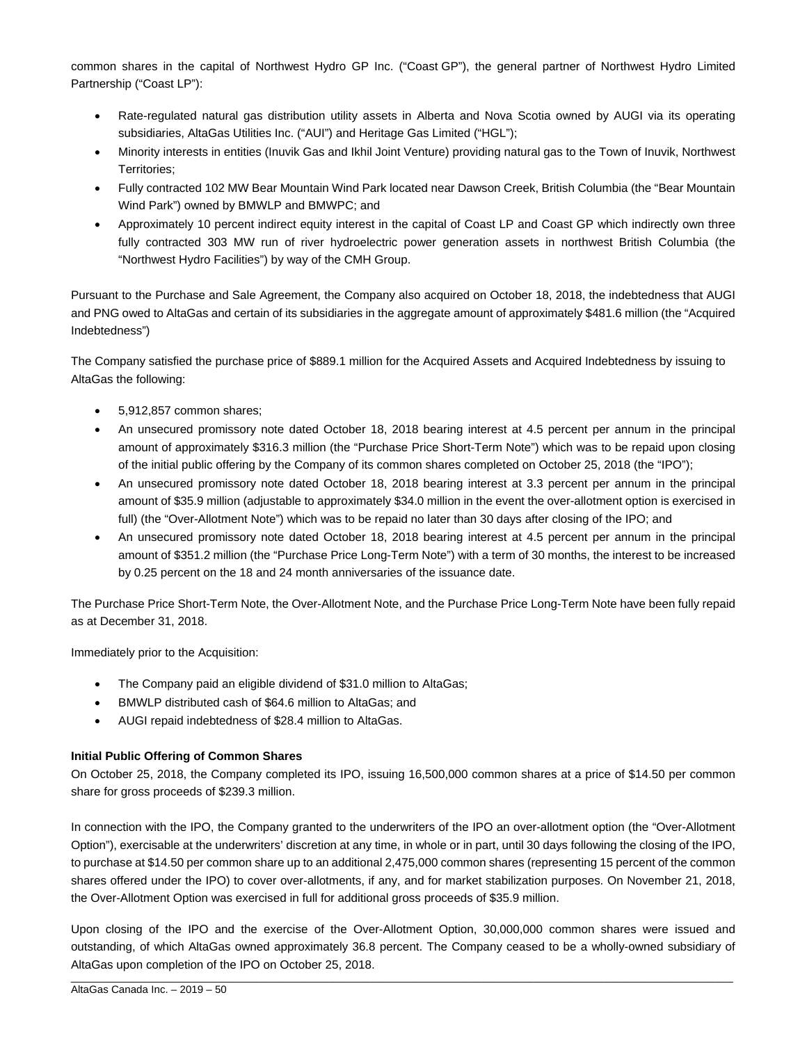common shares in the capital of Northwest Hydro GP Inc. ("Coast GP"), the general partner of Northwest Hydro Limited Partnership ("Coast LP"):

- Rate-regulated natural gas distribution utility assets in Alberta and Nova Scotia owned by AUGI via its operating subsidiaries, AltaGas Utilities Inc. ("AUI") and Heritage Gas Limited ("HGL");
- Minority interests in entities (Inuvik Gas and Ikhil Joint Venture) providing natural gas to the Town of Inuvik, Northwest Territories;
- Fully contracted 102 MW Bear Mountain Wind Park located near Dawson Creek, British Columbia (the "Bear Mountain Wind Park") owned by BMWLP and BMWPC; and
- Approximately 10 percent indirect equity interest in the capital of Coast LP and Coast GP which indirectly own three fully contracted 303 MW run of river hydroelectric power generation assets in northwest British Columbia (the "Northwest Hydro Facilities") by way of the CMH Group.

Pursuant to the Purchase and Sale Agreement, the Company also acquired on October 18, 2018, the indebtedness that AUGI and PNG owed to AltaGas and certain of its subsidiaries in the aggregate amount of approximately $481.6 million (the "Acquired Indebtedness")

The Company satisfied the purchase price of $889.1 million for the Acquired Assets and Acquired Indebtedness by issuing to AltaGas the following:

- 5,912,857 common shares;
- An unsecured promissory note dated October 18, 2018 bearing interest at 4.5 percent per annum in the principal amount of approximately $316.3 million (the "Purchase Price Short-Term Note") which was to be repaid upon closing of the initial public offering by the Company of its common shares completed on October 25, 2018 (the "IPO");
- An unsecured promissory note dated October 18, 2018 bearing interest at 3.3 percent per annum in the principal amount of $35.9 million (adjustable to approximately $34.0 million in the event the over-allotment option is exercised in full) (the "Over-Allotment Note") which was to be repaid no later than 30 days after closing of the IPO; and
- An unsecured promissory note dated October 18, 2018 bearing interest at 4.5 percent per annum in the principal amount of $351.2 million (the "Purchase Price Long-Term Note") with a term of 30 months, the interest to be increased by 0.25 percent on the 18 and 24 month anniversaries of the issuance date.

The Purchase Price Short-Term Note, the Over-Allotment Note, and the Purchase Price Long-Term Note have been fully repaid as at December 31, 2018.

Immediately prior to the Acquisition:

- The Company paid an eligible dividend of $31.0 million to AltaGas;
- BMWLP distributed cash of $64.6 million to AltaGas; and
- AUGI repaid indebtedness of $28.4 million to AltaGas.

**Initial Public Offering of Common Shares**

On October 25, 2018, the Company completed its IPO, issuing 16,500,000 common shares at a price of $14.50 per common share for gross proceeds of $239.3 million.

In connection with the IPO, the Company granted to the underwriters of the IPO an over-allotment option (the "Over-Allotment Option"), exercisable at the underwriters' discretion at any time, in whole or in part, until 30 days following the closing of the IPO, to purchase at $14.50 per common share up to an additional 2,475,000 common shares (representing 15 percent of the common shares offered under the IPO) to cover over-allotments, if any, and for market stabilization purposes. On November 21, 2018, the Over-Allotment Option was exercised in full for additional gross proceeds of $35.9 million.

Upon closing of the IPO and the exercise of the Over-Allotment Option, 30,000,000 common shares were issued and outstanding, of which AltaGas owned approximately 36.8 percent. The Company ceased to be a wholly-owned subsidiary of AltaGas upon completion of the IPO on October 25, 2018.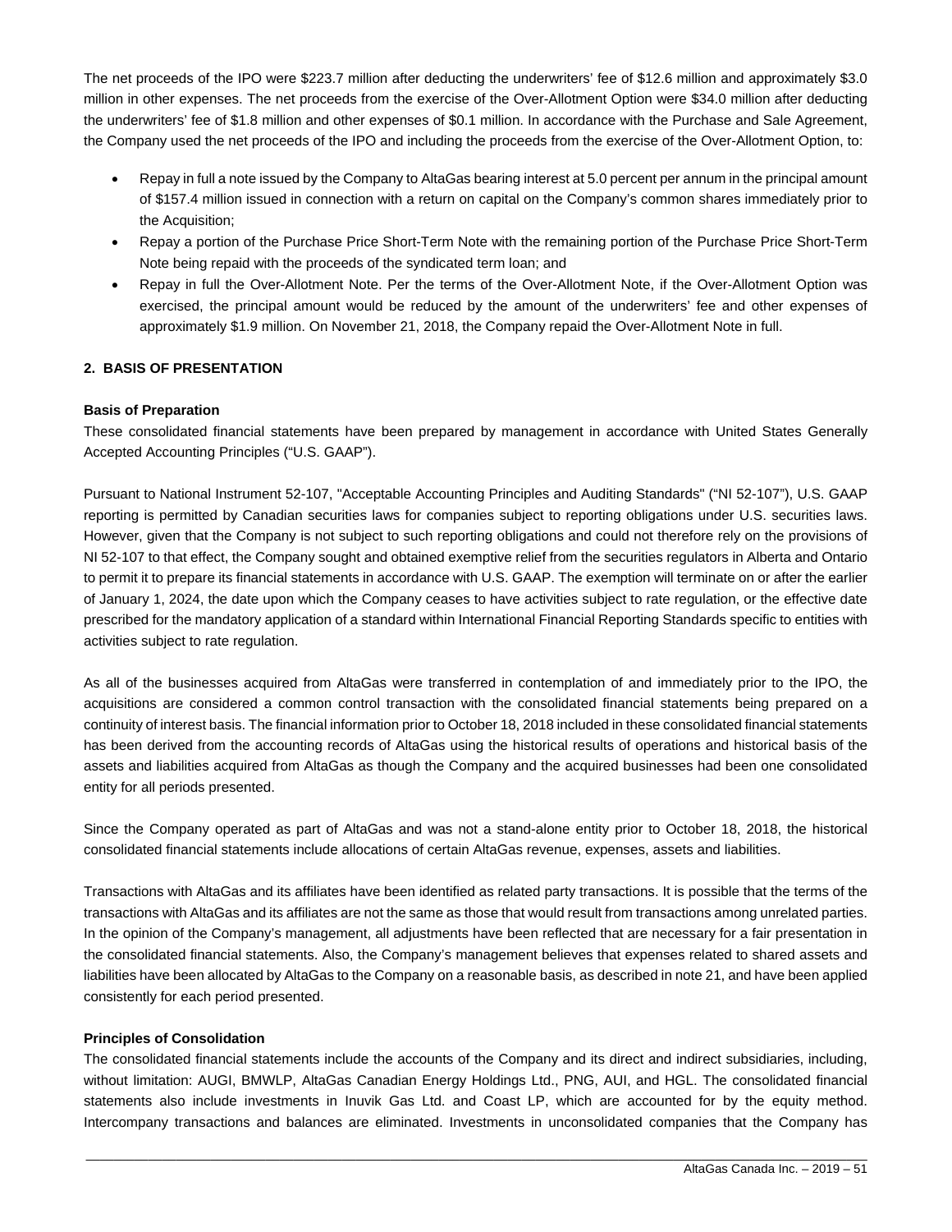The net proceeds of the IPO were $223.7 million after deducting the underwriters' fee of $12.6 million and approximately $3.0 million in other expenses. The net proceeds from the exercise of the Over-Allotment Option were $34.0 million after deducting the underwriters' fee of $1.8 million and other expenses of $0.1 million. In accordance with the Purchase and Sale Agreement, the Company used the net proceeds of the IPO and including the proceeds from the exercise of the Over-Allotment Option, to:

- Repay in full a note issued by the Company to AltaGas bearing interest at 5.0 percent per annum in the principal amount of $157.4 million issued in connection with a return on capital on the Company's common shares immediately prior to the Acquisition;
- Repay a portion of the Purchase Price Short-Term Note with the remaining portion of the Purchase Price Short-Term Note being repaid with the proceeds of the syndicated term loan; and
- Repay in full the Over-Allotment Note. Per the terms of the Over-Allotment Note, if the Over-Allotment Option was exercised, the principal amount would be reduced by the amount of the underwriters' fee and other expenses of approximately $1.9 million. On November 21, 2018, the Company repaid the Over-Allotment Note in full.

## 2. BASIS OF PRESENTATION

### Basis of Preparation

These consolidated financial statements have been prepared by management in accordance with United States Generally Accepted Accounting Principles ("U.S. GAAP").

Pursuant to National Instrument 52-107, "Acceptable Accounting Principles and Auditing Standards" ("NI 52-107"), U.S. GAAP reporting is permitted by Canadian securities laws for companies subject to reporting obligations under U.S. securities laws. However, given that the Company is not subject to such reporting obligations and could not therefore rely on the provisions of NI 52-107 to that effect, the Company sought and obtained exemptive relief from the securities regulators in Alberta and Ontario to permit it to prepare its financial statements in accordance with U.S. GAAP. The exemption will terminate on or after the earlier of January 1, 2024, the date upon which the Company ceases to have activities subject to rate regulation, or the effective date prescribed for the mandatory application of a standard within International Financial Reporting Standards specific to entities with activities subject to rate regulation.

As all of the businesses acquired from AltaGas were transferred in contemplation of and immediately prior to the IPO, the acquisitions are considered a common control transaction with the consolidated financial statements being prepared on a continuity of interest basis. The financial information prior to October 18, 2018 included in these consolidated financial statements has been derived from the accounting records of AltaGas using the historical results of operations and historical basis of the assets and liabilities acquired from AltaGas as though the Company and the acquired businesses had been one consolidated entity for all periods presented.

Since the Company operated as part of AltaGas and was not a stand-alone entity prior to October 18, 2018, the historical consolidated financial statements include allocations of certain AltaGas revenue, expenses, assets and liabilities.

Transactions with AltaGas and its affiliates have been identified as related party transactions. It is possible that the terms of the transactions with AltaGas and its affiliates are not the same as those that would result from transactions among unrelated parties. In the opinion of the Company's management, all adjustments have been reflected that are necessary for a fair presentation in the consolidated financial statements. Also, the Company's management believes that expenses related to shared assets and liabilities have been allocated by AltaGas to the Company on a reasonable basis, as described in note 21, and have been applied consistently for each period presented.

### Principles of Consolidation

The consolidated financial statements include the accounts of the Company and its direct and indirect subsidiaries, including, without limitation: AUGI, BMWLP, AltaGas Canadian Energy Holdings Ltd., PNG, AUI, and HGL. The consolidated financial statements also include investments in Inuvik Gas Ltd. and Coast LP, which are accounted for by the equity method. Intercompany transactions and balances are eliminated. Investments in unconsolidated companies that the Company has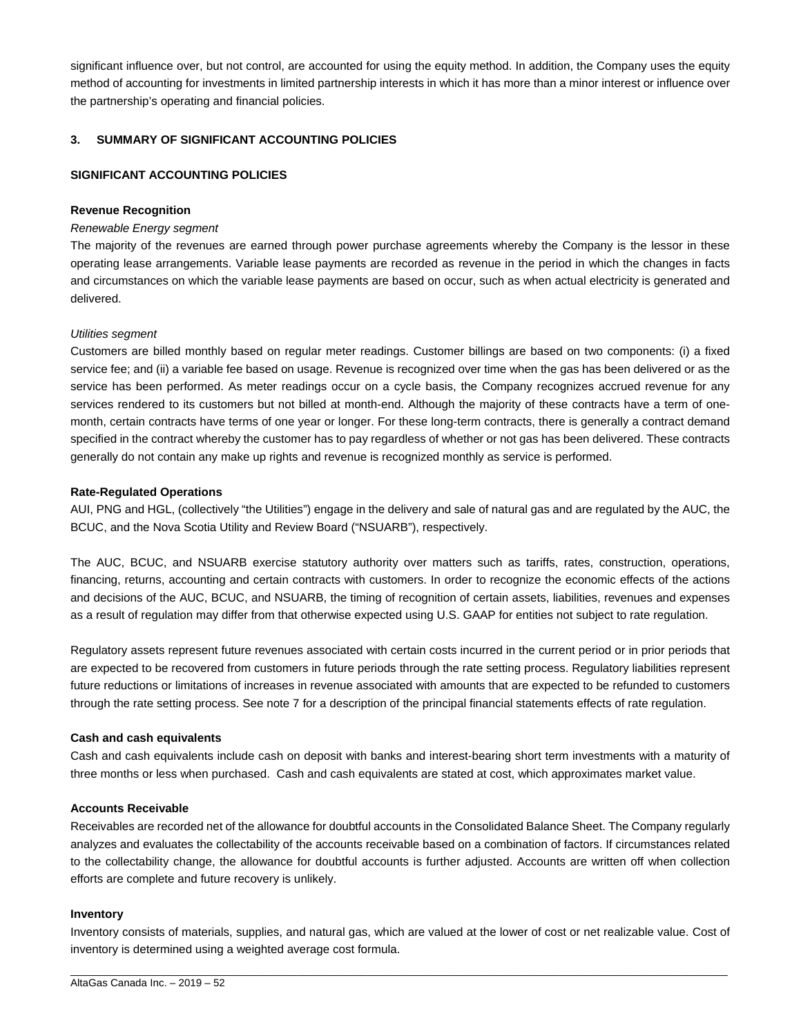significant influence over, but not control, are accounted for using the equity method. In addition, the Company uses the equity method of accounting for investments in limited partnership interests in which it has more than a minor interest or influence over the partnership's operating and financial policies.

## 3. SUMMARY OF SIGNIFICANT ACCOUNTING POLICIES

### SIGNIFICANT ACCOUNTING POLICIES

**Revenue Recognition**

*Renewable Energy segment*

The majority of the revenues are earned through power purchase agreements whereby the Company is the lessor in these operating lease arrangements. Variable lease payments are recorded as revenue in the period in which the changes in facts and circumstances on which the variable lease payments are based on occur, such as when actual electricity is generated and delivered.

*Utilities segment*

Customers are billed monthly based on regular meter readings. Customer billings are based on two components: (i) a fixed service fee; and (ii) a variable fee based on usage. Revenue is recognized over time when the gas has been delivered or as the service has been performed. As meter readings occur on a cycle basis, the Company recognizes accrued revenue for any services rendered to its customers but not billed at month-end. Although the majority of these contracts have a term of one-month, certain contracts have terms of one year or longer. For these long-term contracts, there is generally a contract demand specified in the contract whereby the customer has to pay regardless of whether or not gas has been delivered. These contracts generally do not contain any make up rights and revenue is recognized monthly as service is performed.

**Rate-Regulated Operations**

AUI, PNG and HGL, (collectively "the Utilities") engage in the delivery and sale of natural gas and are regulated by the AUC, the BCUC, and the Nova Scotia Utility and Review Board ("NSUARB"), respectively.

The AUC, BCUC, and NSUARB exercise statutory authority over matters such as tariffs, rates, construction, operations, financing, returns, accounting and certain contracts with customers. In order to recognize the economic effects of the actions and decisions of the AUC, BCUC, and NSUARB, the timing of recognition of certain assets, liabilities, revenues and expenses as a result of regulation may differ from that otherwise expected using U.S. GAAP for entities not subject to rate regulation.

Regulatory assets represent future revenues associated with certain costs incurred in the current period or in prior periods that are expected to be recovered from customers in future periods through the rate setting process. Regulatory liabilities represent future reductions or limitations of increases in revenue associated with amounts that are expected to be refunded to customers through the rate setting process. See note 7 for a description of the principal financial statements effects of rate regulation.

**Cash and cash equivalents**

Cash and cash equivalents include cash on deposit with banks and interest-bearing short term investments with a maturity of three months or less when purchased. Cash and cash equivalents are stated at cost, which approximates market value.

**Accounts Receivable**

Receivables are recorded net of the allowance for doubtful accounts in the Consolidated Balance Sheet. The Company regularly analyzes and evaluates the collectability of the accounts receivable based on a combination of factors. If circumstances related to the collectability change, the allowance for doubtful accounts is further adjusted. Accounts are written off when collection efforts are complete and future recovery is unlikely.

**Inventory**

Inventory consists of materials, supplies, and natural gas, which are valued at the lower of cost or net realizable value. Cost of inventory is determined using a weighted average cost formula.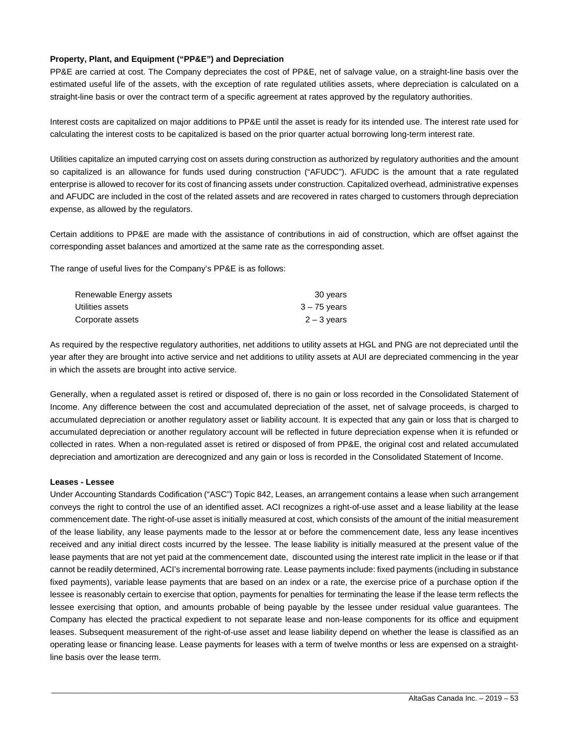**Property, Plant, and Equipment ("PP&E") and Depreciation**

PP&E are carried at cost. The Company depreciates the cost of PP&E, net of salvage value, on a straight-line basis over the estimated useful life of the assets, with the exception of rate regulated utilities assets, where depreciation is calculated on a straight-line basis or over the contract term of a specific agreement at rates approved by the regulatory authorities.

Interest costs are capitalized on major additions to PP&E until the asset is ready for its intended use. The interest rate used for calculating the interest costs to be capitalized is based on the prior quarter actual borrowing long-term interest rate.

Utilities capitalize an imputed carrying cost on assets during construction as authorized by regulatory authorities and the amount so capitalized is an allowance for funds used during construction ("AFUDC"). AFUDC is the amount that a rate regulated enterprise is allowed to recover for its cost of financing assets under construction. Capitalized overhead, administrative expenses and AFUDC are included in the cost of the related assets and are recovered in rates charged to customers through depreciation expense, as allowed by the regulators.

Certain additions to PP&E are made with the assistance of contributions in aid of construction, which are offset against the corresponding asset balances and amortized at the same rate as the corresponding asset.

The range of useful lives for the Company's PP&E is as follows:

| | |
|---|---|
| Renewable Energy assets | 30 years |
| Utilities assets | 3 – 75 years |
| Corporate assets | 2 – 3 years |

As required by the respective regulatory authorities, net additions to utility assets at HGL and PNG are not depreciated until the year after they are brought into active service and net additions to utility assets at AUI are depreciated commencing in the year in which the assets are brought into active service.

Generally, when a regulated asset is retired or disposed of, there is no gain or loss recorded in the Consolidated Statement of Income. Any difference between the cost and accumulated depreciation of the asset, net of salvage proceeds, is charged to accumulated depreciation or another regulatory asset or liability account. It is expected that any gain or loss that is charged to accumulated depreciation or another regulatory account will be reflected in future depreciation expense when it is refunded or collected in rates. When a non-regulated asset is retired or disposed of from PP&E, the original cost and related accumulated depreciation and amortization are derecognized and any gain or loss is recorded in the Consolidated Statement of Income.

**Leases - Lessee**

Under Accounting Standards Codification ("ASC") Topic 842, Leases, an arrangement contains a lease when such arrangement conveys the right to control the use of an identified asset. ACI recognizes a right-of-use asset and a lease liability at the lease commencement date. The right-of-use asset is initially measured at cost, which consists of the amount of the initial measurement of the lease liability, any lease payments made to the lessor at or before the commencement date, less any lease incentives received and any initial direct costs incurred by the lessee. The lease liability is initially measured at the present value of the lease payments that are not yet paid at the commencement date, discounted using the interest rate implicit in the lease or if that cannot be readily determined, ACI's incremental borrowing rate. Lease payments include: fixed payments (including in substance fixed payments), variable lease payments that are based on an index or a rate, the exercise price of a purchase option if the lessee is reasonably certain to exercise that option, payments for penalties for terminating the lease if the lease term reflects the lessee exercising that option, and amounts probable of being payable by the lessee under residual value guarantees. The Company has elected the practical expedient to not separate lease and non-lease components for its office and equipment leases. Subsequent measurement of the right-of-use asset and lease liability depend on whether the lease is classified as an operating lease or financing lease. Lease payments for leases with a term of twelve months or less are expensed on a straight-line basis over the lease term.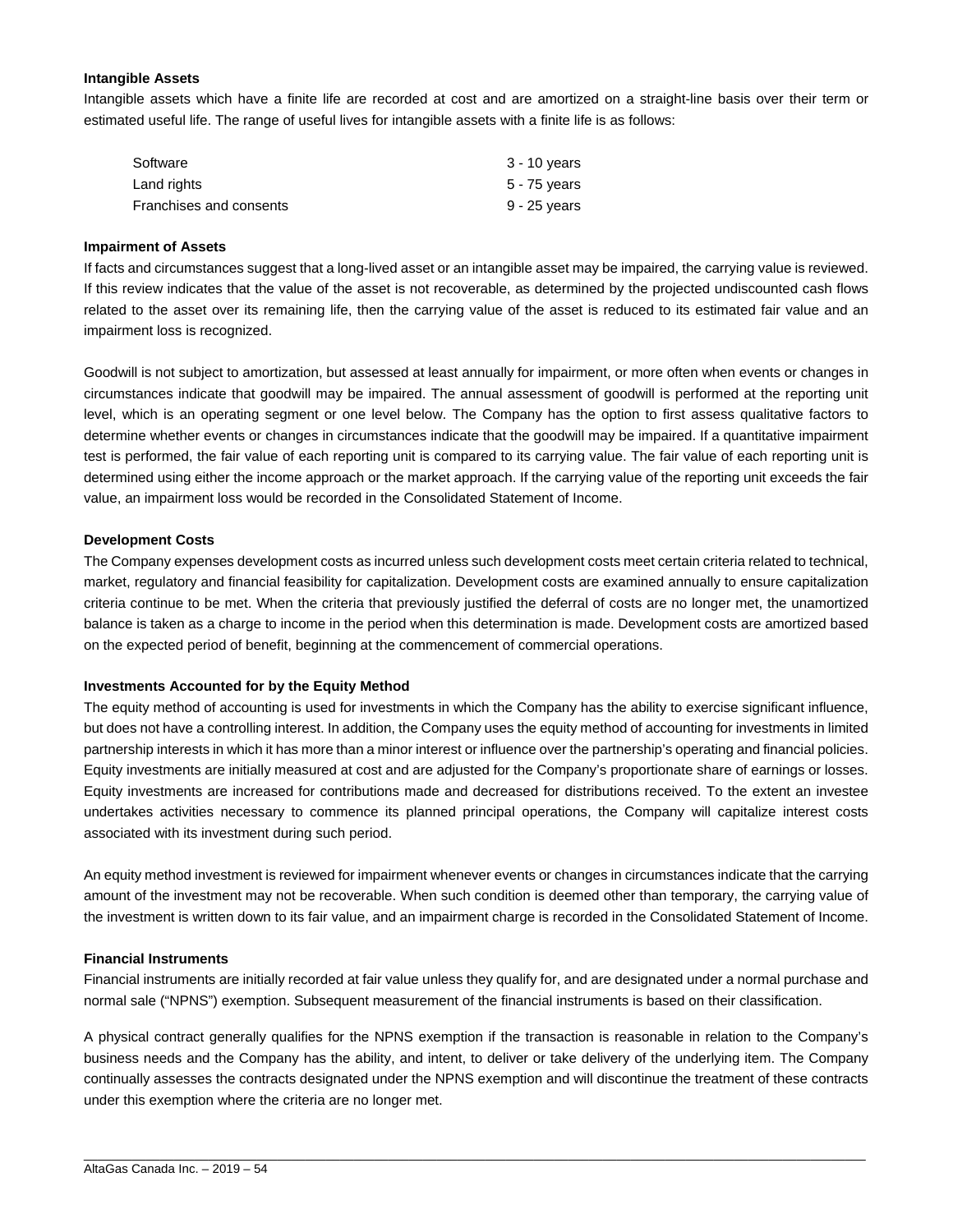**Intangible Assets**

Intangible assets which have a finite life are recorded at cost and are amortized on a straight-line basis over their term or estimated useful life. The range of useful lives for intangible assets with a finite life is as follows:

| | |
|---|---|
| Software | 3 - 10 years |
| Land rights | 5 - 75 years |
| Franchises and consents | 9 - 25 years |

**Impairment of Assets**

If facts and circumstances suggest that a long-lived asset or an intangible asset may be impaired, the carrying value is reviewed. If this review indicates that the value of the asset is not recoverable, as determined by the projected undiscounted cash flows related to the asset over its remaining life, then the carrying value of the asset is reduced to its estimated fair value and an impairment loss is recognized.

Goodwill is not subject to amortization, but assessed at least annually for impairment, or more often when events or changes in circumstances indicate that goodwill may be impaired. The annual assessment of goodwill is performed at the reporting unit level, which is an operating segment or one level below. The Company has the option to first assess qualitative factors to determine whether events or changes in circumstances indicate that the goodwill may be impaired. If a quantitative impairment test is performed, the fair value of each reporting unit is compared to its carrying value. The fair value of each reporting unit is determined using either the income approach or the market approach. If the carrying value of the reporting unit exceeds the fair value, an impairment loss would be recorded in the Consolidated Statement of Income.

**Development Costs**

The Company expenses development costs as incurred unless such development costs meet certain criteria related to technical, market, regulatory and financial feasibility for capitalization. Development costs are examined annually to ensure capitalization criteria continue to be met. When the criteria that previously justified the deferral of costs are no longer met, the unamortized balance is taken as a charge to income in the period when this determination is made. Development costs are amortized based on the expected period of benefit, beginning at the commencement of commercial operations.

**Investments Accounted for by the Equity Method**

The equity method of accounting is used for investments in which the Company has the ability to exercise significant influence, but does not have a controlling interest. In addition, the Company uses the equity method of accounting for investments in limited partnership interests in which it has more than a minor interest or influence over the partnership's operating and financial policies. Equity investments are initially measured at cost and are adjusted for the Company's proportionate share of earnings or losses. Equity investments are increased for contributions made and decreased for distributions received. To the extent an investee undertakes activities necessary to commence its planned principal operations, the Company will capitalize interest costs associated with its investment during such period.

An equity method investment is reviewed for impairment whenever events or changes in circumstances indicate that the carrying amount of the investment may not be recoverable. When such condition is deemed other than temporary, the carrying value of the investment is written down to its fair value, and an impairment charge is recorded in the Consolidated Statement of Income.

**Financial Instruments**

Financial instruments are initially recorded at fair value unless they qualify for, and are designated under a normal purchase and normal sale ("NPNS") exemption. Subsequent measurement of the financial instruments is based on their classification.

A physical contract generally qualifies for the NPNS exemption if the transaction is reasonable in relation to the Company's business needs and the Company has the ability, and intent, to deliver or take delivery of the underlying item. The Company continually assesses the contracts designated under the NPNS exemption and will discontinue the treatment of these contracts under this exemption where the criteria are no longer met.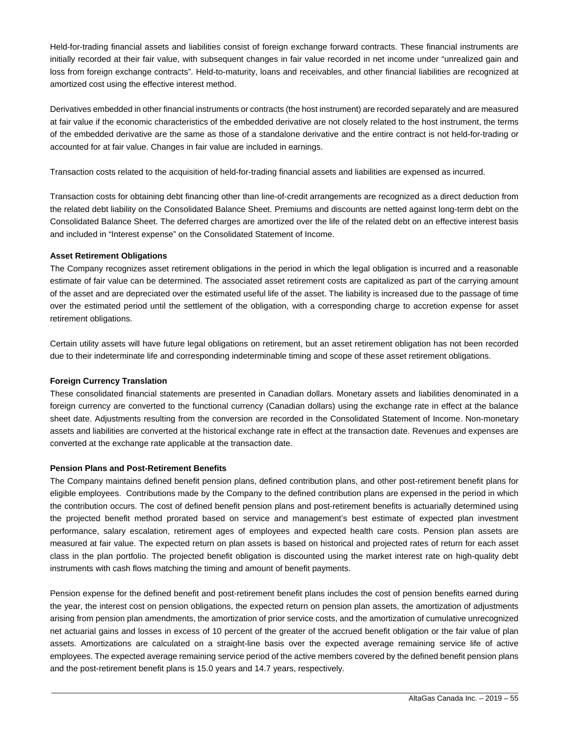Held-for-trading financial assets and liabilities consist of foreign exchange forward contracts. These financial instruments are initially recorded at their fair value, with subsequent changes in fair value recorded in net income under "unrealized gain and loss from foreign exchange contracts". Held-to-maturity, loans and receivables, and other financial liabilities are recognized at amortized cost using the effective interest method.

Derivatives embedded in other financial instruments or contracts (the host instrument) are recorded separately and are measured at fair value if the economic characteristics of the embedded derivative are not closely related to the host instrument, the terms of the embedded derivative are the same as those of a standalone derivative and the entire contract is not held-for-trading or accounted for at fair value. Changes in fair value are included in earnings.

Transaction costs related to the acquisition of held-for-trading financial assets and liabilities are expensed as incurred.

Transaction costs for obtaining debt financing other than line-of-credit arrangements are recognized as a direct deduction from the related debt liability on the Consolidated Balance Sheet. Premiums and discounts are netted against long-term debt on the Consolidated Balance Sheet. The deferred charges are amortized over the life of the related debt on an effective interest basis and included in "Interest expense" on the Consolidated Statement of Income.

**Asset Retirement Obligations**

The Company recognizes asset retirement obligations in the period in which the legal obligation is incurred and a reasonable estimate of fair value can be determined. The associated asset retirement costs are capitalized as part of the carrying amount of the asset and are depreciated over the estimated useful life of the asset. The liability is increased due to the passage of time over the estimated period until the settlement of the obligation, with a corresponding charge to accretion expense for asset retirement obligations.

Certain utility assets will have future legal obligations on retirement, but an asset retirement obligation has not been recorded due to their indeterminate life and corresponding indeterminable timing and scope of these asset retirement obligations.

**Foreign Currency Translation**

These consolidated financial statements are presented in Canadian dollars. Monetary assets and liabilities denominated in a foreign currency are converted to the functional currency (Canadian dollars) using the exchange rate in effect at the balance sheet date. Adjustments resulting from the conversion are recorded in the Consolidated Statement of Income. Non-monetary assets and liabilities are converted at the historical exchange rate in effect at the transaction date. Revenues and expenses are converted at the exchange rate applicable at the transaction date.

**Pension Plans and Post-Retirement Benefits**

The Company maintains defined benefit pension plans, defined contribution plans, and other post-retirement benefit plans for eligible employees. Contributions made by the Company to the defined contribution plans are expensed in the period in which the contribution occurs. The cost of defined benefit pension plans and post-retirement benefits is actuarially determined using the projected benefit method prorated based on service and management's best estimate of expected plan investment performance, salary escalation, retirement ages of employees and expected health care costs. Pension plan assets are measured at fair value. The expected return on plan assets is based on historical and projected rates of return for each asset class in the plan portfolio. The projected benefit obligation is discounted using the market interest rate on high-quality debt instruments with cash flows matching the timing and amount of benefit payments.

Pension expense for the defined benefit and post-retirement benefit plans includes the cost of pension benefits earned during the year, the interest cost on pension obligations, the expected return on pension plan assets, the amortization of adjustments arising from pension plan amendments, the amortization of prior service costs, and the amortization of cumulative unrecognized net actuarial gains and losses in excess of 10 percent of the greater of the accrued benefit obligation or the fair value of plan assets. Amortizations are calculated on a straight-line basis over the expected average remaining service life of active employees. The expected average remaining service period of the active members covered by the defined benefit pension plans and the post-retirement benefit plans is 15.0 years and 14.7 years, respectively.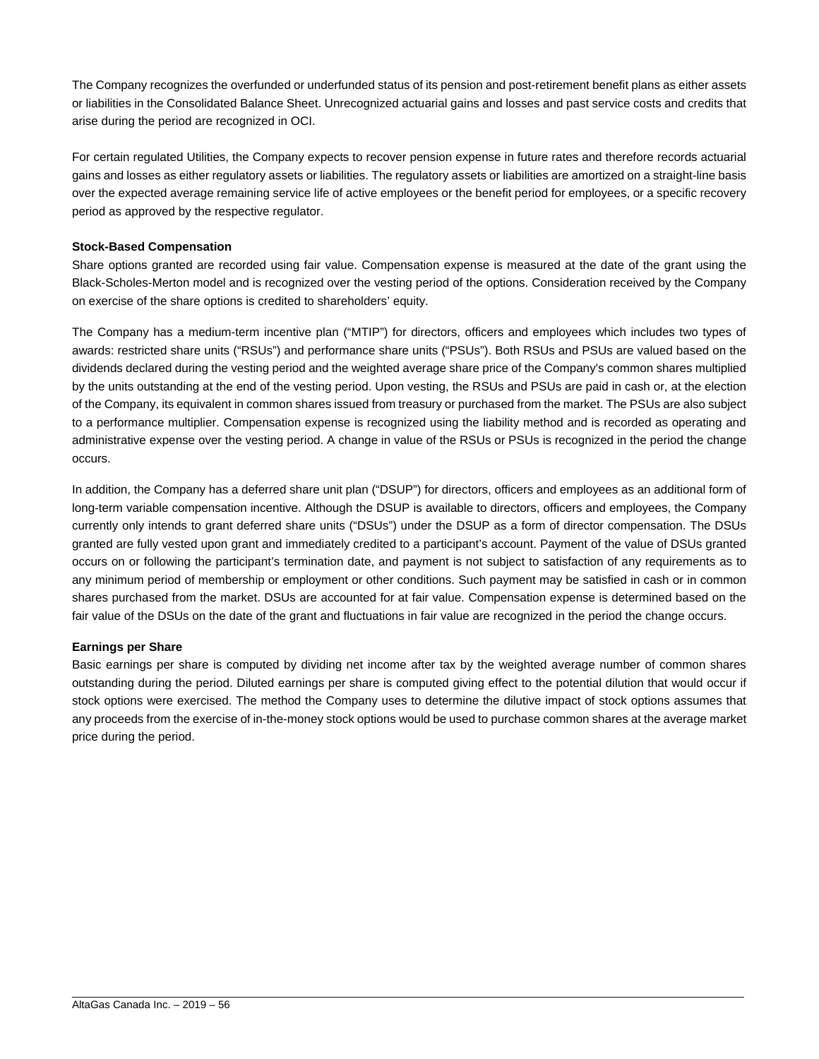The Company recognizes the overfunded or underfunded status of its pension and post-retirement benefit plans as either assets or liabilities in the Consolidated Balance Sheet. Unrecognized actuarial gains and losses and past service costs and credits that arise during the period are recognized in OCI.

For certain regulated Utilities, the Company expects to recover pension expense in future rates and therefore records actuarial gains and losses as either regulatory assets or liabilities. The regulatory assets or liabilities are amortized on a straight-line basis over the expected average remaining service life of active employees or the benefit period for employees, or a specific recovery period as approved by the respective regulator.

**Stock-Based Compensation**

Share options granted are recorded using fair value. Compensation expense is measured at the date of the grant using the Black-Scholes-Merton model and is recognized over the vesting period of the options. Consideration received by the Company on exercise of the share options is credited to shareholders' equity.

The Company has a medium-term incentive plan ("MTIP") for directors, officers and employees which includes two types of awards: restricted share units ("RSUs") and performance share units ("PSUs"). Both RSUs and PSUs are valued based on the dividends declared during the vesting period and the weighted average share price of the Company's common shares multiplied by the units outstanding at the end of the vesting period. Upon vesting, the RSUs and PSUs are paid in cash or, at the election of the Company, its equivalent in common shares issued from treasury or purchased from the market. The PSUs are also subject to a performance multiplier. Compensation expense is recognized using the liability method and is recorded as operating and administrative expense over the vesting period. A change in value of the RSUs or PSUs is recognized in the period the change occurs.

In addition, the Company has a deferred share unit plan ("DSUP") for directors, officers and employees as an additional form of long-term variable compensation incentive. Although the DSUP is available to directors, officers and employees, the Company currently only intends to grant deferred share units ("DSUs") under the DSUP as a form of director compensation. The DSUs granted are fully vested upon grant and immediately credited to a participant's account. Payment of the value of DSUs granted occurs on or following the participant's termination date, and payment is not subject to satisfaction of any requirements as to any minimum period of membership or employment or other conditions. Such payment may be satisfied in cash or in common shares purchased from the market. DSUs are accounted for at fair value. Compensation expense is determined based on the fair value of the DSUs on the date of the grant and fluctuations in fair value are recognized in the period the change occurs.

**Earnings per Share**

Basic earnings per share is computed by dividing net income after tax by the weighted average number of common shares outstanding during the period. Diluted earnings per share is computed giving effect to the potential dilution that would occur if stock options were exercised. The method the Company uses to determine the dilutive impact of stock options assumes that any proceeds from the exercise of in-the-money stock options would be used to purchase common shares at the average market price during the period.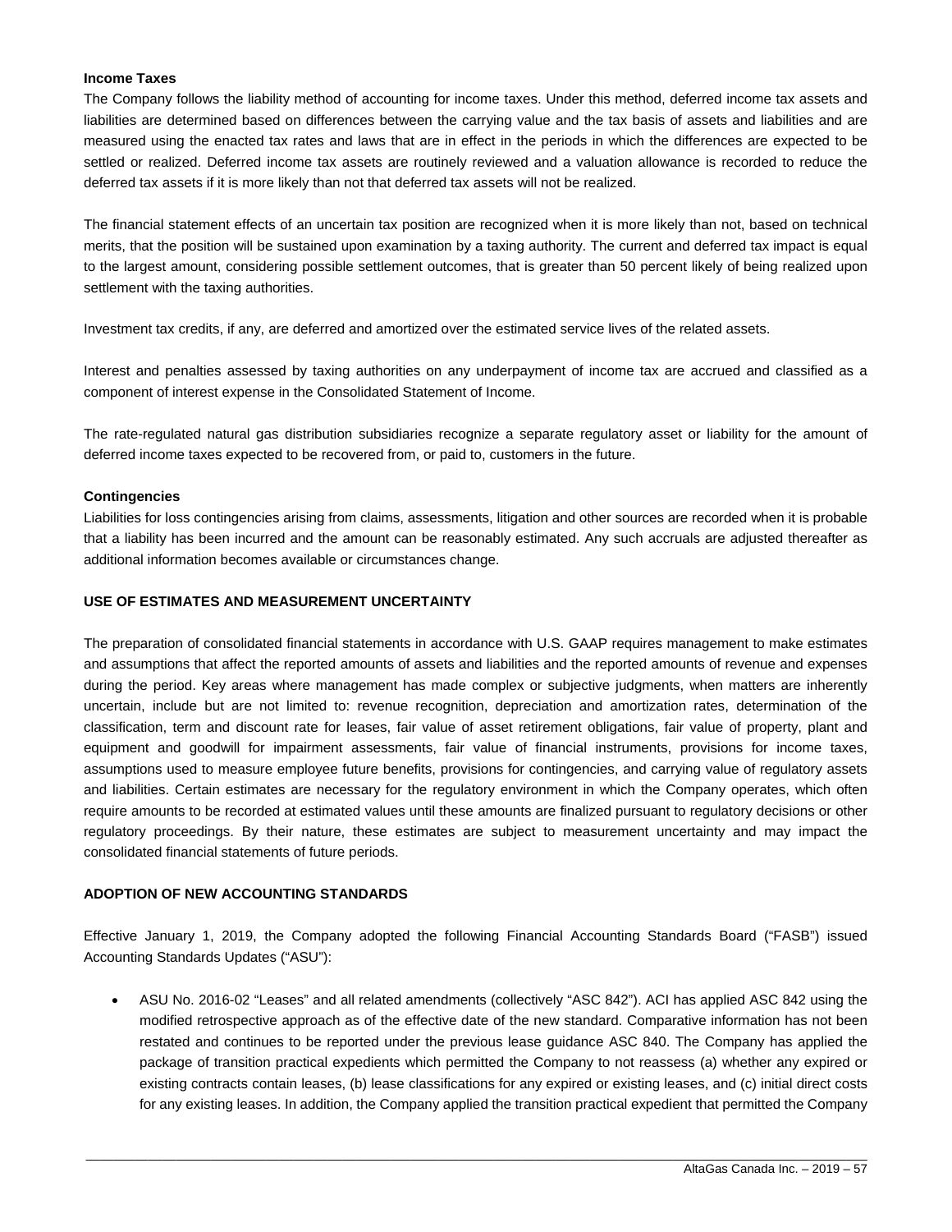**Income Taxes**

The Company follows the liability method of accounting for income taxes. Under this method, deferred income tax assets and liabilities are determined based on differences between the carrying value and the tax basis of assets and liabilities and are measured using the enacted tax rates and laws that are in effect in the periods in which the differences are expected to be settled or realized. Deferred income tax assets are routinely reviewed and a valuation allowance is recorded to reduce the deferred tax assets if it is more likely than not that deferred tax assets will not be realized.

The financial statement effects of an uncertain tax position are recognized when it is more likely than not, based on technical merits, that the position will be sustained upon examination by a taxing authority. The current and deferred tax impact is equal to the largest amount, considering possible settlement outcomes, that is greater than 50 percent likely of being realized upon settlement with the taxing authorities.

Investment tax credits, if any, are deferred and amortized over the estimated service lives of the related assets.

Interest and penalties assessed by taxing authorities on any underpayment of income tax are accrued and classified as a component of interest expense in the Consolidated Statement of Income.

The rate-regulated natural gas distribution subsidiaries recognize a separate regulatory asset or liability for the amount of deferred income taxes expected to be recovered from, or paid to, customers in the future.

**Contingencies**

Liabilities for loss contingencies arising from claims, assessments, litigation and other sources are recorded when it is probable that a liability has been incurred and the amount can be reasonably estimated. Any such accruals are adjusted thereafter as additional information becomes available or circumstances change.

## USE OF ESTIMATES AND MEASUREMENT UNCERTAINTY

The preparation of consolidated financial statements in accordance with U.S. GAAP requires management to make estimates and assumptions that affect the reported amounts of assets and liabilities and the reported amounts of revenue and expenses during the period. Key areas where management has made complex or subjective judgments, when matters are inherently uncertain, include but are not limited to: revenue recognition, depreciation and amortization rates, determination of the classification, term and discount rate for leases, fair value of asset retirement obligations, fair value of property, plant and equipment and goodwill for impairment assessments, fair value of financial instruments, provisions for income taxes, assumptions used to measure employee future benefits, provisions for contingencies, and carrying value of regulatory assets and liabilities. Certain estimates are necessary for the regulatory environment in which the Company operates, which often require amounts to be recorded at estimated values until these amounts are finalized pursuant to regulatory decisions or other regulatory proceedings. By their nature, these estimates are subject to measurement uncertainty and may impact the consolidated financial statements of future periods.

## ADOPTION OF NEW ACCOUNTING STANDARDS

Effective January 1, 2019, the Company adopted the following Financial Accounting Standards Board ("FASB") issued Accounting Standards Updates ("ASU"):

- ASU No. 2016-02 "Leases" and all related amendments (collectively "ASC 842"). ACI has applied ASC 842 using the modified retrospective approach as of the effective date of the new standard. Comparative information has not been restated and continues to be reported under the previous lease guidance ASC 840. The Company has applied the package of transition practical expedients which permitted the Company to not reassess (a) whether any expired or existing contracts contain leases, (b) lease classifications for any expired or existing leases, and (c) initial direct costs for any existing leases. In addition, the Company applied the transition practical expedient that permitted the Company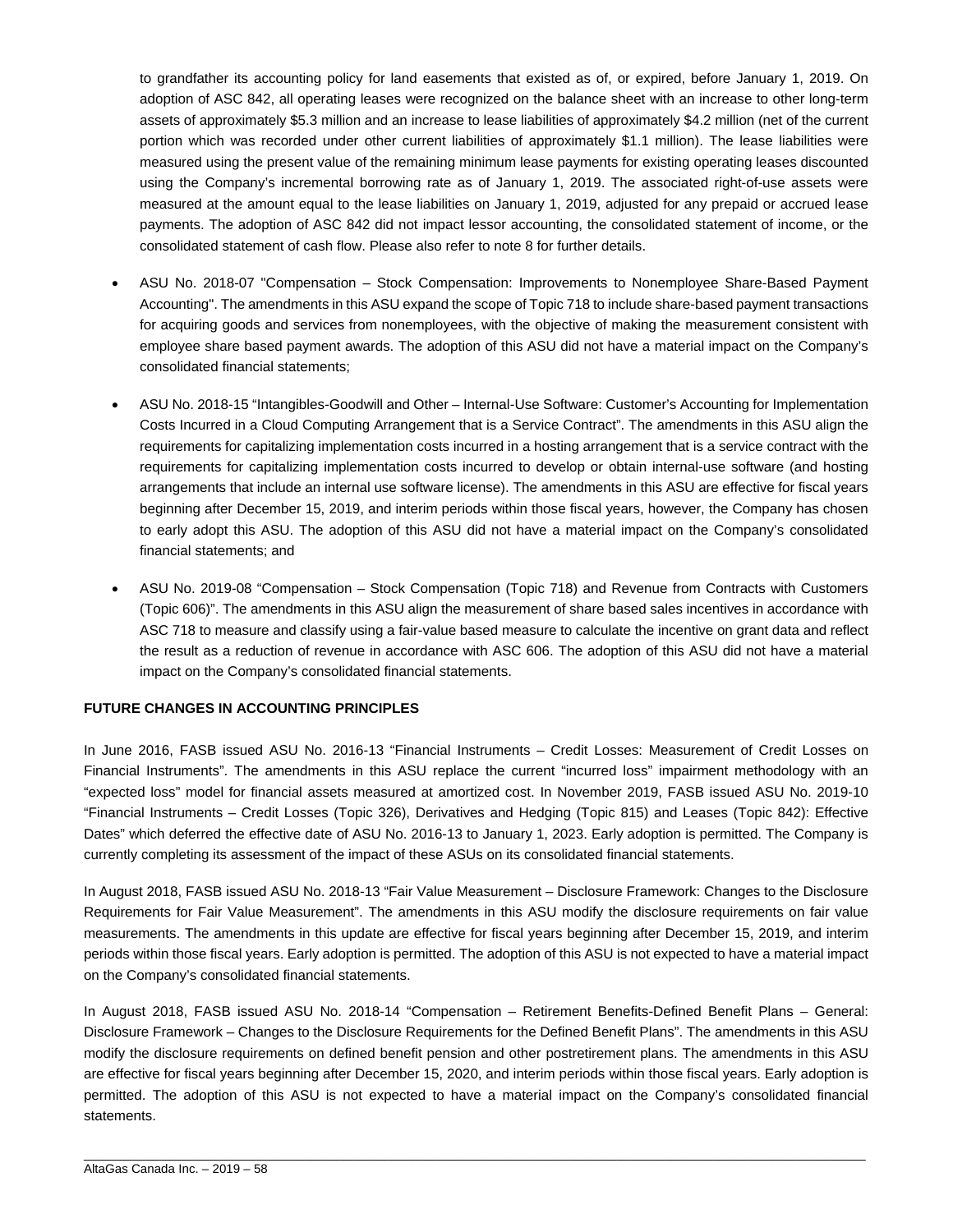to grandfather its accounting policy for land easements that existed as of, or expired, before January 1, 2019. On adoption of ASC 842, all operating leases were recognized on the balance sheet with an increase to other long-term assets of approximately $5.3 million and an increase to lease liabilities of approximately $4.2 million (net of the current portion which was recorded under other current liabilities of approximately $1.1 million). The lease liabilities were measured using the present value of the remaining minimum lease payments for existing operating leases discounted using the Company's incremental borrowing rate as of January 1, 2019. The associated right-of-use assets were measured at the amount equal to the lease liabilities on January 1, 2019, adjusted for any prepaid or accrued lease payments. The adoption of ASC 842 did not impact lessor accounting, the consolidated statement of income, or the consolidated statement of cash flow. Please also refer to note 8 for further details.

- ASU No. 2018-07 "Compensation – Stock Compensation: Improvements to Nonemployee Share-Based Payment Accounting". The amendments in this ASU expand the scope of Topic 718 to include share-based payment transactions for acquiring goods and services from nonemployees, with the objective of making the measurement consistent with employee share based payment awards. The adoption of this ASU did not have a material impact on the Company's consolidated financial statements;

- ASU No. 2018-15 "Intangibles-Goodwill and Other – Internal-Use Software: Customer's Accounting for Implementation Costs Incurred in a Cloud Computing Arrangement that is a Service Contract". The amendments in this ASU align the requirements for capitalizing implementation costs incurred in a hosting arrangement that is a service contract with the requirements for capitalizing implementation costs incurred to develop or obtain internal-use software (and hosting arrangements that include an internal use software license). The amendments in this ASU are effective for fiscal years beginning after December 15, 2019, and interim periods within those fiscal years, however, the Company has chosen to early adopt this ASU. The adoption of this ASU did not have a material impact on the Company's consolidated financial statements; and

- ASU No. 2019-08 "Compensation – Stock Compensation (Topic 718) and Revenue from Contracts with Customers (Topic 606)". The amendments in this ASU align the measurement of share based sales incentives in accordance with ASC 718 to measure and classify using a fair-value based measure to calculate the incentive on grant data and reflect the result as a reduction of revenue in accordance with ASC 606. The adoption of this ASU did not have a material impact on the Company's consolidated financial statements.

**FUTURE CHANGES IN ACCOUNTING PRINCIPLES**

In June 2016, FASB issued ASU No. 2016-13 "Financial Instruments – Credit Losses: Measurement of Credit Losses on Financial Instruments". The amendments in this ASU replace the current "incurred loss" impairment methodology with an "expected loss" model for financial assets measured at amortized cost. In November 2019, FASB issued ASU No. 2019-10 "Financial Instruments – Credit Losses (Topic 326), Derivatives and Hedging (Topic 815) and Leases (Topic 842): Effective Dates" which deferred the effective date of ASU No. 2016-13 to January 1, 2023. Early adoption is permitted. The Company is currently completing its assessment of the impact of these ASUs on its consolidated financial statements.

In August 2018, FASB issued ASU No. 2018-13 "Fair Value Measurement – Disclosure Framework: Changes to the Disclosure Requirements for Fair Value Measurement". The amendments in this ASU modify the disclosure requirements on fair value measurements. The amendments in this update are effective for fiscal years beginning after December 15, 2019, and interim periods within those fiscal years. Early adoption is permitted. The adoption of this ASU is not expected to have a material impact on the Company's consolidated financial statements.

In August 2018, FASB issued ASU No. 2018-14 "Compensation – Retirement Benefits-Defined Benefit Plans – General: Disclosure Framework – Changes to the Disclosure Requirements for the Defined Benefit Plans". The amendments in this ASU modify the disclosure requirements on defined benefit pension and other postretirement plans. The amendments in this ASU are effective for fiscal years beginning after December 15, 2020, and interim periods within those fiscal years. Early adoption is permitted. The adoption of this ASU is not expected to have a material impact on the Company's consolidated financial statements.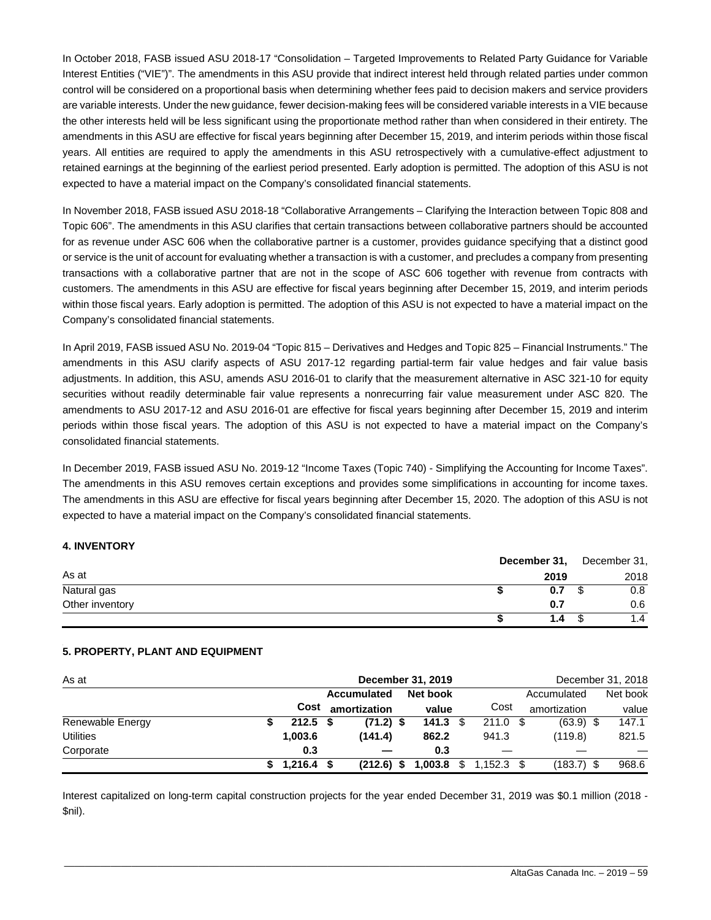In October 2018, FASB issued ASU 2018-17 "Consolidation – Targeted Improvements to Related Party Guidance for Variable Interest Entities ("VIE")". The amendments in this ASU provide that indirect interest held through related parties under common control will be considered on a proportional basis when determining whether fees paid to decision makers and service providers are variable interests. Under the new guidance, fewer decision-making fees will be considered variable interests in a VIE because the other interests held will be less significant using the proportionate method rather than when considered in their entirety. The amendments in this ASU are effective for fiscal years beginning after December 15, 2019, and interim periods within those fiscal years. All entities are required to apply the amendments in this ASU retrospectively with a cumulative-effect adjustment to retained earnings at the beginning of the earliest period presented. Early adoption is permitted. The adoption of this ASU is not expected to have a material impact on the Company's consolidated financial statements.

In November 2018, FASB issued ASU 2018-18 "Collaborative Arrangements – Clarifying the Interaction between Topic 808 and Topic 606". The amendments in this ASU clarifies that certain transactions between collaborative partners should be accounted for as revenue under ASC 606 when the collaborative partner is a customer, provides guidance specifying that a distinct good or service is the unit of account for evaluating whether a transaction is with a customer, and precludes a company from presenting transactions with a collaborative partner that are not in the scope of ASC 606 together with revenue from contracts with customers. The amendments in this ASU are effective for fiscal years beginning after December 15, 2019, and interim periods within those fiscal years. Early adoption is permitted. The adoption of this ASU is not expected to have a material impact on the Company's consolidated financial statements.

In April 2019, FASB issued ASU No. 2019-04 "Topic 815 – Derivatives and Hedges and Topic 825 – Financial Instruments." The amendments in this ASU clarify aspects of ASU 2017-12 regarding partial-term fair value hedges and fair value basis adjustments. In addition, this ASU, amends ASU 2016-01 to clarify that the measurement alternative in ASC 321-10 for equity securities without readily determinable fair value represents a nonrecurring fair value measurement under ASC 820. The amendments to ASU 2017-12 and ASU 2016-01 are effective for fiscal years beginning after December 15, 2019 and interim periods within those fiscal years. The adoption of this ASU is not expected to have a material impact on the Company's consolidated financial statements.

In December 2019, FASB issued ASU No. 2019-12 "Income Taxes (Topic 740) - Simplifying the Accounting for Income Taxes". The amendments in this ASU removes certain exceptions and provides some simplifications in accounting for income taxes. The amendments in this ASU are effective for fiscal years beginning after December 15, 2020. The adoption of this ASU is not expected to have a material impact on the Company's consolidated financial statements.

#### 4. INVENTORY

| As at | **December 31, 2019** | December 31, 2018 |
|---|---|---|
| Natural gas | **$ 0.7** | $ 0.8 |
| Other inventory | **0.7** | 0.6 |
| | **$ 1.4** | $ 1.4 |

#### 5. PROPERTY, PLANT AND EQUIPMENT

| As at | **December 31, 2019** | | | December 31, 2018 | | |
|---|---|---|---|---|---|---|
| | **Cost** | **Accumulated amortization** | **Net book value** | Cost | Accumulated amortization | Net book value |
| Renewable Energy | **$ 212.5** | **$ (71.2)** | **$ 141.3** | $ 211.0 | $ (63.9) | $ 147.1 |
| Utilities | **1,003.6** | **(141.4)** | **862.2** | 941.3 | (119.8) | 821.5 |
| Corporate | **0.3** | **—** | **0.3** | — | — | — |
| | **$ 1,216.4** | **$ (212.6)** | **$ 1,003.8** | $ 1,152.3 | $ (183.7) | $ 968.6 |

Interest capitalized on long-term capital construction projects for the year ended December 31, 2019 was $0.1 million (2018 - $nil).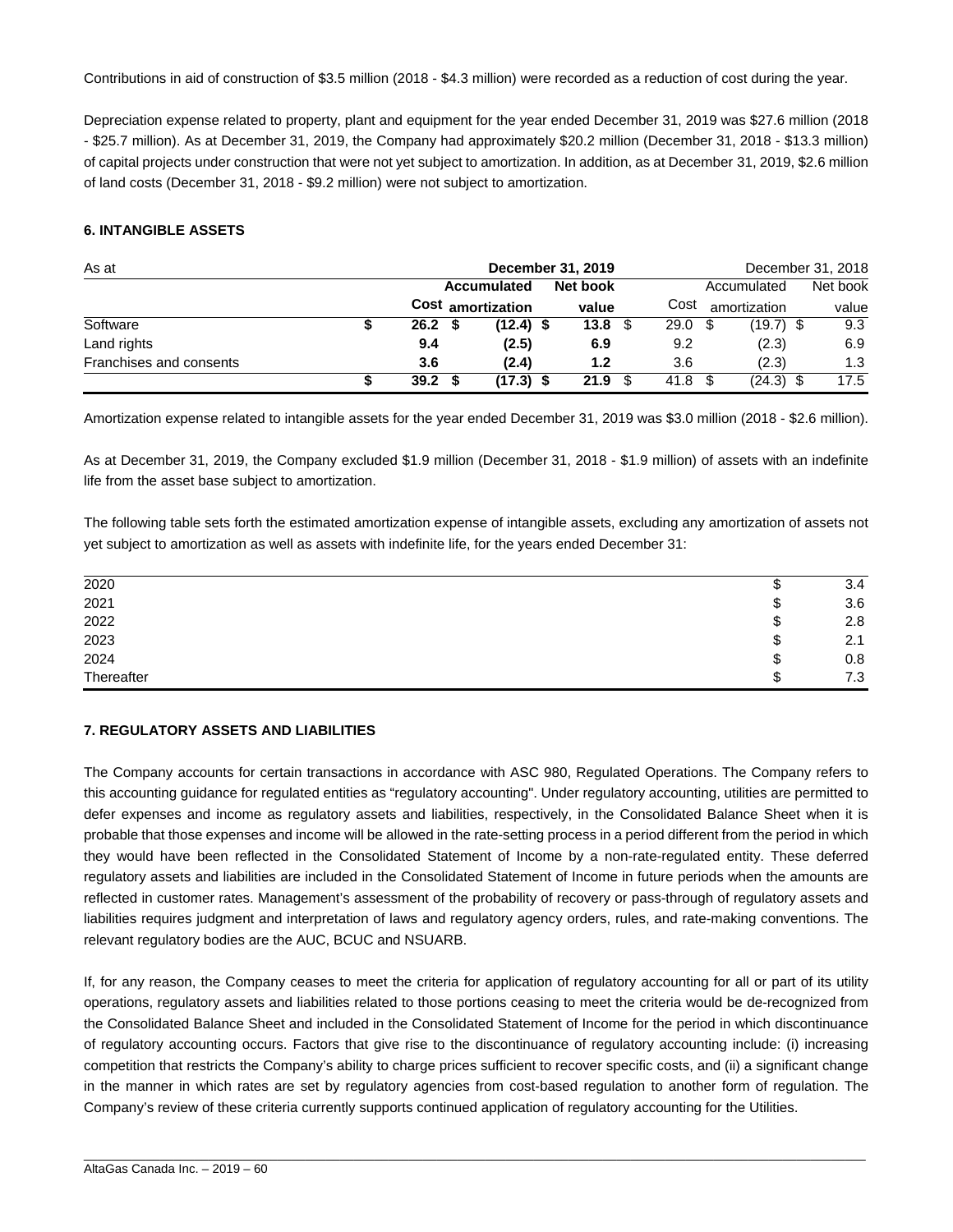Contributions in aid of construction of $3.5 million (2018 - $4.3 million) were recorded as a reduction of cost during the year.

Depreciation expense related to property, plant and equipment for the year ended December 31, 2019 was $27.6 million (2018 - $25.7 million). As at December 31, 2019, the Company had approximately $20.2 million (December 31, 2018 - $13.3 million) of capital projects under construction that were not yet subject to amortization. In addition, as at December 31, 2019, $2.6 million of land costs (December 31, 2018 - $9.2 million) were not subject to amortization.

**6. INTANGIBLE ASSETS**

| As at | | **December 31, 2019** | | | December 31, 2018 | | |
|---|---|---|---|---|---|---|---|
| | | **Cost** | **Accumulated amortization** | **Net book value** | Cost | Accumulated amortization | Net book value |
| Software | **$** | **26.2** | **$ (12.4)** | **$ 13.8** | $ 29.0 | $ (19.7) | $ 9.3 |
| Land rights | | **9.4** | **(2.5)** | **6.9** | 9.2 | (2.3) | 6.9 |
| Franchises and consents | | **3.6** | **(2.4)** | **1.2** | 3.6 | (2.3) | 1.3 |
| | **$** | **39.2** | **$ (17.3)** | **$ 21.9** | $ 41.8 | $ (24.3) | $ 17.5 |

Amortization expense related to intangible assets for the year ended December 31, 2019 was $3.0 million (2018 - $2.6 million).

As at December 31, 2019, the Company excluded $1.9 million (December 31, 2018 - $1.9 million) of assets with an indefinite life from the asset base subject to amortization.

The following table sets forth the estimated amortization expense of intangible assets, excluding any amortization of assets not yet subject to amortization as well as assets with indefinite life, for the years ended December 31:

| | | |
|---|---|---|
| 2020 | $ | 3.4 |
| 2021 | $ | 3.6 |
| 2022 | $ | 2.8 |
| 2023 | $ | 2.1 |
| 2024 | $ | 0.8 |
| Thereafter | $ | 7.3 |

**7. REGULATORY ASSETS AND LIABILITIES**

The Company accounts for certain transactions in accordance with ASC 980, Regulated Operations. The Company refers to this accounting guidance for regulated entities as "regulatory accounting". Under regulatory accounting, utilities are permitted to defer expenses and income as regulatory assets and liabilities, respectively, in the Consolidated Balance Sheet when it is probable that those expenses and income will be allowed in the rate-setting process in a period different from the period in which they would have been reflected in the Consolidated Statement of Income by a non-rate-regulated entity. These deferred regulatory assets and liabilities are included in the Consolidated Statement of Income in future periods when the amounts are reflected in customer rates. Management's assessment of the probability of recovery or pass-through of regulatory assets and liabilities requires judgment and interpretation of laws and regulatory agency orders, rules, and rate-making conventions. The relevant regulatory bodies are the AUC, BCUC and NSUARB.

If, for any reason, the Company ceases to meet the criteria for application of regulatory accounting for all or part of its utility operations, regulatory assets and liabilities related to those portions ceasing to meet the criteria would be de-recognized from the Consolidated Balance Sheet and included in the Consolidated Statement of Income for the period in which discontinuance of regulatory accounting occurs. Factors that give rise to the discontinuance of regulatory accounting include: (i) increasing competition that restricts the Company's ability to charge prices sufficient to recover specific costs, and (ii) a significant change in the manner in which rates are set by regulatory agencies from cost-based regulation to another form of regulation. The Company's review of these criteria currently supports continued application of regulatory accounting for the Utilities.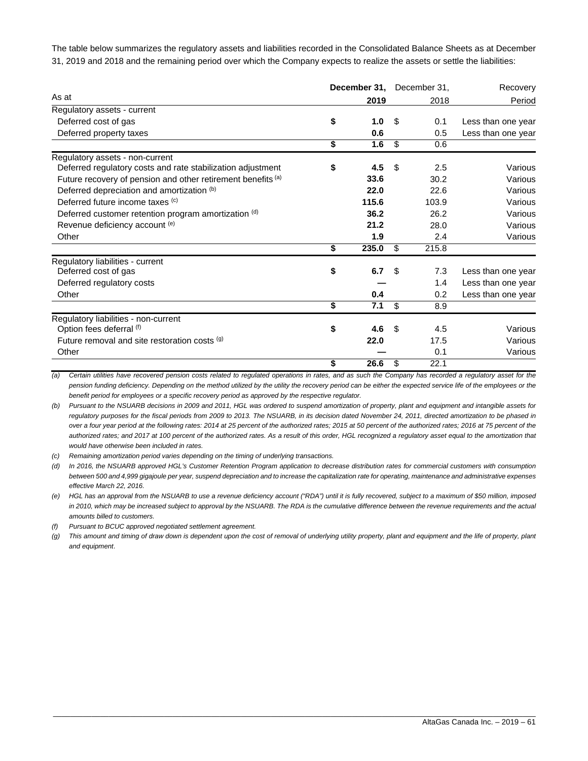The table below summarizes the regulatory assets and liabilities recorded in the Consolidated Balance Sheets as at December 31, 2019 and 2018 and the remaining period over which the Company expects to realize the assets or settle the liabilities:

| As at | **December 31, 2019** | December 31, 2018 | Recovery Period |
|---|---|---|---|
| Regulatory assets - current | | | |
| Deferred cost of gas | **$ 1.0** | $ 0.1 | Less than one year |
| Deferred property taxes | **0.6** | 0.5 | Less than one year |
| | **$ 1.6** | $ 0.6 | |
| Regulatory assets - non-current | | | |
| Deferred regulatory costs and rate stabilization adjustment | **$ 4.5** | $ 2.5 | Various |
| Future recovery of pension and other retirement benefits [(a)] | **33.6** | 30.2 | Various |
| Deferred depreciation and amortization [(b)] | **22.0** | 22.6 | Various |
| Deferred future income taxes [(c)] | **115.6** | 103.9 | Various |
| Deferred customer retention program amortization [(d)] | **36.2** | 26.2 | Various |
| Revenue deficiency account [(e)] | **21.2** | 28.0 | Various |
| Other | **1.9** | 2.4 | Various |
| | **$ 235.0** | $ 215.8 | |
| Regulatory liabilities - current | | | |
| Deferred cost of gas | **$ 6.7** | $ 7.3 | Less than one year |
| Deferred regulatory costs | **—** | 1.4 | Less than one year |
| Other | **0.4** | 0.2 | Less than one year |
| | **$ 7.1** | $ 8.9 | |
| Regulatory liabilities - non-current | | | |
| Option fees deferral [(f)] | **$ 4.6** | $ 4.5 | Various |
| Future removal and site restoration costs [(g)] | **22.0** | 17.5 | Various |
| Other | **—** | 0.1 | Various |
| | **$ 26.6** | $ 22.1 | |

*(a) Certain utilities have recovered pension costs related to regulated operations in rates, and as such the Company has recorded a regulatory asset for the pension funding deficiency. Depending on the method utilized by the utility the recovery period can be either the expected service life of the employees or the benefit period for employees or a specific recovery period as approved by the respective regulator.*

*(b) Pursuant to the NSUARB decisions in 2009 and 2011, HGL was ordered to suspend amortization of property, plant and equipment and intangible assets for regulatory purposes for the fiscal periods from 2009 to 2013. The NSUARB, in its decision dated November 24, 2011, directed amortization to be phased in over a four year period at the following rates: 2014 at 25 percent of the authorized rates; 2015 at 50 percent of the authorized rates; 2016 at 75 percent of the authorized rates; and 2017 at 100 percent of the authorized rates. As a result of this order, HGL recognized a regulatory asset equal to the amortization that would have otherwise been included in rates.*

*(c) Remaining amortization period varies depending on the timing of underlying transactions.*

*(d) In 2016, the NSUARB approved HGL's Customer Retention Program application to decrease distribution rates for commercial customers with consumption between 500 and 4,999 gigajoule per year, suspend depreciation and to increase the capitalization rate for operating, maintenance and administrative expenses effective March 22, 2016.*

*(e) HGL has an approval from the NSUARB to use a revenue deficiency account ("RDA") until it is fully recovered, subject to a maximum of $50 million, imposed in 2010, which may be increased subject to approval by the NSUARB. The RDA is the cumulative difference between the revenue requirements and the actual amounts billed to customers.*

*(f) Pursuant to BCUC approved negotiated settlement agreement.*

*(g) This amount and timing of draw down is dependent upon the cost of removal of underlying utility property, plant and equipment and the life of property, plant and equipment.*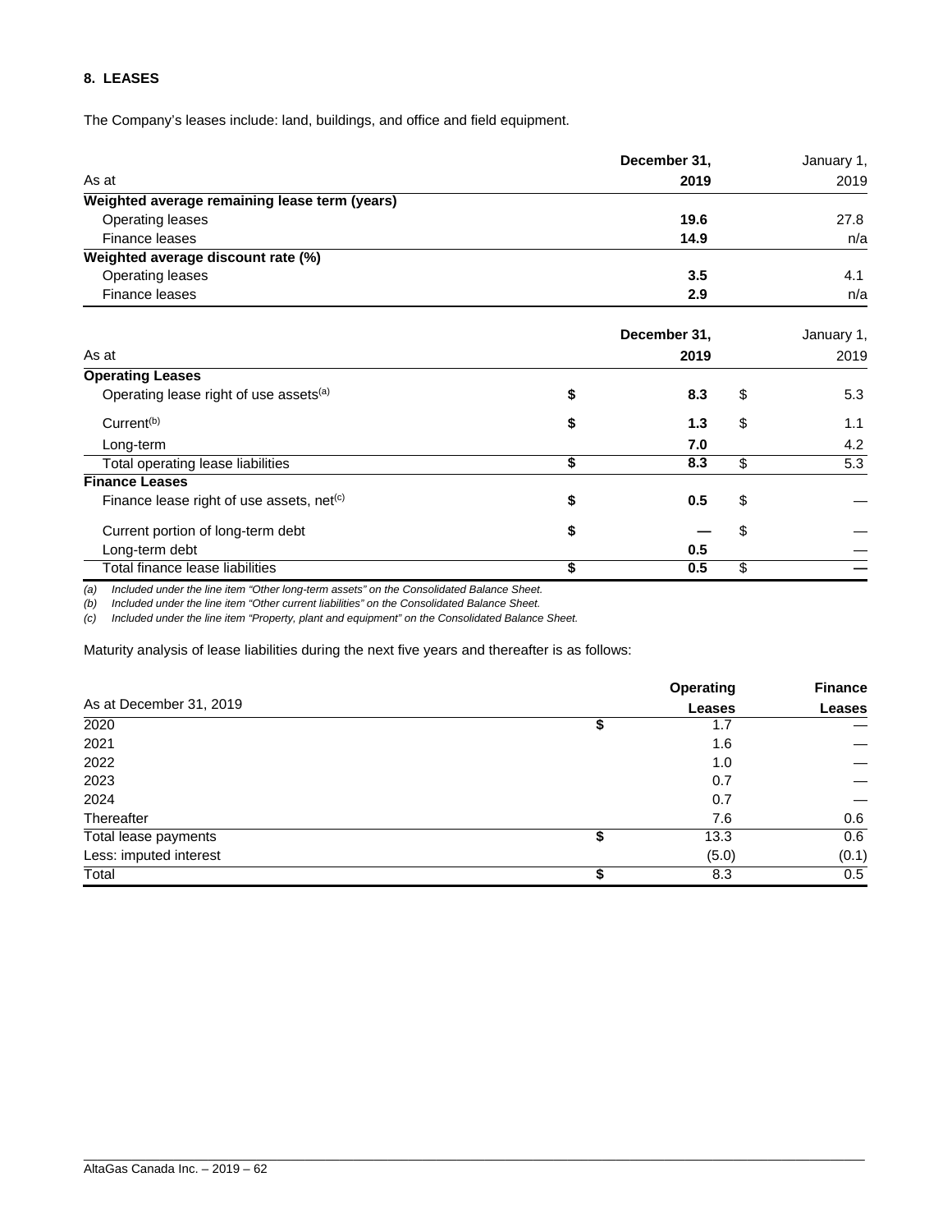## 8. LEASES

The Company's leases include: land, buildings, and office and field equipment.

| As at | December 31, 2019 | January 1, 2019 |
|---|---|---|
| **Weighted average remaining lease term (years)** | | |
| Operating leases | **19.6** | 27.8 |
| Finance leases | **14.9** | n/a |
| **Weighted average discount rate (%)** | | |
| Operating leases | **3.5** | 4.1 |
| Finance leases | **2.9** | n/a |

| As at | December 31, 2019 | January 1, 2019 |
|---|---|---|
| **Operating Leases** | | |
| Operating lease right of use assets[(a)] | **$ 8.3** | $ 5.3 |
| Current[(b)] | **$ 1.3** | $ 1.1 |
| Long-term | **7.0** | 4.2 |
| Total operating lease liabilities | **$ 8.3** | $ 5.3 |
| **Finance Leases** | | |
| Finance lease right of use assets, net[(c)] | **$ 0.5** | $ — |
| Current portion of long-term debt | **$ —** | $ — |
| Long-term debt | **0.5** | — |
| Total finance lease liabilities | **$ 0.5** | $ — |

*(a) Included under the line item "Other long-term assets" on the Consolidated Balance Sheet.*
*(b) Included under the line item "Other current liabilities" on the Consolidated Balance Sheet.*
*(c) Included under the line item "Property, plant and equipment" on the Consolidated Balance Sheet.*

Maturity analysis of lease liabilities during the next five years and thereafter is as follows:

| As at December 31, 2019 | Operating Leases | Finance Leases |
|---|---|---|
| 2020 | $ 1.7 | — |
| 2021 | 1.6 | — |
| 2022 | 1.0 | — |
| 2023 | 0.7 | — |
| 2024 | 0.7 | — |
| Thereafter | 7.6 | 0.6 |
| Total lease payments | $ 13.3 | 0.6 |
| Less: imputed interest | (5.0) | (0.1) |
| Total | $ 8.3 | 0.5 |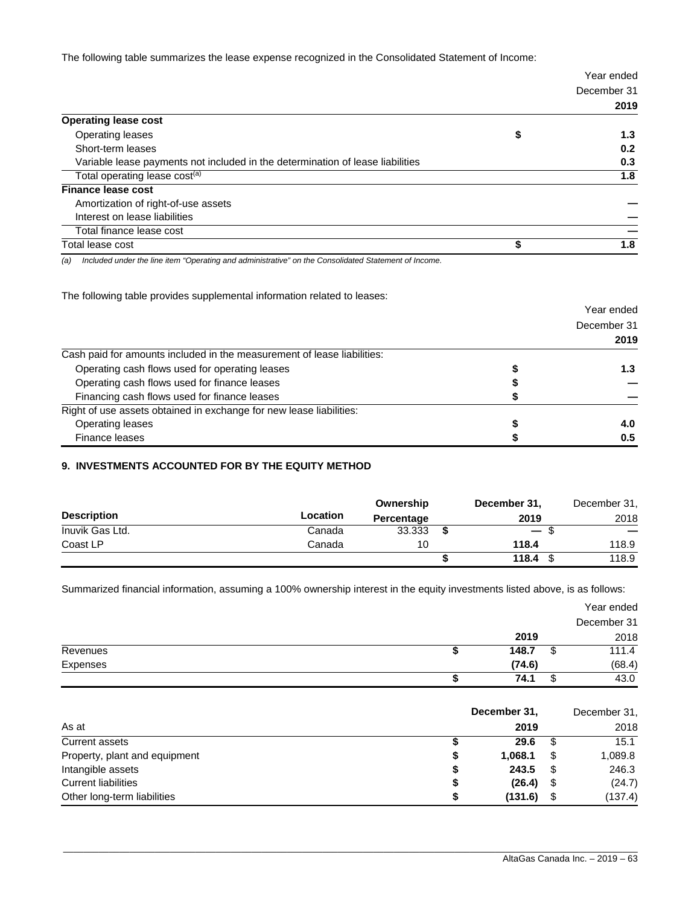The following table summarizes the lease expense recognized in the Consolidated Statement of Income:

| | Year ended December 31 2019 |
|---|---|
| **Operating lease cost** | |
| Operating leases | $ 1.3 |
| Short-term leases | 0.2 |
| Variable lease payments not included in the determination of lease liabilities | 0.3 |
| Total operating lease cost[(a)] | 1.8 |
| **Finance lease cost** | |
| Amortization of right-of-use assets | — |
| Interest on lease liabilities | — |
| Total finance lease cost | — |
| Total lease cost | $ 1.8 |

*(a) Included under the line item "Operating and administrative" on the Consolidated Statement of Income.*

The following table provides supplemental information related to leases:

| | Year ended December 31 2019 |
|---|---|
| Cash paid for amounts included in the measurement of lease liabilities: | |
| Operating cash flows used for operating leases | $ 1.3 |
| Operating cash flows used for finance leases | $ — |
| Financing cash flows used for finance leases | $ — |
| Right of use assets obtained in exchange for new lease liabilities: | |
| Operating leases | $ 4.0 |
| Finance leases | $ 0.5 |

## 9. INVESTMENTS ACCOUNTED FOR BY THE EQUITY METHOD

| Description | Location | Ownership Percentage | December 31, 2019 | December 31, 2018 |
|---|---|---|---|---|
| Inuvik Gas Ltd. | Canada | 33.333 | $ — | $ — |
| Coast LP | Canada | 10 | 118.4 | 118.9 |
| | | | $ 118.4 | $ 118.9 |

Summarized financial information, assuming a 100% ownership interest in the equity investments listed above, is as follows:

| | Year ended December 31 2019 | 2018 |
|---|---|---|
| Revenues | $ 148.7 | $ 111.4 |
| Expenses | (74.6) | (68.4) |
| | $ 74.1 | $ 43.0 |

| As at | December 31, 2019 | December 31, 2018 |
|---|---|---|
| Current assets | $ 29.6 | $ 15.1 |
| Property, plant and equipment | $ 1,068.1 | $ 1,089.8 |
| Intangible assets | $ 243.5 | $ 246.3 |
| Current liabilities | $ (26.4) | $ (24.7) |
| Other long-term liabilities | $ (131.6) | $ (137.4) |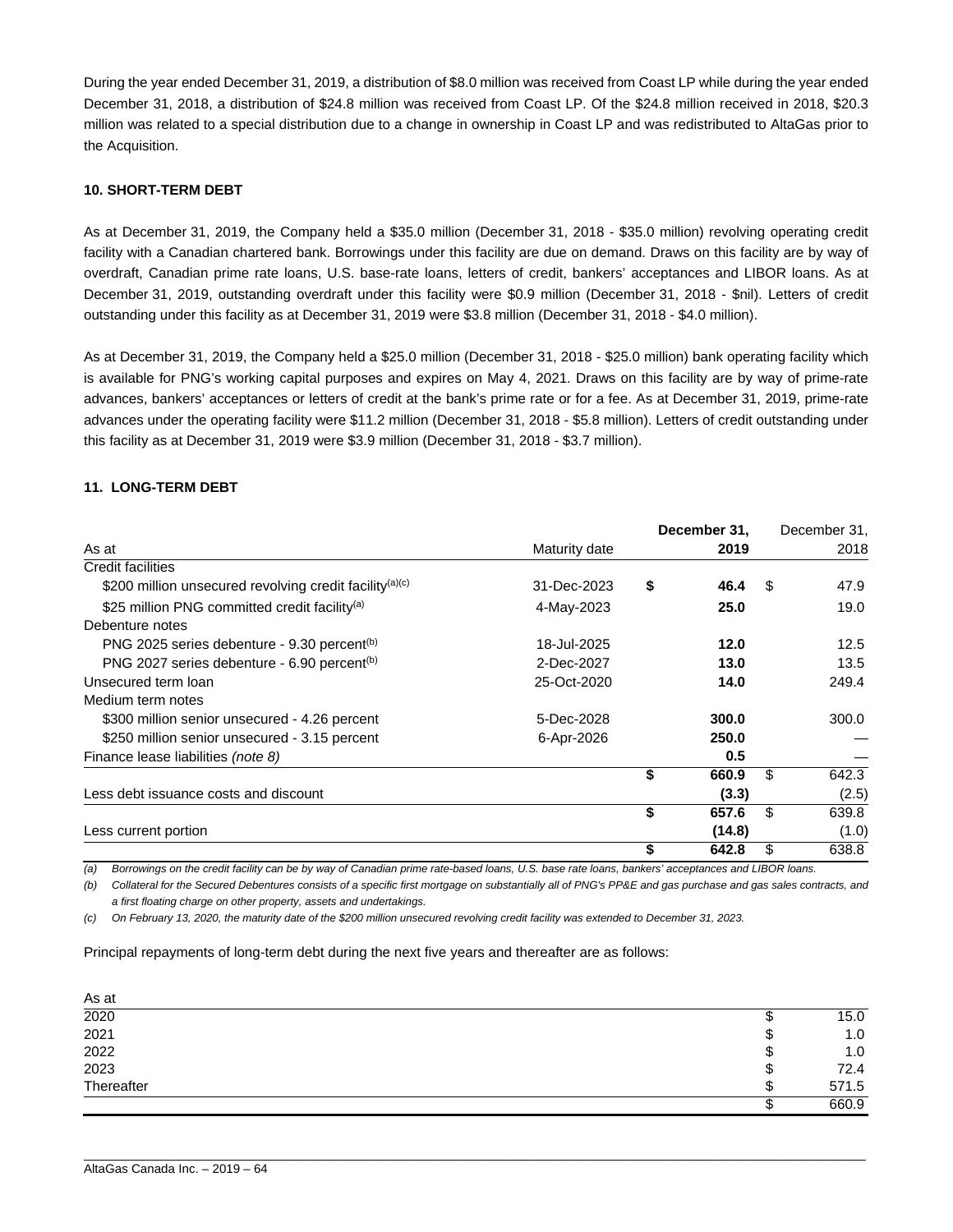During the year ended December 31, 2019, a distribution of $8.0 million was received from Coast LP while during the year ended December 31, 2018, a distribution of $24.8 million was received from Coast LP. Of the $24.8 million received in 2018, $20.3 million was related to a special distribution due to a change in ownership in Coast LP and was redistributed to AltaGas prior to the Acquisition.

## 10. SHORT-TERM DEBT

As at December 31, 2019, the Company held a $35.0 million (December 31, 2018 - $35.0 million) revolving operating credit facility with a Canadian chartered bank. Borrowings under this facility are due on demand. Draws on this facility are by way of overdraft, Canadian prime rate loans, U.S. base-rate loans, letters of credit, bankers' acceptances and LIBOR loans. As at December 31, 2019, outstanding overdraft under this facility were $0.9 million (December 31, 2018 - $nil). Letters of credit outstanding under this facility as at December 31, 2019 were $3.8 million (December 31, 2018 - $4.0 million).

As at December 31, 2019, the Company held a $25.0 million (December 31, 2018 - $25.0 million) bank operating facility which is available for PNG's working capital purposes and expires on May 4, 2021. Draws on this facility are by way of prime-rate advances, bankers' acceptances or letters of credit at the bank's prime rate or for a fee. As at December 31, 2019, prime-rate advances under the operating facility were $11.2 million (December 31, 2018 - $5.8 million). Letters of credit outstanding under this facility as at December 31, 2019 were $3.9 million (December 31, 2018 - $3.7 million).

## 11. LONG-TERM DEBT

| As at | Maturity date | **December 31, 2019** | December 31, 2018 |
|---|---|---|---|
| Credit facilities | | | |
| $200 million unsecured revolving credit facility[(a)(c)] | 31-Dec-2023 | **$ 46.4** | $ 47.9 |
| $25 million PNG committed credit facility[(a)] | 4-May-2023 | **25.0** | 19.0 |
| Debenture notes | | | |
| PNG 2025 series debenture - 9.30 percent[(b)] | 18-Jul-2025 | **12.0** | 12.5 |
| PNG 2027 series debenture - 6.90 percent[(b)] | 2-Dec-2027 | **13.0** | 13.5 |
| Unsecured term loan | 25-Oct-2020 | **14.0** | 249.4 |
| Medium term notes | | | |
| $300 million senior unsecured - 4.26 percent | 5-Dec-2028 | **300.0** | 300.0 |
| $250 million senior unsecured - 3.15 percent | 6-Apr-2026 | **250.0** | — |
| Finance lease liabilities *(note 8)* | | **0.5** | — |
| | | **$ 660.9** | $ 642.3 |
| Less debt issuance costs and discount | | **(3.3)** | (2.5) |
| | | **$ 657.6** | $ 639.8 |
| Less current portion | | **(14.8)** | (1.0) |
| | | **$ 642.8** | $ 638.8 |

*(a) Borrowings on the credit facility can be by way of Canadian prime rate-based loans, U.S. base rate loans, bankers' acceptances and LIBOR loans.*

*(b) Collateral for the Secured Debentures consists of a specific first mortgage on substantially all of PNG's PP&E and gas purchase and gas sales contracts, and a first floating charge on other property, assets and undertakings.*

*(c) On February 13, 2020, the maturity date of the $200 million unsecured revolving credit facility was extended to December 31, 2023.*

Principal repayments of long-term debt during the next five years and thereafter are as follows:

| As at | |
|---|---|
| 2020 | $ 15.0 |
| 2021 | $ 1.0 |
| 2022 | $ 1.0 |
| 2023 | $ 72.4 |
| Thereafter | $ 571.5 |
| | $ 660.9 |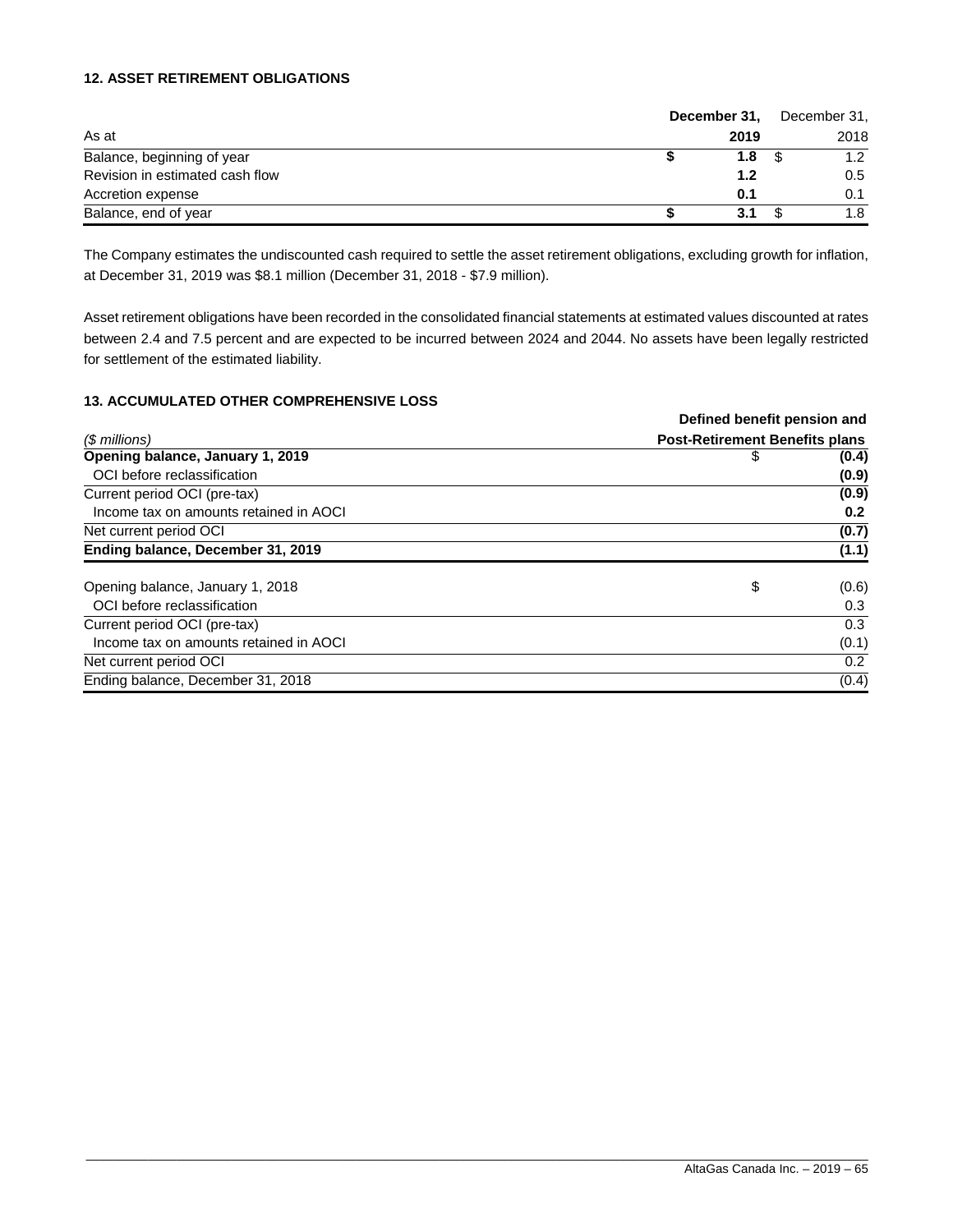### 12. ASSET RETIREMENT OBLIGATIONS

| As at | | December 31, 2019 | | December 31, 2018 |
|---|---|---|---|---|
| Balance, beginning of year | $ | 1.8 | $ | 1.2 |
| Revision in estimated cash flow | | 1.2 | | 0.5 |
| Accretion expense | | 0.1 | | 0.1 |
| Balance, end of year | $ | 3.1 | $ | 1.8 |

The Company estimates the undiscounted cash required to settle the asset retirement obligations, excluding growth for inflation, at December 31, 2019 was $8.1 million (December 31, 2018 - $7.9 million).

Asset retirement obligations have been recorded in the consolidated financial statements at estimated values discounted at rates between 2.4 and 7.5 percent and are expected to be incurred between 2024 and 2044. No assets have been legally restricted for settlement of the estimated liability.

### 13. ACCUMULATED OTHER COMPREHENSIVE LOSS

| *($ millions)* | | Defined benefit pension and Post-Retirement Benefits plans |
|---|---|---|
| **Opening balance, January 1, 2019** | $ | **(0.4)** |
| OCI before reclassification | | **(0.9)** |
| Current period OCI (pre-tax) | | **(0.9)** |
| Income tax on amounts retained in AOCI | | **0.2** |
| Net current period OCI | | **(0.7)** |
| **Ending balance, December 31, 2019** | | **(1.1)** |
| Opening balance, January 1, 2018 | $ | (0.6) |
| OCI before reclassification | | 0.3 |
| Current period OCI (pre-tax) | | 0.3 |
| Income tax on amounts retained in AOCI | | (0.1) |
| Net current period OCI | | 0.2 |
| Ending balance, December 31, 2018 | | (0.4) |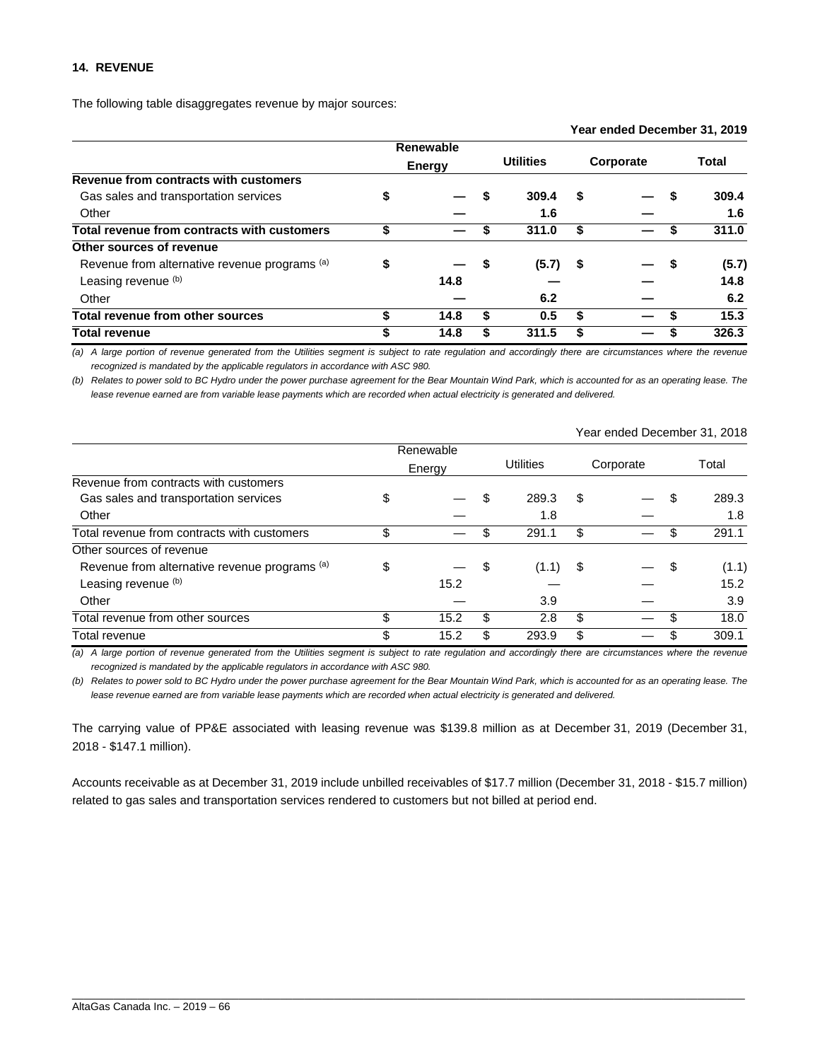**14. REVENUE**

The following table disaggregates revenue by major sources:

| | Year ended December 31, 2019 | | | |
|---|---|---|---|---|
| | **Renewable Energy** | **Utilities** | **Corporate** | **Total** |
| **Revenue from contracts with customers** | | | | |
| Gas sales and transportation services | $ — | $ 309.4 | $ — | $ 309.4 |
| Other | — | 1.6 | — | 1.6 |
| **Total revenue from contracts with customers** | $ — | $ 311.0 | $ — | $ 311.0 |
| **Other sources of revenue** | | | | |
| Revenue from alternative revenue programs [(a)] | $ — | $ (5.7) | $ — | $ (5.7) |
| Leasing revenue [(b)] | 14.8 | — | — | 14.8 |
| Other | — | 6.2 | — | 6.2 |
| **Total revenue from other sources** | $ 14.8 | $ 0.5 | $ — | $ 15.3 |
| **Total revenue** | $ 14.8 | $ 311.5 | $ — | $ 326.3 |

*(a) A large portion of revenue generated from the Utilities segment is subject to rate regulation and accordingly there are circumstances where the revenue recognized is mandated by the applicable regulators in accordance with ASC 980.*

*(b) Relates to power sold to BC Hydro under the power purchase agreement for the Bear Mountain Wind Park, which is accounted for as an operating lease. The lease revenue earned are from variable lease payments which are recorded when actual electricity is generated and delivered.*

| | Year ended December 31, 2018 | | | |
|---|---|---|---|---|
| | Renewable Energy | Utilities | Corporate | Total |
| Revenue from contracts with customers | | | | |
| Gas sales and transportation services | $ — | $ 289.3 | $ — | $ 289.3 |
| Other | — | 1.8 | — | 1.8 |
| Total revenue from contracts with customers | $ — | $ 291.1 | $ — | $ 291.1 |
| Other sources of revenue | | | | |
| Revenue from alternative revenue programs [(a)] | $ — | $ (1.1) | $ — | $ (1.1) |
| Leasing revenue [(b)] | 15.2 | — | — | 15.2 |
| Other | — | 3.9 | — | 3.9 |
| Total revenue from other sources | $ 15.2 | $ 2.8 | $ — | $ 18.0 |
| Total revenue | $ 15.2 | $ 293.9 | $ — | $ 309.1 |

*(a) A large portion of revenue generated from the Utilities segment is subject to rate regulation and accordingly there are circumstances where the revenue recognized is mandated by the applicable regulators in accordance with ASC 980.*

*(b) Relates to power sold to BC Hydro under the power purchase agreement for the Bear Mountain Wind Park, which is accounted for as an operating lease. The lease revenue earned are from variable lease payments which are recorded when actual electricity is generated and delivered.*

The carrying value of PP&E associated with leasing revenue was $139.8 million as at December 31, 2019 (December 31, 2018 - $147.1 million).

Accounts receivable as at December 31, 2019 include unbilled receivables of $17.7 million (December 31, 2018 - $15.7 million) related to gas sales and transportation services rendered to customers but not billed at period end.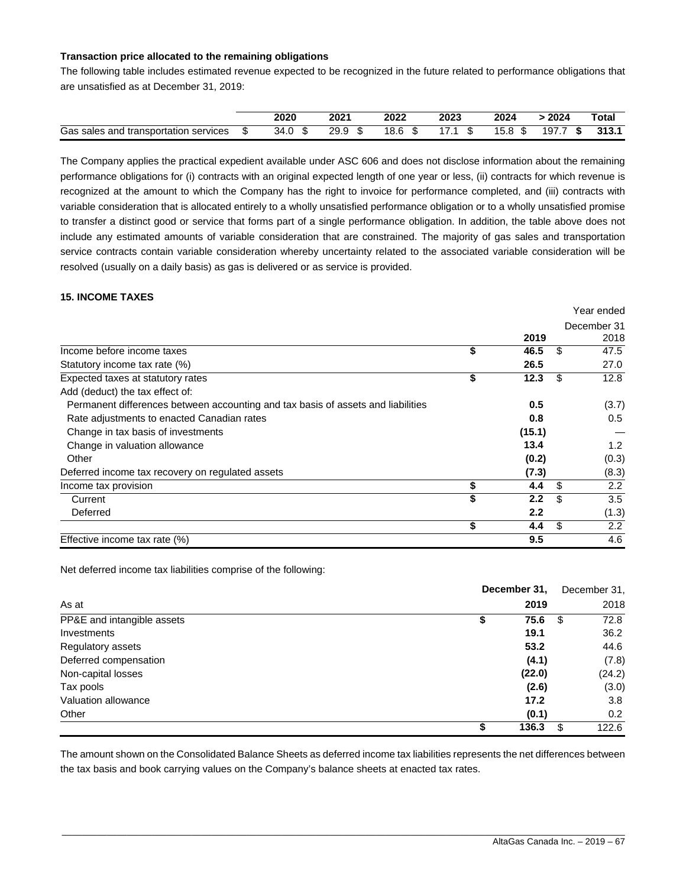**Transaction price allocated to the remaining obligations**

The following table includes estimated revenue expected to be recognized in the future related to performance obligations that are unsatisfied as at December 31, 2019:

| | 2020 | 2021 | 2022 | 2023 | 2024 | > 2024 | Total |
|---|---|---|---|---|---|---|---|
| Gas sales and transportation services | $ 34.0 | $ 29.9 | $ 18.6 | $ 17.1 | $ 15.8 | $ 197.7 | **$ 313.1** |

The Company applies the practical expedient available under ASC 606 and does not disclose information about the remaining performance obligations for (i) contracts with an original expected length of one year or less, (ii) contracts for which revenue is recognized at the amount to which the Company has the right to invoice for performance completed, and (iii) contracts with variable consideration that is allocated entirely to a wholly unsatisfied performance obligation or to a wholly unsatisfied promise to transfer a distinct good or service that forms part of a single performance obligation. In addition, the table above does not include any estimated amounts of variable consideration that are constrained. The majority of gas sales and transportation service contracts contain variable consideration whereby uncertainty related to the associated variable consideration will be resolved (usually on a daily basis) as gas is delivered or as service is provided.

**15. INCOME TAXES**

| | | Year ended December 31 |
|---|---|---|
| | **2019** | 2018 |
| Income before income taxes | **$ 46.5** | $ 47.5 |
| Statutory income tax rate (%) | **26.5** | 27.0 |
| Expected taxes at statutory rates | **$ 12.3** | $ 12.8 |
| Add (deduct) the tax effect of: | | |
| Permanent differences between accounting and tax basis of assets and liabilities | **0.5** | (3.7) |
| Rate adjustments to enacted Canadian rates | **0.8** | 0.5 |
| Change in tax basis of investments | **(15.1)** | — |
| Change in valuation allowance | **13.4** | 1.2 |
| Other | **(0.2)** | (0.3) |
| Deferred income tax recovery on regulated assets | **(7.3)** | (8.3) |
| Income tax provision | **$ 4.4** | $ 2.2 |
| Current | **$ 2.2** | $ 3.5 |
| Deferred | **2.2** | (1.3) |
| | **$ 4.4** | $ 2.2 |
| Effective income tax rate (%) | **9.5** | 4.6 |

Net deferred income tax liabilities comprise of the following:

| As at | **December 31, 2019** | December 31, 2018 |
|---|---|---|
| PP&E and intangible assets | **$ 75.6** | $ 72.8 |
| Investments | **19.1** | 36.2 |
| Regulatory assets | **53.2** | 44.6 |
| Deferred compensation | **(4.1)** | (7.8) |
| Non-capital losses | **(22.0)** | (24.2) |
| Tax pools | **(2.6)** | (3.0) |
| Valuation allowance | **17.2** | 3.8 |
| Other | **(0.1)** | 0.2 |
| | **$ 136.3** | $ 122.6 |

The amount shown on the Consolidated Balance Sheets as deferred income tax liabilities represents the net differences between the tax basis and book carrying values on the Company's balance sheets at enacted tax rates.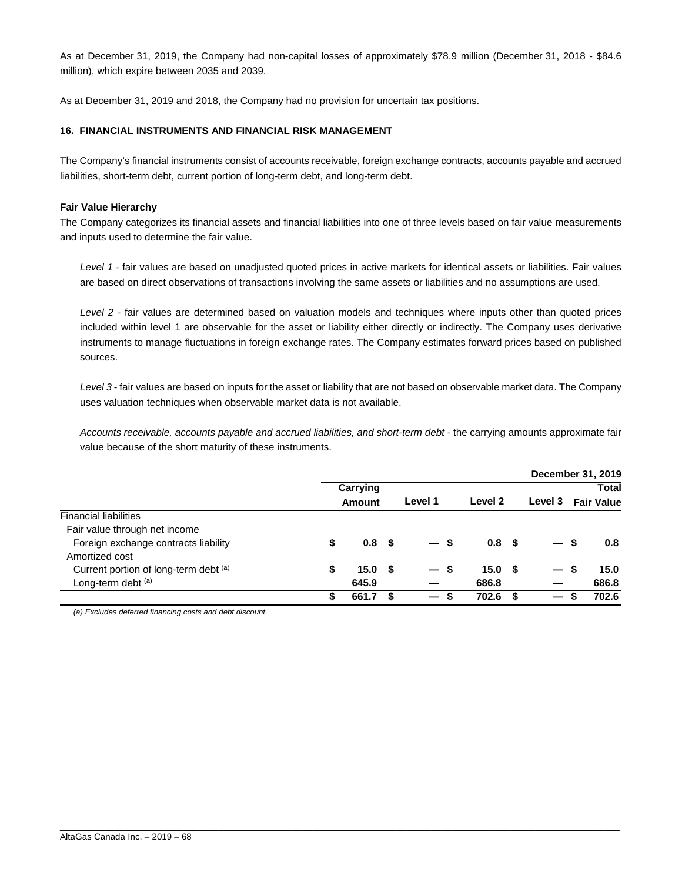As at December 31, 2019, the Company had non-capital losses of approximately $78.9 million (December 31, 2018 - $84.6 million), which expire between 2035 and 2039.

As at December 31, 2019 and 2018, the Company had no provision for uncertain tax positions.

### 16. FINANCIAL INSTRUMENTS AND FINANCIAL RISK MANAGEMENT

The Company's financial instruments consist of accounts receivable, foreign exchange contracts, accounts payable and accrued liabilities, short-term debt, current portion of long-term debt, and long-term debt.

**Fair Value Hierarchy**

The Company categorizes its financial assets and financial liabilities into one of three levels based on fair value measurements and inputs used to determine the fair value.

*Level 1* - fair values are based on unadjusted quoted prices in active markets for identical assets or liabilities. Fair values are based on direct observations of transactions involving the same assets or liabilities and no assumptions are used.

*Level 2* - fair values are determined based on valuation models and techniques where inputs other than quoted prices included within level 1 are observable for the asset or liability either directly or indirectly. The Company uses derivative instruments to manage fluctuations in foreign exchange rates. The Company estimates forward prices based on published sources.

*Level 3* - fair values are based on inputs for the asset or liability that are not based on observable market data. The Company uses valuation techniques when observable market data is not available.

*Accounts receivable, accounts payable and accrued liabilities, and short-term debt* - the carrying amounts approximate fair value because of the short maturity of these instruments.

| | | | | | **December 31, 2019** |
|---|---|---|---|---|---|
| | **Carrying Amount** | **Level 1** | **Level 2** | **Level 3** | **Total Fair Value** |
| Financial liabilities | | | | | |
| Fair value through net income | | | | | |
| Foreign exchange contracts liability | $ 0.8 | $ — | $ 0.8 | $ — | $ 0.8 |
| Amortized cost | | | | | |
| Current portion of long-term debt [(a)] | $ 15.0 | $ — | $ 15.0 | $ — | $ 15.0 |
| Long-term debt [(a)] | 645.9 | — | 686.8 | — | 686.8 |
| | $ 661.7 | $ — | $ 702.6 | $ — | $ 702.6 |

*(a) Excludes deferred financing costs and debt discount.*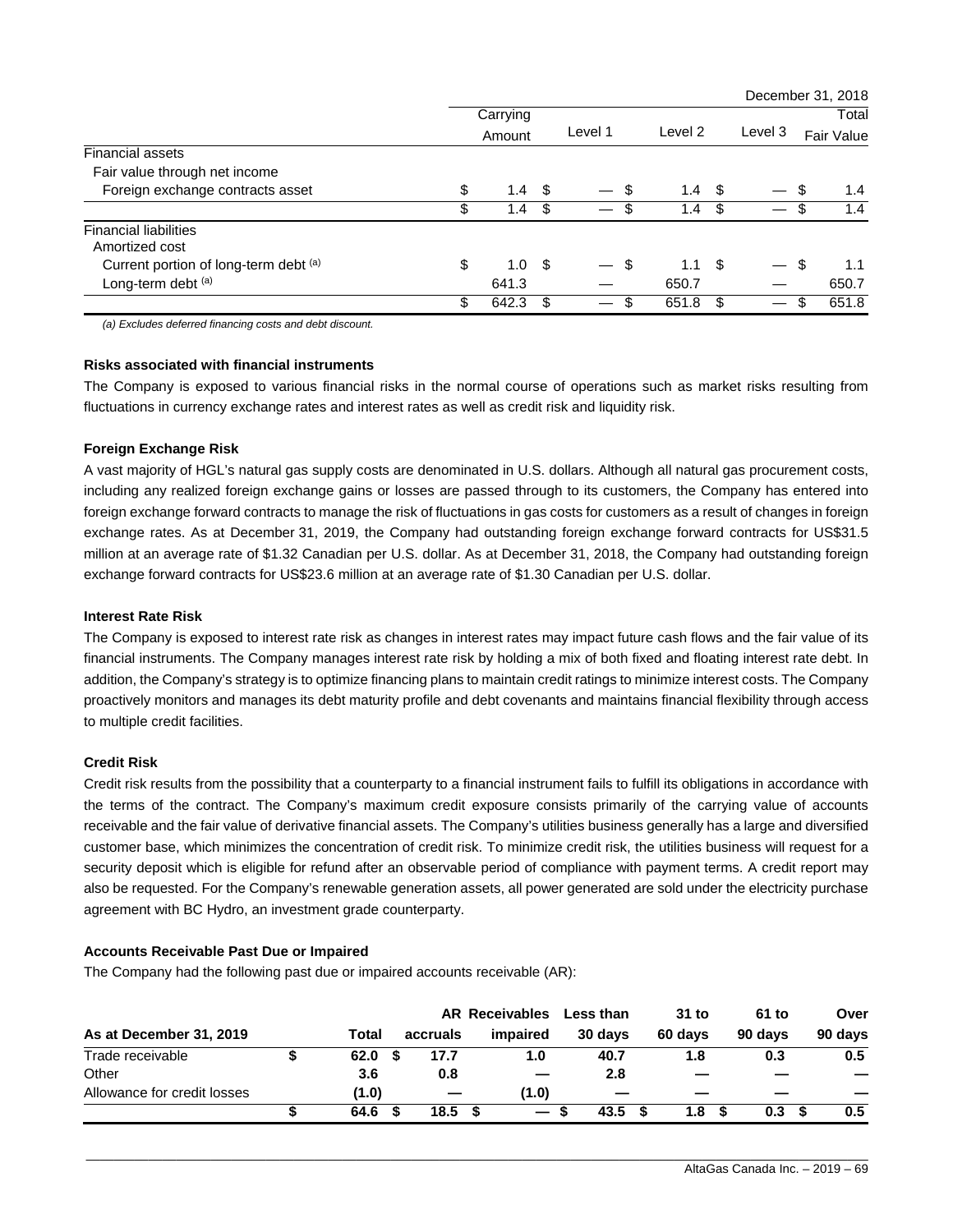| | | | | | December 31, 2018 |
|---|---|---|---|---|---|
| | Carrying Amount | Level 1 | Level 2 | Level 3 | Total Fair Value |
| **Financial assets** | | | | | |
| Fair value through net income | | | | | |
| Foreign exchange contracts asset | $ 1.4 | $ — | $ 1.4 | $ — | $ 1.4 |
| | $ 1.4 | $ — | $ 1.4 | $ — | $ 1.4 |
| **Financial liabilities** | | | | | |
| Amortized cost | | | | | |
| Current portion of long-term debt [(a)] | $ 1.0 | $ — | $ 1.1 | $ — | $ 1.1 |
| Long-term debt [(a)] | 641.3 | — | 650.7 | — | 650.7 |
| | $ 642.3 | $ — | $ 651.8 | $ — | $ 651.8 |

*(a) Excludes deferred financing costs and debt discount.*

**Risks associated with financial instruments**

The Company is exposed to various financial risks in the normal course of operations such as market risks resulting from fluctuations in currency exchange rates and interest rates as well as credit risk and liquidity risk.

**Foreign Exchange Risk**

A vast majority of HGL's natural gas supply costs are denominated in U.S. dollars. Although all natural gas procurement costs, including any realized foreign exchange gains or losses are passed through to its customers, the Company has entered into foreign exchange forward contracts to manage the risk of fluctuations in gas costs for customers as a result of changes in foreign exchange rates. As at December 31, 2019, the Company had outstanding foreign exchange forward contracts for US$31.5 million at an average rate of $1.32 Canadian per U.S. dollar. As at December 31, 2018, the Company had outstanding foreign exchange forward contracts for US$23.6 million at an average rate of $1.30 Canadian per U.S. dollar.

**Interest Rate Risk**

The Company is exposed to interest rate risk as changes in interest rates may impact future cash flows and the fair value of its financial instruments. The Company manages interest rate risk by holding a mix of both fixed and floating interest rate debt. In addition, the Company's strategy is to optimize financing plans to maintain credit ratings to minimize interest costs. The Company proactively monitors and manages its debt maturity profile and debt covenants and maintains financial flexibility through access to multiple credit facilities.

**Credit Risk**

Credit risk results from the possibility that a counterparty to a financial instrument fails to fulfill its obligations in accordance with the terms of the contract. The Company's maximum credit exposure consists primarily of the carrying value of accounts receivable and the fair value of derivative financial assets. The Company's utilities business generally has a large and diversified customer base, which minimizes the concentration of credit risk. To minimize credit risk, the utilities business will request for a security deposit which is eligible for refund after an observable period of compliance with payment terms. A credit report may also be requested. For the Company's renewable generation assets, all power generated are sold under the electricity purchase agreement with BC Hydro, an investment grade counterparty.

**Accounts Receivable Past Due or Impaired**

The Company had the following past due or impaired accounts receivable (AR):

| **As at December 31, 2019** | **Total** | **accruals** | **AR Receivables impaired** | **Less than 30 days** | **31 to 60 days** | **61 to 90 days** | **Over 90 days** |
|---|---|---|---|---|---|---|---|
| Trade receivable | $ 62.0 | $ 17.7 | 1.0 | 40.7 | 1.8 | 0.3 | 0.5 |
| Other | 3.6 | 0.8 | — | 2.8 | — | — | — |
| Allowance for credit losses | (1.0) | — | (1.0) | — | — | — | — |
| | $ 64.6 | $ 18.5 | $ — | $ 43.5 | $ 1.8 | $ 0.3 | $ 0.5 |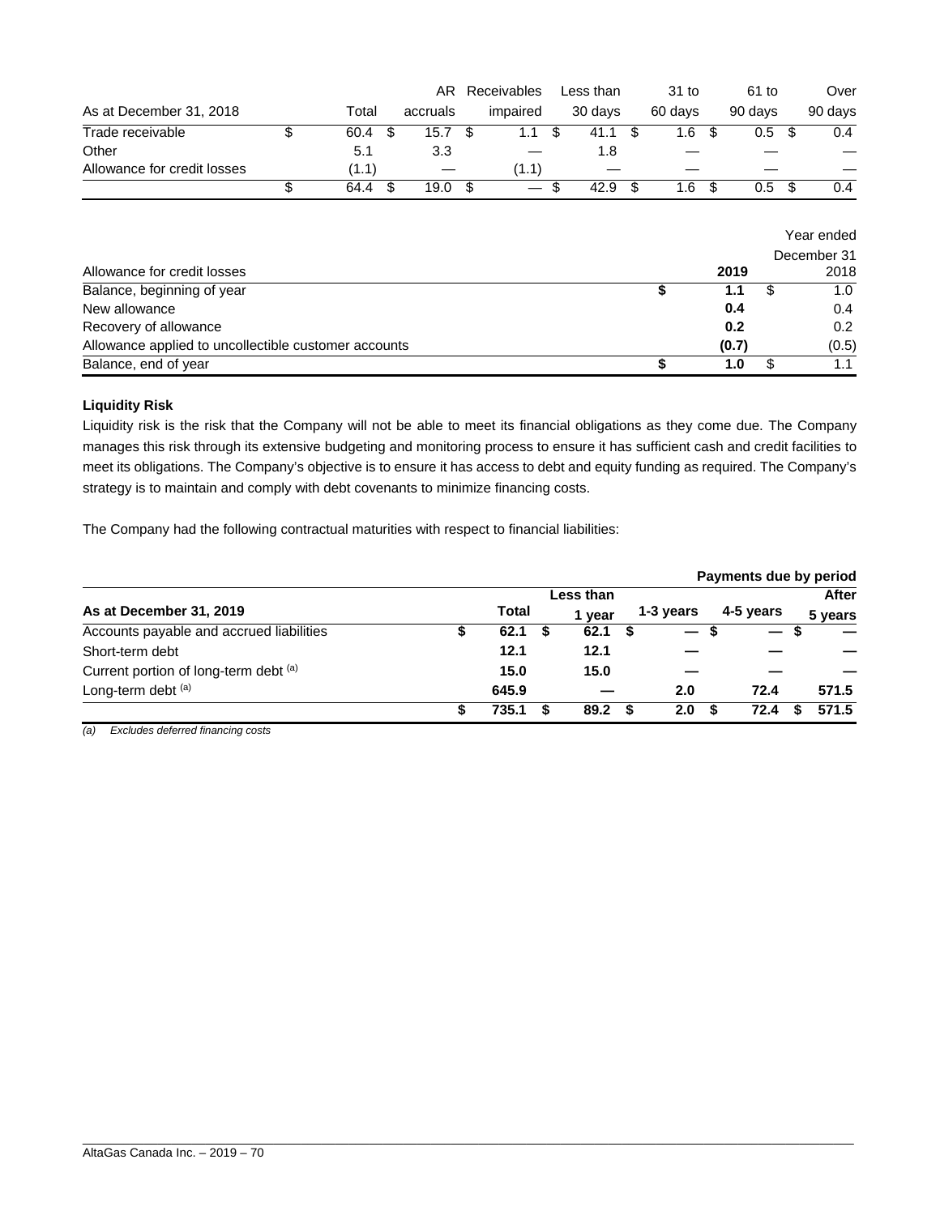| As at December 31, 2018 | Total | AR accruals | Receivables impaired | Less than 30 days | 31 to 60 days | 61 to 90 days | Over 90 days |
|---|---|---|---|---|---|---|---|
| Trade receivable | $ 60.4 | $ 15.7 | $ 1.1 | $ 41.1 | $ 1.6 | $ 0.5 | $ 0.4 |
| Other | 5.1 | 3.3 | — | 1.8 | — | — | — |
| Allowance for credit losses | (1.1) | — | (1.1) | — | — | — | — |
| | $ 64.4 | $ 19.0 | $ — | $ 42.9 | $ 1.6 | $ 0.5 | $ 0.4 |

| Allowance for credit losses | 2019 | Year ended December 31 2018 |
|---|---|---|
| Balance, beginning of year | **$ 1.1** | $ 1.0 |
| New allowance | **0.4** | 0.4 |
| Recovery of allowance | **0.2** | 0.2 |
| Allowance applied to uncollectible customer accounts | **(0.7)** | (0.5) |
| Balance, end of year | **$ 1.0** | $ 1.1 |

**Liquidity Risk**

Liquidity risk is the risk that the Company will not be able to meet its financial obligations as they come due. The Company manages this risk through its extensive budgeting and monitoring process to ensure it has sufficient cash and credit facilities to meet its obligations. The Company's objective is to ensure it has access to debt and equity funding as required. The Company's strategy is to maintain and comply with debt covenants to minimize financing costs.

The Company had the following contractual maturities with respect to financial liabilities:

| | | Payments due by period | | | |
|---|---|---|---|---|---|
| **As at December 31, 2019** | **Total** | **Less than 1 year** | **1-3 years** | **4-5 years** | **After 5 years** |
| Accounts payable and accrued liabilities | **$ 62.1** | **$ 62.1** | **$ —** | **$ —** | **$ —** |
| Short-term debt | **12.1** | **12.1** | **—** | **—** | **—** |
| Current portion of long-term debt [(a)] | **15.0** | **15.0** | **—** | **—** | **—** |
| Long-term debt [(a)] | **645.9** | **—** | **2.0** | **72.4** | **571.5** |
| | **$ 735.1** | **$ 89.2** | **$ 2.0** | **$ 72.4** | **$ 571.5** |

*(a) Excludes deferred financing costs*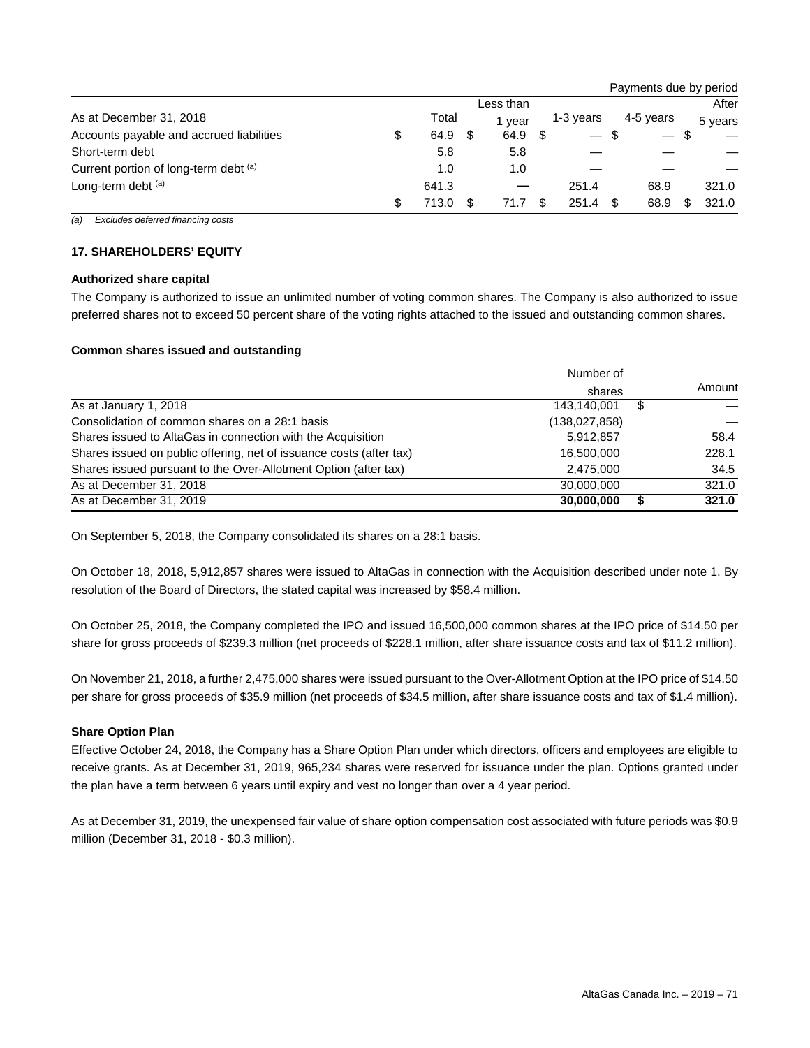| | | | | | Payments due by period |
|---|---|---|---|---|---|
| As at December 31, 2018 | Total | Less than 1 year | 1-3 years | 4-5 years | After 5 years |
| Accounts payable and accrued liabilities | $ 64.9 | $ 64.9 | $ — | $ — | $ — |
| Short-term debt | 5.8 | 5.8 | — | — | — |
| Current portion of long-term debt [(a)] | 1.0 | 1.0 | — | — | — |
| Long-term debt [(a)] | 641.3 | — | 251.4 | 68.9 | 321.0 |
| | $ 713.0 | $ 71.7 | $ 251.4 | $ 68.9 | $ 321.0 |

*(a) Excludes deferred financing costs*

**17. SHAREHOLDERS' EQUITY**

**Authorized share capital**

The Company is authorized to issue an unlimited number of voting common shares. The Company is also authorized to issue preferred shares not to exceed 50 percent share of the voting rights attached to the issued and outstanding common shares.

**Common shares issued and outstanding**

| | Number of shares | Amount |
|---|---|---|
| As at January 1, 2018 | 143,140,001 | $ — |
| Consolidation of common shares on a 28:1 basis | (138,027,858) | — |
| Shares issued to AltaGas in connection with the Acquisition | 5,912,857 | 58.4 |
| Shares issued on public offering, net of issuance costs (after tax) | 16,500,000 | 228.1 |
| Shares issued pursuant to the Over-Allotment Option (after tax) | 2,475,000 | 34.5 |
| As at December 31, 2018 | 30,000,000 | 321.0 |
| As at December 31, 2019 | **30,000,000** | **$ 321.0** |

On September 5, 2018, the Company consolidated its shares on a 28:1 basis.

On October 18, 2018, 5,912,857 shares were issued to AltaGas in connection with the Acquisition described under note 1. By resolution of the Board of Directors, the stated capital was increased by $58.4 million.

On October 25, 2018, the Company completed the IPO and issued 16,500,000 common shares at the IPO price of $14.50 per share for gross proceeds of $239.3 million (net proceeds of $228.1 million, after share issuance costs and tax of $11.2 million).

On November 21, 2018, a further 2,475,000 shares were issued pursuant to the Over-Allotment Option at the IPO price of $14.50 per share for gross proceeds of $35.9 million (net proceeds of $34.5 million, after share issuance costs and tax of $1.4 million).

**Share Option Plan**

Effective October 24, 2018, the Company has a Share Option Plan under which directors, officers and employees are eligible to receive grants. As at December 31, 2019, 965,234 shares were reserved for issuance under the plan. Options granted under the plan have a term between 6 years until expiry and vest no longer than over a 4 year period.

As at December 31, 2019, the unexpensed fair value of share option compensation cost associated with future periods was $0.9 million (December 31, 2018 - $0.3 million).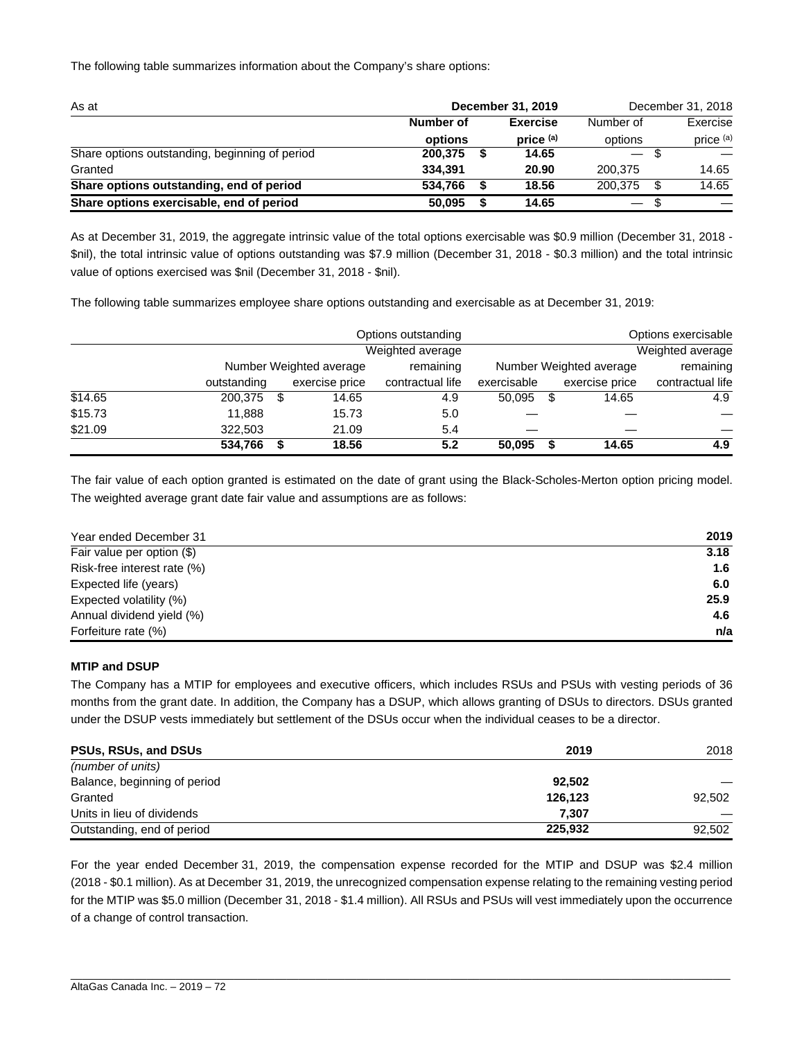The following table summarizes information about the Company's share options:

| As at | December 31, 2019 | | December 31, 2018 | |
|---|---|---|---|---|
| | **Number of options** | **Exercise price (a)** | Number of options | Exercise price (a) |
| Share options outstanding, beginning of period | **200,375** | **$ 14.65** | — | $ — |
| Granted | **334,391** | **20.90** | 200,375 | 14.65 |
| **Share options outstanding, end of period** | **534,766** | **$ 18.56** | 200,375 | $ 14.65 |
| **Share options exercisable, end of period** | **50,095** | **$ 14.65** | — | $ — |

As at December 31, 2019, the aggregate intrinsic value of the total options exercisable was $0.9 million (December 31, 2018 - $nil), the total intrinsic value of options outstanding was $7.9 million (December 31, 2018 - $0.3 million) and the total intrinsic value of options exercised was $nil (December 31, 2018 - $nil).

The following table summarizes employee share options outstanding and exercisable as at December 31, 2019:

| | Options outstanding | | | Options exercisable | | |
|---|---|---|---|---|---|---|
| | Number outstanding | Weighted average exercise price | Weighted average remaining contractual life | Number exercisable | Weighted average exercise price | Weighted average remaining contractual life |
| $14.65 | 200,375 | $ 14.65 | 4.9 | 50,095 | $ 14.65 | 4.9 |
| $15.73 | 11,888 | 15.73 | 5.0 | — | — | — |
| $21.09 | 322,503 | 21.09 | 5.4 | — | — | — |
| | **534,766** | **$ 18.56** | **5.2** | **50,095** | **$ 14.65** | **4.9** |

The fair value of each option granted is estimated on the date of grant using the Black-Scholes-Merton option pricing model. The weighted average grant date fair value and assumptions are as follows:

| Year ended December 31 | **2019** |
|---|---|
| Fair value per option ($) | **3.18** |
| Risk-free interest rate (%) | **1.6** |
| Expected life (years) | **6.0** |
| Expected volatility (%) | **25.9** |
| Annual dividend yield (%) | **4.6** |
| Forfeiture rate (%) | **n/a** |

**MTIP and DSUP**

The Company has a MTIP for employees and executive officers, which includes RSUs and PSUs with vesting periods of 36 months from the grant date. In addition, the Company has a DSUP, which allows granting of DSUs to directors. DSUs granted under the DSUP vests immediately but settlement of the DSUs occur when the individual ceases to be a director.

| **PSUs, RSUs, and DSUs** | **2019** | 2018 |
|---|---|---|
| *(number of units)* | | |
| Balance, beginning of period | **92,502** | — |
| Granted | **126,123** | 92,502 |
| Units in lieu of dividends | **7,307** | — |
| Outstanding, end of period | **225,932** | 92,502 |

For the year ended December 31, 2019, the compensation expense recorded for the MTIP and DSUP was $2.4 million (2018 - $0.1 million). As at December 31, 2019, the unrecognized compensation expense relating to the remaining vesting period for the MTIP was $5.0 million (December 31, 2018 - $1.4 million). All RSUs and PSUs will vest immediately upon the occurrence of a change of control transaction.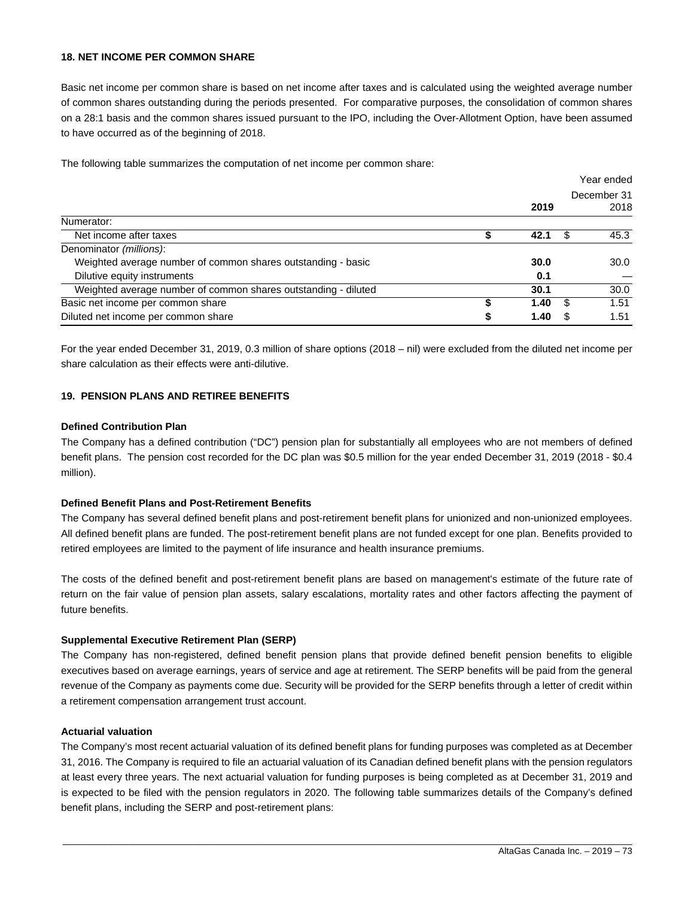## 18. NET INCOME PER COMMON SHARE

Basic net income per common share is based on net income after taxes and is calculated using the weighted average number of common shares outstanding during the periods presented. For comparative purposes, the consolidation of common shares on a 28:1 basis and the common shares issued pursuant to the IPO, including the Over-Allotment Option, have been assumed to have occurred as of the beginning of 2018.

The following table summarizes the computation of net income per common share:

| | Year ended December 31 2019 | 2018 |
|---|---|---|
| Numerator: | | |
| Net income after taxes | **$ 42.1** | $ 45.3 |
| Denominator *(millions)*: | | |
| Weighted average number of common shares outstanding - basic | **30.0** | 30.0 |
| Dilutive equity instruments | **0.1** | — |
| Weighted average number of common shares outstanding - diluted | **30.1** | 30.0 |
| Basic net income per common share | **$ 1.40** | $ 1.51 |
| Diluted net income per common share | **$ 1.40** | $ 1.51 |

For the year ended December 31, 2019, 0.3 million of share options (2018 – nil) were excluded from the diluted net income per share calculation as their effects were anti-dilutive.

## 19. PENSION PLANS AND RETIREE BENEFITS

### Defined Contribution Plan

The Company has a defined contribution ("DC") pension plan for substantially all employees who are not members of defined benefit plans. The pension cost recorded for the DC plan was $0.5 million for the year ended December 31, 2019 (2018 - $0.4 million).

### Defined Benefit Plans and Post-Retirement Benefits

The Company has several defined benefit plans and post-retirement benefit plans for unionized and non-unionized employees. All defined benefit plans are funded. The post-retirement benefit plans are not funded except for one plan. Benefits provided to retired employees are limited to the payment of life insurance and health insurance premiums.

The costs of the defined benefit and post-retirement benefit plans are based on management's estimate of the future rate of return on the fair value of pension plan assets, salary escalations, mortality rates and other factors affecting the payment of future benefits.

### Supplemental Executive Retirement Plan (SERP)

The Company has non-registered, defined benefit pension plans that provide defined benefit pension benefits to eligible executives based on average earnings, years of service and age at retirement. The SERP benefits will be paid from the general revenue of the Company as payments come due. Security will be provided for the SERP benefits through a letter of credit within a retirement compensation arrangement trust account.

### Actuarial valuation

The Company's most recent actuarial valuation of its defined benefit plans for funding purposes was completed as at December 31, 2016. The Company is required to file an actuarial valuation of its Canadian defined benefit plans with the pension regulators at least every three years. The next actuarial valuation for funding purposes is being completed as at December 31, 2019 and is expected to be filed with the pension regulators in 2020. The following table summarizes details of the Company's defined benefit plans, including the SERP and post-retirement plans: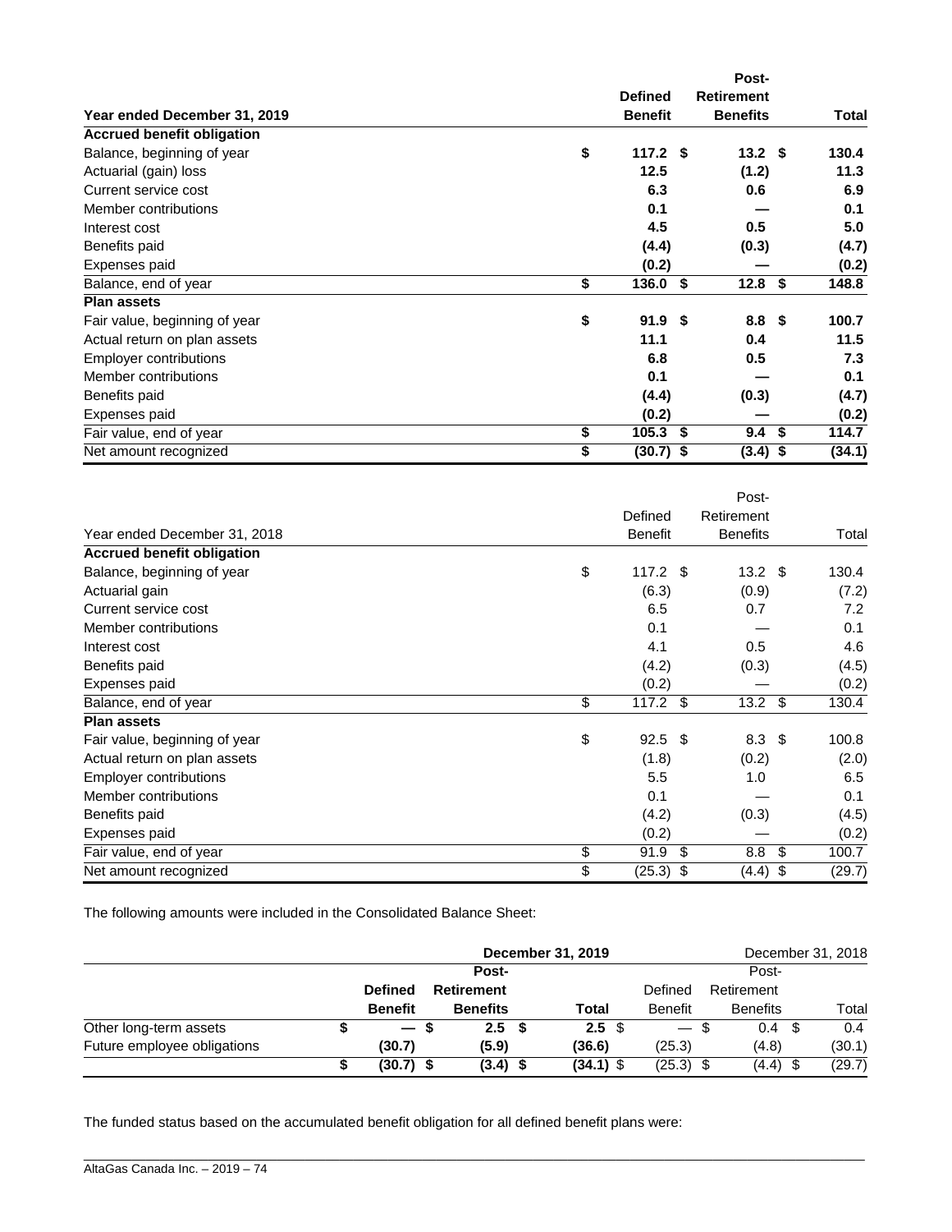| Year ended December 31, 2019 | | Defined Benefit | | Post-Retirement Benefits | | Total |
|---|---|---|---|---|---|---|
| **Accrued benefit obligation** | | | | | | |
| Balance, beginning of year | $ | 117.2 | $ | 13.2 | $ | 130.4 |
| Actuarial (gain) loss | | 12.5 | | (1.2) | | 11.3 |
| Current service cost | | 6.3 | | 0.6 | | 6.9 |
| Member contributions | | 0.1 | | — | | 0.1 |
| Interest cost | | 4.5 | | 0.5 | | 5.0 |
| Benefits paid | | (4.4) | | (0.3) | | (4.7) |
| Expenses paid | | (0.2) | | — | | (0.2) |
| Balance, end of year | $ | 136.0 | $ | 12.8 | $ | 148.8 |
| **Plan assets** | | | | | | |
| Fair value, beginning of year | $ | 91.9 | $ | 8.8 | $ | 100.7 |
| Actual return on plan assets | | 11.1 | | 0.4 | | 11.5 |
| Employer contributions | | 6.8 | | 0.5 | | 7.3 |
| Member contributions | | 0.1 | | — | | 0.1 |
| Benefits paid | | (4.4) | | (0.3) | | (4.7) |
| Expenses paid | | (0.2) | | — | | (0.2) |
| Fair value, end of year | $ | 105.3 | $ | 9.4 | $ | 114.7 |
| Net amount recognized | $ | (30.7) | $ | (3.4) | $ | (34.1) |

| Year ended December 31, 2018 | | Defined Benefit | | Post-Retirement Benefits | | Total |
|---|---|---|---|---|---|---|
| **Accrued benefit obligation** | | | | | | |
| Balance, beginning of year | $ | 117.2 | $ | 13.2 | $ | 130.4 |
| Actuarial gain | | (6.3) | | (0.9) | | (7.2) |
| Current service cost | | 6.5 | | 0.7 | | 7.2 |
| Member contributions | | 0.1 | | — | | 0.1 |
| Interest cost | | 4.1 | | 0.5 | | 4.6 |
| Benefits paid | | (4.2) | | (0.3) | | (4.5) |
| Expenses paid | | (0.2) | | — | | (0.2) |
| Balance, end of year | $ | 117.2 | $ | 13.2 | $ | 130.4 |
| **Plan assets** | | | | | | |
| Fair value, beginning of year | $ | 92.5 | $ | 8.3 | $ | 100.8 |
| Actual return on plan assets | | (1.8) | | (0.2) | | (2.0) |
| Employer contributions | | 5.5 | | 1.0 | | 6.5 |
| Member contributions | | 0.1 | | — | | 0.1 |
| Benefits paid | | (4.2) | | (0.3) | | (4.5) |
| Expenses paid | | (0.2) | | — | | (0.2) |
| Fair value, end of year | $ | 91.9 | $ | 8.8 | $ | 100.7 |
| Net amount recognized | $ | (25.3) | $ | (4.4) | $ | (29.7) |

The following amounts were included in the Consolidated Balance Sheet:

| | | | **December 31, 2019** | | | | December 31, 2018 |
|---|---|---|---|---|---|---|---|
| | **Defined Benefit** | | **Post-Retirement Benefits** | | **Total** | Defined Benefit | Post-Retirement Benefits | Total |
| Other long-term assets | $ | — | $ 2.5 | $ 2.5 | $ — | $ 0.4 | $ 0.4 |
| Future employee obligations | | (30.7) | (5.9) | (36.6) | (25.3) | (4.8) | (30.1) |
| | $ | (30.7) | $ (3.4) | $ (34.1) | $ (25.3) | $ (4.4) | $ (29.7) |

The funded status based on the accumulated benefit obligation for all defined benefit plans were: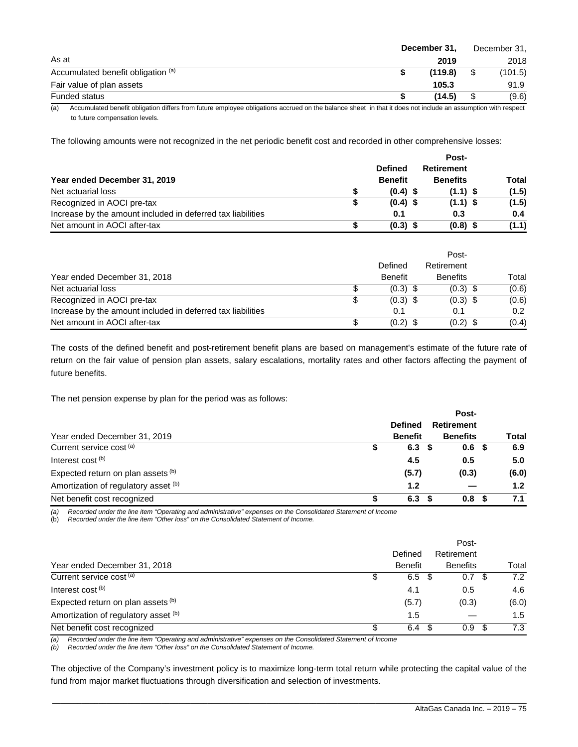| As at | December 31, 2019 | December 31, 2018 |
|---|---|---|
| Accumulated benefit obligation [(a)] | $ (119.8) | $ (101.5) |
| Fair value of plan assets | 105.3 | 91.9 |
| Funded status | $ (14.5) | $ (9.6) |

(a) Accumulated benefit obligation differs from future employee obligations accrued on the balance sheet in that it does not include an assumption with respect to future compensation levels.

The following amounts were not recognized in the net periodic benefit cost and recorded in other comprehensive losses:

| **Year ended December 31, 2019** | **Defined Benefit** | **Post-Retirement Benefits** | **Total** |
|---|---|---|---|
| Net actuarial loss | **$ (0.4)** | **$ (1.1)** | **$ (1.5)** |
| Recognized in AOCI pre-tax | **$ (0.4)** | **$ (1.1)** | **$ (1.5)** |
| Increase by the amount included in deferred tax liabilities | **0.1** | **0.3** | **0.4** |
| Net amount in AOCI after-tax | **$ (0.3)** | **$ (0.8)** | **$ (1.1)** |

| Year ended December 31, 2018 | Defined Benefit | Post-Retirement Benefits | Total |
|---|---|---|---|
| Net actuarial loss | $ (0.3) | $ (0.3) | $ (0.6) |
| Recognized in AOCI pre-tax | $ (0.3) | $ (0.3) | $ (0.6) |
| Increase by the amount included in deferred tax liabilities | 0.1 | 0.1 | 0.2 |
| Net amount in AOCI after-tax | $ (0.2) | $ (0.2) | $ (0.4) |

The costs of the defined benefit and post-retirement benefit plans are based on management's estimate of the future rate of return on the fair value of pension plan assets, salary escalations, mortality rates and other factors affecting the payment of future benefits.

The net pension expense by plan for the period was as follows:

| Year ended December 31, 2019 | **Defined Benefit** | **Post-Retirement Benefits** | **Total** |
|---|---|---|---|
| Current service cost [(a)] | **$ 6.3** | **$ 0.6** | **$ 6.9** |
| Interest cost [(b)] | **4.5** | **0.5** | **5.0** |
| Expected return on plan assets [(b)] | **(5.7)** | **(0.3)** | **(6.0)** |
| Amortization of regulatory asset [(b)] | **1.2** | **—** | **1.2** |
| Net benefit cost recognized | **$ 6.3** | **$ 0.8** | **$ 7.1** |

*(a) Recorded under the line item "Operating and administrative" expenses on the Consolidated Statement of Income*
*(b) Recorded under the line item "Other loss" on the Consolidated Statement of Income.*

| Year ended December 31, 2018 | Defined Benefit | Post-Retirement Benefits | Total |
|---|---|---|---|
| Current service cost [(a)] | $ 6.5 | $ 0.7 | $ 7.2 |
| Interest cost [(b)] | 4.1 | 0.5 | 4.6 |
| Expected return on plan assets [(b)] | (5.7) | (0.3) | (6.0) |
| Amortization of regulatory asset [(b)] | 1.5 | — | 1.5 |
| Net benefit cost recognized | $ 6.4 | $ 0.9 | $ 7.3 |

*(a) Recorded under the line item "Operating and administrative" expenses on the Consolidated Statement of Income*
*(b) Recorded under the line item "Other loss" on the Consolidated Statement of Income.*

The objective of the Company's investment policy is to maximize long-term total return while protecting the capital value of the fund from major market fluctuations through diversification and selection of investments.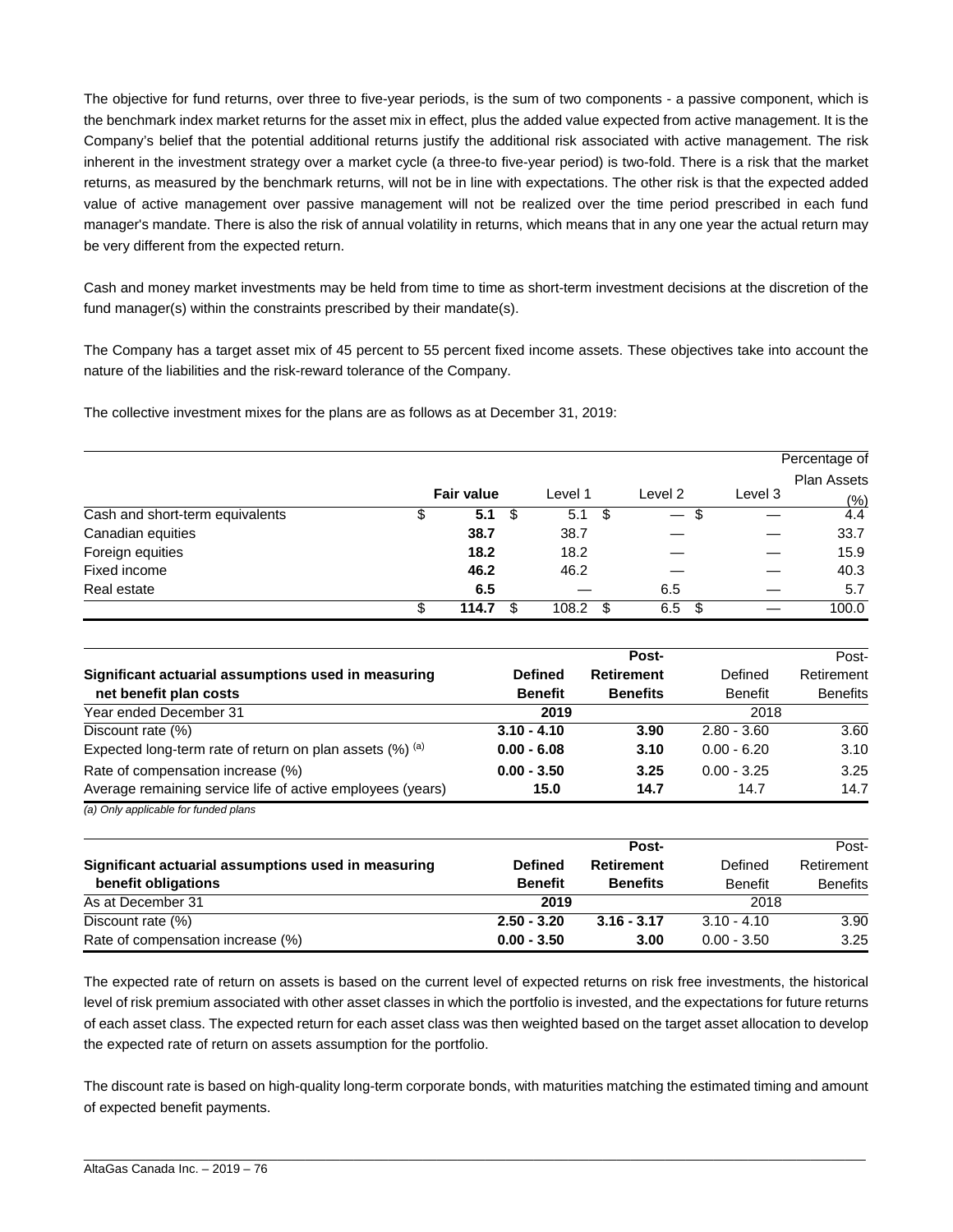The objective for fund returns, over three to five-year periods, is the sum of two components - a passive component, which is the benchmark index market returns for the asset mix in effect, plus the added value expected from active management. It is the Company's belief that the potential additional returns justify the additional risk associated with active management. The risk inherent in the investment strategy over a market cycle (a three-to five-year period) is two-fold. There is a risk that the market returns, as measured by the benchmark returns, will not be in line with expectations. The other risk is that the expected added value of active management over passive management will not be realized over the time period prescribed in each fund manager's mandate. There is also the risk of annual volatility in returns, which means that in any one year the actual return may be very different from the expected return.

Cash and money market investments may be held from time to time as short-term investment decisions at the discretion of the fund manager(s) within the constraints prescribed by their mandate(s).

The Company has a target asset mix of 45 percent to 55 percent fixed income assets. These objectives take into account the nature of the liabilities and the risk-reward tolerance of the Company.

The collective investment mixes for the plans are as follows as at December 31, 2019:

| | Fair value | Level 1 | Level 2 | Level 3 | Percentage of Plan Assets (%) |
|---|---|---|---|---|---|
| Cash and short-term equivalents | $ **5.1** | $ 5.1 | $ — | $ — | 4.4 |
| Canadian equities | **38.7** | 38.7 | — | — | 33.7 |
| Foreign equities | **18.2** | 18.2 | — | — | 15.9 |
| Fixed income | **46.2** | 46.2 | — | — | 40.3 |
| Real estate | **6.5** | — | 6.5 | — | 5.7 |
| | $ **114.7** | $ 108.2 | $ 6.5 | $ — | 100.0 |

| **Significant actuarial assumptions used in measuring net benefit plan costs** | **Defined Benefit** | **Post-Retirement Benefits** | Defined Benefit | Post-Retirement Benefits |
|---|---|---|---|---|
| Year ended December 31 | **2019** | | 2018 | |
| Discount rate (%) | **3.10 - 4.10** | **3.90** | 2.80 - 3.60 | 3.60 |
| Expected long-term rate of return on plan assets (%) [(a)] | **0.00 - 6.08** | **3.10** | 0.00 - 6.20 | 3.10 |
| Rate of compensation increase (%) | **0.00 - 3.50** | **3.25** | 0.00 - 3.25 | 3.25 |
| Average remaining service life of active employees (years) | **15.0** | **14.7** | 14.7 | 14.7 |

*(a) Only applicable for funded plans*

| **Significant actuarial assumptions used in measuring benefit obligations** | **Defined Benefit** | **Post-Retirement Benefits** | Defined Benefit | Post-Retirement Benefits |
|---|---|---|---|---|
| As at December 31 | **2019** | | 2018 | |
| Discount rate (%) | **2.50 - 3.20** | **3.16 - 3.17** | 3.10 - 4.10 | 3.90 |
| Rate of compensation increase (%) | **0.00 - 3.50** | **3.00** | 0.00 - 3.50 | 3.25 |

The expected rate of return on assets is based on the current level of expected returns on risk free investments, the historical level of risk premium associated with other asset classes in which the portfolio is invested, and the expectations for future returns of each asset class. The expected return for each asset class was then weighted based on the target asset allocation to develop the expected rate of return on assets assumption for the portfolio.

The discount rate is based on high-quality long-term corporate bonds, with maturities matching the estimated timing and amount of expected benefit payments.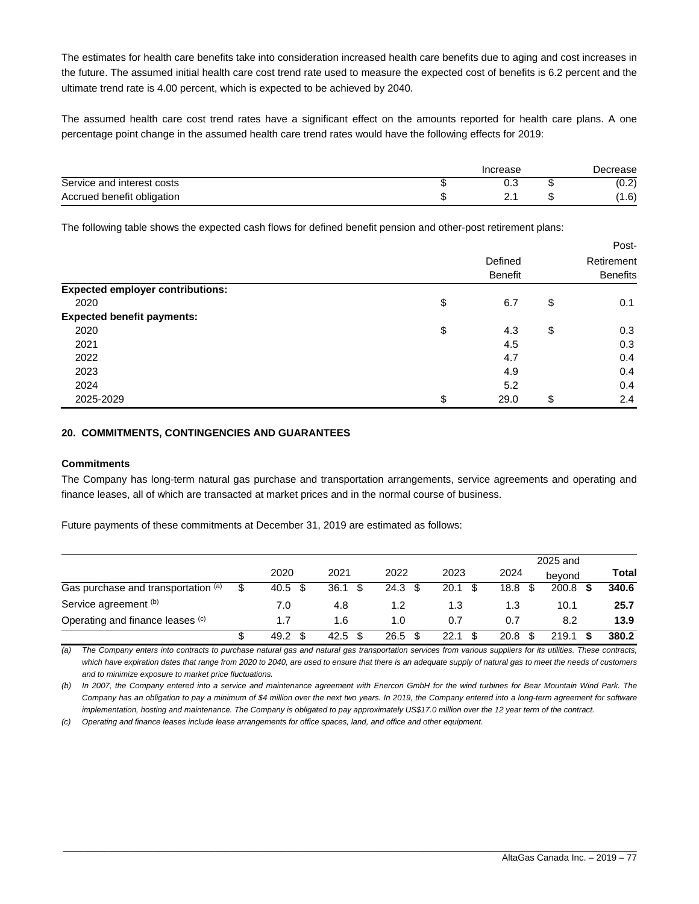The estimates for health care benefits take into consideration increased health care benefits due to aging and cost increases in the future. The assumed initial health care cost trend rate used to measure the expected cost of benefits is 6.2 percent and the ultimate trend rate is 4.00 percent, which is expected to be achieved by 2040.

The assumed health care cost trend rates have a significant effect on the amounts reported for health care plans. A one percentage point change in the assumed health care trend rates would have the following effects for 2019:

| | Increase | Decrease |
|---|---|---|
| Service and interest costs | $ 0.3 | $ (0.2) |
| Accrued benefit obligation | $ 2.1 | $ (1.6) |

The following table shows the expected cash flows for defined benefit pension and other-post retirement plans:

| | Defined Benefit | Post-Retirement Benefits |
|---|---|---|
| **Expected employer contributions:** | | |
| 2020 | $ 6.7 | $ 0.1 |
| **Expected benefit payments:** | | |
| 2020 | $ 4.3 | $ 0.3 |
| 2021 | 4.5 | 0.3 |
| 2022 | 4.7 | 0.4 |
| 2023 | 4.9 | 0.4 |
| 2024 | 5.2 | 0.4 |
| 2025-2029 | $ 29.0 | $ 2.4 |

## 20. COMMITMENTS, CONTINGENCIES AND GUARANTEES

### Commitments

The Company has long-term natural gas purchase and transportation arrangements, service agreements and operating and finance leases, all of which are transacted at market prices and in the normal course of business.

Future payments of these commitments at December 31, 2019 are estimated as follows:

| | 2020 | 2021 | 2022 | 2023 | 2024 | 2025 and beyond | **Total** |
|---|---|---|---|---|---|---|---|
| Gas purchase and transportation [(a)] | $ 40.5 | $ 36.1 | $ 24.3 | $ 20.1 | $ 18.8 | $ 200.8 | **$ 340.6** |
| Service agreement [(b)] | 7.0 | 4.8 | 1.2 | 1.3 | 1.3 | 10.1 | **25.7** |
| Operating and finance leases [(c)] | 1.7 | 1.6 | 1.0 | 0.7 | 0.7 | 8.2 | **13.9** |
| | $ 49.2 | $ 42.5 | $ 26.5 | $ 22.1 | $ 20.8 | $ 219.1 | **$ 380.2** |

*(a) The Company enters into contracts to purchase natural gas and natural gas transportation services from various suppliers for its utilities. These contracts, which have expiration dates that range from 2020 to 2040, are used to ensure that there is an adequate supply of natural gas to meet the needs of customers and to minimize exposure to market price fluctuations.*

*(b) In 2007, the Company entered into a service and maintenance agreement with Enercon GmbH for the wind turbines for Bear Mountain Wind Park. The Company has an obligation to pay a minimum of $4 million over the next two years. In 2019, the Company entered into a long-term agreement for software implementation, hosting and maintenance. The Company is obligated to pay approximately US$17.0 million over the 12 year term of the contract.*

*(c) Operating and finance leases include lease arrangements for office spaces, land, and office and other equipment.*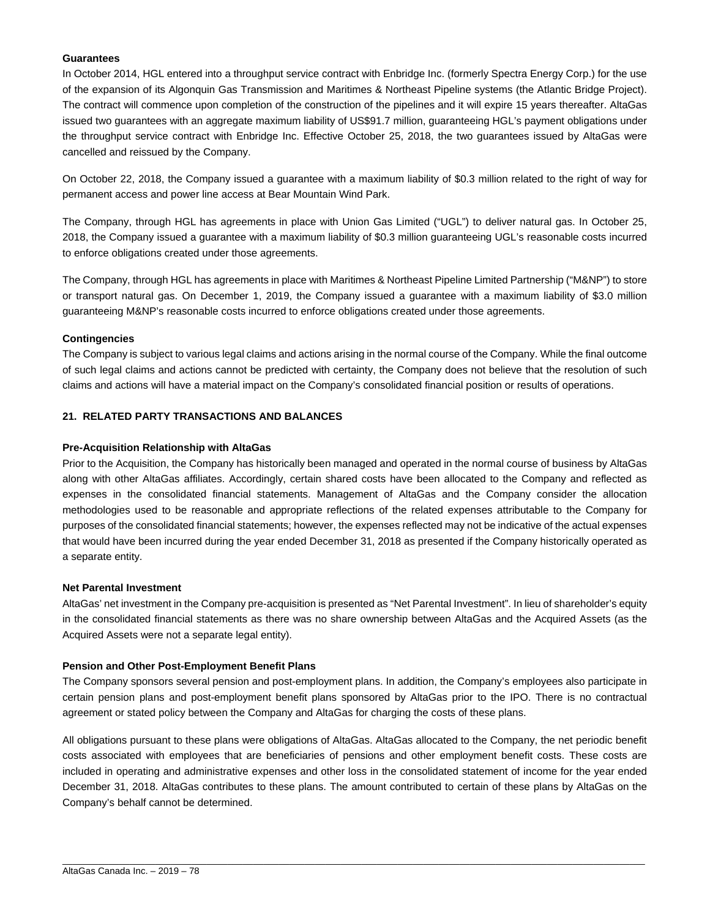**Guarantees**

In October 2014, HGL entered into a throughput service contract with Enbridge Inc. (formerly Spectra Energy Corp.) for the use of the expansion of its Algonquin Gas Transmission and Maritimes & Northeast Pipeline systems (the Atlantic Bridge Project). The contract will commence upon completion of the construction of the pipelines and it will expire 15 years thereafter. AltaGas issued two guarantees with an aggregate maximum liability of US$91.7 million, guaranteeing HGL's payment obligations under the throughput service contract with Enbridge Inc. Effective October 25, 2018, the two guarantees issued by AltaGas were cancelled and reissued by the Company.

On October 22, 2018, the Company issued a guarantee with a maximum liability of $0.3 million related to the right of way for permanent access and power line access at Bear Mountain Wind Park.

The Company, through HGL has agreements in place with Union Gas Limited ("UGL") to deliver natural gas. In October 25, 2018, the Company issued a guarantee with a maximum liability of $0.3 million guaranteeing UGL's reasonable costs incurred to enforce obligations created under those agreements.

The Company, through HGL has agreements in place with Maritimes & Northeast Pipeline Limited Partnership ("M&NP") to store or transport natural gas. On December 1, 2019, the Company issued a guarantee with a maximum liability of $3.0 million guaranteeing M&NP's reasonable costs incurred to enforce obligations created under those agreements.

**Contingencies**

The Company is subject to various legal claims and actions arising in the normal course of the Company. While the final outcome of such legal claims and actions cannot be predicted with certainty, the Company does not believe that the resolution of such claims and actions will have a material impact on the Company's consolidated financial position or results of operations.

## 21. RELATED PARTY TRANSACTIONS AND BALANCES

**Pre-Acquisition Relationship with AltaGas**

Prior to the Acquisition, the Company has historically been managed and operated in the normal course of business by AltaGas along with other AltaGas affiliates. Accordingly, certain shared costs have been allocated to the Company and reflected as expenses in the consolidated financial statements. Management of AltaGas and the Company consider the allocation methodologies used to be reasonable and appropriate reflections of the related expenses attributable to the Company for purposes of the consolidated financial statements; however, the expenses reflected may not be indicative of the actual expenses that would have been incurred during the year ended December 31, 2018 as presented if the Company historically operated as a separate entity.

**Net Parental Investment**

AltaGas' net investment in the Company pre-acquisition is presented as "Net Parental Investment". In lieu of shareholder's equity in the consolidated financial statements as there was no share ownership between AltaGas and the Acquired Assets (as the Acquired Assets were not a separate legal entity).

**Pension and Other Post-Employment Benefit Plans**

The Company sponsors several pension and post-employment plans. In addition, the Company's employees also participate in certain pension plans and post-employment benefit plans sponsored by AltaGas prior to the IPO. There is no contractual agreement or stated policy between the Company and AltaGas for charging the costs of these plans.

All obligations pursuant to these plans were obligations of AltaGas. AltaGas allocated to the Company, the net periodic benefit costs associated with employees that are beneficiaries of pensions and other employment benefit costs. These costs are included in operating and administrative expenses and other loss in the consolidated statement of income for the year ended December 31, 2018. AltaGas contributes to these plans. The amount contributed to certain of these plans by AltaGas on the Company's behalf cannot be determined.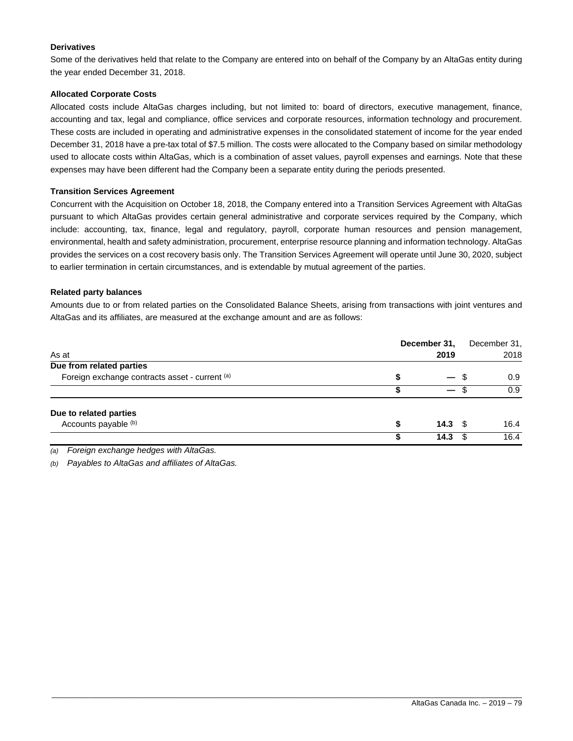**Derivatives**

Some of the derivatives held that relate to the Company are entered into on behalf of the Company by an AltaGas entity during the year ended December 31, 2018.

**Allocated Corporate Costs**

Allocated costs include AltaGas charges including, but not limited to: board of directors, executive management, finance, accounting and tax, legal and compliance, office services and corporate resources, information technology and procurement. These costs are included in operating and administrative expenses in the consolidated statement of income for the year ended December 31, 2018 have a pre-tax total of $7.5 million. The costs were allocated to the Company based on similar methodology used to allocate costs within AltaGas, which is a combination of asset values, payroll expenses and earnings. Note that these expenses may have been different had the Company been a separate entity during the periods presented.

**Transition Services Agreement**

Concurrent with the Acquisition on October 18, 2018, the Company entered into a Transition Services Agreement with AltaGas pursuant to which AltaGas provides certain general administrative and corporate services required by the Company, which include: accounting, tax, finance, legal and regulatory, payroll, corporate human resources and pension management, environmental, health and safety administration, procurement, enterprise resource planning and information technology. AltaGas provides the services on a cost recovery basis only. The Transition Services Agreement will operate until June 30, 2020, subject to earlier termination in certain circumstances, and is extendable by mutual agreement of the parties.

**Related party balances**

Amounts due to or from related parties on the Consolidated Balance Sheets, arising from transactions with joint ventures and AltaGas and its affiliates, are measured at the exchange amount and are as follows:

| As at | **December 31, 2019** | December 31, 2018 |
|---|---|---|
| **Due from related parties** | | |
| Foreign exchange contracts asset - current [(a)] | **$ —** | $ 0.9 |
| | **$ —** | $ 0.9 |
| **Due to related parties** | | |
| Accounts payable [(b)] | **$ 14.3** | $ 16.4 |
| | **$ 14.3** | $ 16.4 |

*(a) Foreign exchange hedges with AltaGas.*

*(b) Payables to AltaGas and affiliates of AltaGas.*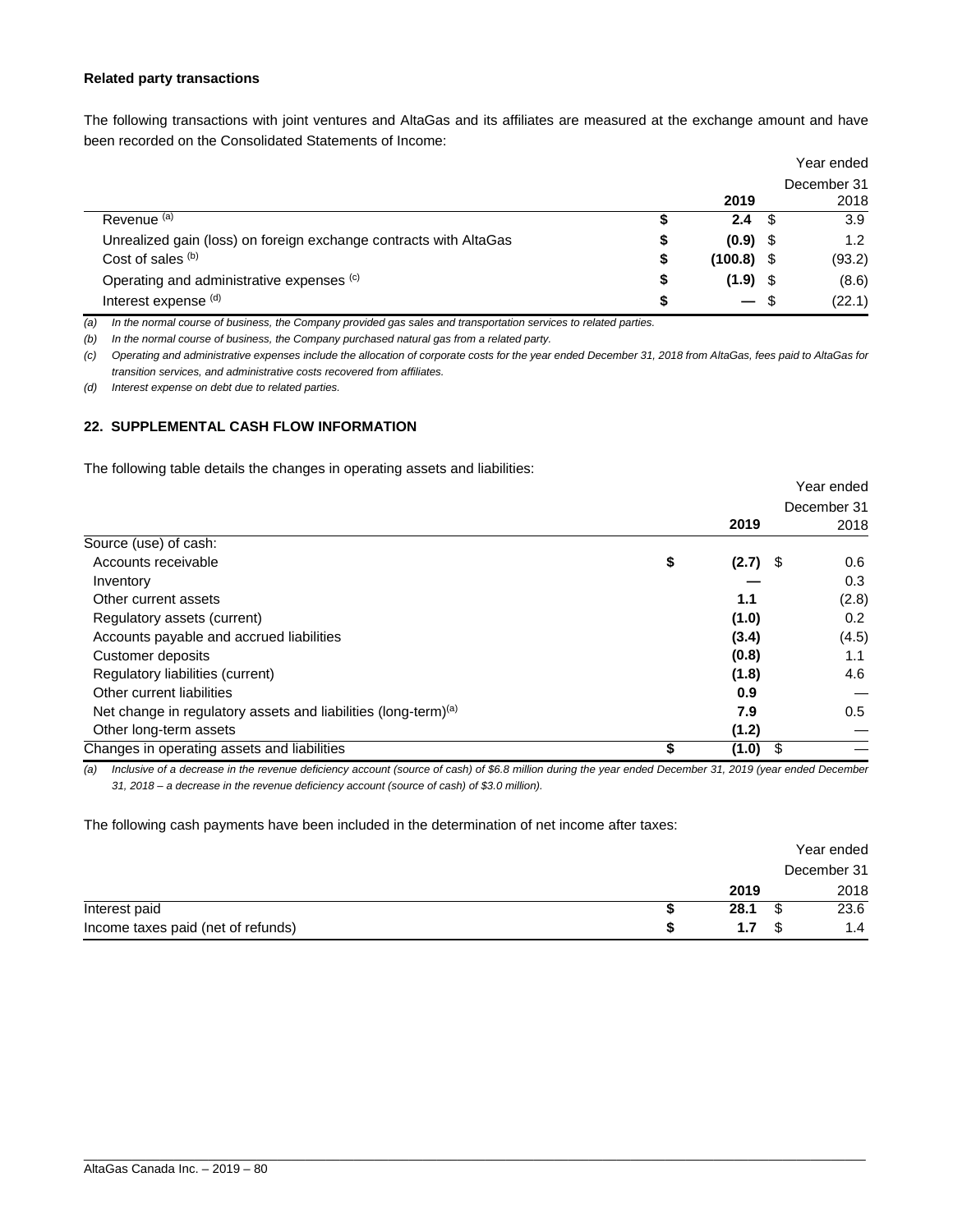**Related party transactions**

The following transactions with joint ventures and AltaGas and its affiliates are measured at the exchange amount and have been recorded on the Consolidated Statements of Income:

| | Year ended December 31 2019 | 2018 |
|---|---|---|
| Revenue [(a)] | $ **2.4** | $ 3.9 |
| Unrealized gain (loss) on foreign exchange contracts with AltaGas | $ **(0.9)** | $ 1.2 |
| Cost of sales [(b)] | $ **(100.8)** | $ (93.2) |
| Operating and administrative expenses [(c)] | $ **(1.9)** | $ (8.6) |
| Interest expense [(d)] | $ **—** | $ (22.1) |

*(a) In the normal course of business, the Company provided gas sales and transportation services to related parties.*

*(b) In the normal course of business, the Company purchased natural gas from a related party.*

*(c) Operating and administrative expenses include the allocation of corporate costs for the year ended December 31, 2018 from AltaGas, fees paid to AltaGas for transition services, and administrative costs recovered from affiliates.*

*(d) Interest expense on debt due to related parties.*

## 22. SUPPLEMENTAL CASH FLOW INFORMATION

The following table details the changes in operating assets and liabilities:

| | Year ended December 31 2019 | 2018 |
|---|---|---|
| Source (use) of cash: | | |
| Accounts receivable | $ **(2.7)** | $ 0.6 |
| Inventory | **—** | 0.3 |
| Other current assets | **1.1** | (2.8) |
| Regulatory assets (current) | **(1.0)** | 0.2 |
| Accounts payable and accrued liabilities | **(3.4)** | (4.5) |
| Customer deposits | **(0.8)** | 1.1 |
| Regulatory liabilities (current) | **(1.8)** | 4.6 |
| Other current liabilities | **0.9** | — |
| Net change in regulatory assets and liabilities (long-term)[(a)] | **7.9** | 0.5 |
| Other long-term assets | **(1.2)** | — |
| Changes in operating assets and liabilities | $ **(1.0)** | $ — |

*(a) Inclusive of a decrease in the revenue deficiency account (source of cash) of $6.8 million during the year ended December 31, 2019 (year ended December 31, 2018 – a decrease in the revenue deficiency account (source of cash) of $3.0 million).*

The following cash payments have been included in the determination of net income after taxes:

| | Year ended December 31 2019 | 2018 |
|---|---|---|
| Interest paid | $ **28.1** | $ 23.6 |
| Income taxes paid (net of refunds) | $ **1.7** | $ 1.4 |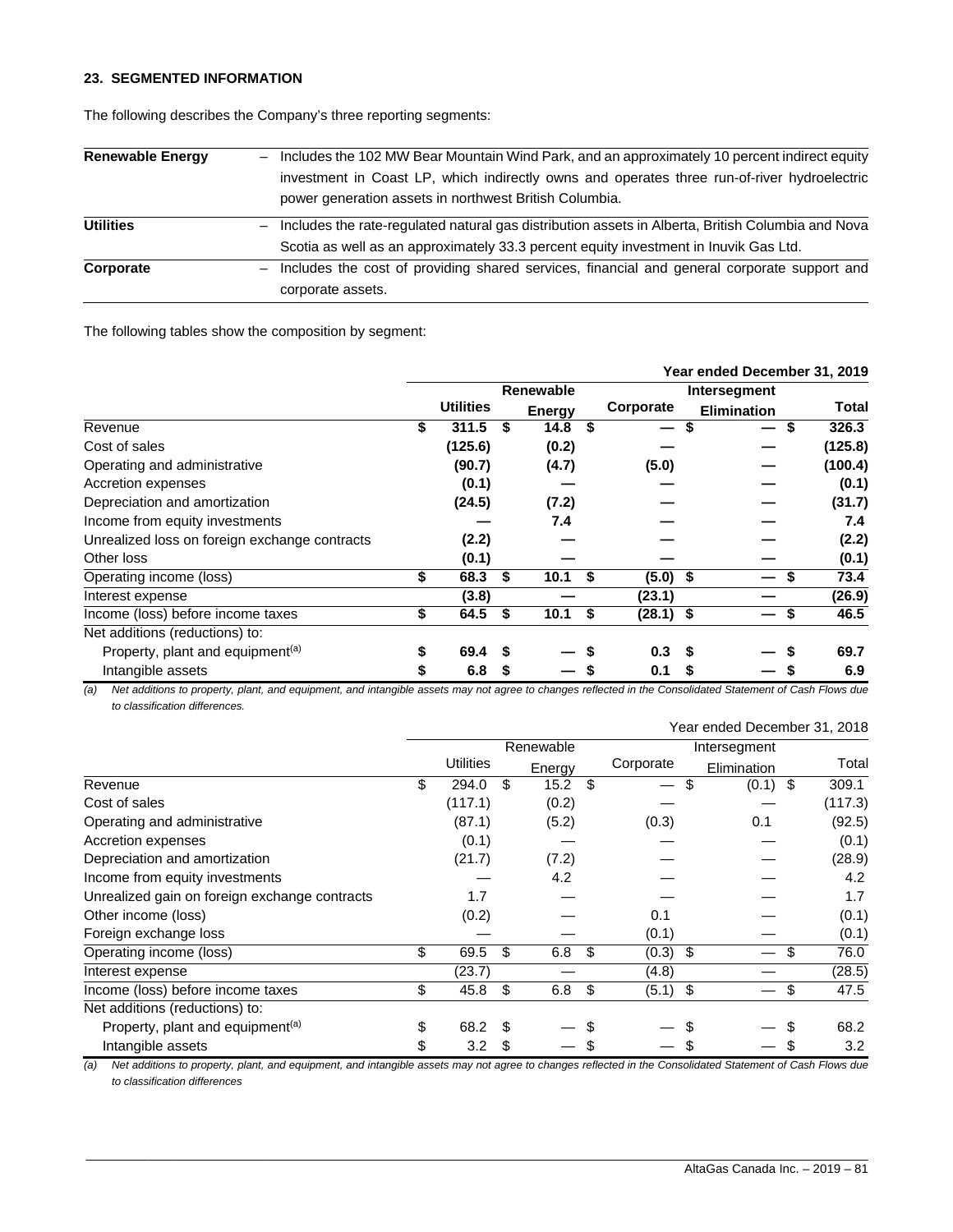## 23. SEGMENTED INFORMATION

The following describes the Company's three reporting segments:

| | |
|---|---|
| **Renewable Energy** | – Includes the 102 MW Bear Mountain Wind Park, and an approximately 10 percent indirect equity investment in Coast LP, which indirectly owns and operates three run-of-river hydroelectric power generation assets in northwest British Columbia. |
| **Utilities** | – Includes the rate-regulated natural gas distribution assets in Alberta, British Columbia and Nova Scotia as well as an approximately 33.3 percent equity investment in Inuvik Gas Ltd. |
| **Corporate** | – Includes the cost of providing shared services, financial and general corporate support and corporate assets. |

The following tables show the composition by segment:

| | | | | | **Year ended December 31, 2019** |
|---|---|---|---|---|---|
| | **Utilities** | **Renewable Energy** | **Corporate** | **Intersegment Elimination** | **Total** |
| Revenue | **$ 311.5** | **$ 14.8** | **$ —** | **$ —** | **$ 326.3** |
| Cost of sales | **(125.6)** | **(0.2)** | **—** | **—** | **(125.8)** |
| Operating and administrative | **(90.7)** | **(4.7)** | **(5.0)** | **—** | **(100.4)** |
| Accretion expenses | **(0.1)** | **—** | **—** | **—** | **(0.1)** |
| Depreciation and amortization | **(24.5)** | **(7.2)** | **—** | **—** | **(31.7)** |
| Income from equity investments | **—** | **7.4** | **—** | **—** | **7.4** |
| Unrealized loss on foreign exchange contracts | **(2.2)** | **—** | **—** | **—** | **(2.2)** |
| Other loss | **(0.1)** | **—** | **—** | **—** | **(0.1)** |
| Operating income (loss) | **$ 68.3** | **$ 10.1** | **$ (5.0)** | **$ —** | **$ 73.4** |
| Interest expense | **(3.8)** | **—** | **(23.1)** | **—** | **(26.9)** |
| Income (loss) before income taxes | **$ 64.5** | **$ 10.1** | **$ (28.1)** | **$ —** | **$ 46.5** |
| Net additions (reductions) to: | | | | | |
| Property, plant and equipment[(a)] | **$ 69.4** | **$ —** | **$ 0.3** | **$ —** | **$ 69.7** |
| Intangible assets | **$ 6.8** | **$ —** | **$ 0.1** | **$ —** | **$ 6.9** |

*(a) Net additions to property, plant, and equipment, and intangible assets may not agree to changes reflected in the Consolidated Statement of Cash Flows due to classification differences.*

| | | | | | Year ended December 31, 2018 |
|---|---|---|---|---|---|
| | Utilities | Renewable Energy | Corporate | Intersegment Elimination | Total |
| Revenue | $ 294.0 | $ 15.2 | $ — | $ (0.1) | $ 309.1 |
| Cost of sales | (117.1) | (0.2) | — | — | (117.3) |
| Operating and administrative | (87.1) | (5.2) | (0.3) | 0.1 | (92.5) |
| Accretion expenses | (0.1) | — | — | — | (0.1) |
| Depreciation and amortization | (21.7) | (7.2) | — | — | (28.9) |
| Income from equity investments | — | 4.2 | — | — | 4.2 |
| Unrealized gain on foreign exchange contracts | 1.7 | — | — | — | 1.7 |
| Other income (loss) | (0.2) | — | 0.1 | — | (0.1) |
| Foreign exchange loss | — | — | (0.1) | — | (0.1) |
| Operating income (loss) | $ 69.5 | $ 6.8 | $ (0.3) | $ — | $ 76.0 |
| Interest expense | (23.7) | — | (4.8) | — | (28.5) |
| Income (loss) before income taxes | $ 45.8 | $ 6.8 | $ (5.1) | $ — | $ 47.5 |
| Net additions (reductions) to: | | | | | |
| Property, plant and equipment[(a)] | $ 68.2 | $ — | $ — | $ — | $ 68.2 |
| Intangible assets | $ 3.2 | $ — | $ — | $ — | $ 3.2 |

*(a) Net additions to property, plant, and equipment, and intangible assets may not agree to changes reflected in the Consolidated Statement of Cash Flows due to classification differences*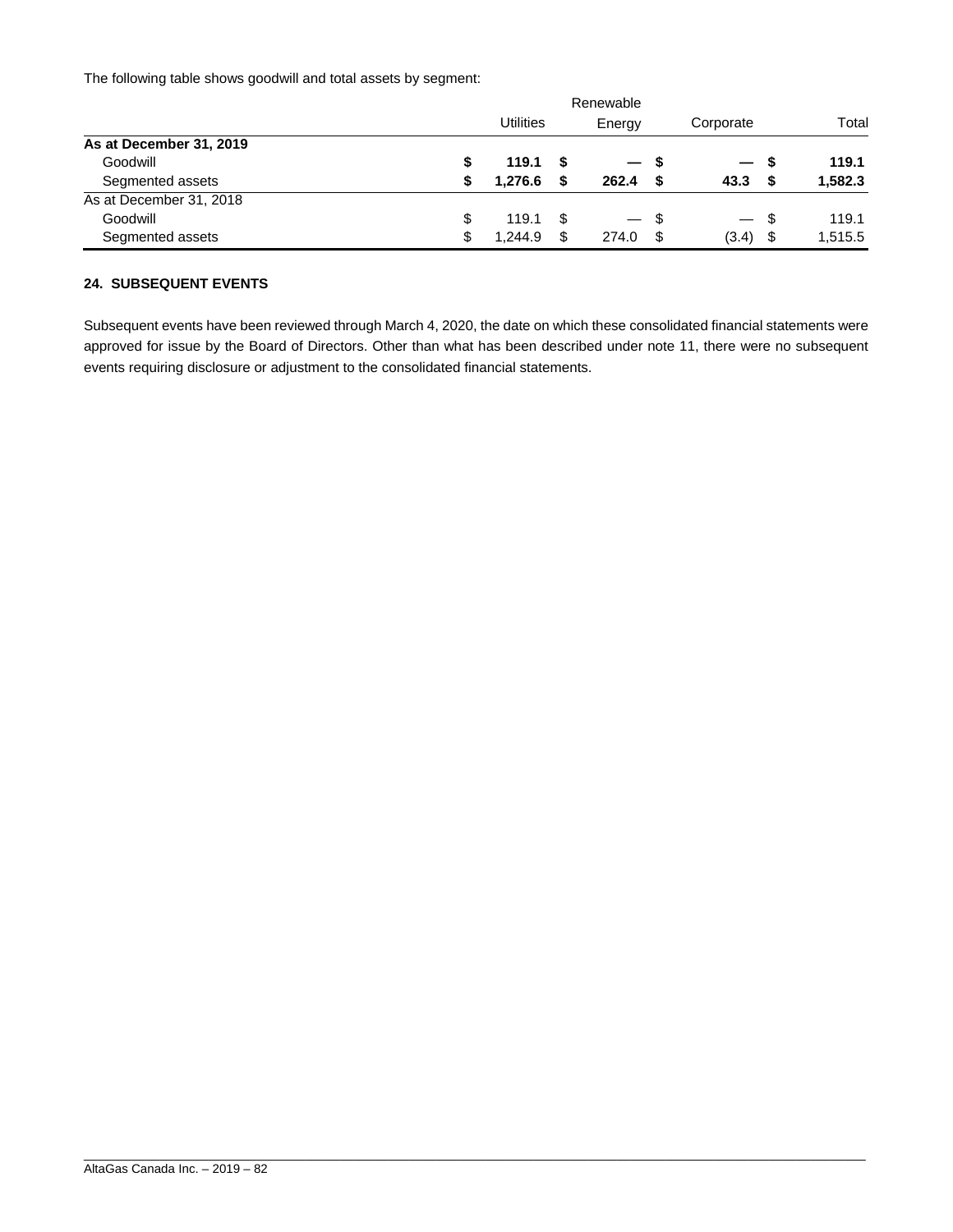The following table shows goodwill and total assets by segment:

| | Utilities | Renewable Energy | Corporate | Total |
|---|---|---|---|---|
| **As at December 31, 2019** | | | | |
| Goodwill | **$ 119.1** | **$ —** | **$ —** | **$ 119.1** |
| Segmented assets | **$ 1,276.6** | **$ 262.4** | **$ 43.3** | **$ 1,582.3** |
| As at December 31, 2018 | | | | |
| Goodwill | $ 119.1 | $ — | $ — | $ 119.1 |
| Segmented assets | $ 1,244.9 | $ 274.0 | $ (3.4) | $ 1,515.5 |

### 24. SUBSEQUENT EVENTS

Subsequent events have been reviewed through March 4, 2020, the date on which these consolidated financial statements were approved for issue by the Board of Directors. Other than what has been described under note 11, there were no subsequent events requiring disclosure or adjustment to the consolidated financial statements.